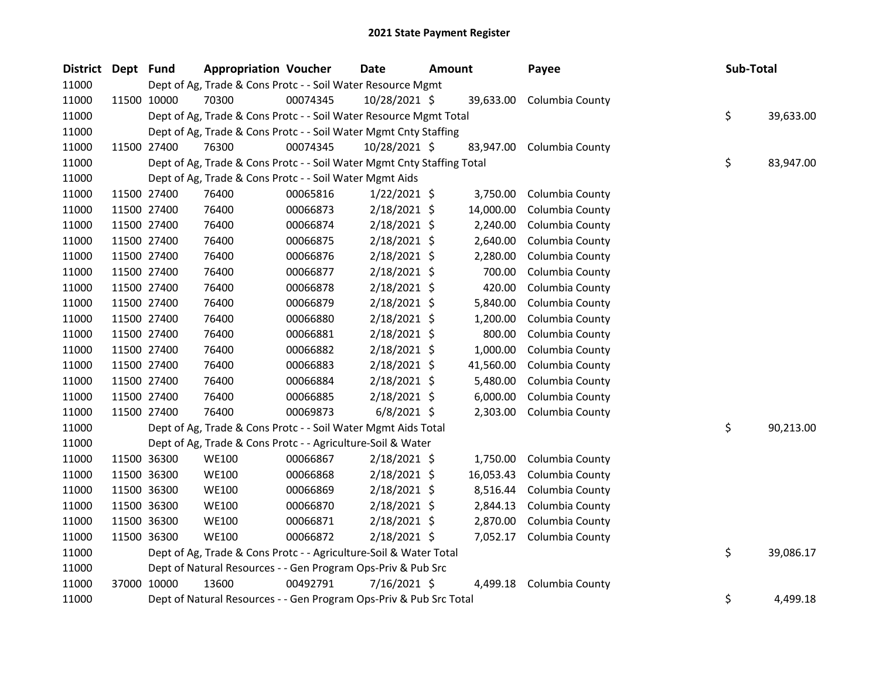# 2021 State Payment Register

| District | Dept | Fund | Appropriation | Voucher | Date | Amount | Payee | Sub-Total |
|---|---|---|---|---|---|---|---|---|
| 11000 | | Dept of Ag, Trade & Cons Protc - - Soil Water Resource Mgmt | | | | | | |
| 11000 | 11500 | 10000 | 70300 | 00074345 | 10/28/2021 | $ 39,633.00 | Columbia County | |
| 11000 | | Dept of Ag, Trade & Cons Protc - - Soil Water Resource Mgmt Total | | | | | | $ 39,633.00 |
| 11000 | | Dept of Ag, Trade & Cons Protc - - Soil Water Mgmt Cnty Staffing | | | | | | |
| 11000 | 11500 | 27400 | 76300 | 00074345 | 10/28/2021 | $ 83,947.00 | Columbia County | |
| 11000 | | Dept of Ag, Trade & Cons Protc - - Soil Water Mgmt Cnty Staffing Total | | | | | | $ 83,947.00 |
| 11000 | | Dept of Ag, Trade & Cons Protc - - Soil Water Mgmt Aids | | | | | | |
| 11000 | 11500 | 27400 | 76400 | 00065816 | 1/22/2021 | $ 3,750.00 | Columbia County | |
| 11000 | 11500 | 27400 | 76400 | 00066873 | 2/18/2021 | $ 14,000.00 | Columbia County | |
| 11000 | 11500 | 27400 | 76400 | 00066874 | 2/18/2021 | $ 2,240.00 | Columbia County | |
| 11000 | 11500 | 27400 | 76400 | 00066875 | 2/18/2021 | $ 2,640.00 | Columbia County | |
| 11000 | 11500 | 27400 | 76400 | 00066876 | 2/18/2021 | $ 2,280.00 | Columbia County | |
| 11000 | 11500 | 27400 | 76400 | 00066877 | 2/18/2021 | $ 700.00 | Columbia County | |
| 11000 | 11500 | 27400 | 76400 | 00066878 | 2/18/2021 | $ 420.00 | Columbia County | |
| 11000 | 11500 | 27400 | 76400 | 00066879 | 2/18/2021 | $ 5,840.00 | Columbia County | |
| 11000 | 11500 | 27400 | 76400 | 00066880 | 2/18/2021 | $ 1,200.00 | Columbia County | |
| 11000 | 11500 | 27400 | 76400 | 00066881 | 2/18/2021 | $ 800.00 | Columbia County | |
| 11000 | 11500 | 27400 | 76400 | 00066882 | 2/18/2021 | $ 1,000.00 | Columbia County | |
| 11000 | 11500 | 27400 | 76400 | 00066883 | 2/18/2021 | $ 41,560.00 | Columbia County | |
| 11000 | 11500 | 27400 | 76400 | 00066884 | 2/18/2021 | $ 5,480.00 | Columbia County | |
| 11000 | 11500 | 27400 | 76400 | 00066885 | 2/18/2021 | $ 6,000.00 | Columbia County | |
| 11000 | 11500 | 27400 | 76400 | 00069873 | 6/8/2021 | $ 2,303.00 | Columbia County | |
| 11000 | | Dept of Ag, Trade & Cons Protc - - Soil Water Mgmt Aids Total | | | | | | $ 90,213.00 |
| 11000 | | Dept of Ag, Trade & Cons Protc - - Agriculture-Soil & Water | | | | | | |
| 11000 | 11500 | 36300 | WE100 | 00066867 | 2/18/2021 | $ 1,750.00 | Columbia County | |
| 11000 | 11500 | 36300 | WE100 | 00066868 | 2/18/2021 | $ 16,053.43 | Columbia County | |
| 11000 | 11500 | 36300 | WE100 | 00066869 | 2/18/2021 | $ 8,516.44 | Columbia County | |
| 11000 | 11500 | 36300 | WE100 | 00066870 | 2/18/2021 | $ 2,844.13 | Columbia County | |
| 11000 | 11500 | 36300 | WE100 | 00066871 | 2/18/2021 | $ 2,870.00 | Columbia County | |
| 11000 | 11500 | 36300 | WE100 | 00066872 | 2/18/2021 | $ 7,052.17 | Columbia County | |
| 11000 | | Dept of Ag, Trade & Cons Protc - - Agriculture-Soil & Water Total | | | | | | $ 39,086.17 |
| 11000 | | Dept of Natural Resources - - Gen Program Ops-Priv & Pub Src | | | | | | |
| 11000 | 37000 | 10000 | 13600 | 00492791 | 7/16/2021 | $ 4,499.18 | Columbia County | |
| 11000 | | Dept of Natural Resources - - Gen Program Ops-Priv & Pub Src Total | | | | | | $ 4,499.18 |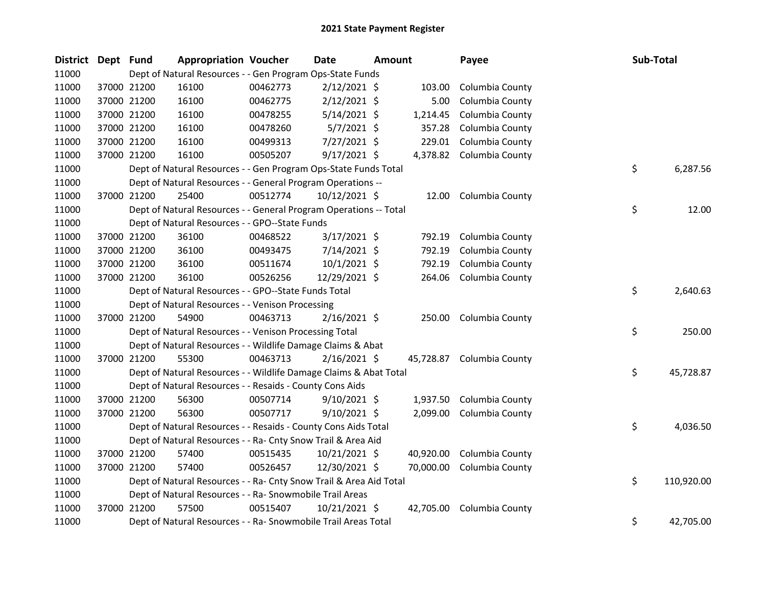# 2021 State Payment Register

| District | Dept | Fund | Appropriation | Voucher | Date | Amount | Payee | Sub-Total |
|---|---|---|---|---|---|---|---|---|
| 11000 | | Dept of Natural Resources - - Gen Program Ops-State Funds | | | | | | |
| 11000 | 37000 | 21200 | 16100 | 00462773 | 2/12/2021 | $ 103.00 | Columbia County | |
| 11000 | 37000 | 21200 | 16100 | 00462775 | 2/12/2021 | $ 5.00 | Columbia County | |
| 11000 | 37000 | 21200 | 16100 | 00478255 | 5/14/2021 | $ 1,214.45 | Columbia County | |
| 11000 | 37000 | 21200 | 16100 | 00478260 | 5/7/2021 | $ 357.28 | Columbia County | |
| 11000 | 37000 | 21200 | 16100 | 00499313 | 7/27/2021 | $ 229.01 | Columbia County | |
| 11000 | 37000 | 21200 | 16100 | 00505207 | 9/17/2021 | $ 4,378.82 | Columbia County | |
| 11000 | | Dept of Natural Resources - - Gen Program Ops-State Funds Total | | | | | | $ 6,287.56 |
| 11000 | | Dept of Natural Resources - - General Program Operations -- | | | | | | |
| 11000 | 37000 | 21200 | 25400 | 00512774 | 10/12/2021 | $ 12.00 | Columbia County | |
| 11000 | | Dept of Natural Resources - - General Program Operations -- Total | | | | | | $ 12.00 |
| 11000 | | Dept of Natural Resources - - GPO--State Funds | | | | | | |
| 11000 | 37000 | 21200 | 36100 | 00468522 | 3/17/2021 | $ 792.19 | Columbia County | |
| 11000 | 37000 | 21200 | 36100 | 00493475 | 7/14/2021 | $ 792.19 | Columbia County | |
| 11000 | 37000 | 21200 | 36100 | 00511674 | 10/1/2021 | $ 792.19 | Columbia County | |
| 11000 | 37000 | 21200 | 36100 | 00526256 | 12/29/2021 | $ 264.06 | Columbia County | |
| 11000 | | Dept of Natural Resources - - GPO--State Funds Total | | | | | | $ 2,640.63 |
| 11000 | | Dept of Natural Resources - - Venison Processing | | | | | | |
| 11000 | 37000 | 21200 | 54900 | 00463713 | 2/16/2021 | $ 250.00 | Columbia County | |
| 11000 | | Dept of Natural Resources - - Venison Processing Total | | | | | | $ 250.00 |
| 11000 | | Dept of Natural Resources - - Wildlife Damage Claims & Abat | | | | | | |
| 11000 | 37000 | 21200 | 55300 | 00463713 | 2/16/2021 | $ 45,728.87 | Columbia County | |
| 11000 | | Dept of Natural Resources - - Wildlife Damage Claims & Abat Total | | | | | | $ 45,728.87 |
| 11000 | | Dept of Natural Resources - - Resaids - County Cons Aids | | | | | | |
| 11000 | 37000 | 21200 | 56300 | 00507714 | 9/10/2021 | $ 1,937.50 | Columbia County | |
| 11000 | 37000 | 21200 | 56300 | 00507717 | 9/10/2021 | $ 2,099.00 | Columbia County | |
| 11000 | | Dept of Natural Resources - - Resaids - County Cons Aids Total | | | | | | $ 4,036.50 |
| 11000 | | Dept of Natural Resources - - Ra- Cnty Snow Trail & Area Aid | | | | | | |
| 11000 | 37000 | 21200 | 57400 | 00515435 | 10/21/2021 | $ 40,920.00 | Columbia County | |
| 11000 | 37000 | 21200 | 57400 | 00526457 | 12/30/2021 | $ 70,000.00 | Columbia County | |
| 11000 | | Dept of Natural Resources - - Ra- Cnty Snow Trail & Area Aid Total | | | | | | $ 110,920.00 |
| 11000 | | Dept of Natural Resources - - Ra- Snowmobile Trail Areas | | | | | | |
| 11000 | 37000 | 21200 | 57500 | 00515407 | 10/21/2021 | $ 42,705.00 | Columbia County | |
| 11000 | | Dept of Natural Resources - - Ra- Snowmobile Trail Areas Total | | | | | | $ 42,705.00 |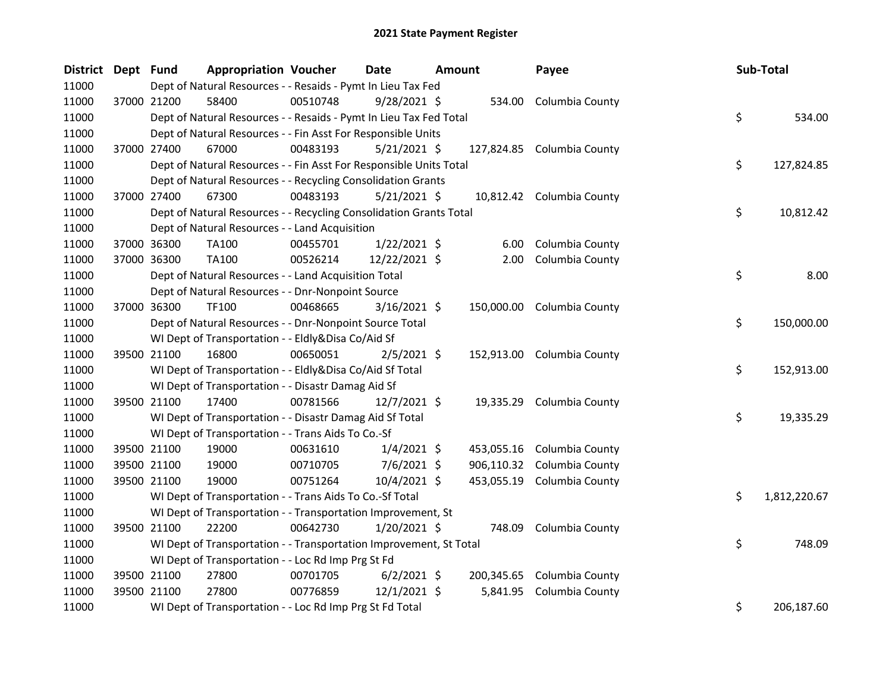# 2021 State Payment Register

| District | Dept | Fund | Appropriation | Voucher | Date | Amount | Payee | Sub-Total |
|---|---|---|---|---|---|---|---|---|
| 11000 | | Dept of Natural Resources - - Resaids - Pymt In Lieu Tax Fed | | | | | | |
| 11000 | 37000 | 21200 | 58400 | 00510748 | 9/28/2021 | $ 534.00 | Columbia County | |
| 11000 | | Dept of Natural Resources - - Resaids - Pymt In Lieu Tax Fed Total | | | | | | $ 534.00 |
| 11000 | | Dept of Natural Resources - - Fin Asst For Responsible Units | | | | | | |
| 11000 | 37000 | 27400 | 67000 | 00483193 | 5/21/2021 | $ 127,824.85 | Columbia County | |
| 11000 | | Dept of Natural Resources - - Fin Asst For Responsible Units Total | | | | | | $ 127,824.85 |
| 11000 | | Dept of Natural Resources - - Recycling Consolidation Grants | | | | | | |
| 11000 | 37000 | 27400 | 67300 | 00483193 | 5/21/2021 | $ 10,812.42 | Columbia County | |
| 11000 | | Dept of Natural Resources - - Recycling Consolidation Grants Total | | | | | | $ 10,812.42 |
| 11000 | | Dept of Natural Resources - - Land Acquisition | | | | | | |
| 11000 | 37000 | 36300 | TA100 | 00455701 | 1/22/2021 | $ 6.00 | Columbia County | |
| 11000 | 37000 | 36300 | TA100 | 00526214 | 12/22/2021 | $ 2.00 | Columbia County | |
| 11000 | | Dept of Natural Resources - - Land Acquisition Total | | | | | | $ 8.00 |
| 11000 | | Dept of Natural Resources - - Dnr-Nonpoint Source | | | | | | |
| 11000 | 37000 | 36300 | TF100 | 00468665 | 3/16/2021 | $ 150,000.00 | Columbia County | |
| 11000 | | Dept of Natural Resources - - Dnr-Nonpoint Source Total | | | | | | $ 150,000.00 |
| 11000 | | WI Dept of Transportation - - Eldly&Disa Co/Aid Sf | | | | | | |
| 11000 | 39500 | 21100 | 16800 | 00650051 | 2/5/2021 | $ 152,913.00 | Columbia County | |
| 11000 | | WI Dept of Transportation - - Eldly&Disa Co/Aid Sf Total | | | | | | $ 152,913.00 |
| 11000 | | WI Dept of Transportation - - Disastr Damag Aid Sf | | | | | | |
| 11000 | 39500 | 21100 | 17400 | 00781566 | 12/7/2021 | $ 19,335.29 | Columbia County | |
| 11000 | | WI Dept of Transportation - - Disastr Damag Aid Sf Total | | | | | | $ 19,335.29 |
| 11000 | | WI Dept of Transportation - - Trans Aids To Co.-Sf | | | | | | |
| 11000 | 39500 | 21100 | 19000 | 00631610 | 1/4/2021 | $ 453,055.16 | Columbia County | |
| 11000 | 39500 | 21100 | 19000 | 00710705 | 7/6/2021 | $ 906,110.32 | Columbia County | |
| 11000 | 39500 | 21100 | 19000 | 00751264 | 10/4/2021 | $ 453,055.19 | Columbia County | |
| 11000 | | WI Dept of Transportation - - Trans Aids To Co.-Sf Total | | | | | | $ 1,812,220.67 |
| 11000 | | WI Dept of Transportation - - Transportation Improvement, St | | | | | | |
| 11000 | 39500 | 21100 | 22200 | 00642730 | 1/20/2021 | $ 748.09 | Columbia County | |
| 11000 | | WI Dept of Transportation - - Transportation Improvement, St Total | | | | | | $ 748.09 |
| 11000 | | WI Dept of Transportation - - Loc Rd Imp Prg St Fd | | | | | | |
| 11000 | 39500 | 21100 | 27800 | 00701705 | 6/2/2021 | $ 200,345.65 | Columbia County | |
| 11000 | 39500 | 21100 | 27800 | 00776859 | 12/1/2021 | $ 5,841.95 | Columbia County | |
| 11000 | | WI Dept of Transportation - - Loc Rd Imp Prg St Fd Total | | | | | | $ 206,187.60 |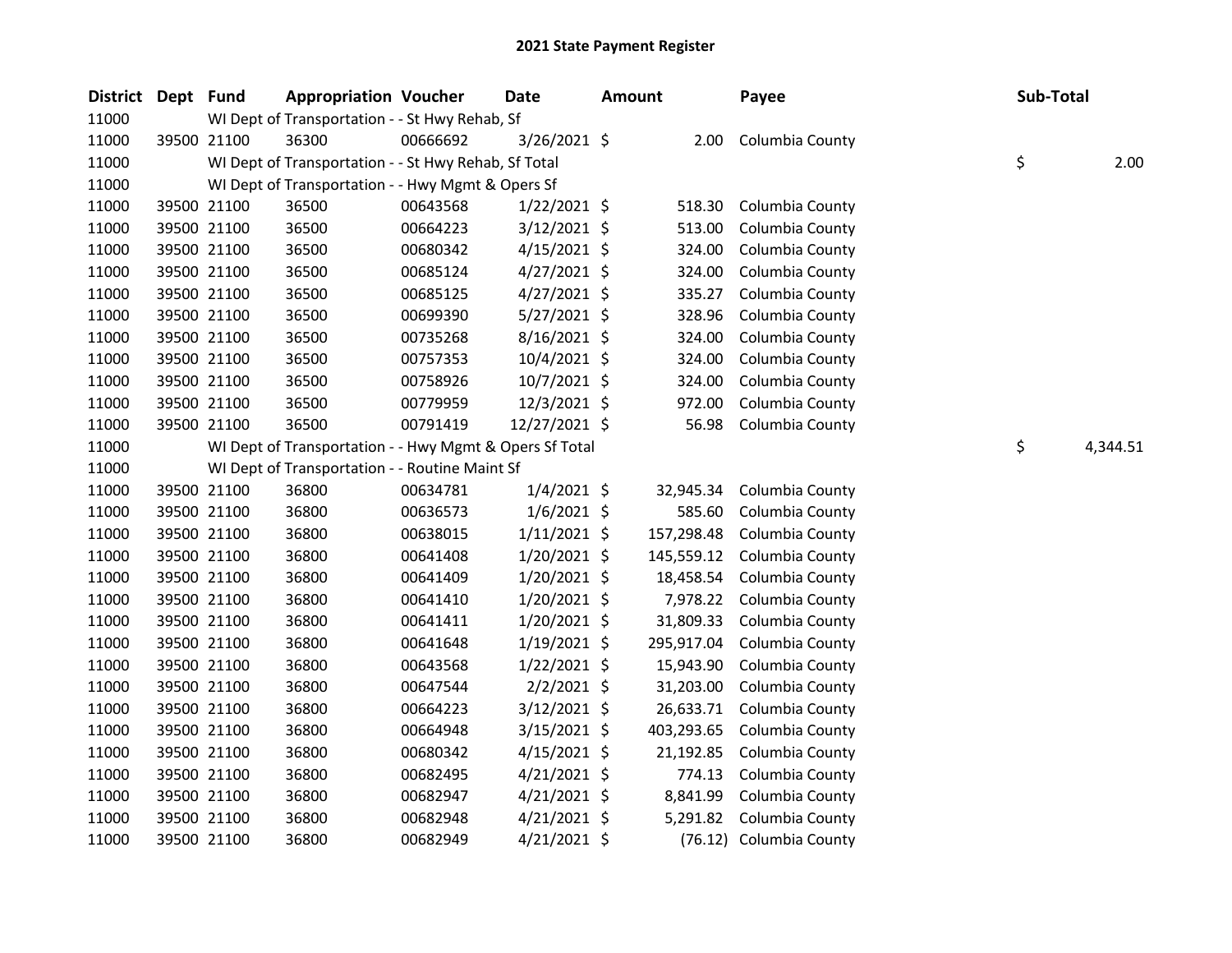# 2021 State Payment Register

| District | Dept | Fund | Appropriation | Voucher | Date | Amount | Payee | Sub-Total |
|---|---|---|---|---|---|---|---|---|
| 11000 | | WI Dept of Transportation - - St Hwy Rehab, Sf | | | | | | |
| 11000 | 39500 | 21100 | 36300 | 00666692 | 3/26/2021 | $ 2.00 | Columbia County | |
| 11000 | | WI Dept of Transportation - - St Hwy Rehab, Sf Total | | | | | | $ 2.00 |
| 11000 | | WI Dept of Transportation - - Hwy Mgmt & Opers Sf | | | | | | |
| 11000 | 39500 | 21100 | 36500 | 00643568 | 1/22/2021 | $ 518.30 | Columbia County | |
| 11000 | 39500 | 21100 | 36500 | 00664223 | 3/12/2021 | $ 513.00 | Columbia County | |
| 11000 | 39500 | 21100 | 36500 | 00680342 | 4/15/2021 | $ 324.00 | Columbia County | |
| 11000 | 39500 | 21100 | 36500 | 00685124 | 4/27/2021 | $ 324.00 | Columbia County | |
| 11000 | 39500 | 21100 | 36500 | 00685125 | 4/27/2021 | $ 335.27 | Columbia County | |
| 11000 | 39500 | 21100 | 36500 | 00699390 | 5/27/2021 | $ 328.96 | Columbia County | |
| 11000 | 39500 | 21100 | 36500 | 00735268 | 8/16/2021 | $ 324.00 | Columbia County | |
| 11000 | 39500 | 21100 | 36500 | 00757353 | 10/4/2021 | $ 324.00 | Columbia County | |
| 11000 | 39500 | 21100 | 36500 | 00758926 | 10/7/2021 | $ 324.00 | Columbia County | |
| 11000 | 39500 | 21100 | 36500 | 00779959 | 12/3/2021 | $ 972.00 | Columbia County | |
| 11000 | 39500 | 21100 | 36500 | 00791419 | 12/27/2021 | $ 56.98 | Columbia County | |
| 11000 | | WI Dept of Transportation - - Hwy Mgmt & Opers Sf Total | | | | | | $ 4,344.51 |
| 11000 | | WI Dept of Transportation - - Routine Maint Sf | | | | | | |
| 11000 | 39500 | 21100 | 36800 | 00634781 | 1/4/2021 | $ 32,945.34 | Columbia County | |
| 11000 | 39500 | 21100 | 36800 | 00636573 | 1/6/2021 | $ 585.60 | Columbia County | |
| 11000 | 39500 | 21100 | 36800 | 00638015 | 1/11/2021 | $ 157,298.48 | Columbia County | |
| 11000 | 39500 | 21100 | 36800 | 00641408 | 1/20/2021 | $ 145,559.12 | Columbia County | |
| 11000 | 39500 | 21100 | 36800 | 00641409 | 1/20/2021 | $ 18,458.54 | Columbia County | |
| 11000 | 39500 | 21100 | 36800 | 00641410 | 1/20/2021 | $ 7,978.22 | Columbia County | |
| 11000 | 39500 | 21100 | 36800 | 00641411 | 1/20/2021 | $ 31,809.33 | Columbia County | |
| 11000 | 39500 | 21100 | 36800 | 00641648 | 1/19/2021 | $ 295,917.04 | Columbia County | |
| 11000 | 39500 | 21100 | 36800 | 00643568 | 1/22/2021 | $ 15,943.90 | Columbia County | |
| 11000 | 39500 | 21100 | 36800 | 00647544 | 2/2/2021 | $ 31,203.00 | Columbia County | |
| 11000 | 39500 | 21100 | 36800 | 00664223 | 3/12/2021 | $ 26,633.71 | Columbia County | |
| 11000 | 39500 | 21100 | 36800 | 00664948 | 3/15/2021 | $ 403,293.65 | Columbia County | |
| 11000 | 39500 | 21100 | 36800 | 00680342 | 4/15/2021 | $ 21,192.85 | Columbia County | |
| 11000 | 39500 | 21100 | 36800 | 00682495 | 4/21/2021 | $ 774.13 | Columbia County | |
| 11000 | 39500 | 21100 | 36800 | 00682947 | 4/21/2021 | $ 8,841.99 | Columbia County | |
| 11000 | 39500 | 21100 | 36800 | 00682948 | 4/21/2021 | $ 5,291.82 | Columbia County | |
| 11000 | 39500 | 21100 | 36800 | 00682949 | 4/21/2021 | $ (76.12) | Columbia County | |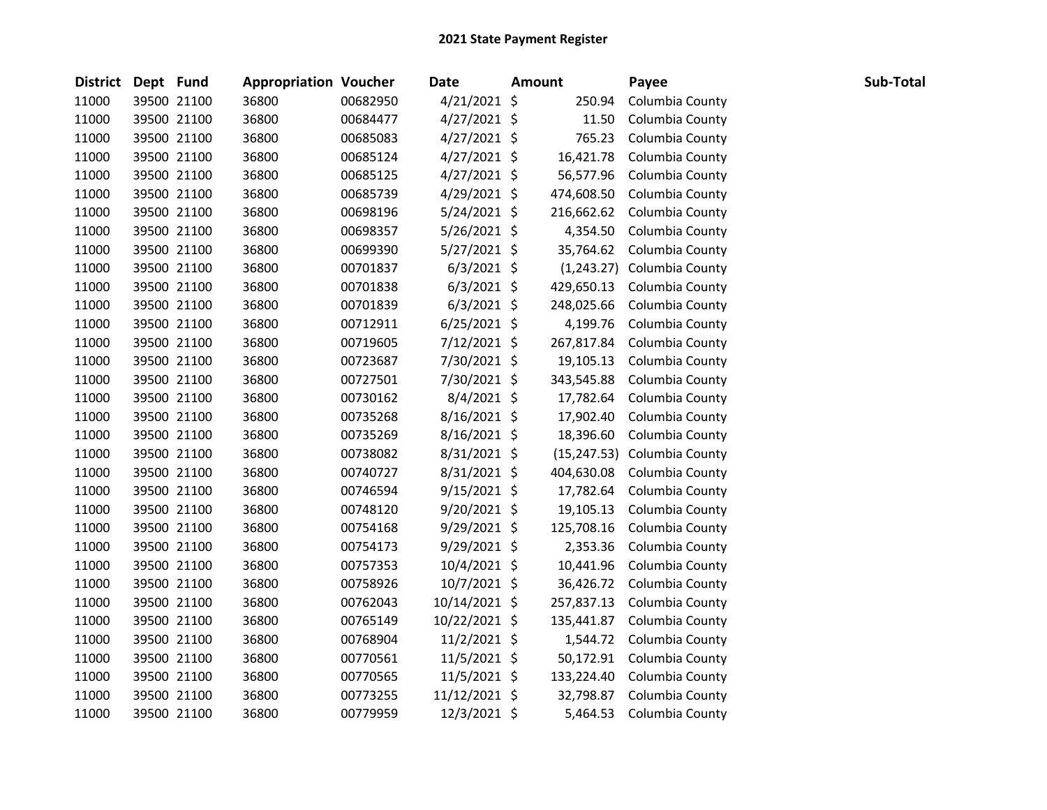# 2021 State Payment Register

| District | Dept | Fund | Appropriation | Voucher | Date | Amount | Payee | Sub-Total |
|---|---|---|---|---|---|---|---|---|
| 11000 | 39500 | 21100 | 36800 | 00682950 | 4/21/2021 | $ 250.94 | Columbia County | |
| 11000 | 39500 | 21100 | 36800 | 00684477 | 4/27/2021 | $ 11.50 | Columbia County | |
| 11000 | 39500 | 21100 | 36800 | 00685083 | 4/27/2021 | $ 765.23 | Columbia County | |
| 11000 | 39500 | 21100 | 36800 | 00685124 | 4/27/2021 | $ 16,421.78 | Columbia County | |
| 11000 | 39500 | 21100 | 36800 | 00685125 | 4/27/2021 | $ 56,577.96 | Columbia County | |
| 11000 | 39500 | 21100 | 36800 | 00685739 | 4/29/2021 | $ 474,608.50 | Columbia County | |
| 11000 | 39500 | 21100 | 36800 | 00698196 | 5/24/2021 | $ 216,662.62 | Columbia County | |
| 11000 | 39500 | 21100 | 36800 | 00698357 | 5/26/2021 | $ 4,354.50 | Columbia County | |
| 11000 | 39500 | 21100 | 36800 | 00699390 | 5/27/2021 | $ 35,764.62 | Columbia County | |
| 11000 | 39500 | 21100 | 36800 | 00701837 | 6/3/2021 | $ (1,243.27) | Columbia County | |
| 11000 | 39500 | 21100 | 36800 | 00701838 | 6/3/2021 | $ 429,650.13 | Columbia County | |
| 11000 | 39500 | 21100 | 36800 | 00701839 | 6/3/2021 | $ 248,025.66 | Columbia County | |
| 11000 | 39500 | 21100 | 36800 | 00712911 | 6/25/2021 | $ 4,199.76 | Columbia County | |
| 11000 | 39500 | 21100 | 36800 | 00719605 | 7/12/2021 | $ 267,817.84 | Columbia County | |
| 11000 | 39500 | 21100 | 36800 | 00723687 | 7/30/2021 | $ 19,105.13 | Columbia County | |
| 11000 | 39500 | 21100 | 36800 | 00727501 | 7/30/2021 | $ 343,545.88 | Columbia County | |
| 11000 | 39500 | 21100 | 36800 | 00730162 | 8/4/2021 | $ 17,782.64 | Columbia County | |
| 11000 | 39500 | 21100 | 36800 | 00735268 | 8/16/2021 | $ 17,902.40 | Columbia County | |
| 11000 | 39500 | 21100 | 36800 | 00735269 | 8/16/2021 | $ 18,396.60 | Columbia County | |
| 11000 | 39500 | 21100 | 36800 | 00738082 | 8/31/2021 | $ (15,247.53) | Columbia County | |
| 11000 | 39500 | 21100 | 36800 | 00740727 | 8/31/2021 | $ 404,630.08 | Columbia County | |
| 11000 | 39500 | 21100 | 36800 | 00746594 | 9/15/2021 | $ 17,782.64 | Columbia County | |
| 11000 | 39500 | 21100 | 36800 | 00748120 | 9/20/2021 | $ 19,105.13 | Columbia County | |
| 11000 | 39500 | 21100 | 36800 | 00754168 | 9/29/2021 | $ 125,708.16 | Columbia County | |
| 11000 | 39500 | 21100 | 36800 | 00754173 | 9/29/2021 | $ 2,353.36 | Columbia County | |
| 11000 | 39500 | 21100 | 36800 | 00757353 | 10/4/2021 | $ 10,441.96 | Columbia County | |
| 11000 | 39500 | 21100 | 36800 | 00758926 | 10/7/2021 | $ 36,426.72 | Columbia County | |
| 11000 | 39500 | 21100 | 36800 | 00762043 | 10/14/2021 | $ 257,837.13 | Columbia County | |
| 11000 | 39500 | 21100 | 36800 | 00765149 | 10/22/2021 | $ 135,441.87 | Columbia County | |
| 11000 | 39500 | 21100 | 36800 | 00768904 | 11/2/2021 | $ 1,544.72 | Columbia County | |
| 11000 | 39500 | 21100 | 36800 | 00770561 | 11/5/2021 | $ 50,172.91 | Columbia County | |
| 11000 | 39500 | 21100 | 36800 | 00770565 | 11/5/2021 | $ 133,224.40 | Columbia County | |
| 11000 | 39500 | 21100 | 36800 | 00773255 | 11/12/2021 | $ 32,798.87 | Columbia County | |
| 11000 | 39500 | 21100 | 36800 | 00779959 | 12/3/2021 | $ 5,464.53 | Columbia County | |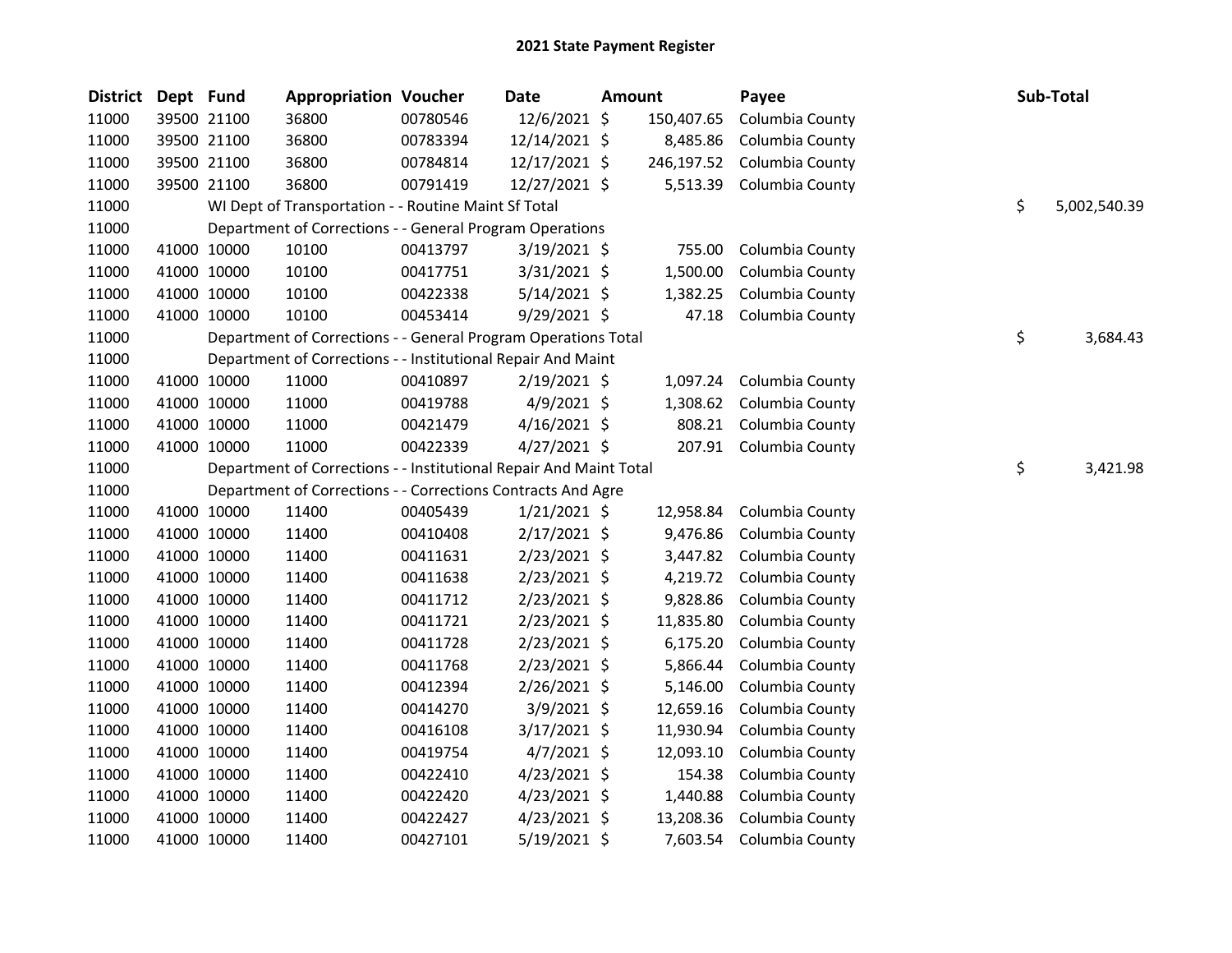# 2021 State Payment Register

| District | Dept | Fund | Appropriation | Voucher | Date | Amount | Payee | Sub-Total |
|---|---|---|---|---|---|---|---|---|
| 11000 | 39500 | 21100 | 36800 | 00780546 | 12/6/2021 | $ 150,407.65 | Columbia County | |
| 11000 | 39500 | 21100 | 36800 | 00783394 | 12/14/2021 | $ 8,485.86 | Columbia County | |
| 11000 | 39500 | 21100 | 36800 | 00784814 | 12/17/2021 | $ 246,197.52 | Columbia County | |
| 11000 | 39500 | 21100 | 36800 | 00791419 | 12/27/2021 | $ 5,513.39 | Columbia County | |
| 11000 | | WI Dept of Transportation - - Routine Maint Sf Total | | | | | | $ 5,002,540.39 |
| 11000 | | Department of Corrections - - General Program Operations | | | | | | |
| 11000 | 41000 | 10000 | 10100 | 00413797 | 3/19/2021 | $ 755.00 | Columbia County | |
| 11000 | 41000 | 10000 | 10100 | 00417751 | 3/31/2021 | $ 1,500.00 | Columbia County | |
| 11000 | 41000 | 10000 | 10100 | 00422338 | 5/14/2021 | $ 1,382.25 | Columbia County | |
| 11000 | 41000 | 10000 | 10100 | 00453414 | 9/29/2021 | $ 47.18 | Columbia County | |
| 11000 | | Department of Corrections - - General Program Operations Total | | | | | | $ 3,684.43 |
| 11000 | | Department of Corrections - - Institutional Repair And Maint | | | | | | |
| 11000 | 41000 | 10000 | 11000 | 00410897 | 2/19/2021 | $ 1,097.24 | Columbia County | |
| 11000 | 41000 | 10000 | 11000 | 00419788 | 4/9/2021 | $ 1,308.62 | Columbia County | |
| 11000 | 41000 | 10000 | 11000 | 00421479 | 4/16/2021 | $ 808.21 | Columbia County | |
| 11000 | 41000 | 10000 | 11000 | 00422339 | 4/27/2021 | $ 207.91 | Columbia County | |
| 11000 | | Department of Corrections - - Institutional Repair And Maint Total | | | | | | $ 3,421.98 |
| 11000 | | Department of Corrections - - Corrections Contracts And Agre | | | | | | |
| 11000 | 41000 | 10000 | 11400 | 00405439 | 1/21/2021 | $ 12,958.84 | Columbia County | |
| 11000 | 41000 | 10000 | 11400 | 00410408 | 2/17/2021 | $ 9,476.86 | Columbia County | |
| 11000 | 41000 | 10000 | 11400 | 00411631 | 2/23/2021 | $ 3,447.82 | Columbia County | |
| 11000 | 41000 | 10000 | 11400 | 00411638 | 2/23/2021 | $ 4,219.72 | Columbia County | |
| 11000 | 41000 | 10000 | 11400 | 00411712 | 2/23/2021 | $ 9,828.86 | Columbia County | |
| 11000 | 41000 | 10000 | 11400 | 00411721 | 2/23/2021 | $ 11,835.80 | Columbia County | |
| 11000 | 41000 | 10000 | 11400 | 00411728 | 2/23/2021 | $ 6,175.20 | Columbia County | |
| 11000 | 41000 | 10000 | 11400 | 00411768 | 2/23/2021 | $ 5,866.44 | Columbia County | |
| 11000 | 41000 | 10000 | 11400 | 00412394 | 2/26/2021 | $ 5,146.00 | Columbia County | |
| 11000 | 41000 | 10000 | 11400 | 00414270 | 3/9/2021 | $ 12,659.16 | Columbia County | |
| 11000 | 41000 | 10000 | 11400 | 00416108 | 3/17/2021 | $ 11,930.94 | Columbia County | |
| 11000 | 41000 | 10000 | 11400 | 00419754 | 4/7/2021 | $ 12,093.10 | Columbia County | |
| 11000 | 41000 | 10000 | 11400 | 00422410 | 4/23/2021 | $ 154.38 | Columbia County | |
| 11000 | 41000 | 10000 | 11400 | 00422420 | 4/23/2021 | $ 1,440.88 | Columbia County | |
| 11000 | 41000 | 10000 | 11400 | 00422427 | 4/23/2021 | $ 13,208.36 | Columbia County | |
| 11000 | 41000 | 10000 | 11400 | 00427101 | 5/19/2021 | $ 7,603.54 | Columbia County | |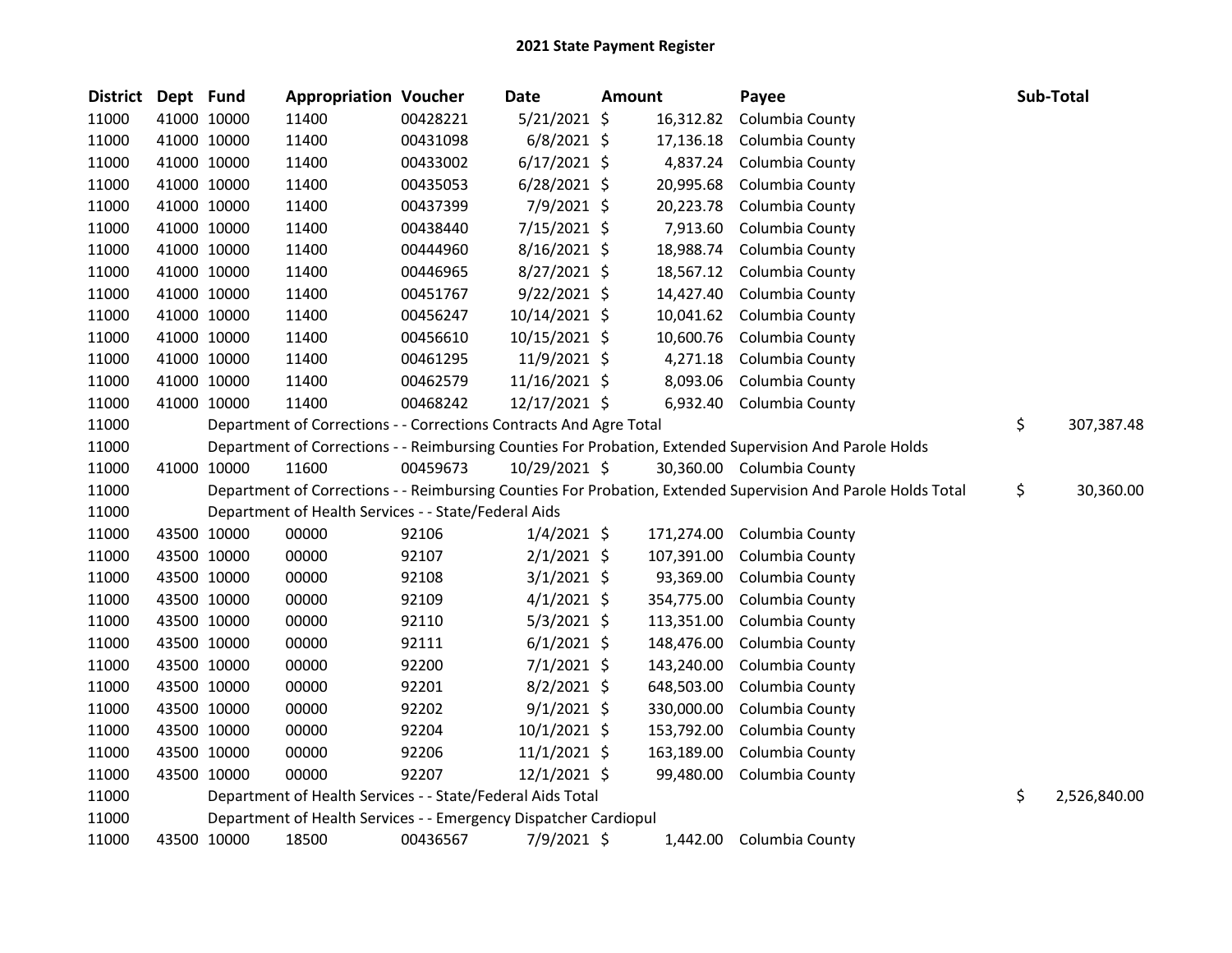# 2021 State Payment Register

| District | Dept | Fund | Appropriation | Voucher | Date | Amount | Payee | Sub-Total |
|---|---|---|---|---|---|---|---|---|
| 11000 | 41000 | 10000 | 11400 | 00428221 | 5/21/2021 | $ 16,312.82 | Columbia County | |
| 11000 | 41000 | 10000 | 11400 | 00431098 | 6/8/2021 | $ 17,136.18 | Columbia County | |
| 11000 | 41000 | 10000 | 11400 | 00433002 | 6/17/2021 | $ 4,837.24 | Columbia County | |
| 11000 | 41000 | 10000 | 11400 | 00435053 | 6/28/2021 | $ 20,995.68 | Columbia County | |
| 11000 | 41000 | 10000 | 11400 | 00437399 | 7/9/2021 | $ 20,223.78 | Columbia County | |
| 11000 | 41000 | 10000 | 11400 | 00438440 | 7/15/2021 | $ 7,913.60 | Columbia County | |
| 11000 | 41000 | 10000 | 11400 | 00444960 | 8/16/2021 | $ 18,988.74 | Columbia County | |
| 11000 | 41000 | 10000 | 11400 | 00446965 | 8/27/2021 | $ 18,567.12 | Columbia County | |
| 11000 | 41000 | 10000 | 11400 | 00451767 | 9/22/2021 | $ 14,427.40 | Columbia County | |
| 11000 | 41000 | 10000 | 11400 | 00456247 | 10/14/2021 | $ 10,041.62 | Columbia County | |
| 11000 | 41000 | 10000 | 11400 | 00456610 | 10/15/2021 | $ 10,600.76 | Columbia County | |
| 11000 | 41000 | 10000 | 11400 | 00461295 | 11/9/2021 | $ 4,271.18 | Columbia County | |
| 11000 | 41000 | 10000 | 11400 | 00462579 | 11/16/2021 | $ 8,093.06 | Columbia County | |
| 11000 | 41000 | 10000 | 11400 | 00468242 | 12/17/2021 | $ 6,932.40 | Columbia County | |
| 11000 | | | Department of Corrections - - Corrections Contracts And Agre Total | | | | | $ 307,387.48 |
| 11000 | | | Department of Corrections - - Reimbursing Counties For Probation, Extended Supervision And Parole Holds | | | | | |
| 11000 | 41000 | 10000 | 11600 | 00459673 | 10/29/2021 | $ 30,360.00 | Columbia County | |
| 11000 | | | Department of Corrections - - Reimbursing Counties For Probation, Extended Supervision And Parole Holds Total | | | | | $ 30,360.00 |
| 11000 | | | Department of Health Services - - State/Federal Aids | | | | | |
| 11000 | 43500 | 10000 | 00000 | 92106 | 1/4/2021 | $ 171,274.00 | Columbia County | |
| 11000 | 43500 | 10000 | 00000 | 92107 | 2/1/2021 | $ 107,391.00 | Columbia County | |
| 11000 | 43500 | 10000 | 00000 | 92108 | 3/1/2021 | $ 93,369.00 | Columbia County | |
| 11000 | 43500 | 10000 | 00000 | 92109 | 4/1/2021 | $ 354,775.00 | Columbia County | |
| 11000 | 43500 | 10000 | 00000 | 92110 | 5/3/2021 | $ 113,351.00 | Columbia County | |
| 11000 | 43500 | 10000 | 00000 | 92111 | 6/1/2021 | $ 148,476.00 | Columbia County | |
| 11000 | 43500 | 10000 | 00000 | 92200 | 7/1/2021 | $ 143,240.00 | Columbia County | |
| 11000 | 43500 | 10000 | 00000 | 92201 | 8/2/2021 | $ 648,503.00 | Columbia County | |
| 11000 | 43500 | 10000 | 00000 | 92202 | 9/1/2021 | $ 330,000.00 | Columbia County | |
| 11000 | 43500 | 10000 | 00000 | 92204 | 10/1/2021 | $ 153,792.00 | Columbia County | |
| 11000 | 43500 | 10000 | 00000 | 92206 | 11/1/2021 | $ 163,189.00 | Columbia County | |
| 11000 | 43500 | 10000 | 00000 | 92207 | 12/1/2021 | $ 99,480.00 | Columbia County | |
| 11000 | | | Department of Health Services - - State/Federal Aids Total | | | | | $ 2,526,840.00 |
| 11000 | | | Department of Health Services - - Emergency Dispatcher Cardiopul | | | | | |
| 11000 | 43500 | 10000 | 18500 | 00436567 | 7/9/2021 | $ 1,442.00 | Columbia County | |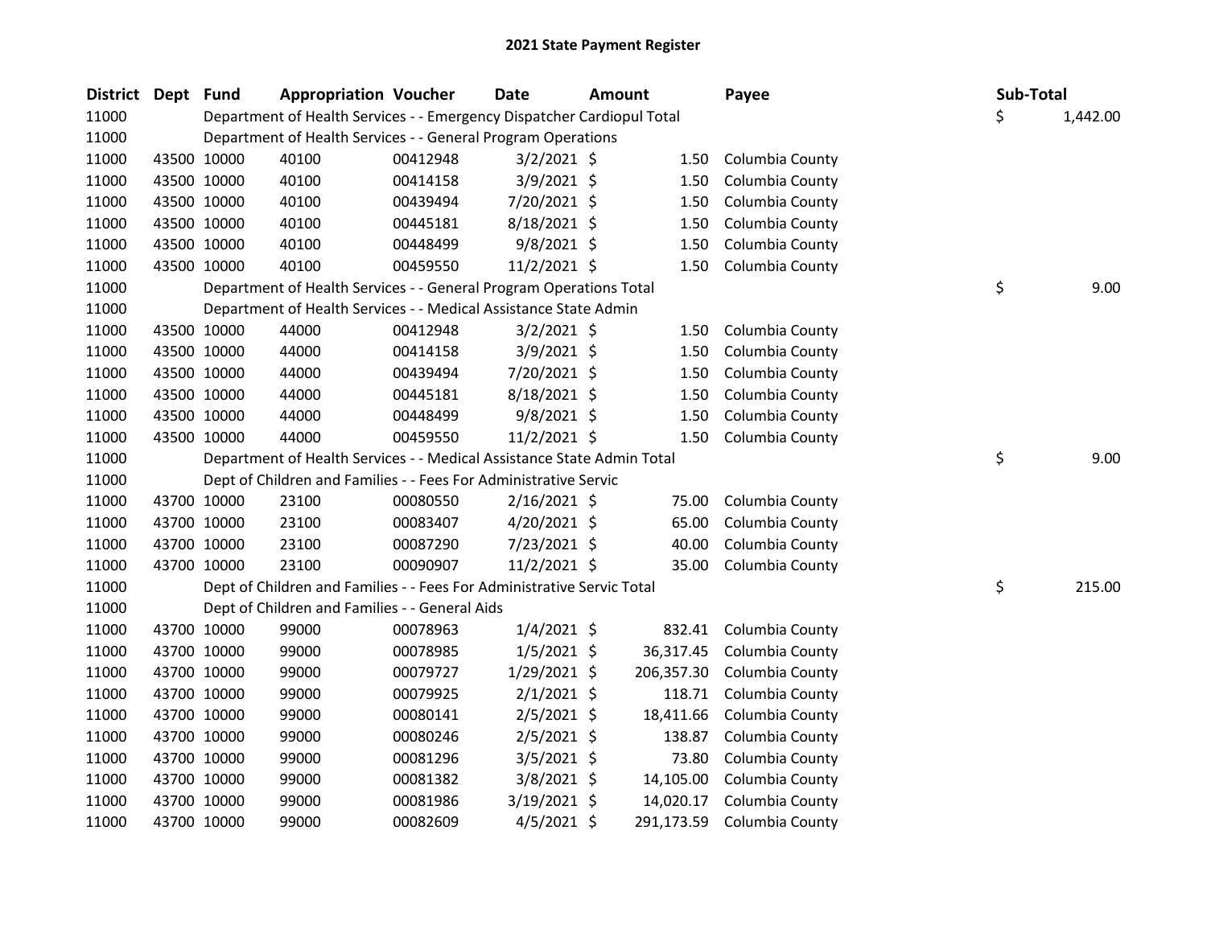# 2021 State Payment Register

| District | Dept | Fund | Appropriation | Voucher | Date | Amount | Payee | Sub-Total |
|---|---|---|---|---|---|---|---|---|
| 11000 | | Department of Health Services - - Emergency Dispatcher Cardiopul Total | | | | | | $ 1,442.00 |
| 11000 | | Department of Health Services - - General Program Operations | | | | | | |
| 11000 | 43500 | 10000 | 40100 | 00412948 | 3/2/2021 | $ 1.50 | Columbia County | |
| 11000 | 43500 | 10000 | 40100 | 00414158 | 3/9/2021 | $ 1.50 | Columbia County | |
| 11000 | 43500 | 10000 | 40100 | 00439494 | 7/20/2021 | $ 1.50 | Columbia County | |
| 11000 | 43500 | 10000 | 40100 | 00445181 | 8/18/2021 | $ 1.50 | Columbia County | |
| 11000 | 43500 | 10000 | 40100 | 00448499 | 9/8/2021 | $ 1.50 | Columbia County | |
| 11000 | 43500 | 10000 | 40100 | 00459550 | 11/2/2021 | $ 1.50 | Columbia County | |
| 11000 | | Department of Health Services - - General Program Operations Total | | | | | | $ 9.00 |
| 11000 | | Department of Health Services - - Medical Assistance State Admin | | | | | | |
| 11000 | 43500 | 10000 | 44000 | 00412948 | 3/2/2021 | $ 1.50 | Columbia County | |
| 11000 | 43500 | 10000 | 44000 | 00414158 | 3/9/2021 | $ 1.50 | Columbia County | |
| 11000 | 43500 | 10000 | 44000 | 00439494 | 7/20/2021 | $ 1.50 | Columbia County | |
| 11000 | 43500 | 10000 | 44000 | 00445181 | 8/18/2021 | $ 1.50 | Columbia County | |
| 11000 | 43500 | 10000 | 44000 | 00448499 | 9/8/2021 | $ 1.50 | Columbia County | |
| 11000 | 43500 | 10000 | 44000 | 00459550 | 11/2/2021 | $ 1.50 | Columbia County | |
| 11000 | | Department of Health Services - - Medical Assistance State Admin Total | | | | | | $ 9.00 |
| 11000 | | Dept of Children and Families - - Fees For Administrative Servic | | | | | | |
| 11000 | 43700 | 10000 | 23100 | 00080550 | 2/16/2021 | $ 75.00 | Columbia County | |
| 11000 | 43700 | 10000 | 23100 | 00083407 | 4/20/2021 | $ 65.00 | Columbia County | |
| 11000 | 43700 | 10000 | 23100 | 00087290 | 7/23/2021 | $ 40.00 | Columbia County | |
| 11000 | 43700 | 10000 | 23100 | 00090907 | 11/2/2021 | $ 35.00 | Columbia County | |
| 11000 | | Dept of Children and Families - - Fees For Administrative Servic Total | | | | | | $ 215.00 |
| 11000 | | Dept of Children and Families - - General Aids | | | | | | |
| 11000 | 43700 | 10000 | 99000 | 00078963 | 1/4/2021 | $ 832.41 | Columbia County | |
| 11000 | 43700 | 10000 | 99000 | 00078985 | 1/5/2021 | $ 36,317.45 | Columbia County | |
| 11000 | 43700 | 10000 | 99000 | 00079727 | 1/29/2021 | $ 206,357.30 | Columbia County | |
| 11000 | 43700 | 10000 | 99000 | 00079925 | 2/1/2021 | $ 118.71 | Columbia County | |
| 11000 | 43700 | 10000 | 99000 | 00080141 | 2/5/2021 | $ 18,411.66 | Columbia County | |
| 11000 | 43700 | 10000 | 99000 | 00080246 | 2/5/2021 | $ 138.87 | Columbia County | |
| 11000 | 43700 | 10000 | 99000 | 00081296 | 3/5/2021 | $ 73.80 | Columbia County | |
| 11000 | 43700 | 10000 | 99000 | 00081382 | 3/8/2021 | $ 14,105.00 | Columbia County | |
| 11000 | 43700 | 10000 | 99000 | 00081986 | 3/19/2021 | $ 14,020.17 | Columbia County | |
| 11000 | 43700 | 10000 | 99000 | 00082609 | 4/5/2021 | $ 291,173.59 | Columbia County | |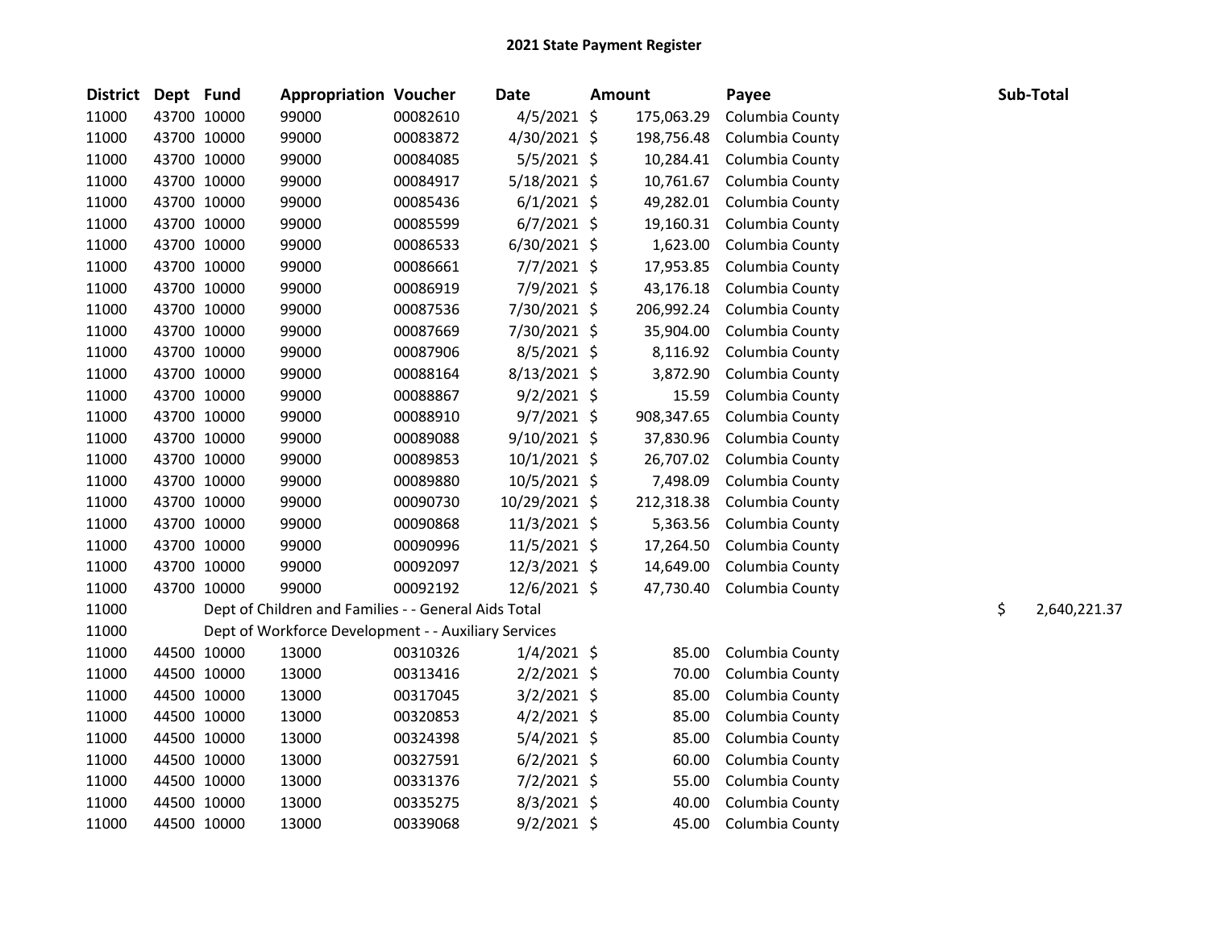# 2021 State Payment Register

| District | Dept | Fund | Appropriation | Voucher | Date | Amount | Payee | Sub-Total |
|---|---|---|---|---|---|---|---|---|
| 11000 | 43700 | 10000 | 99000 | 00082610 | 4/5/2021 | $ 175,063.29 | Columbia County | |
| 11000 | 43700 | 10000 | 99000 | 00083872 | 4/30/2021 | $ 198,756.48 | Columbia County | |
| 11000 | 43700 | 10000 | 99000 | 00084085 | 5/5/2021 | $ 10,284.41 | Columbia County | |
| 11000 | 43700 | 10000 | 99000 | 00084917 | 5/18/2021 | $ 10,761.67 | Columbia County | |
| 11000 | 43700 | 10000 | 99000 | 00085436 | 6/1/2021 | $ 49,282.01 | Columbia County | |
| 11000 | 43700 | 10000 | 99000 | 00085599 | 6/7/2021 | $ 19,160.31 | Columbia County | |
| 11000 | 43700 | 10000 | 99000 | 00086533 | 6/30/2021 | $ 1,623.00 | Columbia County | |
| 11000 | 43700 | 10000 | 99000 | 00086661 | 7/7/2021 | $ 17,953.85 | Columbia County | |
| 11000 | 43700 | 10000 | 99000 | 00086919 | 7/9/2021 | $ 43,176.18 | Columbia County | |
| 11000 | 43700 | 10000 | 99000 | 00087536 | 7/30/2021 | $ 206,992.24 | Columbia County | |
| 11000 | 43700 | 10000 | 99000 | 00087669 | 7/30/2021 | $ 35,904.00 | Columbia County | |
| 11000 | 43700 | 10000 | 99000 | 00087906 | 8/5/2021 | $ 8,116.92 | Columbia County | |
| 11000 | 43700 | 10000 | 99000 | 00088164 | 8/13/2021 | $ 3,872.90 | Columbia County | |
| 11000 | 43700 | 10000 | 99000 | 00088867 | 9/2/2021 | $ 15.59 | Columbia County | |
| 11000 | 43700 | 10000 | 99000 | 00088910 | 9/7/2021 | $ 908,347.65 | Columbia County | |
| 11000 | 43700 | 10000 | 99000 | 00089088 | 9/10/2021 | $ 37,830.96 | Columbia County | |
| 11000 | 43700 | 10000 | 99000 | 00089853 | 10/1/2021 | $ 26,707.02 | Columbia County | |
| 11000 | 43700 | 10000 | 99000 | 00089880 | 10/5/2021 | $ 7,498.09 | Columbia County | |
| 11000 | 43700 | 10000 | 99000 | 00090730 | 10/29/2021 | $ 212,318.38 | Columbia County | |
| 11000 | 43700 | 10000 | 99000 | 00090868 | 11/3/2021 | $ 5,363.56 | Columbia County | |
| 11000 | 43700 | 10000 | 99000 | 00090996 | 11/5/2021 | $ 17,264.50 | Columbia County | |
| 11000 | 43700 | 10000 | 99000 | 00092097 | 12/3/2021 | $ 14,649.00 | Columbia County | |
| 11000 | 43700 | 10000 | 99000 | 00092192 | 12/6/2021 | $ 47,730.40 | Columbia County | |
| 11000 | | Dept of Children and Families - - General Aids Total | | | | | | $ 2,640,221.37 |
| 11000 | | Dept of Workforce Development - - Auxiliary Services | | | | | | |
| 11000 | 44500 | 10000 | 13000 | 00310326 | 1/4/2021 | $ 85.00 | Columbia County | |
| 11000 | 44500 | 10000 | 13000 | 00313416 | 2/2/2021 | $ 70.00 | Columbia County | |
| 11000 | 44500 | 10000 | 13000 | 00317045 | 3/2/2021 | $ 85.00 | Columbia County | |
| 11000 | 44500 | 10000 | 13000 | 00320853 | 4/2/2021 | $ 85.00 | Columbia County | |
| 11000 | 44500 | 10000 | 13000 | 00324398 | 5/4/2021 | $ 85.00 | Columbia County | |
| 11000 | 44500 | 10000 | 13000 | 00327591 | 6/2/2021 | $ 60.00 | Columbia County | |
| 11000 | 44500 | 10000 | 13000 | 00331376 | 7/2/2021 | $ 55.00 | Columbia County | |
| 11000 | 44500 | 10000 | 13000 | 00335275 | 8/3/2021 | $ 40.00 | Columbia County | |
| 11000 | 44500 | 10000 | 13000 | 00339068 | 9/2/2021 | $ 45.00 | Columbia County | |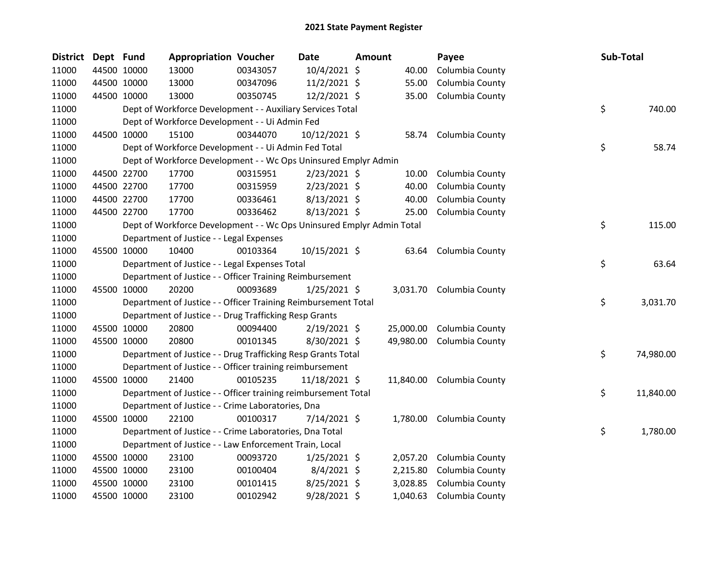# 2021 State Payment Register

| District | Dept | Fund | Appropriation | Voucher | Date | Amount | Payee | Sub-Total |
|---|---|---|---|---|---|---|---|---|
| 11000 | 44500 | 10000 | 13000 | 00343057 | 10/4/2021 | $ 40.00 | Columbia County | |
| 11000 | 44500 | 10000 | 13000 | 00347096 | 11/2/2021 | $ 55.00 | Columbia County | |
| 11000 | 44500 | 10000 | 13000 | 00350745 | 12/2/2021 | $ 35.00 | Columbia County | |
| 11000 | | | Dept of Workforce Development - - Auxiliary Services Total | | | | | $ 740.00 |
| 11000 | | | Dept of Workforce Development - - Ui Admin Fed | | | | | |
| 11000 | 44500 | 10000 | 15100 | 00344070 | 10/12/2021 | $ 58.74 | Columbia County | |
| 11000 | | | Dept of Workforce Development - - Ui Admin Fed Total | | | | | $ 58.74 |
| 11000 | | | Dept of Workforce Development - - Wc Ops Uninsured Emplyr Admin | | | | | |
| 11000 | 44500 | 22700 | 17700 | 00315951 | 2/23/2021 | $ 10.00 | Columbia County | |
| 11000 | 44500 | 22700 | 17700 | 00315959 | 2/23/2021 | $ 40.00 | Columbia County | |
| 11000 | 44500 | 22700 | 17700 | 00336461 | 8/13/2021 | $ 40.00 | Columbia County | |
| 11000 | 44500 | 22700 | 17700 | 00336462 | 8/13/2021 | $ 25.00 | Columbia County | |
| 11000 | | | Dept of Workforce Development - - Wc Ops Uninsured Emplyr Admin Total | | | | | $ 115.00 |
| 11000 | | | Department of Justice - - Legal Expenses | | | | | |
| 11000 | 45500 | 10000 | 10400 | 00103364 | 10/15/2021 | $ 63.64 | Columbia County | |
| 11000 | | | Department of Justice - - Legal Expenses Total | | | | | $ 63.64 |
| 11000 | | | Department of Justice - - Officer Training Reimbursement | | | | | |
| 11000 | 45500 | 10000 | 20200 | 00093689 | 1/25/2021 | $ 3,031.70 | Columbia County | |
| 11000 | | | Department of Justice - - Officer Training Reimbursement Total | | | | | $ 3,031.70 |
| 11000 | | | Department of Justice - - Drug Trafficking Resp Grants | | | | | |
| 11000 | 45500 | 10000 | 20800 | 00094400 | 2/19/2021 | $ 25,000.00 | Columbia County | |
| 11000 | 45500 | 10000 | 20800 | 00101345 | 8/30/2021 | $ 49,980.00 | Columbia County | |
| 11000 | | | Department of Justice - - Drug Trafficking Resp Grants Total | | | | | $ 74,980.00 |
| 11000 | | | Department of Justice - - Officer training reimbursement | | | | | |
| 11000 | 45500 | 10000 | 21400 | 00105235 | 11/18/2021 | $ 11,840.00 | Columbia County | |
| 11000 | | | Department of Justice - - Officer training reimbursement Total | | | | | $ 11,840.00 |
| 11000 | | | Department of Justice - - Crime Laboratories, Dna | | | | | |
| 11000 | 45500 | 10000 | 22100 | 00100317 | 7/14/2021 | $ 1,780.00 | Columbia County | |
| 11000 | | | Department of Justice - - Crime Laboratories, Dna Total | | | | | $ 1,780.00 |
| 11000 | | | Department of Justice - - Law Enforcement Train, Local | | | | | |
| 11000 | 45500 | 10000 | 23100 | 00093720 | 1/25/2021 | $ 2,057.20 | Columbia County | |
| 11000 | 45500 | 10000 | 23100 | 00100404 | 8/4/2021 | $ 2,215.80 | Columbia County | |
| 11000 | 45500 | 10000 | 23100 | 00101415 | 8/25/2021 | $ 3,028.85 | Columbia County | |
| 11000 | 45500 | 10000 | 23100 | 00102942 | 9/28/2021 | $ 1,040.63 | Columbia County | |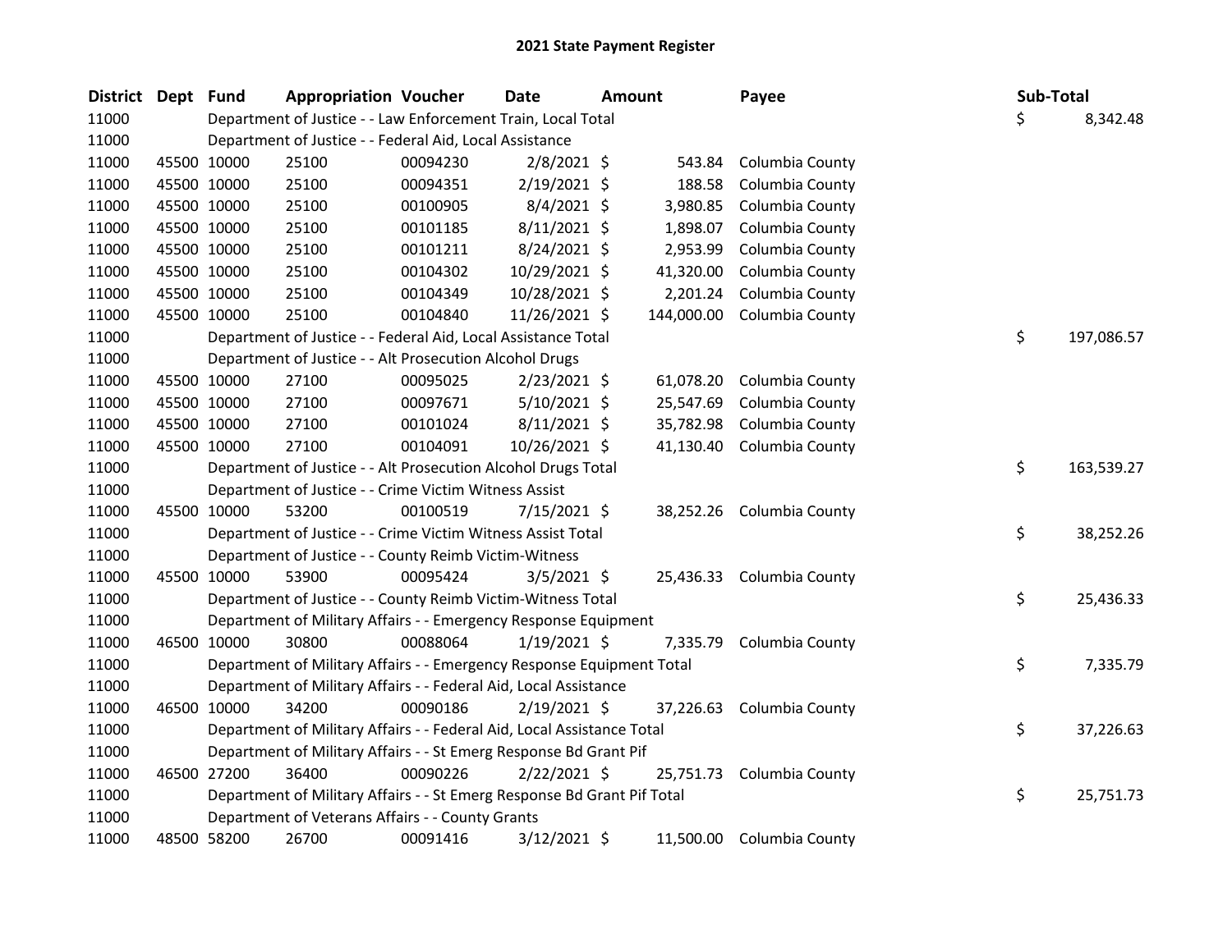# 2021 State Payment Register

| District | Dept | Fund | Appropriation | Voucher | Date | Amount | Payee | Sub-Total |
|---|---|---|---|---|---|---|---|---|
| 11000 | | | Department of Justice - - Law Enforcement Train, Local Total | | | | | $ 8,342.48 |
| 11000 | | | Department of Justice - - Federal Aid, Local Assistance | | | | | |
| 11000 | 45500 | 10000 | 25100 | 00094230 | 2/8/2021 | $ 543.84 | Columbia County | |
| 11000 | 45500 | 10000 | 25100 | 00094351 | 2/19/2021 | $ 188.58 | Columbia County | |
| 11000 | 45500 | 10000 | 25100 | 00100905 | 8/4/2021 | $ 3,980.85 | Columbia County | |
| 11000 | 45500 | 10000 | 25100 | 00101185 | 8/11/2021 | $ 1,898.07 | Columbia County | |
| 11000 | 45500 | 10000 | 25100 | 00101211 | 8/24/2021 | $ 2,953.99 | Columbia County | |
| 11000 | 45500 | 10000 | 25100 | 00104302 | 10/29/2021 | $ 41,320.00 | Columbia County | |
| 11000 | 45500 | 10000 | 25100 | 00104349 | 10/28/2021 | $ 2,201.24 | Columbia County | |
| 11000 | 45500 | 10000 | 25100 | 00104840 | 11/26/2021 | $ 144,000.00 | Columbia County | |
| 11000 | | | Department of Justice - - Federal Aid, Local Assistance Total | | | | | $ 197,086.57 |
| 11000 | | | Department of Justice - - Alt Prosecution Alcohol Drugs | | | | | |
| 11000 | 45500 | 10000 | 27100 | 00095025 | 2/23/2021 | $ 61,078.20 | Columbia County | |
| 11000 | 45500 | 10000 | 27100 | 00097671 | 5/10/2021 | $ 25,547.69 | Columbia County | |
| 11000 | 45500 | 10000 | 27100 | 00101024 | 8/11/2021 | $ 35,782.98 | Columbia County | |
| 11000 | 45500 | 10000 | 27100 | 00104091 | 10/26/2021 | $ 41,130.40 | Columbia County | |
| 11000 | | | Department of Justice - - Alt Prosecution Alcohol Drugs Total | | | | | $ 163,539.27 |
| 11000 | | | Department of Justice - - Crime Victim Witness Assist | | | | | |
| 11000 | 45500 | 10000 | 53200 | 00100519 | 7/15/2021 | $ 38,252.26 | Columbia County | |
| 11000 | | | Department of Justice - - Crime Victim Witness Assist Total | | | | | $ 38,252.26 |
| 11000 | | | Department of Justice - - County Reimb Victim-Witness | | | | | |
| 11000 | 45500 | 10000 | 53900 | 00095424 | 3/5/2021 | $ 25,436.33 | Columbia County | |
| 11000 | | | Department of Justice - - County Reimb Victim-Witness Total | | | | | $ 25,436.33 |
| 11000 | | | Department of Military Affairs - - Emergency Response Equipment | | | | | |
| 11000 | 46500 | 10000 | 30800 | 00088064 | 1/19/2021 | $ 7,335.79 | Columbia County | |
| 11000 | | | Department of Military Affairs - - Emergency Response Equipment Total | | | | | $ 7,335.79 |
| 11000 | | | Department of Military Affairs - - Federal Aid, Local Assistance | | | | | |
| 11000 | 46500 | 10000 | 34200 | 00090186 | 2/19/2021 | $ 37,226.63 | Columbia County | |
| 11000 | | | Department of Military Affairs - - Federal Aid, Local Assistance Total | | | | | $ 37,226.63 |
| 11000 | | | Department of Military Affairs - - St Emerg Response Bd Grant Pif | | | | | |
| 11000 | 46500 | 27200 | 36400 | 00090226 | 2/22/2021 | $ 25,751.73 | Columbia County | |
| 11000 | | | Department of Military Affairs - - St Emerg Response Bd Grant Pif Total | | | | | $ 25,751.73 |
| 11000 | | | Department of Veterans Affairs - - County Grants | | | | | |
| 11000 | 48500 | 58200 | 26700 | 00091416 | 3/12/2021 | $ 11,500.00 | Columbia County | |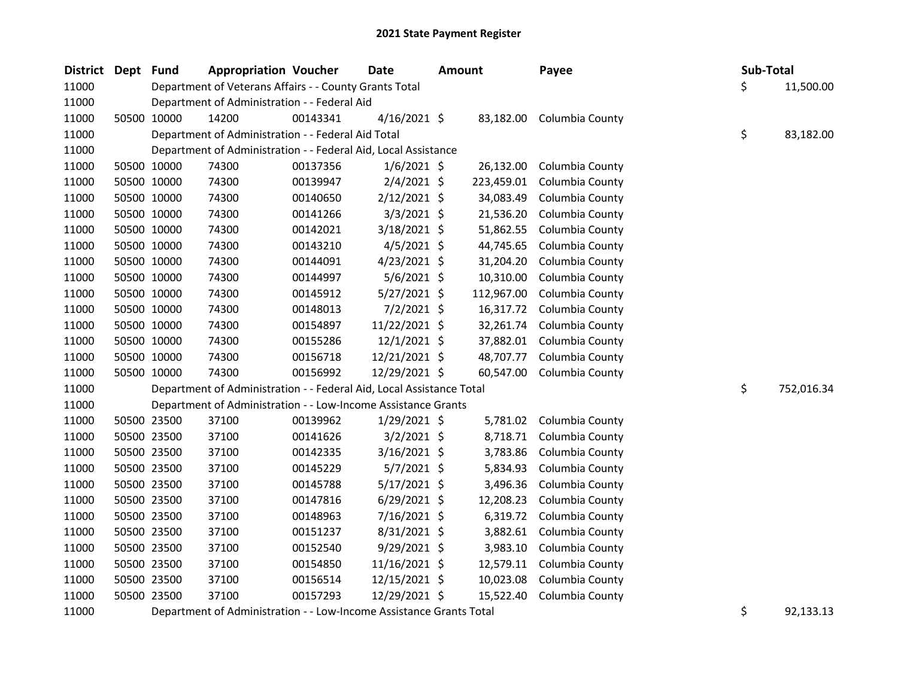# 2021 State Payment Register

| District | Dept | Fund | Appropriation | Voucher | Date | Amount | Payee | Sub-Total |
|---|---|---|---|---|---|---|---|---|
| 11000 | | Department of Veterans Affairs - - County Grants Total | | | | | | $ 11,500.00 |
| 11000 | | Department of Administration - - Federal Aid | | | | | | |
| 11000 | 50500 | 10000 | 14200 | 00143341 | 4/16/2021 | $ 83,182.00 | Columbia County | |
| 11000 | | Department of Administration - - Federal Aid Total | | | | | | $ 83,182.00 |
| 11000 | | Department of Administration - - Federal Aid, Local Assistance | | | | | | |
| 11000 | 50500 | 10000 | 74300 | 00137356 | 1/6/2021 | $ 26,132.00 | Columbia County | |
| 11000 | 50500 | 10000 | 74300 | 00139947 | 2/4/2021 | $ 223,459.01 | Columbia County | |
| 11000 | 50500 | 10000 | 74300 | 00140650 | 2/12/2021 | $ 34,083.49 | Columbia County | |
| 11000 | 50500 | 10000 | 74300 | 00141266 | 3/3/2021 | $ 21,536.20 | Columbia County | |
| 11000 | 50500 | 10000 | 74300 | 00142021 | 3/18/2021 | $ 51,862.55 | Columbia County | |
| 11000 | 50500 | 10000 | 74300 | 00143210 | 4/5/2021 | $ 44,745.65 | Columbia County | |
| 11000 | 50500 | 10000 | 74300 | 00144091 | 4/23/2021 | $ 31,204.20 | Columbia County | |
| 11000 | 50500 | 10000 | 74300 | 00144997 | 5/6/2021 | $ 10,310.00 | Columbia County | |
| 11000 | 50500 | 10000 | 74300 | 00145912 | 5/27/2021 | $ 112,967.00 | Columbia County | |
| 11000 | 50500 | 10000 | 74300 | 00148013 | 7/2/2021 | $ 16,317.72 | Columbia County | |
| 11000 | 50500 | 10000 | 74300 | 00154897 | 11/22/2021 | $ 32,261.74 | Columbia County | |
| 11000 | 50500 | 10000 | 74300 | 00155286 | 12/1/2021 | $ 37,882.01 | Columbia County | |
| 11000 | 50500 | 10000 | 74300 | 00156718 | 12/21/2021 | $ 48,707.77 | Columbia County | |
| 11000 | 50500 | 10000 | 74300 | 00156992 | 12/29/2021 | $ 60,547.00 | Columbia County | |
| 11000 | | Department of Administration - - Federal Aid, Local Assistance Total | | | | | | $ 752,016.34 |
| 11000 | | Department of Administration - - Low-Income Assistance Grants | | | | | | |
| 11000 | 50500 | 23500 | 37100 | 00139962 | 1/29/2021 | $ 5,781.02 | Columbia County | |
| 11000 | 50500 | 23500 | 37100 | 00141626 | 3/2/2021 | $ 8,718.71 | Columbia County | |
| 11000 | 50500 | 23500 | 37100 | 00142335 | 3/16/2021 | $ 3,783.86 | Columbia County | |
| 11000 | 50500 | 23500 | 37100 | 00145229 | 5/7/2021 | $ 5,834.93 | Columbia County | |
| 11000 | 50500 | 23500 | 37100 | 00145788 | 5/17/2021 | $ 3,496.36 | Columbia County | |
| 11000 | 50500 | 23500 | 37100 | 00147816 | 6/29/2021 | $ 12,208.23 | Columbia County | |
| 11000 | 50500 | 23500 | 37100 | 00148963 | 7/16/2021 | $ 6,319.72 | Columbia County | |
| 11000 | 50500 | 23500 | 37100 | 00151237 | 8/31/2021 | $ 3,882.61 | Columbia County | |
| 11000 | 50500 | 23500 | 37100 | 00152540 | 9/29/2021 | $ 3,983.10 | Columbia County | |
| 11000 | 50500 | 23500 | 37100 | 00154850 | 11/16/2021 | $ 12,579.11 | Columbia County | |
| 11000 | 50500 | 23500 | 37100 | 00156514 | 12/15/2021 | $ 10,023.08 | Columbia County | |
| 11000 | 50500 | 23500 | 37100 | 00157293 | 12/29/2021 | $ 15,522.40 | Columbia County | |
| 11000 | | Department of Administration - - Low-Income Assistance Grants Total | | | | | | $ 92,133.13 |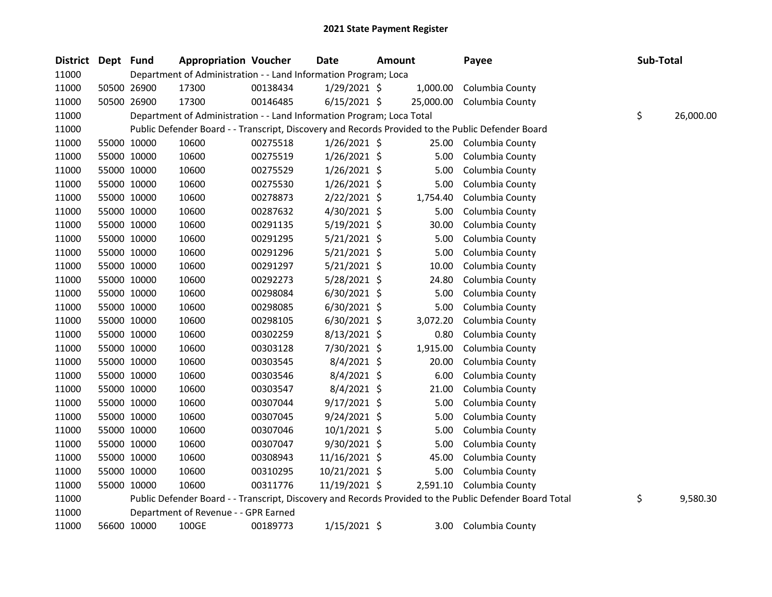# 2021 State Payment Register

| District | Dept | Fund | Appropriation | Voucher | Date | Amount | Payee | Sub-Total |
|---|---|---|---|---|---|---|---|---|
| 11000 | | Department of Administration - - Land Information Program; Loca | | | | | | |
| 11000 | 50500 | 26900 | 17300 | 00138434 | 1/29/2021 | $ 1,000.00 | Columbia County | |
| 11000 | 50500 | 26900 | 17300 | 00146485 | 6/15/2021 | $ 25,000.00 | Columbia County | |
| 11000 | | Department of Administration - - Land Information Program; Loca Total | | | | | | $ 26,000.00 |
| 11000 | | Public Defender Board - - Transcript, Discovery and Records Provided to the Public Defender Board | | | | | | |
| 11000 | 55000 | 10000 | 10600 | 00275518 | 1/26/2021 | $ 25.00 | Columbia County | |
| 11000 | 55000 | 10000 | 10600 | 00275519 | 1/26/2021 | $ 5.00 | Columbia County | |
| 11000 | 55000 | 10000 | 10600 | 00275529 | 1/26/2021 | $ 5.00 | Columbia County | |
| 11000 | 55000 | 10000 | 10600 | 00275530 | 1/26/2021 | $ 5.00 | Columbia County | |
| 11000 | 55000 | 10000 | 10600 | 00278873 | 2/22/2021 | $ 1,754.40 | Columbia County | |
| 11000 | 55000 | 10000 | 10600 | 00287632 | 4/30/2021 | $ 5.00 | Columbia County | |
| 11000 | 55000 | 10000 | 10600 | 00291135 | 5/19/2021 | $ 30.00 | Columbia County | |
| 11000 | 55000 | 10000 | 10600 | 00291295 | 5/21/2021 | $ 5.00 | Columbia County | |
| 11000 | 55000 | 10000 | 10600 | 00291296 | 5/21/2021 | $ 5.00 | Columbia County | |
| 11000 | 55000 | 10000 | 10600 | 00291297 | 5/21/2021 | $ 10.00 | Columbia County | |
| 11000 | 55000 | 10000 | 10600 | 00292273 | 5/28/2021 | $ 24.80 | Columbia County | |
| 11000 | 55000 | 10000 | 10600 | 00298084 | 6/30/2021 | $ 5.00 | Columbia County | |
| 11000 | 55000 | 10000 | 10600 | 00298085 | 6/30/2021 | $ 5.00 | Columbia County | |
| 11000 | 55000 | 10000 | 10600 | 00298105 | 6/30/2021 | $ 3,072.20 | Columbia County | |
| 11000 | 55000 | 10000 | 10600 | 00302259 | 8/13/2021 | $ 0.80 | Columbia County | |
| 11000 | 55000 | 10000 | 10600 | 00303128 | 7/30/2021 | $ 1,915.00 | Columbia County | |
| 11000 | 55000 | 10000 | 10600 | 00303545 | 8/4/2021 | $ 20.00 | Columbia County | |
| 11000 | 55000 | 10000 | 10600 | 00303546 | 8/4/2021 | $ 6.00 | Columbia County | |
| 11000 | 55000 | 10000 | 10600 | 00303547 | 8/4/2021 | $ 21.00 | Columbia County | |
| 11000 | 55000 | 10000 | 10600 | 00307044 | 9/17/2021 | $ 5.00 | Columbia County | |
| 11000 | 55000 | 10000 | 10600 | 00307045 | 9/24/2021 | $ 5.00 | Columbia County | |
| 11000 | 55000 | 10000 | 10600 | 00307046 | 10/1/2021 | $ 5.00 | Columbia County | |
| 11000 | 55000 | 10000 | 10600 | 00307047 | 9/30/2021 | $ 5.00 | Columbia County | |
| 11000 | 55000 | 10000 | 10600 | 00308943 | 11/16/2021 | $ 45.00 | Columbia County | |
| 11000 | 55000 | 10000 | 10600 | 00310295 | 10/21/2021 | $ 5.00 | Columbia County | |
| 11000 | 55000 | 10000 | 10600 | 00311776 | 11/19/2021 | $ 2,591.10 | Columbia County | |
| 11000 | | Public Defender Board - - Transcript, Discovery and Records Provided to the Public Defender Board Total | | | | | | $ 9,580.30 |
| 11000 | | Department of Revenue - - GPR Earned | | | | | | |
| 11000 | 56600 | 10000 | 100GE | 00189773 | 1/15/2021 | $ 3.00 | Columbia County | |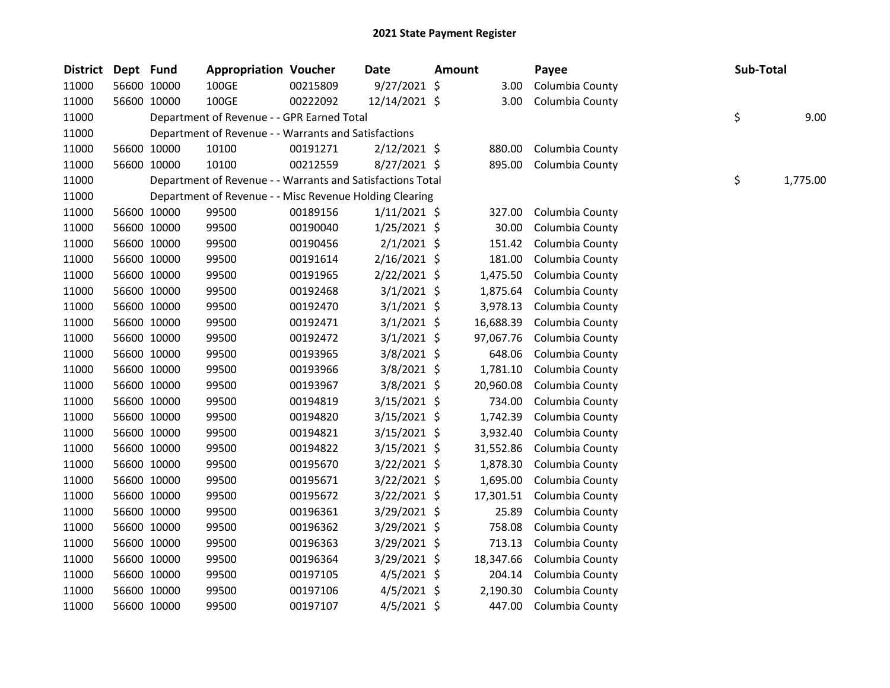# 2021 State Payment Register

| District | Dept | Fund | Appropriation | Voucher | Date | Amount | Payee | Sub-Total |
|---|---|---|---|---|---|---|---|---|
| 11000 | 56600 | 10000 | 100GE | 00215809 | 9/27/2021 | $ 3.00 | Columbia County | |
| 11000 | 56600 | 10000 | 100GE | 00222092 | 12/14/2021 | $ 3.00 | Columbia County | |
| 11000 | | Department of Revenue - - GPR Earned Total | | | | | | $ 9.00 |
| 11000 | | Department of Revenue - - Warrants and Satisfactions | | | | | | |
| 11000 | 56600 | 10000 | 10100 | 00191271 | 2/12/2021 | $ 880.00 | Columbia County | |
| 11000 | 56600 | 10000 | 10100 | 00212559 | 8/27/2021 | $ 895.00 | Columbia County | |
| 11000 | | Department of Revenue - - Warrants and Satisfactions Total | | | | | | $ 1,775.00 |
| 11000 | | Department of Revenue - - Misc Revenue Holding Clearing | | | | | | |
| 11000 | 56600 | 10000 | 99500 | 00189156 | 1/11/2021 | $ 327.00 | Columbia County | |
| 11000 | 56600 | 10000 | 99500 | 00190040 | 1/25/2021 | $ 30.00 | Columbia County | |
| 11000 | 56600 | 10000 | 99500 | 00190456 | 2/1/2021 | $ 151.42 | Columbia County | |
| 11000 | 56600 | 10000 | 99500 | 00191614 | 2/16/2021 | $ 181.00 | Columbia County | |
| 11000 | 56600 | 10000 | 99500 | 00191965 | 2/22/2021 | $ 1,475.50 | Columbia County | |
| 11000 | 56600 | 10000 | 99500 | 00192468 | 3/1/2021 | $ 1,875.64 | Columbia County | |
| 11000 | 56600 | 10000 | 99500 | 00192470 | 3/1/2021 | $ 3,978.13 | Columbia County | |
| 11000 | 56600 | 10000 | 99500 | 00192471 | 3/1/2021 | $ 16,688.39 | Columbia County | |
| 11000 | 56600 | 10000 | 99500 | 00192472 | 3/1/2021 | $ 97,067.76 | Columbia County | |
| 11000 | 56600 | 10000 | 99500 | 00193965 | 3/8/2021 | $ 648.06 | Columbia County | |
| 11000 | 56600 | 10000 | 99500 | 00193966 | 3/8/2021 | $ 1,781.10 | Columbia County | |
| 11000 | 56600 | 10000 | 99500 | 00193967 | 3/8/2021 | $ 20,960.08 | Columbia County | |
| 11000 | 56600 | 10000 | 99500 | 00194819 | 3/15/2021 | $ 734.00 | Columbia County | |
| 11000 | 56600 | 10000 | 99500 | 00194820 | 3/15/2021 | $ 1,742.39 | Columbia County | |
| 11000 | 56600 | 10000 | 99500 | 00194821 | 3/15/2021 | $ 3,932.40 | Columbia County | |
| 11000 | 56600 | 10000 | 99500 | 00194822 | 3/15/2021 | $ 31,552.86 | Columbia County | |
| 11000 | 56600 | 10000 | 99500 | 00195670 | 3/22/2021 | $ 1,878.30 | Columbia County | |
| 11000 | 56600 | 10000 | 99500 | 00195671 | 3/22/2021 | $ 1,695.00 | Columbia County | |
| 11000 | 56600 | 10000 | 99500 | 00195672 | 3/22/2021 | $ 17,301.51 | Columbia County | |
| 11000 | 56600 | 10000 | 99500 | 00196361 | 3/29/2021 | $ 25.89 | Columbia County | |
| 11000 | 56600 | 10000 | 99500 | 00196362 | 3/29/2021 | $ 758.08 | Columbia County | |
| 11000 | 56600 | 10000 | 99500 | 00196363 | 3/29/2021 | $ 713.13 | Columbia County | |
| 11000 | 56600 | 10000 | 99500 | 00196364 | 3/29/2021 | $ 18,347.66 | Columbia County | |
| 11000 | 56600 | 10000 | 99500 | 00197105 | 4/5/2021 | $ 204.14 | Columbia County | |
| 11000 | 56600 | 10000 | 99500 | 00197106 | 4/5/2021 | $ 2,190.30 | Columbia County | |
| 11000 | 56600 | 10000 | 99500 | 00197107 | 4/5/2021 | $ 447.00 | Columbia County | |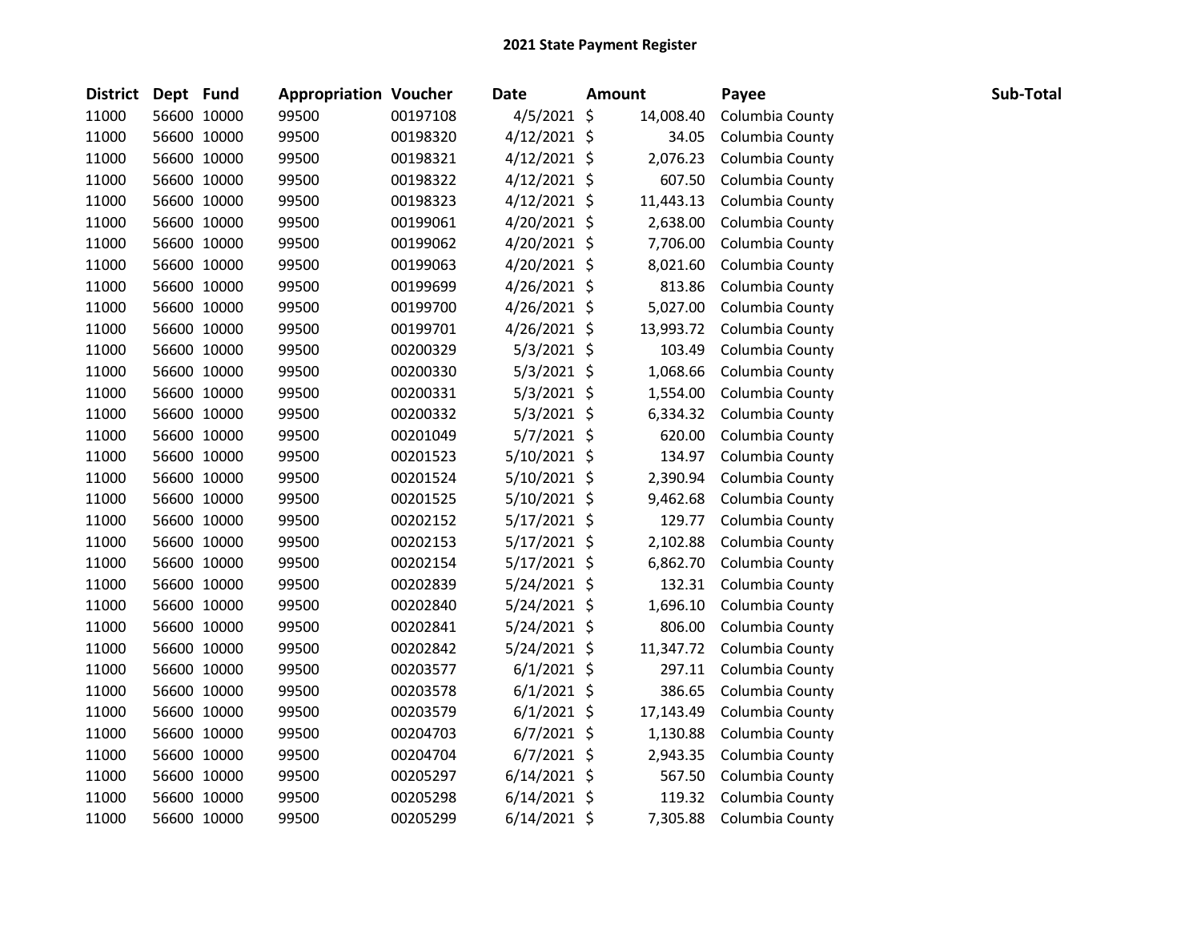## 2021 State Payment Register

| District | Dept | Fund | Appropriation | Voucher | Date | Amount | Payee | Sub-Total |
|---|---|---|---|---|---|---|---|---|
| 11000 | 56600 | 10000 | 99500 | 00197108 | 4/5/2021 | $ 14,008.40 | Columbia County | |
| 11000 | 56600 | 10000 | 99500 | 00198320 | 4/12/2021 | $ 34.05 | Columbia County | |
| 11000 | 56600 | 10000 | 99500 | 00198321 | 4/12/2021 | $ 2,076.23 | Columbia County | |
| 11000 | 56600 | 10000 | 99500 | 00198322 | 4/12/2021 | $ 607.50 | Columbia County | |
| 11000 | 56600 | 10000 | 99500 | 00198323 | 4/12/2021 | $ 11,443.13 | Columbia County | |
| 11000 | 56600 | 10000 | 99500 | 00199061 | 4/20/2021 | $ 2,638.00 | Columbia County | |
| 11000 | 56600 | 10000 | 99500 | 00199062 | 4/20/2021 | $ 7,706.00 | Columbia County | |
| 11000 | 56600 | 10000 | 99500 | 00199063 | 4/20/2021 | $ 8,021.60 | Columbia County | |
| 11000 | 56600 | 10000 | 99500 | 00199699 | 4/26/2021 | $ 813.86 | Columbia County | |
| 11000 | 56600 | 10000 | 99500 | 00199700 | 4/26/2021 | $ 5,027.00 | Columbia County | |
| 11000 | 56600 | 10000 | 99500 | 00199701 | 4/26/2021 | $ 13,993.72 | Columbia County | |
| 11000 | 56600 | 10000 | 99500 | 00200329 | 5/3/2021 | $ 103.49 | Columbia County | |
| 11000 | 56600 | 10000 | 99500 | 00200330 | 5/3/2021 | $ 1,068.66 | Columbia County | |
| 11000 | 56600 | 10000 | 99500 | 00200331 | 5/3/2021 | $ 1,554.00 | Columbia County | |
| 11000 | 56600 | 10000 | 99500 | 00200332 | 5/3/2021 | $ 6,334.32 | Columbia County | |
| 11000 | 56600 | 10000 | 99500 | 00201049 | 5/7/2021 | $ 620.00 | Columbia County | |
| 11000 | 56600 | 10000 | 99500 | 00201523 | 5/10/2021 | $ 134.97 | Columbia County | |
| 11000 | 56600 | 10000 | 99500 | 00201524 | 5/10/2021 | $ 2,390.94 | Columbia County | |
| 11000 | 56600 | 10000 | 99500 | 00201525 | 5/10/2021 | $ 9,462.68 | Columbia County | |
| 11000 | 56600 | 10000 | 99500 | 00202152 | 5/17/2021 | $ 129.77 | Columbia County | |
| 11000 | 56600 | 10000 | 99500 | 00202153 | 5/17/2021 | $ 2,102.88 | Columbia County | |
| 11000 | 56600 | 10000 | 99500 | 00202154 | 5/17/2021 | $ 6,862.70 | Columbia County | |
| 11000 | 56600 | 10000 | 99500 | 00202839 | 5/24/2021 | $ 132.31 | Columbia County | |
| 11000 | 56600 | 10000 | 99500 | 00202840 | 5/24/2021 | $ 1,696.10 | Columbia County | |
| 11000 | 56600 | 10000 | 99500 | 00202841 | 5/24/2021 | $ 806.00 | Columbia County | |
| 11000 | 56600 | 10000 | 99500 | 00202842 | 5/24/2021 | $ 11,347.72 | Columbia County | |
| 11000 | 56600 | 10000 | 99500 | 00203577 | 6/1/2021 | $ 297.11 | Columbia County | |
| 11000 | 56600 | 10000 | 99500 | 00203578 | 6/1/2021 | $ 386.65 | Columbia County | |
| 11000 | 56600 | 10000 | 99500 | 00203579 | 6/1/2021 | $ 17,143.49 | Columbia County | |
| 11000 | 56600 | 10000 | 99500 | 00204703 | 6/7/2021 | $ 1,130.88 | Columbia County | |
| 11000 | 56600 | 10000 | 99500 | 00204704 | 6/7/2021 | $ 2,943.35 | Columbia County | |
| 11000 | 56600 | 10000 | 99500 | 00205297 | 6/14/2021 | $ 567.50 | Columbia County | |
| 11000 | 56600 | 10000 | 99500 | 00205298 | 6/14/2021 | $ 119.32 | Columbia County | |
| 11000 | 56600 | 10000 | 99500 | 00205299 | 6/14/2021 | $ 7,305.88 | Columbia County | |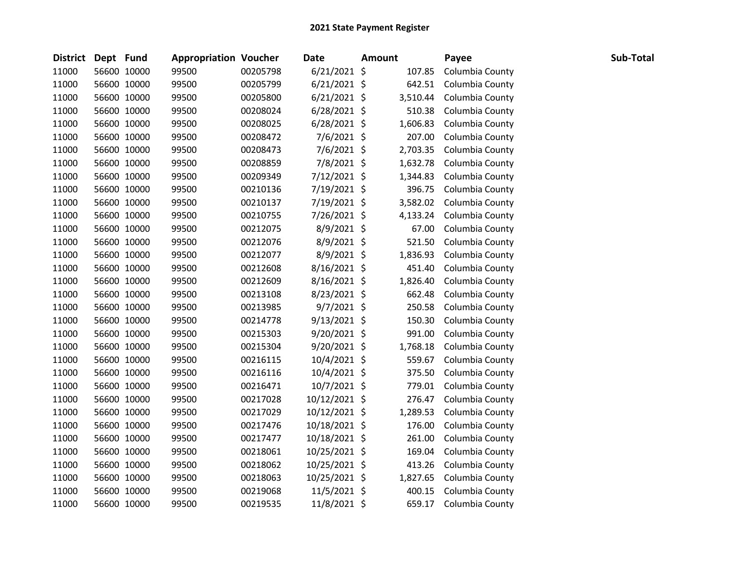## 2021 State Payment Register

| District | Dept | Fund | Appropriation | Voucher | Date | Amount | Payee | Sub-Total |
|---|---|---|---|---|---|---|---|---|
| 11000 | 56600 | 10000 | 99500 | 00205798 | 6/21/2021 | $ 107.85 | Columbia County | |
| 11000 | 56600 | 10000 | 99500 | 00205799 | 6/21/2021 | $ 642.51 | Columbia County | |
| 11000 | 56600 | 10000 | 99500 | 00205800 | 6/21/2021 | $ 3,510.44 | Columbia County | |
| 11000 | 56600 | 10000 | 99500 | 00208024 | 6/28/2021 | $ 510.38 | Columbia County | |
| 11000 | 56600 | 10000 | 99500 | 00208025 | 6/28/2021 | $ 1,606.83 | Columbia County | |
| 11000 | 56600 | 10000 | 99500 | 00208472 | 7/6/2021 | $ 207.00 | Columbia County | |
| 11000 | 56600 | 10000 | 99500 | 00208473 | 7/6/2021 | $ 2,703.35 | Columbia County | |
| 11000 | 56600 | 10000 | 99500 | 00208859 | 7/8/2021 | $ 1,632.78 | Columbia County | |
| 11000 | 56600 | 10000 | 99500 | 00209349 | 7/12/2021 | $ 1,344.83 | Columbia County | |
| 11000 | 56600 | 10000 | 99500 | 00210136 | 7/19/2021 | $ 396.75 | Columbia County | |
| 11000 | 56600 | 10000 | 99500 | 00210137 | 7/19/2021 | $ 3,582.02 | Columbia County | |
| 11000 | 56600 | 10000 | 99500 | 00210755 | 7/26/2021 | $ 4,133.24 | Columbia County | |
| 11000 | 56600 | 10000 | 99500 | 00212075 | 8/9/2021 | $ 67.00 | Columbia County | |
| 11000 | 56600 | 10000 | 99500 | 00212076 | 8/9/2021 | $ 521.50 | Columbia County | |
| 11000 | 56600 | 10000 | 99500 | 00212077 | 8/9/2021 | $ 1,836.93 | Columbia County | |
| 11000 | 56600 | 10000 | 99500 | 00212608 | 8/16/2021 | $ 451.40 | Columbia County | |
| 11000 | 56600 | 10000 | 99500 | 00212609 | 8/16/2021 | $ 1,826.40 | Columbia County | |
| 11000 | 56600 | 10000 | 99500 | 00213108 | 8/23/2021 | $ 662.48 | Columbia County | |
| 11000 | 56600 | 10000 | 99500 | 00213985 | 9/7/2021 | $ 250.58 | Columbia County | |
| 11000 | 56600 | 10000 | 99500 | 00214778 | 9/13/2021 | $ 150.30 | Columbia County | |
| 11000 | 56600 | 10000 | 99500 | 00215303 | 9/20/2021 | $ 991.00 | Columbia County | |
| 11000 | 56600 | 10000 | 99500 | 00215304 | 9/20/2021 | $ 1,768.18 | Columbia County | |
| 11000 | 56600 | 10000 | 99500 | 00216115 | 10/4/2021 | $ 559.67 | Columbia County | |
| 11000 | 56600 | 10000 | 99500 | 00216116 | 10/4/2021 | $ 375.50 | Columbia County | |
| 11000 | 56600 | 10000 | 99500 | 00216471 | 10/7/2021 | $ 779.01 | Columbia County | |
| 11000 | 56600 | 10000 | 99500 | 00217028 | 10/12/2021 | $ 276.47 | Columbia County | |
| 11000 | 56600 | 10000 | 99500 | 00217029 | 10/12/2021 | $ 1,289.53 | Columbia County | |
| 11000 | 56600 | 10000 | 99500 | 00217476 | 10/18/2021 | $ 176.00 | Columbia County | |
| 11000 | 56600 | 10000 | 99500 | 00217477 | 10/18/2021 | $ 261.00 | Columbia County | |
| 11000 | 56600 | 10000 | 99500 | 00218061 | 10/25/2021 | $ 169.04 | Columbia County | |
| 11000 | 56600 | 10000 | 99500 | 00218062 | 10/25/2021 | $ 413.26 | Columbia County | |
| 11000 | 56600 | 10000 | 99500 | 00218063 | 10/25/2021 | $ 1,827.65 | Columbia County | |
| 11000 | 56600 | 10000 | 99500 | 00219068 | 11/5/2021 | $ 400.15 | Columbia County | |
| 11000 | 56600 | 10000 | 99500 | 00219535 | 11/8/2021 | $ 659.17 | Columbia County | |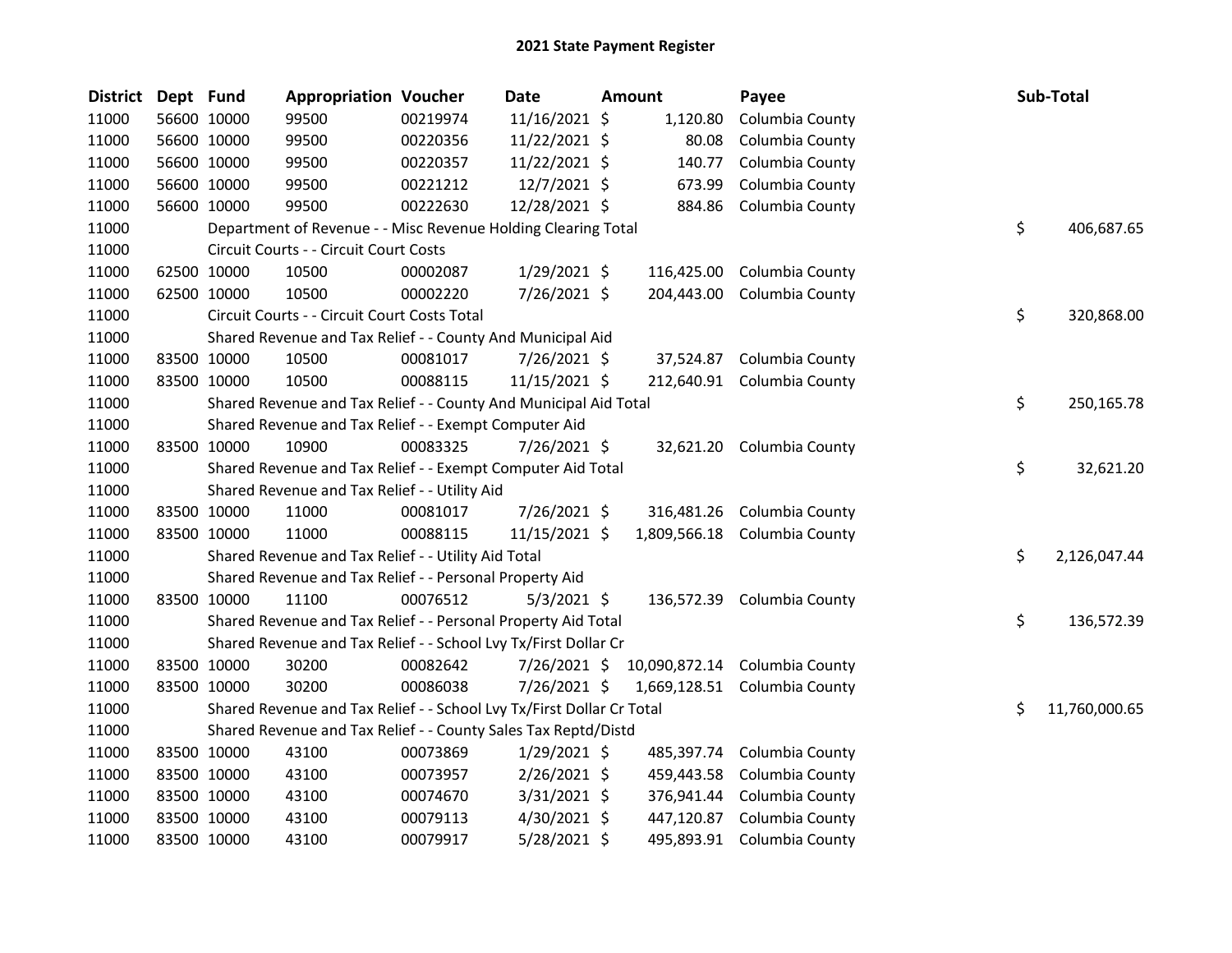# 2021 State Payment Register

| District | Dept | Fund | Appropriation | Voucher | Date | Amount | Payee | Sub-Total |
|---|---|---|---|---|---|---|---|---|
| 11000 | 56600 | 10000 | 99500 | 00219974 | 11/16/2021 | $ 1,120.80 | Columbia County | |
| 11000 | 56600 | 10000 | 99500 | 00220356 | 11/22/2021 | $ 80.08 | Columbia County | |
| 11000 | 56600 | 10000 | 99500 | 00220357 | 11/22/2021 | $ 140.77 | Columbia County | |
| 11000 | 56600 | 10000 | 99500 | 00221212 | 12/7/2021 | $ 673.99 | Columbia County | |
| 11000 | 56600 | 10000 | 99500 | 00222630 | 12/28/2021 | $ 884.86 | Columbia County | |
| 11000 | | Department of Revenue - - Misc Revenue Holding Clearing Total | | | | | | $ 406,687.65 |
| 11000 | | Circuit Courts - - Circuit Court Costs | | | | | | |
| 11000 | 62500 | 10000 | 10500 | 00002087 | 1/29/2021 | $ 116,425.00 | Columbia County | |
| 11000 | 62500 | 10000 | 10500 | 00002220 | 7/26/2021 | $ 204,443.00 | Columbia County | |
| 11000 | | Circuit Courts - - Circuit Court Costs Total | | | | | | $ 320,868.00 |
| 11000 | | Shared Revenue and Tax Relief - - County And Municipal Aid | | | | | | |
| 11000 | 83500 | 10000 | 10500 | 00081017 | 7/26/2021 | $ 37,524.87 | Columbia County | |
| 11000 | 83500 | 10000 | 10500 | 00088115 | 11/15/2021 | $ 212,640.91 | Columbia County | |
| 11000 | | Shared Revenue and Tax Relief - - County And Municipal Aid Total | | | | | | $ 250,165.78 |
| 11000 | | Shared Revenue and Tax Relief - - Exempt Computer Aid | | | | | | |
| 11000 | 83500 | 10000 | 10900 | 00083325 | 7/26/2021 | $ 32,621.20 | Columbia County | |
| 11000 | | Shared Revenue and Tax Relief - - Exempt Computer Aid Total | | | | | | $ 32,621.20 |
| 11000 | | Shared Revenue and Tax Relief - - Utility Aid | | | | | | |
| 11000 | 83500 | 10000 | 11000 | 00081017 | 7/26/2021 | $ 316,481.26 | Columbia County | |
| 11000 | 83500 | 10000 | 11000 | 00088115 | 11/15/2021 | $ 1,809,566.18 | Columbia County | |
| 11000 | | Shared Revenue and Tax Relief - - Utility Aid Total | | | | | | $ 2,126,047.44 |
| 11000 | | Shared Revenue and Tax Relief - - Personal Property Aid | | | | | | |
| 11000 | 83500 | 10000 | 11100 | 00076512 | 5/3/2021 | $ 136,572.39 | Columbia County | |
| 11000 | | Shared Revenue and Tax Relief - - Personal Property Aid Total | | | | | | $ 136,572.39 |
| 11000 | | Shared Revenue and Tax Relief - - School Lvy Tx/First Dollar Cr | | | | | | |
| 11000 | 83500 | 10000 | 30200 | 00082642 | 7/26/2021 | $ 10,090,872.14 | Columbia County | |
| 11000 | 83500 | 10000 | 30200 | 00086038 | 7/26/2021 | $ 1,669,128.51 | Columbia County | |
| 11000 | | Shared Revenue and Tax Relief - - School Lvy Tx/First Dollar Cr Total | | | | | | $ 11,760,000.65 |
| 11000 | | Shared Revenue and Tax Relief - - County Sales Tax Reptd/Distd | | | | | | |
| 11000 | 83500 | 10000 | 43100 | 00073869 | 1/29/2021 | $ 485,397.74 | Columbia County | |
| 11000 | 83500 | 10000 | 43100 | 00073957 | 2/26/2021 | $ 459,443.58 | Columbia County | |
| 11000 | 83500 | 10000 | 43100 | 00074670 | 3/31/2021 | $ 376,941.44 | Columbia County | |
| 11000 | 83500 | 10000 | 43100 | 00079113 | 4/30/2021 | $ 447,120.87 | Columbia County | |
| 11000 | 83500 | 10000 | 43100 | 00079917 | 5/28/2021 | $ 495,893.91 | Columbia County | |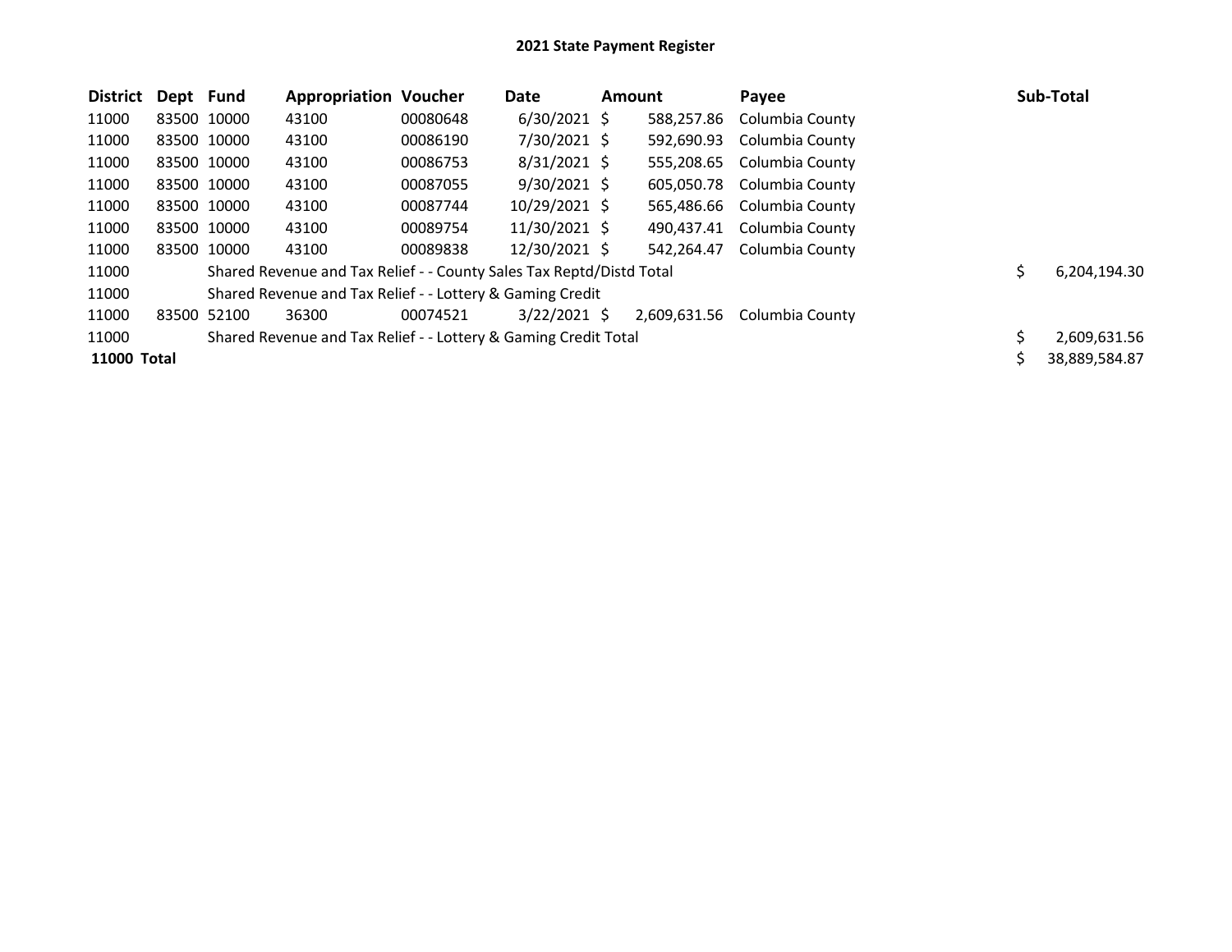# 2021 State Payment Register

| District | Dept | Fund | Appropriation | Voucher | Date | Amount | Payee | Sub-Total |
|---|---|---|---|---|---|---|---|---|
| 11000 | 83500 | 10000 | 43100 | 00080648 | 6/30/2021 | $ 588,257.86 | Columbia County | |
| 11000 | 83500 | 10000 | 43100 | 00086190 | 7/30/2021 | $ 592,690.93 | Columbia County | |
| 11000 | 83500 | 10000 | 43100 | 00086753 | 8/31/2021 | $ 555,208.65 | Columbia County | |
| 11000 | 83500 | 10000 | 43100 | 00087055 | 9/30/2021 | $ 605,050.78 | Columbia County | |
| 11000 | 83500 | 10000 | 43100 | 00087744 | 10/29/2021 | $ 565,486.66 | Columbia County | |
| 11000 | 83500 | 10000 | 43100 | 00089754 | 11/30/2021 | $ 490,437.41 | Columbia County | |
| 11000 | 83500 | 10000 | 43100 | 00089838 | 12/30/2021 | $ 542,264.47 | Columbia County | |
| 11000 | | Shared Revenue and Tax Relief - - County Sales Tax Reptd/Distd Total | | | | | | $ 6,204,194.30 |
| 11000 | | Shared Revenue and Tax Relief - - Lottery & Gaming Credit | | | | | | |
| 11000 | 83500 | 52100 | 36300 | 00074521 | 3/22/2021 | $ 2,609,631.56 | Columbia County | |
| 11000 | | Shared Revenue and Tax Relief - - Lottery & Gaming Credit Total | | | | | | $ 2,609,631.56 |
| **11000 Total** | | | | | | | | $ 38,889,584.87 |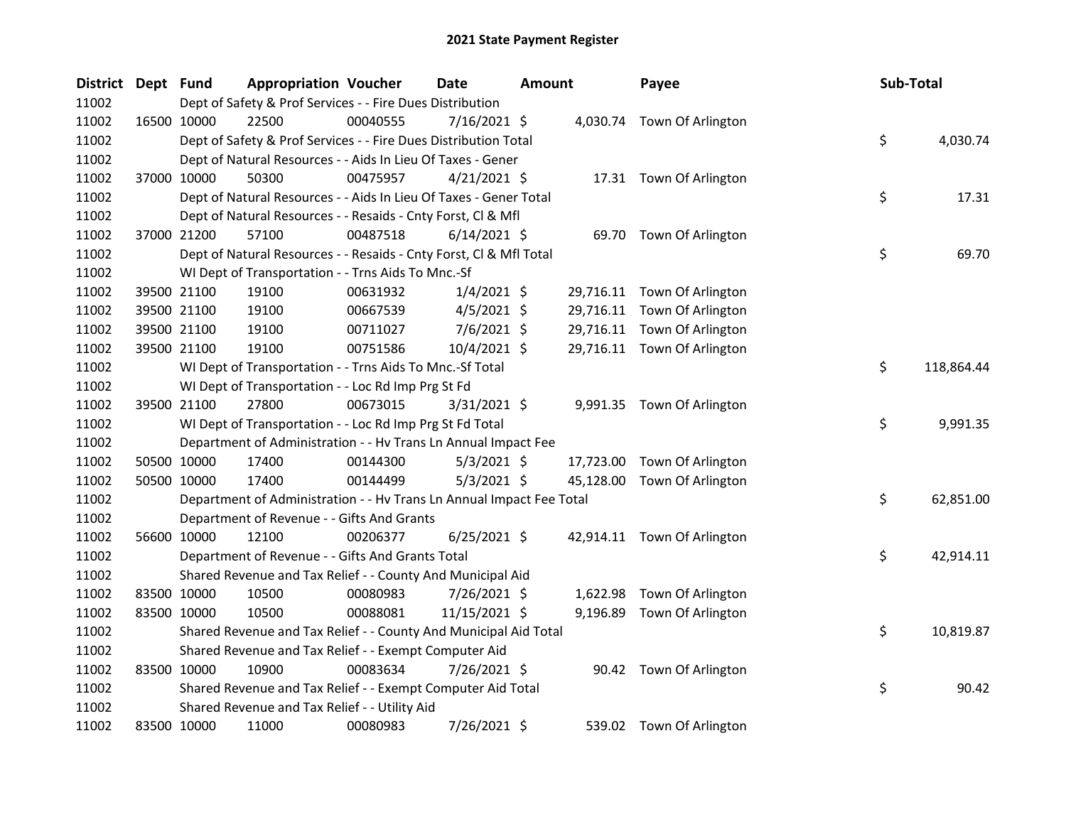# 2021 State Payment Register

| District | Dept | Fund | Appropriation | Voucher | Date | Amount | Payee | Sub-Total |
|---|---|---|---|---|---|---|---|---|
| 11002 | | | Dept of Safety & Prof Services - - Fire Dues Distribution | | | | | |
| 11002 | 16500 | 10000 | 22500 | 00040555 | 7/16/2021 | $ 4,030.74 | Town Of Arlington | |
| 11002 | | | Dept of Safety & Prof Services - - Fire Dues Distribution Total | | | | | $ 4,030.74 |
| 11002 | | | Dept of Natural Resources - - Aids In Lieu Of Taxes - Gener | | | | | |
| 11002 | 37000 | 10000 | 50300 | 00475957 | 4/21/2021 | $ 17.31 | Town Of Arlington | |
| 11002 | | | Dept of Natural Resources - - Aids In Lieu Of Taxes - Gener Total | | | | | $ 17.31 |
| 11002 | | | Dept of Natural Resources - - Resaids - Cnty Forst, Cl & Mfl | | | | | |
| 11002 | 37000 | 21200 | 57100 | 00487518 | 6/14/2021 | $ 69.70 | Town Of Arlington | |
| 11002 | | | Dept of Natural Resources - - Resaids - Cnty Forst, Cl & Mfl Total | | | | | $ 69.70 |
| 11002 | | | WI Dept of Transportation - - Trns Aids To Mnc.-Sf | | | | | |
| 11002 | 39500 | 21100 | 19100 | 00631932 | 1/4/2021 | $ 29,716.11 | Town Of Arlington | |
| 11002 | 39500 | 21100 | 19100 | 00667539 | 4/5/2021 | $ 29,716.11 | Town Of Arlington | |
| 11002 | 39500 | 21100 | 19100 | 00711027 | 7/6/2021 | $ 29,716.11 | Town Of Arlington | |
| 11002 | 39500 | 21100 | 19100 | 00751586 | 10/4/2021 | $ 29,716.11 | Town Of Arlington | |
| 11002 | | | WI Dept of Transportation - - Trns Aids To Mnc.-Sf Total | | | | | $ 118,864.44 |
| 11002 | | | WI Dept of Transportation - - Loc Rd Imp Prg St Fd | | | | | |
| 11002 | 39500 | 21100 | 27800 | 00673015 | 3/31/2021 | $ 9,991.35 | Town Of Arlington | |
| 11002 | | | WI Dept of Transportation - - Loc Rd Imp Prg St Fd Total | | | | | $ 9,991.35 |
| 11002 | | | Department of Administration - - Hv Trans Ln Annual Impact Fee | | | | | |
| 11002 | 50500 | 10000 | 17400 | 00144300 | 5/3/2021 | $ 17,723.00 | Town Of Arlington | |
| 11002 | 50500 | 10000 | 17400 | 00144499 | 5/3/2021 | $ 45,128.00 | Town Of Arlington | |
| 11002 | | | Department of Administration - - Hv Trans Ln Annual Impact Fee Total | | | | | $ 62,851.00 |
| 11002 | | | Department of Revenue - - Gifts And Grants | | | | | |
| 11002 | 56600 | 10000 | 12100 | 00206377 | 6/25/2021 | $ 42,914.11 | Town Of Arlington | |
| 11002 | | | Department of Revenue - - Gifts And Grants Total | | | | | $ 42,914.11 |
| 11002 | | | Shared Revenue and Tax Relief - - County And Municipal Aid | | | | | |
| 11002 | 83500 | 10000 | 10500 | 00080983 | 7/26/2021 | $ 1,622.98 | Town Of Arlington | |
| 11002 | 83500 | 10000 | 10500 | 00088081 | 11/15/2021 | $ 9,196.89 | Town Of Arlington | |
| 11002 | | | Shared Revenue and Tax Relief - - County And Municipal Aid Total | | | | | $ 10,819.87 |
| 11002 | | | Shared Revenue and Tax Relief - - Exempt Computer Aid | | | | | |
| 11002 | 83500 | 10000 | 10900 | 00083634 | 7/26/2021 | $ 90.42 | Town Of Arlington | |
| 11002 | | | Shared Revenue and Tax Relief - - Exempt Computer Aid Total | | | | | $ 90.42 |
| 11002 | | | Shared Revenue and Tax Relief - - Utility Aid | | | | | |
| 11002 | 83500 | 10000 | 11000 | 00080983 | 7/26/2021 | $ 539.02 | Town Of Arlington | |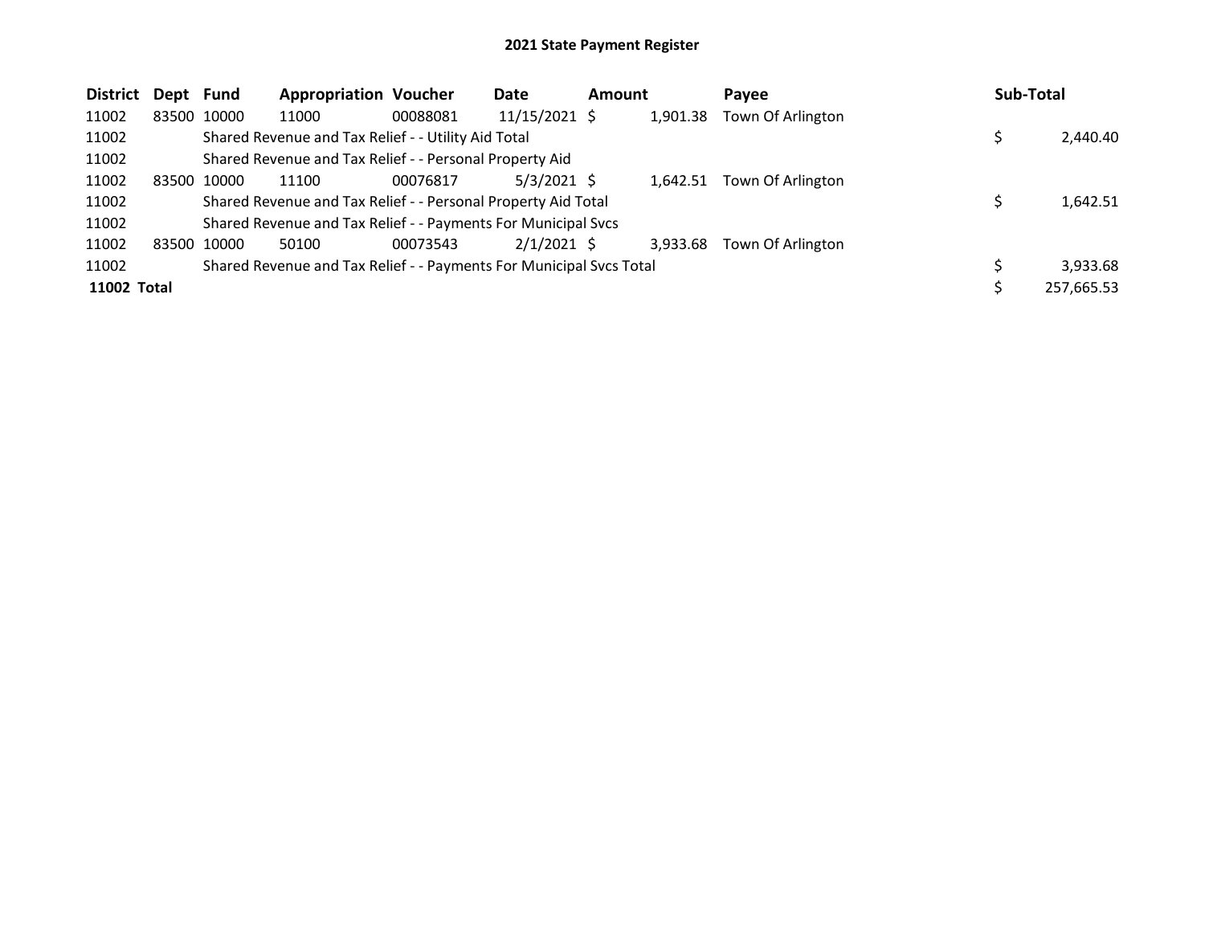## 2021 State Payment Register

| District | Dept | Fund | Appropriation | Voucher | Date | Amount | Payee | Sub-Total |
|---|---|---|---|---|---|---|---|---|
| 11002 | 83500 | 10000 | 11000 | 00088081 | 11/15/2021 | $ 1,901.38 | Town Of Arlington | |
| 11002 | | Shared Revenue and Tax Relief - - Utility Aid Total | | | | | | $ 2,440.40 |
| 11002 | | Shared Revenue and Tax Relief - - Personal Property Aid | | | | | | |
| 11002 | 83500 | 10000 | 11100 | 00076817 | 5/3/2021 | $ 1,642.51 | Town Of Arlington | |
| 11002 | | Shared Revenue and Tax Relief - - Personal Property Aid Total | | | | | | $ 1,642.51 |
| 11002 | | Shared Revenue and Tax Relief - - Payments For Municipal Svcs | | | | | | |
| 11002 | 83500 | 10000 | 50100 | 00073543 | 2/1/2021 | $ 3,933.68 | Town Of Arlington | |
| 11002 | | Shared Revenue and Tax Relief - - Payments For Municipal Svcs Total | | | | | | $ 3,933.68 |
| **11002 Total** | | | | | | | | $ 257,665.53 |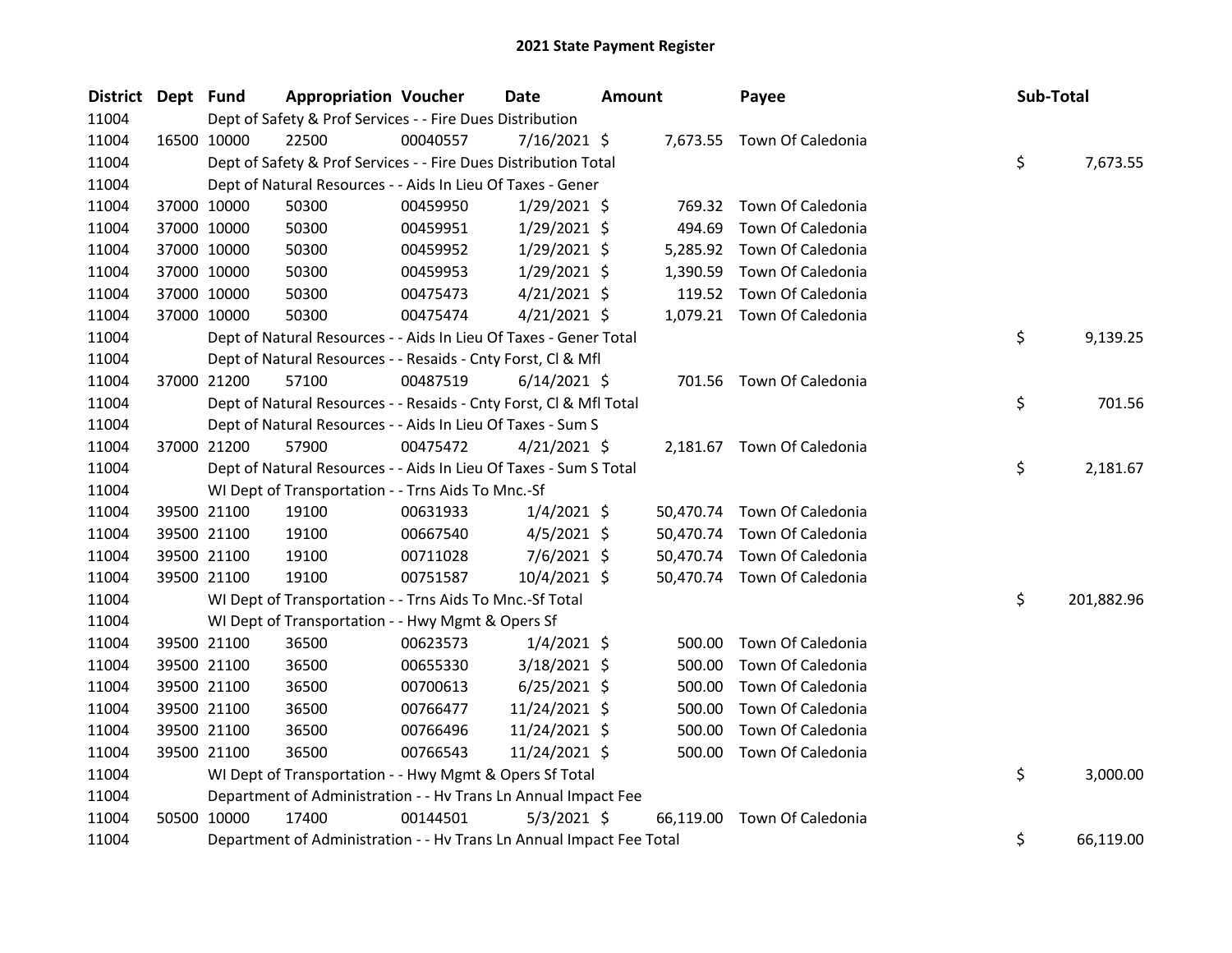# 2021 State Payment Register

| District | Dept | Fund | Appropriation | Voucher | Date | Amount | Payee | Sub-Total |
|---|---|---|---|---|---|---|---|---|
| 11004 | | Dept of Safety & Prof Services - - Fire Dues Distribution | | | | | | |
| 11004 | 16500 | 10000 | 22500 | 00040557 | 7/16/2021 | $ 7,673.55 | Town Of Caledonia | |
| 11004 | | Dept of Safety & Prof Services - - Fire Dues Distribution Total | | | | | | $ 7,673.55 |
| 11004 | | Dept of Natural Resources - - Aids In Lieu Of Taxes - Gener | | | | | | |
| 11004 | 37000 | 10000 | 50300 | 00459950 | 1/29/2021 | $ 769.32 | Town Of Caledonia | |
| 11004 | 37000 | 10000 | 50300 | 00459951 | 1/29/2021 | $ 494.69 | Town Of Caledonia | |
| 11004 | 37000 | 10000 | 50300 | 00459952 | 1/29/2021 | $ 5,285.92 | Town Of Caledonia | |
| 11004 | 37000 | 10000 | 50300 | 00459953 | 1/29/2021 | $ 1,390.59 | Town Of Caledonia | |
| 11004 | 37000 | 10000 | 50300 | 00475473 | 4/21/2021 | $ 119.52 | Town Of Caledonia | |
| 11004 | 37000 | 10000 | 50300 | 00475474 | 4/21/2021 | $ 1,079.21 | Town Of Caledonia | |
| 11004 | | Dept of Natural Resources - - Aids In Lieu Of Taxes - Gener Total | | | | | | $ 9,139.25 |
| 11004 | | Dept of Natural Resources - - Resaids - Cnty Forst, Cl & Mfl | | | | | | |
| 11004 | 37000 | 21200 | 57100 | 00487519 | 6/14/2021 | $ 701.56 | Town Of Caledonia | |
| 11004 | | Dept of Natural Resources - - Resaids - Cnty Forst, Cl & Mfl Total | | | | | | $ 701.56 |
| 11004 | | Dept of Natural Resources - - Aids In Lieu Of Taxes - Sum S | | | | | | |
| 11004 | 37000 | 21200 | 57900 | 00475472 | 4/21/2021 | $ 2,181.67 | Town Of Caledonia | |
| 11004 | | Dept of Natural Resources - - Aids In Lieu Of Taxes - Sum S Total | | | | | | $ 2,181.67 |
| 11004 | | WI Dept of Transportation - - Trns Aids To Mnc.-Sf | | | | | | |
| 11004 | 39500 | 21100 | 19100 | 00631933 | 1/4/2021 | $ 50,470.74 | Town Of Caledonia | |
| 11004 | 39500 | 21100 | 19100 | 00667540 | 4/5/2021 | $ 50,470.74 | Town Of Caledonia | |
| 11004 | 39500 | 21100 | 19100 | 00711028 | 7/6/2021 | $ 50,470.74 | Town Of Caledonia | |
| 11004 | 39500 | 21100 | 19100 | 00751587 | 10/4/2021 | $ 50,470.74 | Town Of Caledonia | |
| 11004 | | WI Dept of Transportation - - Trns Aids To Mnc.-Sf Total | | | | | | $ 201,882.96 |
| 11004 | | WI Dept of Transportation - - Hwy Mgmt & Opers Sf | | | | | | |
| 11004 | 39500 | 21100 | 36500 | 00623573 | 1/4/2021 | $ 500.00 | Town Of Caledonia | |
| 11004 | 39500 | 21100 | 36500 | 00655330 | 3/18/2021 | $ 500.00 | Town Of Caledonia | |
| 11004 | 39500 | 21100 | 36500 | 00700613 | 6/25/2021 | $ 500.00 | Town Of Caledonia | |
| 11004 | 39500 | 21100 | 36500 | 00766477 | 11/24/2021 | $ 500.00 | Town Of Caledonia | |
| 11004 | 39500 | 21100 | 36500 | 00766496 | 11/24/2021 | $ 500.00 | Town Of Caledonia | |
| 11004 | 39500 | 21100 | 36500 | 00766543 | 11/24/2021 | $ 500.00 | Town Of Caledonia | |
| 11004 | | WI Dept of Transportation - - Hwy Mgmt & Opers Sf Total | | | | | | $ 3,000.00 |
| 11004 | | Department of Administration - - Hv Trans Ln Annual Impact Fee | | | | | | |
| 11004 | 50500 | 10000 | 17400 | 00144501 | 5/3/2021 | $ 66,119.00 | Town Of Caledonia | |
| 11004 | | Department of Administration - - Hv Trans Ln Annual Impact Fee Total | | | | | | $ 66,119.00 |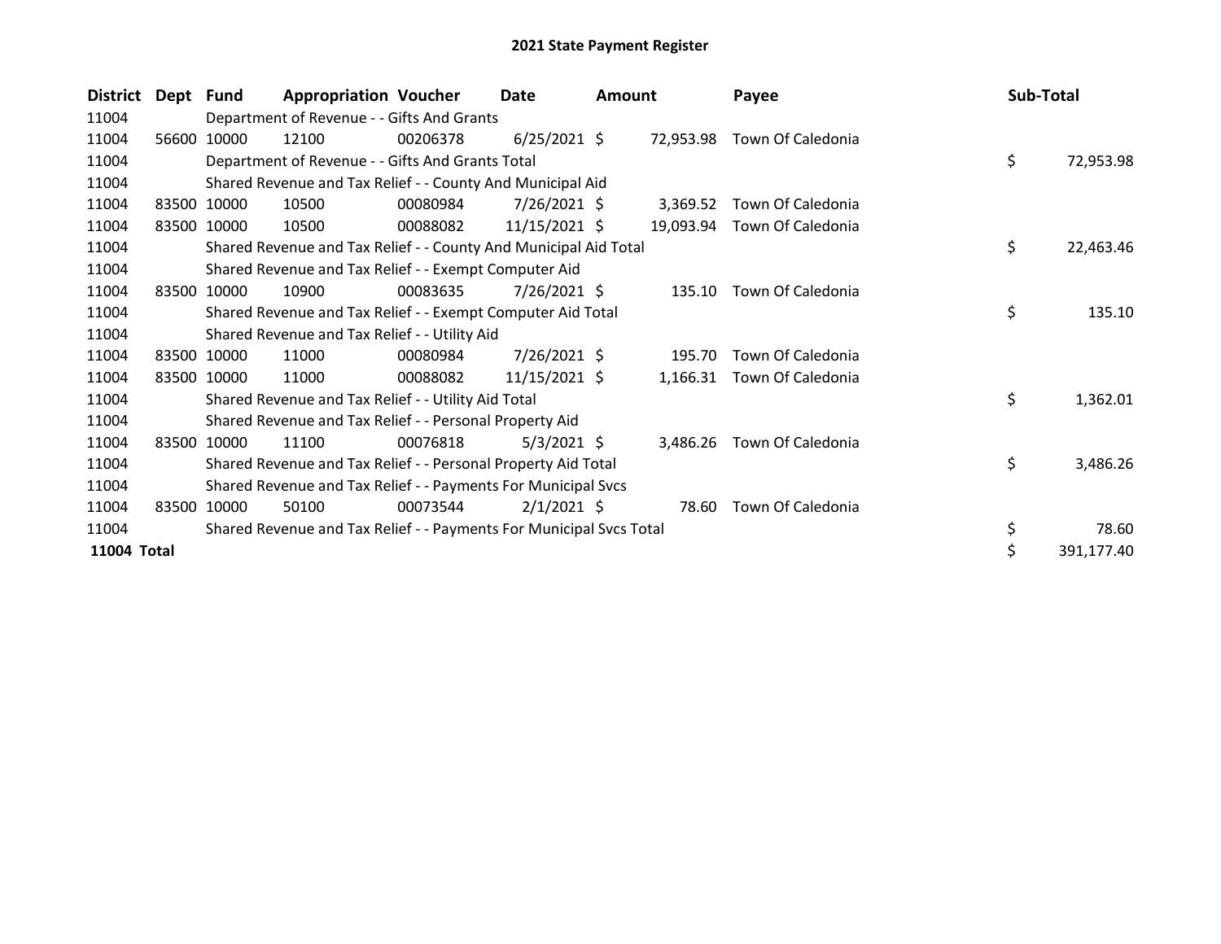# 2021 State Payment Register

| District | Dept | Fund | Appropriation | Voucher | Date | Amount | Payee | Sub-Total |
|---|---|---|---|---|---|---|---|---|
| 11004 | | Department of Revenue - - Gifts And Grants | | | | | | |
| 11004 | 56600 | 10000 | 12100 | 00206378 | 6/25/2021 | $ 72,953.98 | Town Of Caledonia | |
| 11004 | | Department of Revenue - - Gifts And Grants Total | | | | | | $ 72,953.98 |
| 11004 | | Shared Revenue and Tax Relief - - County And Municipal Aid | | | | | | |
| 11004 | 83500 | 10000 | 10500 | 00080984 | 7/26/2021 | $ 3,369.52 | Town Of Caledonia | |
| 11004 | 83500 | 10000 | 10500 | 00088082 | 11/15/2021 | $ 19,093.94 | Town Of Caledonia | |
| 11004 | | Shared Revenue and Tax Relief - - County And Municipal Aid Total | | | | | | $ 22,463.46 |
| 11004 | | Shared Revenue and Tax Relief - - Exempt Computer Aid | | | | | | |
| 11004 | 83500 | 10000 | 10900 | 00083635 | 7/26/2021 | $ 135.10 | Town Of Caledonia | |
| 11004 | | Shared Revenue and Tax Relief - - Exempt Computer Aid Total | | | | | | $ 135.10 |
| 11004 | | Shared Revenue and Tax Relief - - Utility Aid | | | | | | |
| 11004 | 83500 | 10000 | 11000 | 00080984 | 7/26/2021 | $ 195.70 | Town Of Caledonia | |
| 11004 | 83500 | 10000 | 11000 | 00088082 | 11/15/2021 | $ 1,166.31 | Town Of Caledonia | |
| 11004 | | Shared Revenue and Tax Relief - - Utility Aid Total | | | | | | $ 1,362.01 |
| 11004 | | Shared Revenue and Tax Relief - - Personal Property Aid | | | | | | |
| 11004 | 83500 | 10000 | 11100 | 00076818 | 5/3/2021 | $ 3,486.26 | Town Of Caledonia | |
| 11004 | | Shared Revenue and Tax Relief - - Personal Property Aid Total | | | | | | $ 3,486.26 |
| 11004 | | Shared Revenue and Tax Relief - - Payments For Municipal Svcs | | | | | | |
| 11004 | 83500 | 10000 | 50100 | 00073544 | 2/1/2021 | $ 78.60 | Town Of Caledonia | |
| 11004 | | Shared Revenue and Tax Relief - - Payments For Municipal Svcs Total | | | | | | $ 78.60 |
| **11004 Total** | | | | | | | | $ 391,177.40 |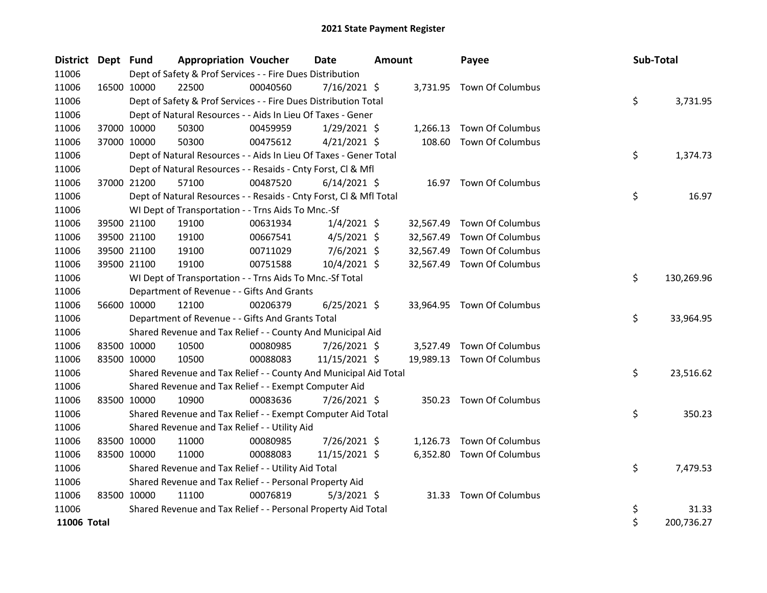# 2021 State Payment Register

| District | Dept | Fund | Appropriation | Voucher | Date | Amount | Payee | Sub-Total |
|---|---|---|---|---|---|---|---|---|
| 11006 | | Dept of Safety & Prof Services - - Fire Dues Distribution | | | | | | |
| 11006 | 16500 | 10000 | 22500 | 00040560 | 7/16/2021 | $ 3,731.95 | Town Of Columbus | |
| 11006 | | Dept of Safety & Prof Services - - Fire Dues Distribution Total | | | | | | $ 3,731.95 |
| 11006 | | Dept of Natural Resources - - Aids In Lieu Of Taxes - Gener | | | | | | |
| 11006 | 37000 | 10000 | 50300 | 00459959 | 1/29/2021 | $ 1,266.13 | Town Of Columbus | |
| 11006 | 37000 | 10000 | 50300 | 00475612 | 4/21/2021 | $ 108.60 | Town Of Columbus | |
| 11006 | | Dept of Natural Resources - - Aids In Lieu Of Taxes - Gener Total | | | | | | $ 1,374.73 |
| 11006 | | Dept of Natural Resources - - Resaids - Cnty Forst, Cl & Mfl | | | | | | |
| 11006 | 37000 | 21200 | 57100 | 00487520 | 6/14/2021 | $ 16.97 | Town Of Columbus | |
| 11006 | | Dept of Natural Resources - - Resaids - Cnty Forst, Cl & Mfl Total | | | | | | $ 16.97 |
| 11006 | | WI Dept of Transportation - - Trns Aids To Mnc.-Sf | | | | | | |
| 11006 | 39500 | 21100 | 19100 | 00631934 | 1/4/2021 | $ 32,567.49 | Town Of Columbus | |
| 11006 | 39500 | 21100 | 19100 | 00667541 | 4/5/2021 | $ 32,567.49 | Town Of Columbus | |
| 11006 | 39500 | 21100 | 19100 | 00711029 | 7/6/2021 | $ 32,567.49 | Town Of Columbus | |
| 11006 | 39500 | 21100 | 19100 | 00751588 | 10/4/2021 | $ 32,567.49 | Town Of Columbus | |
| 11006 | | WI Dept of Transportation - - Trns Aids To Mnc.-Sf Total | | | | | | $ 130,269.96 |
| 11006 | | Department of Revenue - - Gifts And Grants | | | | | | |
| 11006 | 56600 | 10000 | 12100 | 00206379 | 6/25/2021 | $ 33,964.95 | Town Of Columbus | |
| 11006 | | Department of Revenue - - Gifts And Grants Total | | | | | | $ 33,964.95 |
| 11006 | | Shared Revenue and Tax Relief - - County And Municipal Aid | | | | | | |
| 11006 | 83500 | 10000 | 10500 | 00080985 | 7/26/2021 | $ 3,527.49 | Town Of Columbus | |
| 11006 | 83500 | 10000 | 10500 | 00088083 | 11/15/2021 | $ 19,989.13 | Town Of Columbus | |
| 11006 | | Shared Revenue and Tax Relief - - County And Municipal Aid Total | | | | | | $ 23,516.62 |
| 11006 | | Shared Revenue and Tax Relief - - Exempt Computer Aid | | | | | | |
| 11006 | 83500 | 10000 | 10900 | 00083636 | 7/26/2021 | $ 350.23 | Town Of Columbus | |
| 11006 | | Shared Revenue and Tax Relief - - Exempt Computer Aid Total | | | | | | $ 350.23 |
| 11006 | | Shared Revenue and Tax Relief - - Utility Aid | | | | | | |
| 11006 | 83500 | 10000 | 11000 | 00080985 | 7/26/2021 | $ 1,126.73 | Town Of Columbus | |
| 11006 | 83500 | 10000 | 11000 | 00088083 | 11/15/2021 | $ 6,352.80 | Town Of Columbus | |
| 11006 | | Shared Revenue and Tax Relief - - Utility Aid Total | | | | | | $ 7,479.53 |
| 11006 | | Shared Revenue and Tax Relief - - Personal Property Aid | | | | | | |
| 11006 | 83500 | 10000 | 11100 | 00076819 | 5/3/2021 | $ 31.33 | Town Of Columbus | |
| 11006 | | Shared Revenue and Tax Relief - - Personal Property Aid Total | | | | | | $ 31.33 |
| **11006 Total** | | | | | | | | $ 200,736.27 |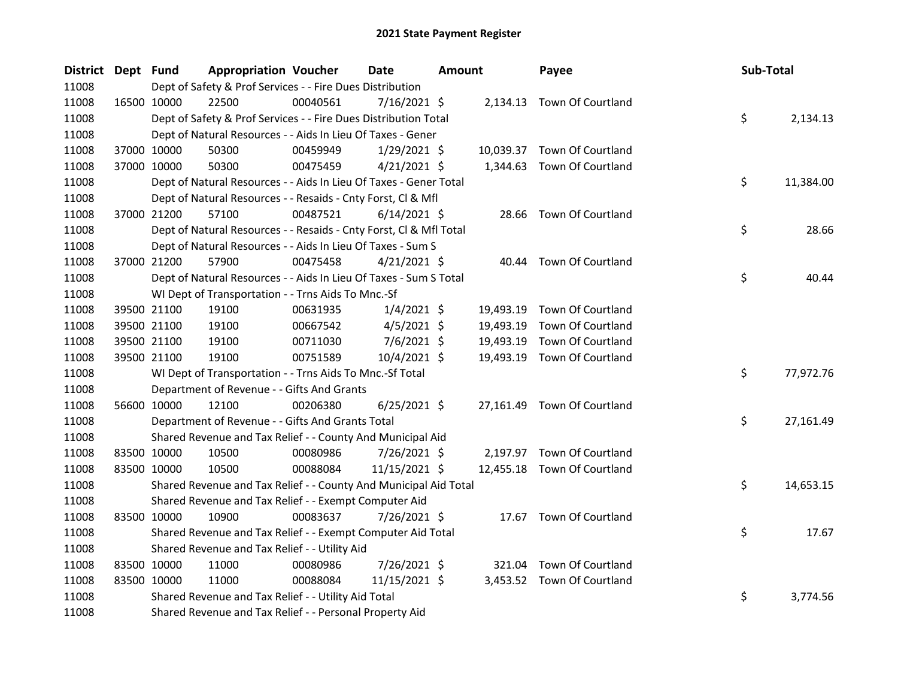# 2021 State Payment Register

| District | Dept | Fund | Appropriation | Voucher | Date | Amount | Payee | Sub-Total |
|---|---|---|---|---|---|---|---|---|
| 11008 | | | Dept of Safety & Prof Services - - Fire Dues Distribution | | | | | |
| 11008 | 16500 | 10000 | 22500 | 00040561 | 7/16/2021 | $ 2,134.13 | Town Of Courtland | |
| 11008 | | | Dept of Safety & Prof Services - - Fire Dues Distribution Total | | | | | $ 2,134.13 |
| 11008 | | | Dept of Natural Resources - - Aids In Lieu Of Taxes - Gener | | | | | |
| 11008 | 37000 | 10000 | 50300 | 00459949 | 1/29/2021 | $ 10,039.37 | Town Of Courtland | |
| 11008 | 37000 | 10000 | 50300 | 00475459 | 4/21/2021 | $ 1,344.63 | Town Of Courtland | |
| 11008 | | | Dept of Natural Resources - - Aids In Lieu Of Taxes - Gener Total | | | | | $ 11,384.00 |
| 11008 | | | Dept of Natural Resources - - Resaids - Cnty Forst, Cl & Mfl | | | | | |
| 11008 | 37000 | 21200 | 57100 | 00487521 | 6/14/2021 | $ 28.66 | Town Of Courtland | |
| 11008 | | | Dept of Natural Resources - - Resaids - Cnty Forst, Cl & Mfl Total | | | | | $ 28.66 |
| 11008 | | | Dept of Natural Resources - - Aids In Lieu Of Taxes - Sum S | | | | | |
| 11008 | 37000 | 21200 | 57900 | 00475458 | 4/21/2021 | $ 40.44 | Town Of Courtland | |
| 11008 | | | Dept of Natural Resources - - Aids In Lieu Of Taxes - Sum S Total | | | | | $ 40.44 |
| 11008 | | | WI Dept of Transportation - - Trns Aids To Mnc.-Sf | | | | | |
| 11008 | 39500 | 21100 | 19100 | 00631935 | 1/4/2021 | $ 19,493.19 | Town Of Courtland | |
| 11008 | 39500 | 21100 | 19100 | 00667542 | 4/5/2021 | $ 19,493.19 | Town Of Courtland | |
| 11008 | 39500 | 21100 | 19100 | 00711030 | 7/6/2021 | $ 19,493.19 | Town Of Courtland | |
| 11008 | 39500 | 21100 | 19100 | 00751589 | 10/4/2021 | $ 19,493.19 | Town Of Courtland | |
| 11008 | | | WI Dept of Transportation - - Trns Aids To Mnc.-Sf Total | | | | | $ 77,972.76 |
| 11008 | | | Department of Revenue - - Gifts And Grants | | | | | |
| 11008 | 56600 | 10000 | 12100 | 00206380 | 6/25/2021 | $ 27,161.49 | Town Of Courtland | |
| 11008 | | | Department of Revenue - - Gifts And Grants Total | | | | | $ 27,161.49 |
| 11008 | | | Shared Revenue and Tax Relief - - County And Municipal Aid | | | | | |
| 11008 | 83500 | 10000 | 10500 | 00080986 | 7/26/2021 | $ 2,197.97 | Town Of Courtland | |
| 11008 | 83500 | 10000 | 10500 | 00088084 | 11/15/2021 | $ 12,455.18 | Town Of Courtland | |
| 11008 | | | Shared Revenue and Tax Relief - - County And Municipal Aid Total | | | | | $ 14,653.15 |
| 11008 | | | Shared Revenue and Tax Relief - - Exempt Computer Aid | | | | | |
| 11008 | 83500 | 10000 | 10900 | 00083637 | 7/26/2021 | $ 17.67 | Town Of Courtland | |
| 11008 | | | Shared Revenue and Tax Relief - - Exempt Computer Aid Total | | | | | $ 17.67 |
| 11008 | | | Shared Revenue and Tax Relief - - Utility Aid | | | | | |
| 11008 | 83500 | 10000 | 11000 | 00080986 | 7/26/2021 | $ 321.04 | Town Of Courtland | |
| 11008 | 83500 | 10000 | 11000 | 00088084 | 11/15/2021 | $ 3,453.52 | Town Of Courtland | |
| 11008 | | | Shared Revenue and Tax Relief - - Utility Aid Total | | | | | $ 3,774.56 |
| 11008 | | | Shared Revenue and Tax Relief - - Personal Property Aid | | | | | |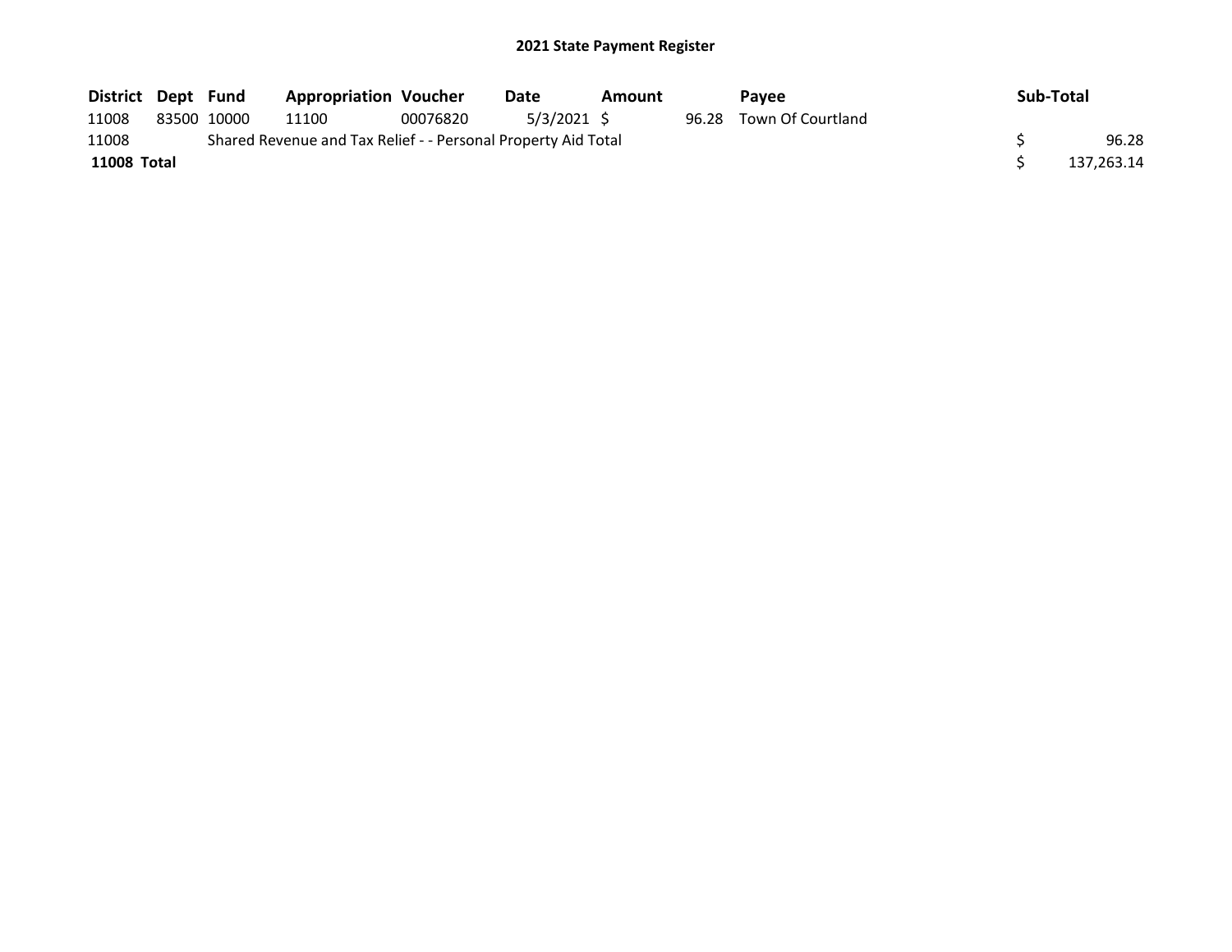# 2021 State Payment Register

| District | Dept | Fund | Appropriation | Voucher | Date | Amount | Payee | Sub-Total |
|---|---|---|---|---|---|---|---|---|
| 11008 | 83500 | 10000 | 11100 | 00076820 | 5/3/2021 | $ 96.28 | Town Of Courtland | |
| 11008 | | Shared Revenue and Tax Relief - - Personal Property Aid Total | | | | | | $ 96.28 |
| **11008 Total** | | | | | | | | $ 137,263.14 |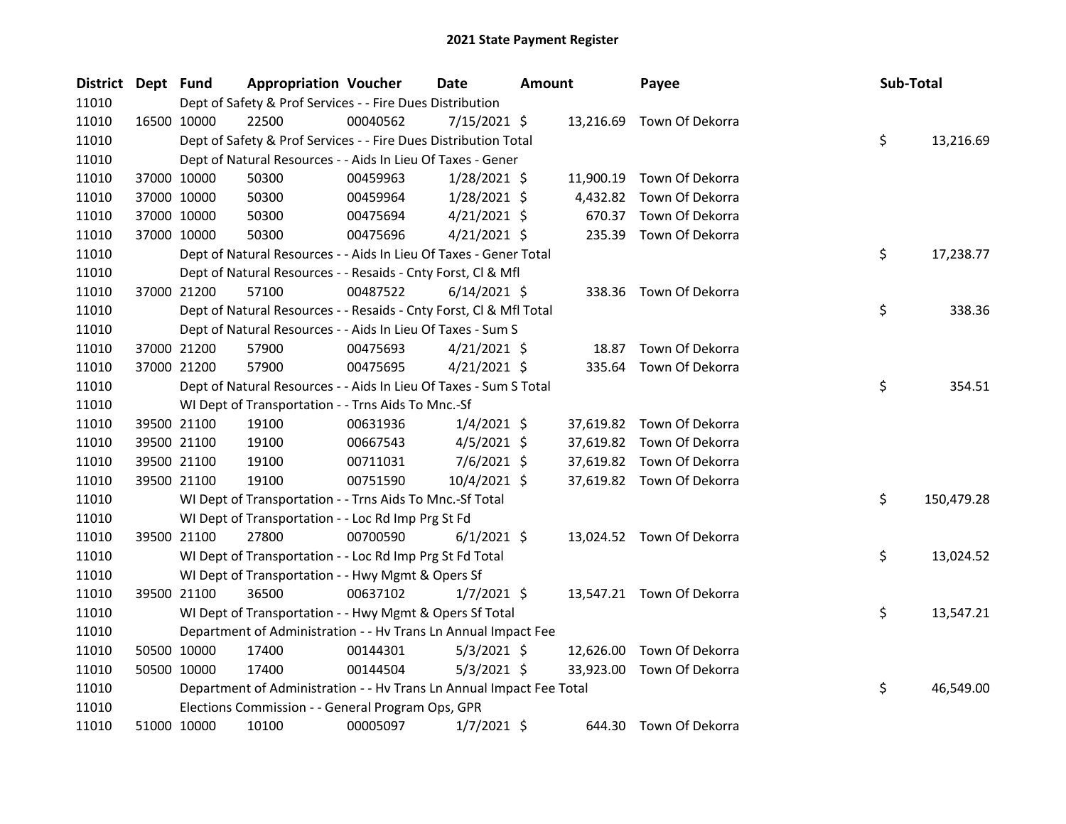# 2021 State Payment Register

| District | Dept | Fund | Appropriation | Voucher | Date | Amount | Payee | Sub-Total |
|---|---|---|---|---|---|---|---|---|
| 11010 | | Dept of Safety & Prof Services - - Fire Dues Distribution | | | | | | |
| 11010 | 16500 | 10000 | 22500 | 00040562 | 7/15/2021 | $ 13,216.69 | Town Of Dekorra | |
| 11010 | | Dept of Safety & Prof Services - - Fire Dues Distribution Total | | | | | | $ 13,216.69 |
| 11010 | | Dept of Natural Resources - - Aids In Lieu Of Taxes - Gener | | | | | | |
| 11010 | 37000 | 10000 | 50300 | 00459963 | 1/28/2021 | $ 11,900.19 | Town Of Dekorra | |
| 11010 | 37000 | 10000 | 50300 | 00459964 | 1/28/2021 | $ 4,432.82 | Town Of Dekorra | |
| 11010 | 37000 | 10000 | 50300 | 00475694 | 4/21/2021 | $ 670.37 | Town Of Dekorra | |
| 11010 | 37000 | 10000 | 50300 | 00475696 | 4/21/2021 | $ 235.39 | Town Of Dekorra | |
| 11010 | | Dept of Natural Resources - - Aids In Lieu Of Taxes - Gener Total | | | | | | $ 17,238.77 |
| 11010 | | Dept of Natural Resources - - Resaids - Cnty Forst, Cl & Mfl | | | | | | |
| 11010 | 37000 | 21200 | 57100 | 00487522 | 6/14/2021 | $ 338.36 | Town Of Dekorra | |
| 11010 | | Dept of Natural Resources - - Resaids - Cnty Forst, Cl & Mfl Total | | | | | | $ 338.36 |
| 11010 | | Dept of Natural Resources - - Aids In Lieu Of Taxes - Sum S | | | | | | |
| 11010 | 37000 | 21200 | 57900 | 00475693 | 4/21/2021 | $ 18.87 | Town Of Dekorra | |
| 11010 | 37000 | 21200 | 57900 | 00475695 | 4/21/2021 | $ 335.64 | Town Of Dekorra | |
| 11010 | | Dept of Natural Resources - - Aids In Lieu Of Taxes - Sum S Total | | | | | | $ 354.51 |
| 11010 | | WI Dept of Transportation - - Trns Aids To Mnc.-Sf | | | | | | |
| 11010 | 39500 | 21100 | 19100 | 00631936 | 1/4/2021 | $ 37,619.82 | Town Of Dekorra | |
| 11010 | 39500 | 21100 | 19100 | 00667543 | 4/5/2021 | $ 37,619.82 | Town Of Dekorra | |
| 11010 | 39500 | 21100 | 19100 | 00711031 | 7/6/2021 | $ 37,619.82 | Town Of Dekorra | |
| 11010 | 39500 | 21100 | 19100 | 00751590 | 10/4/2021 | $ 37,619.82 | Town Of Dekorra | |
| 11010 | | WI Dept of Transportation - - Trns Aids To Mnc.-Sf Total | | | | | | $ 150,479.28 |
| 11010 | | WI Dept of Transportation - - Loc Rd Imp Prg St Fd | | | | | | |
| 11010 | 39500 | 21100 | 27800 | 00700590 | 6/1/2021 | $ 13,024.52 | Town Of Dekorra | |
| 11010 | | WI Dept of Transportation - - Loc Rd Imp Prg St Fd Total | | | | | | $ 13,024.52 |
| 11010 | | WI Dept of Transportation - - Hwy Mgmt & Opers Sf | | | | | | |
| 11010 | 39500 | 21100 | 36500 | 00637102 | 1/7/2021 | $ 13,547.21 | Town Of Dekorra | |
| 11010 | | WI Dept of Transportation - - Hwy Mgmt & Opers Sf Total | | | | | | $ 13,547.21 |
| 11010 | | Department of Administration - - Hv Trans Ln Annual Impact Fee | | | | | | |
| 11010 | 50500 | 10000 | 17400 | 00144301 | 5/3/2021 | $ 12,626.00 | Town Of Dekorra | |
| 11010 | 50500 | 10000 | 17400 | 00144504 | 5/3/2021 | $ 33,923.00 | Town Of Dekorra | |
| 11010 | | Department of Administration - - Hv Trans Ln Annual Impact Fee Total | | | | | | $ 46,549.00 |
| 11010 | | Elections Commission - - General Program Ops, GPR | | | | | | |
| 11010 | 51000 | 10000 | 10100 | 00005097 | 1/7/2021 | $ 644.30 | Town Of Dekorra | |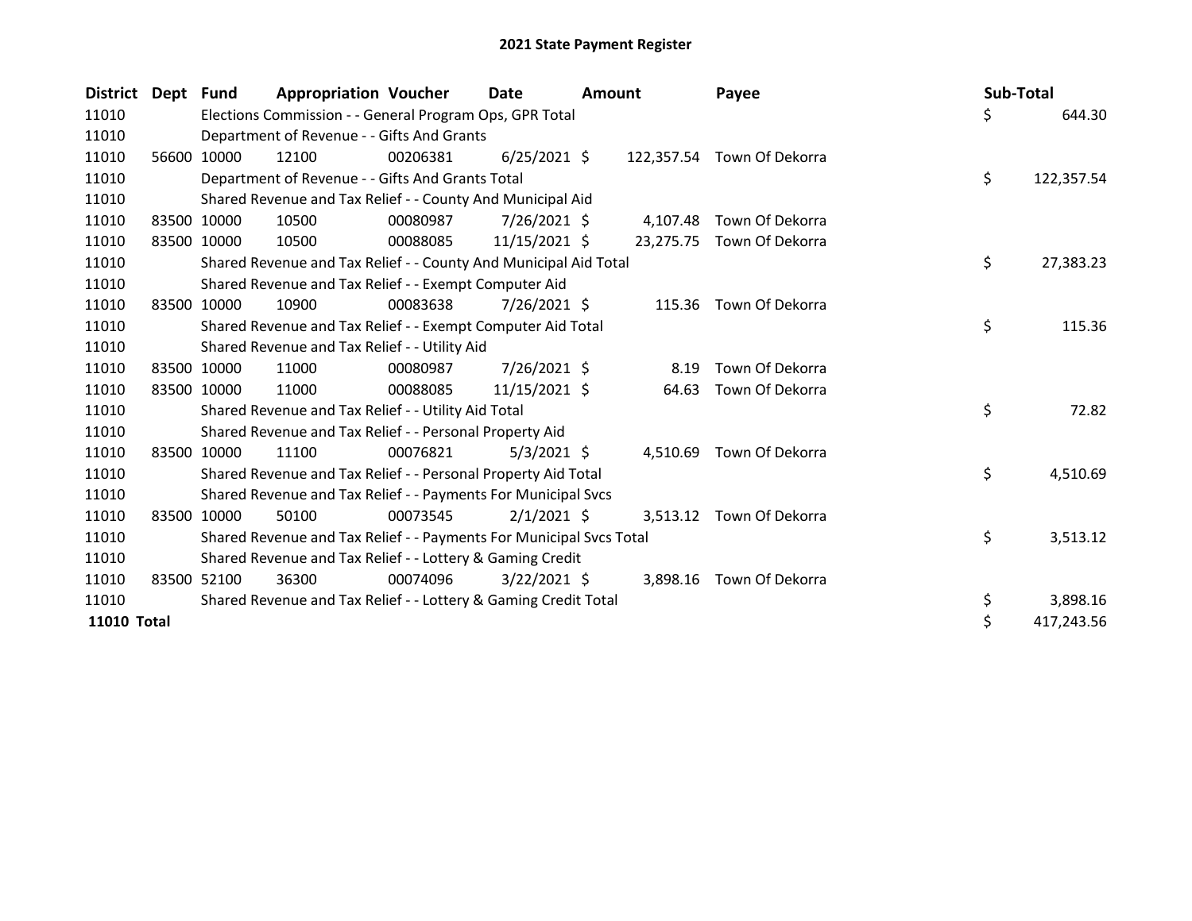# 2021 State Payment Register

| District | Dept | Fund | Appropriation | Voucher | Date | Amount | Payee | Sub-Total |
|---|---|---|---|---|---|---|---|---|
| 11010 | | Elections Commission - - General Program Ops, GPR Total | | | | | | $ 644.30 |
| 11010 | | Department of Revenue - - Gifts And Grants | | | | | | |
| 11010 | 56600 | 10000 | 12100 | 00206381 | 6/25/2021 | $ 122,357.54 | Town Of Dekorra | |
| 11010 | | Department of Revenue - - Gifts And Grants Total | | | | | | $ 122,357.54 |
| 11010 | | Shared Revenue and Tax Relief - - County And Municipal Aid | | | | | | |
| 11010 | 83500 | 10000 | 10500 | 00080987 | 7/26/2021 | $ 4,107.48 | Town Of Dekorra | |
| 11010 | 83500 | 10000 | 10500 | 00088085 | 11/15/2021 | $ 23,275.75 | Town Of Dekorra | |
| 11010 | | Shared Revenue and Tax Relief - - County And Municipal Aid Total | | | | | | $ 27,383.23 |
| 11010 | | Shared Revenue and Tax Relief - - Exempt Computer Aid | | | | | | |
| 11010 | 83500 | 10000 | 10900 | 00083638 | 7/26/2021 | $ 115.36 | Town Of Dekorra | |
| 11010 | | Shared Revenue and Tax Relief - - Exempt Computer Aid Total | | | | | | $ 115.36 |
| 11010 | | Shared Revenue and Tax Relief - - Utility Aid | | | | | | |
| 11010 | 83500 | 10000 | 11000 | 00080987 | 7/26/2021 | $ 8.19 | Town Of Dekorra | |
| 11010 | 83500 | 10000 | 11000 | 00088085 | 11/15/2021 | $ 64.63 | Town Of Dekorra | |
| 11010 | | Shared Revenue and Tax Relief - - Utility Aid Total | | | | | | $ 72.82 |
| 11010 | | Shared Revenue and Tax Relief - - Personal Property Aid | | | | | | |
| 11010 | 83500 | 10000 | 11100 | 00076821 | 5/3/2021 | $ 4,510.69 | Town Of Dekorra | |
| 11010 | | Shared Revenue and Tax Relief - - Personal Property Aid Total | | | | | | $ 4,510.69 |
| 11010 | | Shared Revenue and Tax Relief - - Payments For Municipal Svcs | | | | | | |
| 11010 | 83500 | 10000 | 50100 | 00073545 | 2/1/2021 | $ 3,513.12 | Town Of Dekorra | |
| 11010 | | Shared Revenue and Tax Relief - - Payments For Municipal Svcs Total | | | | | | $ 3,513.12 |
| 11010 | | Shared Revenue and Tax Relief - - Lottery & Gaming Credit | | | | | | |
| 11010 | 83500 | 52100 | 36300 | 00074096 | 3/22/2021 | $ 3,898.16 | Town Of Dekorra | |
| 11010 | | Shared Revenue and Tax Relief - - Lottery & Gaming Credit Total | | | | | | $ 3,898.16 |
| **11010 Total** | | | | | | | | $ 417,243.56 |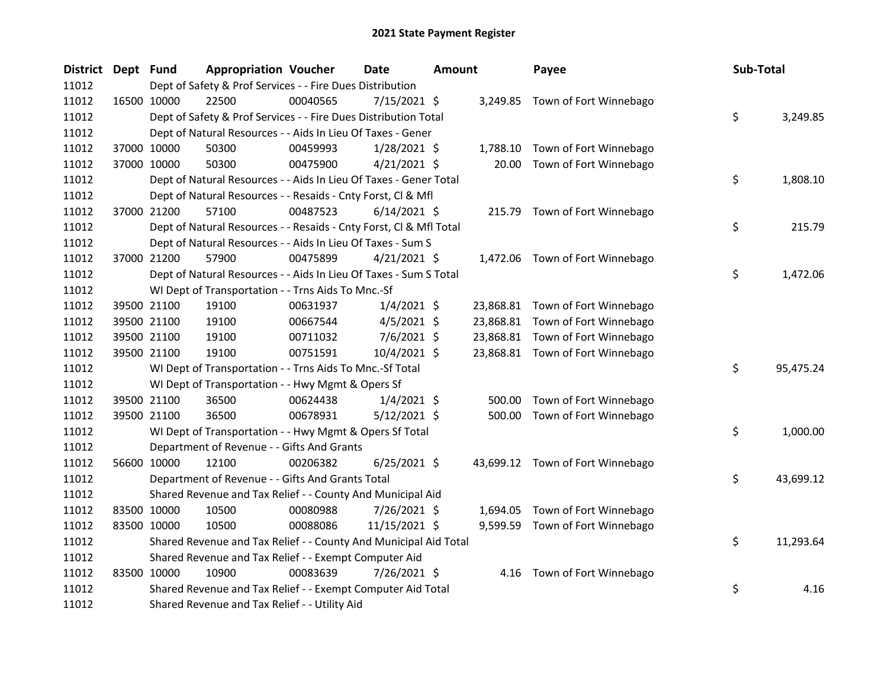# 2021 State Payment Register

| District | Dept | Fund | Appropriation | Voucher | Date | Amount | Payee | Sub-Total |
|---|---|---|---|---|---|---|---|---|
| 11012 | | Dept of Safety & Prof Services - - Fire Dues Distribution | | | | | | |
| 11012 | 16500 | 10000 | 22500 | 00040565 | 7/15/2021 | $ 3,249.85 | Town of Fort Winnebago | |
| 11012 | | Dept of Safety & Prof Services - - Fire Dues Distribution Total | | | | | | $ 3,249.85 |
| 11012 | | Dept of Natural Resources - - Aids In Lieu Of Taxes - Gener | | | | | | |
| 11012 | 37000 | 10000 | 50300 | 00459993 | 1/28/2021 | $ 1,788.10 | Town of Fort Winnebago | |
| 11012 | 37000 | 10000 | 50300 | 00475900 | 4/21/2021 | $ 20.00 | Town of Fort Winnebago | |
| 11012 | | Dept of Natural Resources - - Aids In Lieu Of Taxes - Gener Total | | | | | | $ 1,808.10 |
| 11012 | | Dept of Natural Resources - - Resaids - Cnty Forst, Cl & Mfl | | | | | | |
| 11012 | 37000 | 21200 | 57100 | 00487523 | 6/14/2021 | $ 215.79 | Town of Fort Winnebago | |
| 11012 | | Dept of Natural Resources - - Resaids - Cnty Forst, Cl & Mfl Total | | | | | | $ 215.79 |
| 11012 | | Dept of Natural Resources - - Aids In Lieu Of Taxes - Sum S | | | | | | |
| 11012 | 37000 | 21200 | 57900 | 00475899 | 4/21/2021 | $ 1,472.06 | Town of Fort Winnebago | |
| 11012 | | Dept of Natural Resources - - Aids In Lieu Of Taxes - Sum S Total | | | | | | $ 1,472.06 |
| 11012 | | WI Dept of Transportation - - Trns Aids To Mnc.-Sf | | | | | | |
| 11012 | 39500 | 21100 | 19100 | 00631937 | 1/4/2021 | $ 23,868.81 | Town of Fort Winnebago | |
| 11012 | 39500 | 21100 | 19100 | 00667544 | 4/5/2021 | $ 23,868.81 | Town of Fort Winnebago | |
| 11012 | 39500 | 21100 | 19100 | 00711032 | 7/6/2021 | $ 23,868.81 | Town of Fort Winnebago | |
| 11012 | 39500 | 21100 | 19100 | 00751591 | 10/4/2021 | $ 23,868.81 | Town of Fort Winnebago | |
| 11012 | | WI Dept of Transportation - - Trns Aids To Mnc.-Sf Total | | | | | | $ 95,475.24 |
| 11012 | | WI Dept of Transportation - - Hwy Mgmt & Opers Sf | | | | | | |
| 11012 | 39500 | 21100 | 36500 | 00624438 | 1/4/2021 | $ 500.00 | Town of Fort Winnebago | |
| 11012 | 39500 | 21100 | 36500 | 00678931 | 5/12/2021 | $ 500.00 | Town of Fort Winnebago | |
| 11012 | | WI Dept of Transportation - - Hwy Mgmt & Opers Sf Total | | | | | | $ 1,000.00 |
| 11012 | | Department of Revenue - - Gifts And Grants | | | | | | |
| 11012 | 56600 | 10000 | 12100 | 00206382 | 6/25/2021 | $ 43,699.12 | Town of Fort Winnebago | |
| 11012 | | Department of Revenue - - Gifts And Grants Total | | | | | | $ 43,699.12 |
| 11012 | | Shared Revenue and Tax Relief - - County And Municipal Aid | | | | | | |
| 11012 | 83500 | 10000 | 10500 | 00080988 | 7/26/2021 | $ 1,694.05 | Town of Fort Winnebago | |
| 11012 | 83500 | 10000 | 10500 | 00088086 | 11/15/2021 | $ 9,599.59 | Town of Fort Winnebago | |
| 11012 | | Shared Revenue and Tax Relief - - County And Municipal Aid Total | | | | | | $ 11,293.64 |
| 11012 | | Shared Revenue and Tax Relief - - Exempt Computer Aid | | | | | | |
| 11012 | 83500 | 10000 | 10900 | 00083639 | 7/26/2021 | $ 4.16 | Town of Fort Winnebago | |
| 11012 | | Shared Revenue and Tax Relief - - Exempt Computer Aid Total | | | | | | $ 4.16 |
| 11012 | | Shared Revenue and Tax Relief - - Utility Aid | | | | | | |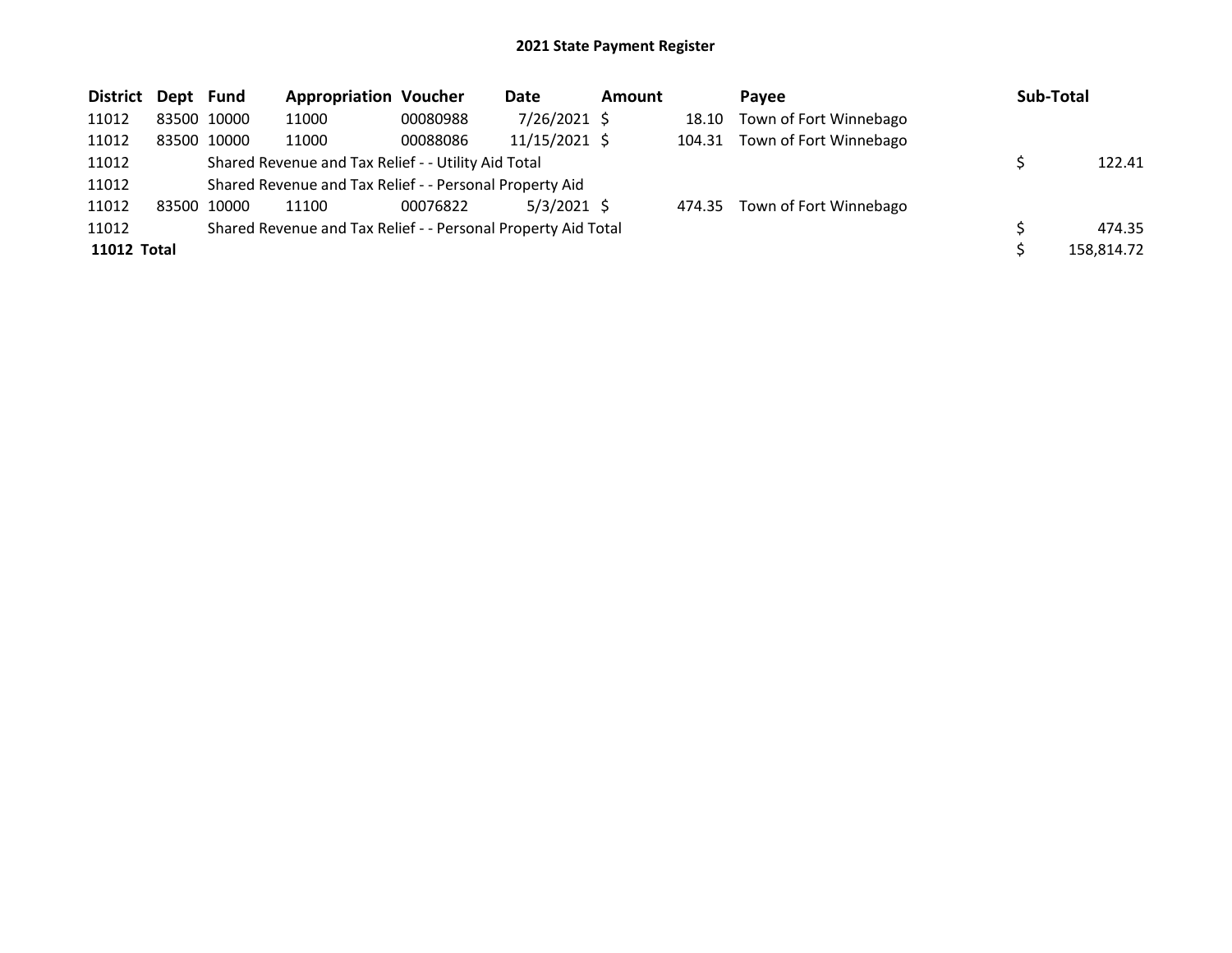# 2021 State Payment Register

| District | Dept | Fund | Appropriation | Voucher | Date | Amount | Payee | Sub-Total |
|---|---|---|---|---|---|---|---|---|
| 11012 | 83500 | 10000 | 11000 | 00080988 | 7/26/2021 | $ 18.10 | Town of Fort Winnebago | |
| 11012 | 83500 | 10000 | 11000 | 00088086 | 11/15/2021 | $ 104.31 | Town of Fort Winnebago | |
| 11012 | | Shared Revenue and Tax Relief - - Utility Aid Total | | | | | | $ 122.41 |
| 11012 | | Shared Revenue and Tax Relief - - Personal Property Aid | | | | | | |
| 11012 | 83500 | 10000 | 11100 | 00076822 | 5/3/2021 | $ 474.35 | Town of Fort Winnebago | |
| 11012 | | Shared Revenue and Tax Relief - - Personal Property Aid Total | | | | | | $ 474.35 |
| **11012 Total** | | | | | | | | $ 158,814.72 |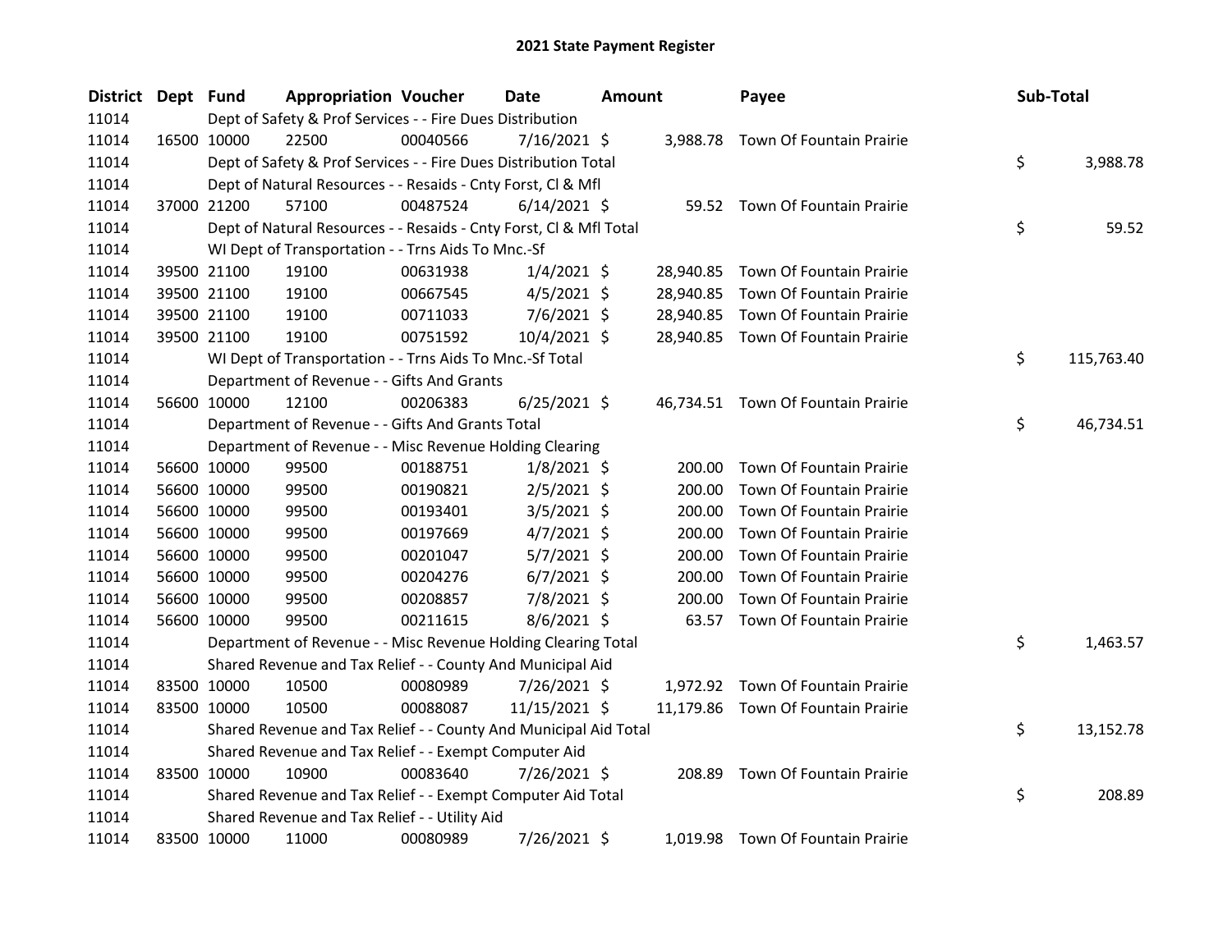# 2021 State Payment Register

| District | Dept | Fund | Appropriation | Voucher | Date | Amount | Payee | Sub-Total |
|---|---|---|---|---|---|---|---|---|
| 11014 | | Dept of Safety & Prof Services - - Fire Dues Distribution | | | | | | |
| 11014 | 16500 | 10000 | 22500 | 00040566 | 7/16/2021 | $ 3,988.78 | Town Of Fountain Prairie | |
| 11014 | | Dept of Safety & Prof Services - - Fire Dues Distribution Total | | | | | | $ 3,988.78 |
| 11014 | | Dept of Natural Resources - - Resaids - Cnty Forst, Cl & Mfl | | | | | | |
| 11014 | 37000 | 21200 | 57100 | 00487524 | 6/14/2021 | $ 59.52 | Town Of Fountain Prairie | |
| 11014 | | Dept of Natural Resources - - Resaids - Cnty Forst, Cl & Mfl Total | | | | | | $ 59.52 |
| 11014 | | WI Dept of Transportation - - Trns Aids To Mnc.-Sf | | | | | | |
| 11014 | 39500 | 21100 | 19100 | 00631938 | 1/4/2021 | $ 28,940.85 | Town Of Fountain Prairie | |
| 11014 | 39500 | 21100 | 19100 | 00667545 | 4/5/2021 | $ 28,940.85 | Town Of Fountain Prairie | |
| 11014 | 39500 | 21100 | 19100 | 00711033 | 7/6/2021 | $ 28,940.85 | Town Of Fountain Prairie | |
| 11014 | 39500 | 21100 | 19100 | 00751592 | 10/4/2021 | $ 28,940.85 | Town Of Fountain Prairie | |
| 11014 | | WI Dept of Transportation - - Trns Aids To Mnc.-Sf Total | | | | | | $ 115,763.40 |
| 11014 | | Department of Revenue - - Gifts And Grants | | | | | | |
| 11014 | 56600 | 10000 | 12100 | 00206383 | 6/25/2021 | $ 46,734.51 | Town Of Fountain Prairie | |
| 11014 | | Department of Revenue - - Gifts And Grants Total | | | | | | $ 46,734.51 |
| 11014 | | Department of Revenue - - Misc Revenue Holding Clearing | | | | | | |
| 11014 | 56600 | 10000 | 99500 | 00188751 | 1/8/2021 | $ 200.00 | Town Of Fountain Prairie | |
| 11014 | 56600 | 10000 | 99500 | 00190821 | 2/5/2021 | $ 200.00 | Town Of Fountain Prairie | |
| 11014 | 56600 | 10000 | 99500 | 00193401 | 3/5/2021 | $ 200.00 | Town Of Fountain Prairie | |
| 11014 | 56600 | 10000 | 99500 | 00197669 | 4/7/2021 | $ 200.00 | Town Of Fountain Prairie | |
| 11014 | 56600 | 10000 | 99500 | 00201047 | 5/7/2021 | $ 200.00 | Town Of Fountain Prairie | |
| 11014 | 56600 | 10000 | 99500 | 00204276 | 6/7/2021 | $ 200.00 | Town Of Fountain Prairie | |
| 11014 | 56600 | 10000 | 99500 | 00208857 | 7/8/2021 | $ 200.00 | Town Of Fountain Prairie | |
| 11014 | 56600 | 10000 | 99500 | 00211615 | 8/6/2021 | $ 63.57 | Town Of Fountain Prairie | |
| 11014 | | Department of Revenue - - Misc Revenue Holding Clearing Total | | | | | | $ 1,463.57 |
| 11014 | | Shared Revenue and Tax Relief - - County And Municipal Aid | | | | | | |
| 11014 | 83500 | 10000 | 10500 | 00080989 | 7/26/2021 | $ 1,972.92 | Town Of Fountain Prairie | |
| 11014 | 83500 | 10000 | 10500 | 00088087 | 11/15/2021 | $ 11,179.86 | Town Of Fountain Prairie | |
| 11014 | | Shared Revenue and Tax Relief - - County And Municipal Aid Total | | | | | | $ 13,152.78 |
| 11014 | | Shared Revenue and Tax Relief - - Exempt Computer Aid | | | | | | |
| 11014 | 83500 | 10000 | 10900 | 00083640 | 7/26/2021 | $ 208.89 | Town Of Fountain Prairie | |
| 11014 | | Shared Revenue and Tax Relief - - Exempt Computer Aid Total | | | | | | $ 208.89 |
| 11014 | | Shared Revenue and Tax Relief - - Utility Aid | | | | | | |
| 11014 | 83500 | 10000 | 11000 | 00080989 | 7/26/2021 | $ 1,019.98 | Town Of Fountain Prairie | |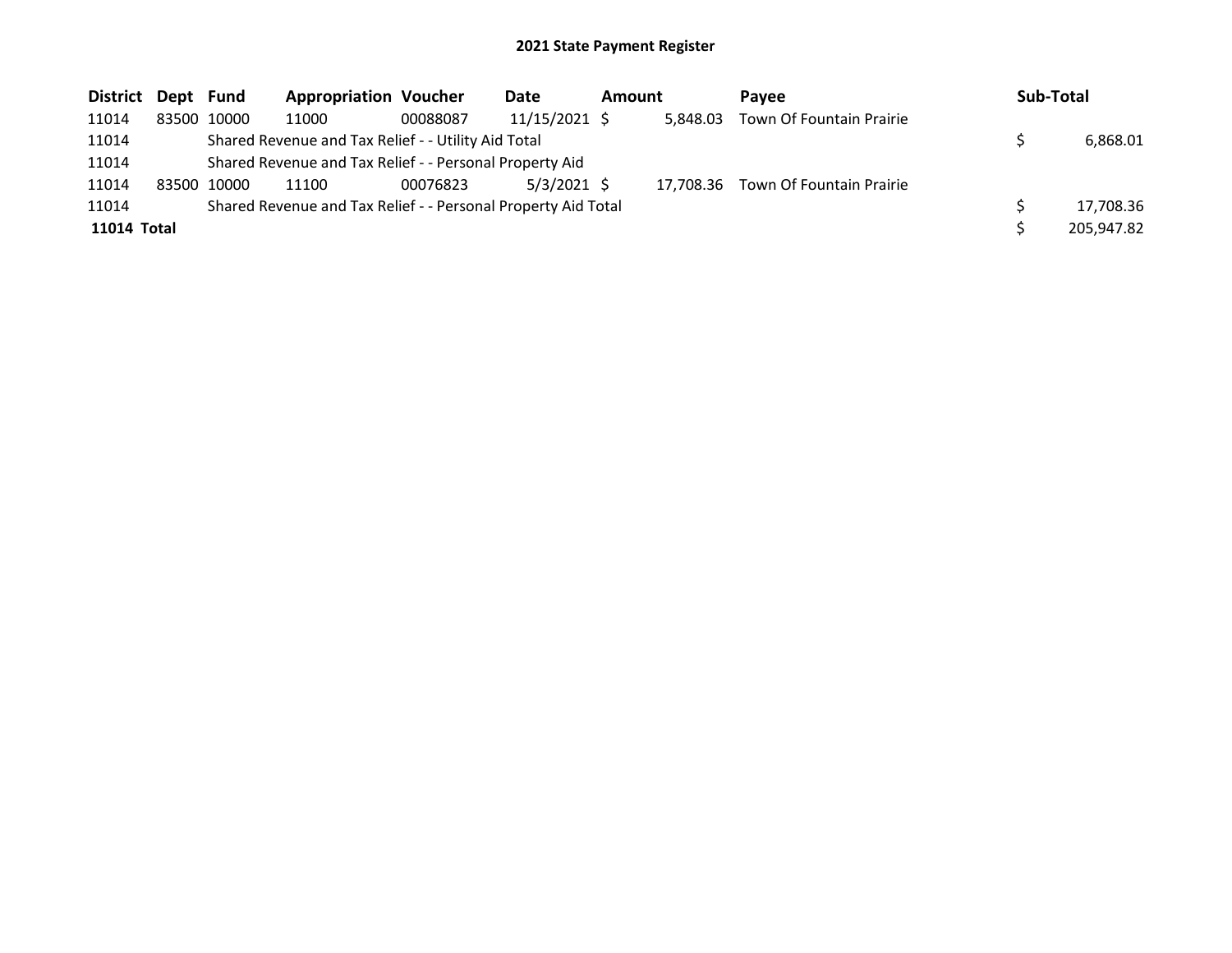# 2021 State Payment Register

| District | Dept | Fund | Appropriation | Voucher | Date | Amount | Payee | Sub-Total |
|---|---|---|---|---|---|---|---|---|
| 11014 | 83500 | 10000 | 11000 | 00088087 | 11/15/2021 | $ 5,848.03 | Town Of Fountain Prairie | |
| 11014 | | Shared Revenue and Tax Relief - - Utility Aid Total | | | | | | $ 6,868.01 |
| 11014 | | Shared Revenue and Tax Relief - - Personal Property Aid | | | | | | |
| 11014 | 83500 | 10000 | 11100 | 00076823 | 5/3/2021 | $ 17,708.36 | Town Of Fountain Prairie | |
| 11014 | | Shared Revenue and Tax Relief - - Personal Property Aid Total | | | | | | $ 17,708.36 |
| **11014 Total** | | | | | | | | $ 205,947.82 |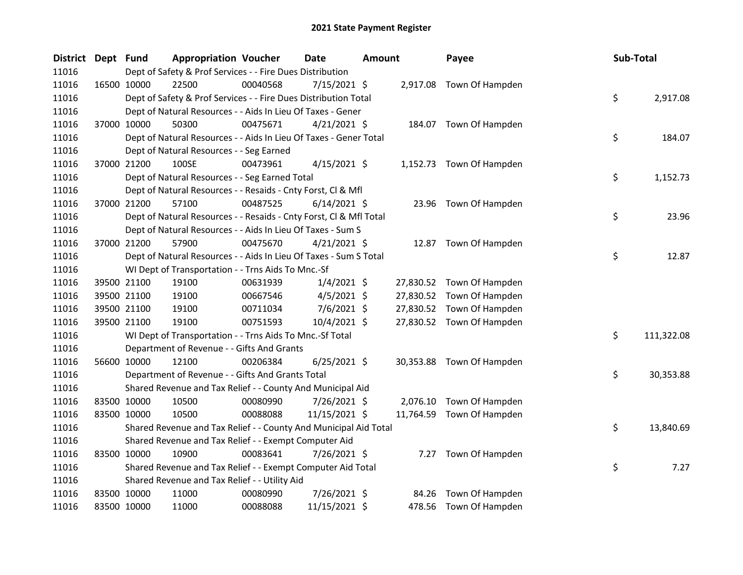# 2021 State Payment Register

| District | Dept | Fund | Appropriation | Voucher | Date | Amount | Payee | Sub-Total |
|---|---|---|---|---|---|---|---|---|
| 11016 | | Dept of Safety & Prof Services - - Fire Dues Distribution | | | | | | |
| 11016 | 16500 | 10000 | 22500 | 00040568 | 7/15/2021 | $ 2,917.08 | Town Of Hampden | |
| 11016 | | Dept of Safety & Prof Services - - Fire Dues Distribution Total | | | | | | $ 2,917.08 |
| 11016 | | Dept of Natural Resources - - Aids In Lieu Of Taxes - Gener | | | | | | |
| 11016 | 37000 | 10000 | 50300 | 00475671 | 4/21/2021 | $ 184.07 | Town Of Hampden | |
| 11016 | | Dept of Natural Resources - - Aids In Lieu Of Taxes - Gener Total | | | | | | $ 184.07 |
| 11016 | | Dept of Natural Resources - - Seg Earned | | | | | | |
| 11016 | 37000 | 21200 | 100SE | 00473961 | 4/15/2021 | $ 1,152.73 | Town Of Hampden | |
| 11016 | | Dept of Natural Resources - - Seg Earned Total | | | | | | $ 1,152.73 |
| 11016 | | Dept of Natural Resources - - Resaids - Cnty Forst, Cl & Mfl | | | | | | |
| 11016 | 37000 | 21200 | 57100 | 00487525 | 6/14/2021 | $ 23.96 | Town Of Hampden | |
| 11016 | | Dept of Natural Resources - - Resaids - Cnty Forst, Cl & Mfl Total | | | | | | $ 23.96 |
| 11016 | | Dept of Natural Resources - - Aids In Lieu Of Taxes - Sum S | | | | | | |
| 11016 | 37000 | 21200 | 57900 | 00475670 | 4/21/2021 | $ 12.87 | Town Of Hampden | |
| 11016 | | Dept of Natural Resources - - Aids In Lieu Of Taxes - Sum S Total | | | | | | $ 12.87 |
| 11016 | | WI Dept of Transportation - - Trns Aids To Mnc.-Sf | | | | | | |
| 11016 | 39500 | 21100 | 19100 | 00631939 | 1/4/2021 | $ 27,830.52 | Town Of Hampden | |
| 11016 | 39500 | 21100 | 19100 | 00667546 | 4/5/2021 | $ 27,830.52 | Town Of Hampden | |
| 11016 | 39500 | 21100 | 19100 | 00711034 | 7/6/2021 | $ 27,830.52 | Town Of Hampden | |
| 11016 | 39500 | 21100 | 19100 | 00751593 | 10/4/2021 | $ 27,830.52 | Town Of Hampden | |
| 11016 | | WI Dept of Transportation - - Trns Aids To Mnc.-Sf Total | | | | | | $ 111,322.08 |
| 11016 | | Department of Revenue - - Gifts And Grants | | | | | | |
| 11016 | 56600 | 10000 | 12100 | 00206384 | 6/25/2021 | $ 30,353.88 | Town Of Hampden | |
| 11016 | | Department of Revenue - - Gifts And Grants Total | | | | | | $ 30,353.88 |
| 11016 | | Shared Revenue and Tax Relief - - County And Municipal Aid | | | | | | |
| 11016 | 83500 | 10000 | 10500 | 00080990 | 7/26/2021 | $ 2,076.10 | Town Of Hampden | |
| 11016 | 83500 | 10000 | 10500 | 00088088 | 11/15/2021 | $ 11,764.59 | Town Of Hampden | |
| 11016 | | Shared Revenue and Tax Relief - - County And Municipal Aid Total | | | | | | $ 13,840.69 |
| 11016 | | Shared Revenue and Tax Relief - - Exempt Computer Aid | | | | | | |
| 11016 | 83500 | 10000 | 10900 | 00083641 | 7/26/2021 | $ 7.27 | Town Of Hampden | |
| 11016 | | Shared Revenue and Tax Relief - - Exempt Computer Aid Total | | | | | | $ 7.27 |
| 11016 | | Shared Revenue and Tax Relief - - Utility Aid | | | | | | |
| 11016 | 83500 | 10000 | 11000 | 00080990 | 7/26/2021 | $ 84.26 | Town Of Hampden | |
| 11016 | 83500 | 10000 | 11000 | 00088088 | 11/15/2021 | $ 478.56 | Town Of Hampden | |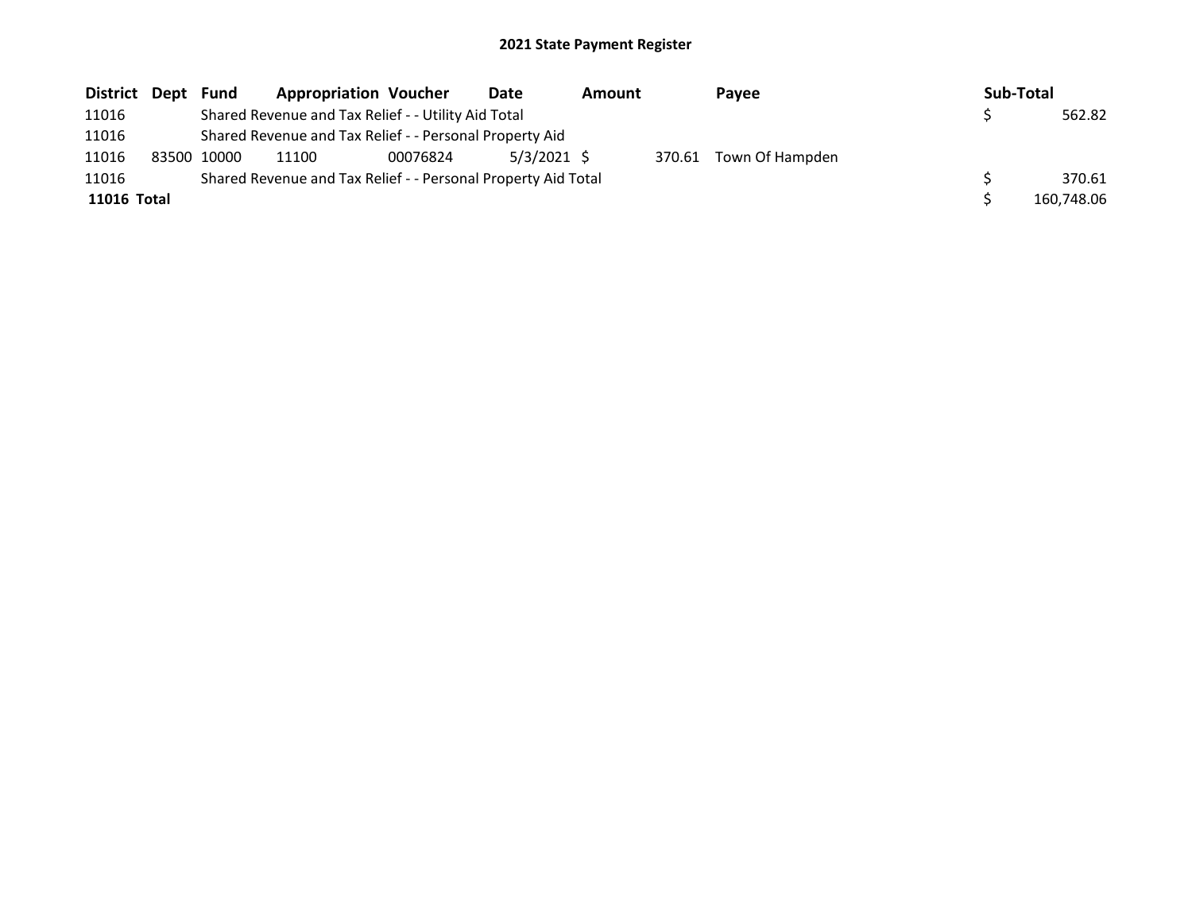# 2021 State Payment Register

| District | Dept | Fund | Appropriation | Voucher | Date | Amount | Payee | Sub-Total |
|---|---|---|---|---|---|---|---|---|
| 11016 | | Shared Revenue and Tax Relief - - Utility Aid Total | | | | | | $ 562.82 |
| 11016 | | Shared Revenue and Tax Relief - - Personal Property Aid | | | | | | |
| 11016 | 83500 | 10000 | 11100 | 00076824 | 5/3/2021 | $ 370.61 | Town Of Hampden | |
| 11016 | | Shared Revenue and Tax Relief - - Personal Property Aid Total | | | | | | $ 370.61 |
| **11016 Total** | | | | | | | | $ 160,748.06 |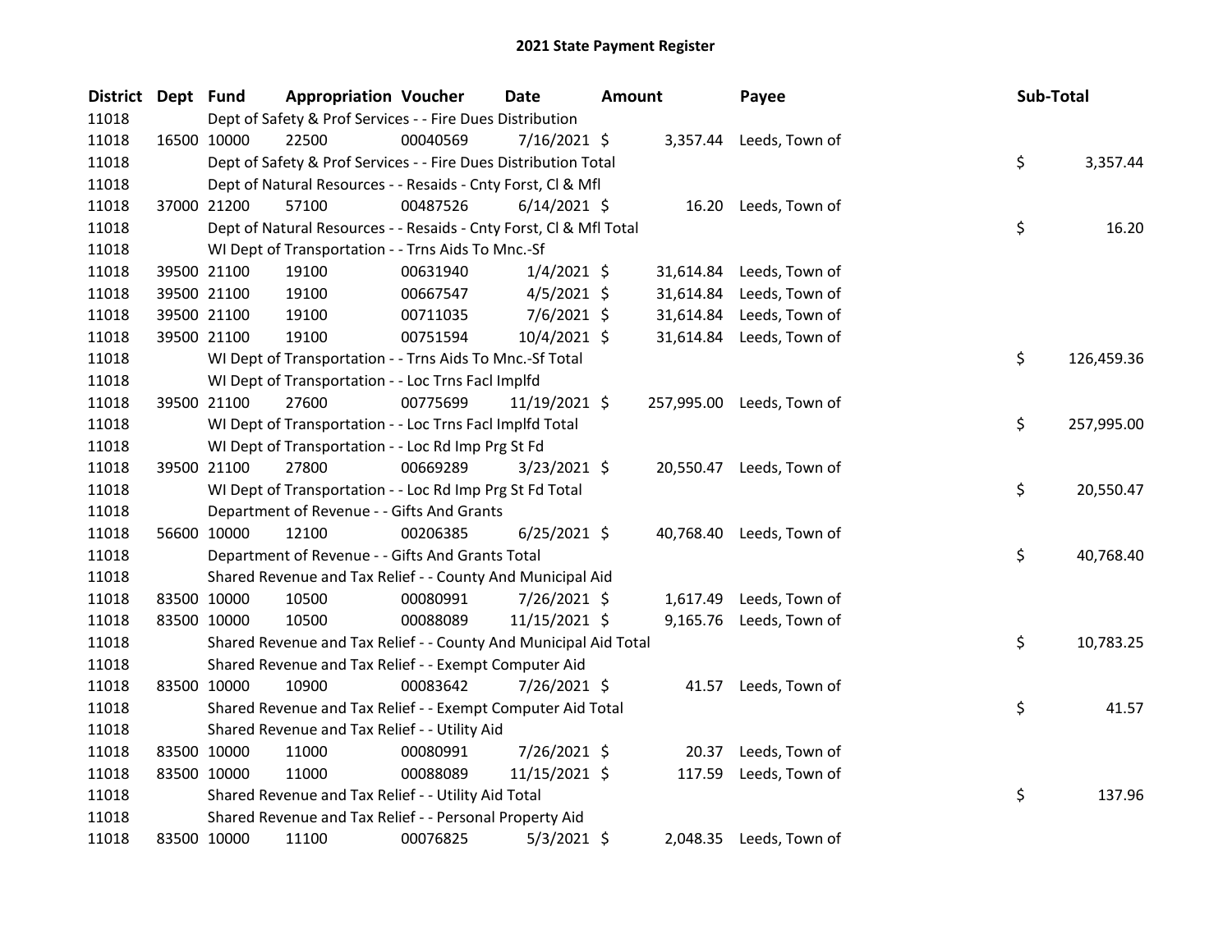# 2021 State Payment Register

| District | Dept | Fund | Appropriation | Voucher | Date | Amount | Payee | Sub-Total |
|---|---|---|---|---|---|---|---|---|
| 11018 | | Dept of Safety & Prof Services - - Fire Dues Distribution | | | | | | |
| 11018 | 16500 | 10000 | 22500 | 00040569 | 7/16/2021 | $ 3,357.44 | Leeds, Town of | |
| 11018 | | Dept of Safety & Prof Services - - Fire Dues Distribution Total | | | | | | $ 3,357.44 |
| 11018 | | Dept of Natural Resources - - Resaids - Cnty Forst, Cl & Mfl | | | | | | |
| 11018 | 37000 | 21200 | 57100 | 00487526 | 6/14/2021 | $ 16.20 | Leeds, Town of | |
| 11018 | | Dept of Natural Resources - - Resaids - Cnty Forst, Cl & Mfl Total | | | | | | $ 16.20 |
| 11018 | | WI Dept of Transportation - - Trns Aids To Mnc.-Sf | | | | | | |
| 11018 | 39500 | 21100 | 19100 | 00631940 | 1/4/2021 | $ 31,614.84 | Leeds, Town of | |
| 11018 | 39500 | 21100 | 19100 | 00667547 | 4/5/2021 | $ 31,614.84 | Leeds, Town of | |
| 11018 | 39500 | 21100 | 19100 | 00711035 | 7/6/2021 | $ 31,614.84 | Leeds, Town of | |
| 11018 | 39500 | 21100 | 19100 | 00751594 | 10/4/2021 | $ 31,614.84 | Leeds, Town of | |
| 11018 | | WI Dept of Transportation - - Trns Aids To Mnc.-Sf Total | | | | | | $ 126,459.36 |
| 11018 | | WI Dept of Transportation - - Loc Trns Facl Implfd | | | | | | |
| 11018 | 39500 | 21100 | 27600 | 00775699 | 11/19/2021 | $ 257,995.00 | Leeds, Town of | |
| 11018 | | WI Dept of Transportation - - Loc Trns Facl Implfd Total | | | | | | $ 257,995.00 |
| 11018 | | WI Dept of Transportation - - Loc Rd Imp Prg St Fd | | | | | | |
| 11018 | 39500 | 21100 | 27800 | 00669289 | 3/23/2021 | $ 20,550.47 | Leeds, Town of | |
| 11018 | | WI Dept of Transportation - - Loc Rd Imp Prg St Fd Total | | | | | | $ 20,550.47 |
| 11018 | | Department of Revenue - - Gifts And Grants | | | | | | |
| 11018 | 56600 | 10000 | 12100 | 00206385 | 6/25/2021 | $ 40,768.40 | Leeds, Town of | |
| 11018 | | Department of Revenue - - Gifts And Grants Total | | | | | | $ 40,768.40 |
| 11018 | | Shared Revenue and Tax Relief - - County And Municipal Aid | | | | | | |
| 11018 | 83500 | 10000 | 10500 | 00080991 | 7/26/2021 | $ 1,617.49 | Leeds, Town of | |
| 11018 | 83500 | 10000 | 10500 | 00088089 | 11/15/2021 | $ 9,165.76 | Leeds, Town of | |
| 11018 | | Shared Revenue and Tax Relief - - County And Municipal Aid Total | | | | | | $ 10,783.25 |
| 11018 | | Shared Revenue and Tax Relief - - Exempt Computer Aid | | | | | | |
| 11018 | 83500 | 10000 | 10900 | 00083642 | 7/26/2021 | $ 41.57 | Leeds, Town of | |
| 11018 | | Shared Revenue and Tax Relief - - Exempt Computer Aid Total | | | | | | $ 41.57 |
| 11018 | | Shared Revenue and Tax Relief - - Utility Aid | | | | | | |
| 11018 | 83500 | 10000 | 11000 | 00080991 | 7/26/2021 | $ 20.37 | Leeds, Town of | |
| 11018 | 83500 | 10000 | 11000 | 00088089 | 11/15/2021 | $ 117.59 | Leeds, Town of | |
| 11018 | | Shared Revenue and Tax Relief - - Utility Aid Total | | | | | | $ 137.96 |
| 11018 | | Shared Revenue and Tax Relief - - Personal Property Aid | | | | | | |
| 11018 | 83500 | 10000 | 11100 | 00076825 | 5/3/2021 | $ 2,048.35 | Leeds, Town of | |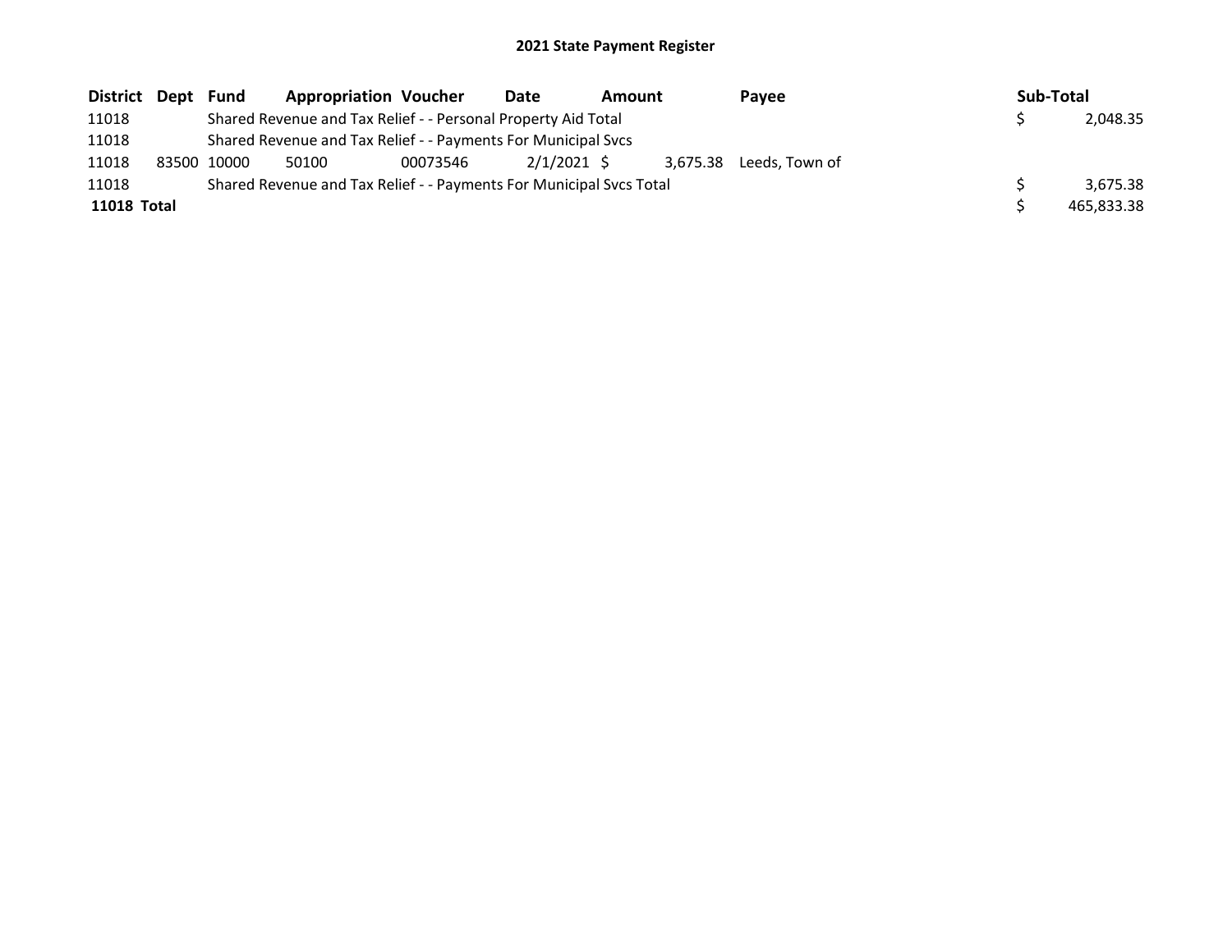# 2021 State Payment Register

| District | Dept | Fund | Appropriation | Voucher | Date | Amount | Payee | Sub-Total |
|---|---|---|---|---|---|---|---|---|
| 11018 | | Shared Revenue and Tax Relief - - Personal Property Aid Total | | | | | | $ 2,048.35 |
| 11018 | | Shared Revenue and Tax Relief - - Payments For Municipal Svcs | | | | | | |
| 11018 | 83500 | 10000 | 50100 | 00073546 | 2/1/2021 | $ 3,675.38 | Leeds, Town of | |
| 11018 | | Shared Revenue and Tax Relief - - Payments For Municipal Svcs Total | | | | | | $ 3,675.38 |
| **11018 Total** | | | | | | | | $ 465,833.38 |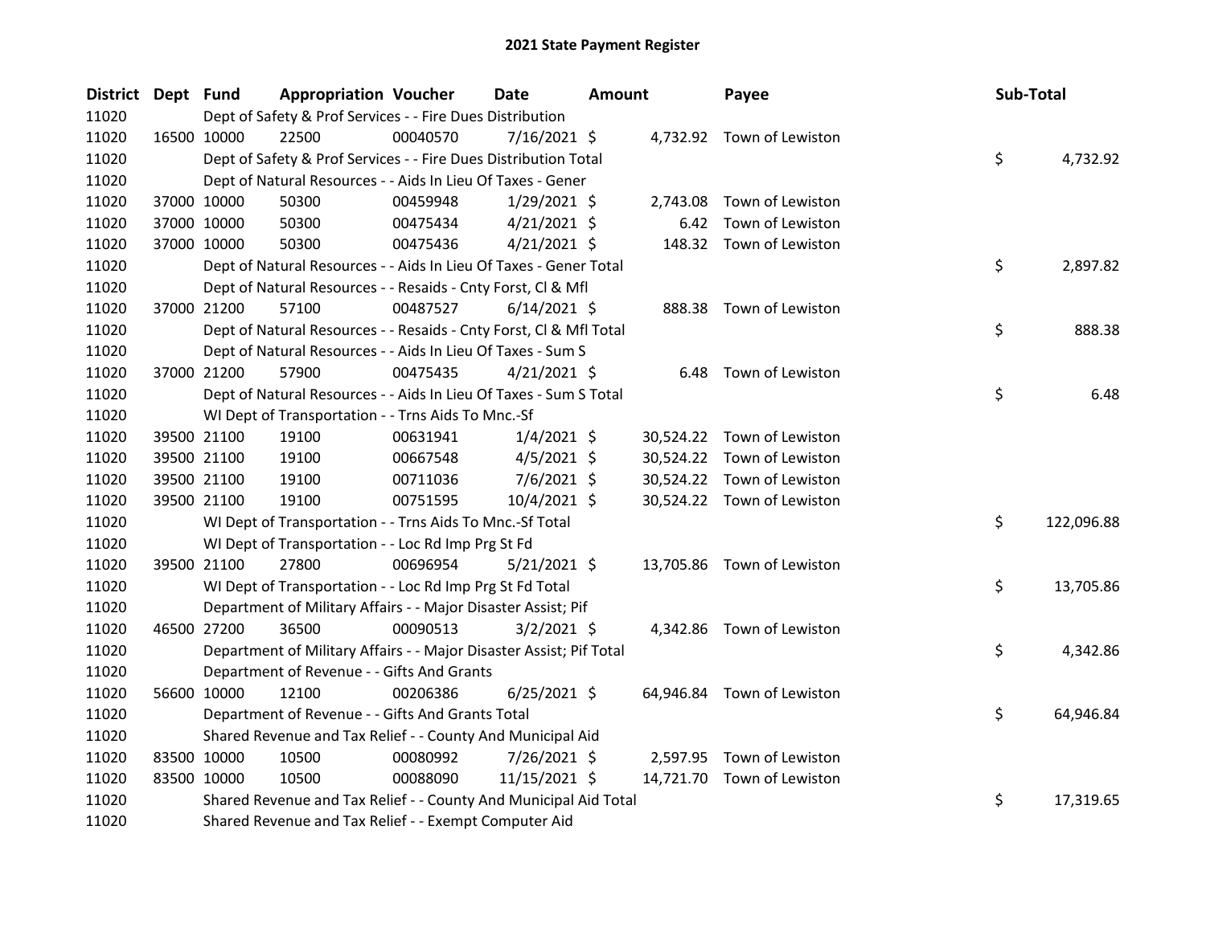# 2021 State Payment Register

| District | Dept | Fund | Appropriation | Voucher | Date | Amount | Payee | Sub-Total |
|---|---|---|---|---|---|---|---|---|
| 11020 | | Dept of Safety & Prof Services - - Fire Dues Distribution | | | | | | |
| 11020 | 16500 | 10000 | 22500 | 00040570 | 7/16/2021 | $ 4,732.92 | Town of Lewiston | |
| 11020 | | Dept of Safety & Prof Services - - Fire Dues Distribution Total | | | | | | $ 4,732.92 |
| 11020 | | Dept of Natural Resources - - Aids In Lieu Of Taxes - Gener | | | | | | |
| 11020 | 37000 | 10000 | 50300 | 00459948 | 1/29/2021 | $ 2,743.08 | Town of Lewiston | |
| 11020 | 37000 | 10000 | 50300 | 00475434 | 4/21/2021 | $ 6.42 | Town of Lewiston | |
| 11020 | 37000 | 10000 | 50300 | 00475436 | 4/21/2021 | $ 148.32 | Town of Lewiston | |
| 11020 | | Dept of Natural Resources - - Aids In Lieu Of Taxes - Gener Total | | | | | | $ 2,897.82 |
| 11020 | | Dept of Natural Resources - - Resaids - Cnty Forst, Cl & Mfl | | | | | | |
| 11020 | 37000 | 21200 | 57100 | 00487527 | 6/14/2021 | $ 888.38 | Town of Lewiston | |
| 11020 | | Dept of Natural Resources - - Resaids - Cnty Forst, Cl & Mfl Total | | | | | | $ 888.38 |
| 11020 | | Dept of Natural Resources - - Aids In Lieu Of Taxes - Sum S | | | | | | |
| 11020 | 37000 | 21200 | 57900 | 00475435 | 4/21/2021 | $ 6.48 | Town of Lewiston | |
| 11020 | | Dept of Natural Resources - - Aids In Lieu Of Taxes - Sum S Total | | | | | | $ 6.48 |
| 11020 | | WI Dept of Transportation - - Trns Aids To Mnc.-Sf | | | | | | |
| 11020 | 39500 | 21100 | 19100 | 00631941 | 1/4/2021 | $ 30,524.22 | Town of Lewiston | |
| 11020 | 39500 | 21100 | 19100 | 00667548 | 4/5/2021 | $ 30,524.22 | Town of Lewiston | |
| 11020 | 39500 | 21100 | 19100 | 00711036 | 7/6/2021 | $ 30,524.22 | Town of Lewiston | |
| 11020 | 39500 | 21100 | 19100 | 00751595 | 10/4/2021 | $ 30,524.22 | Town of Lewiston | |
| 11020 | | WI Dept of Transportation - - Trns Aids To Mnc.-Sf Total | | | | | | $ 122,096.88 |
| 11020 | | WI Dept of Transportation - - Loc Rd Imp Prg St Fd | | | | | | |
| 11020 | 39500 | 21100 | 27800 | 00696954 | 5/21/2021 | $ 13,705.86 | Town of Lewiston | |
| 11020 | | WI Dept of Transportation - - Loc Rd Imp Prg St Fd Total | | | | | | $ 13,705.86 |
| 11020 | | Department of Military Affairs - - Major Disaster Assist; Pif | | | | | | |
| 11020 | 46500 | 27200 | 36500 | 00090513 | 3/2/2021 | $ 4,342.86 | Town of Lewiston | |
| 11020 | | Department of Military Affairs - - Major Disaster Assist; Pif Total | | | | | | $ 4,342.86 |
| 11020 | | Department of Revenue - - Gifts And Grants | | | | | | |
| 11020 | 56600 | 10000 | 12100 | 00206386 | 6/25/2021 | $ 64,946.84 | Town of Lewiston | |
| 11020 | | Department of Revenue - - Gifts And Grants Total | | | | | | $ 64,946.84 |
| 11020 | | Shared Revenue and Tax Relief - - County And Municipal Aid | | | | | | |
| 11020 | 83500 | 10000 | 10500 | 00080992 | 7/26/2021 | $ 2,597.95 | Town of Lewiston | |
| 11020 | 83500 | 10000 | 10500 | 00088090 | 11/15/2021 | $ 14,721.70 | Town of Lewiston | |
| 11020 | | Shared Revenue and Tax Relief - - County And Municipal Aid Total | | | | | | $ 17,319.65 |
| 11020 | | Shared Revenue and Tax Relief - - Exempt Computer Aid | | | | | | |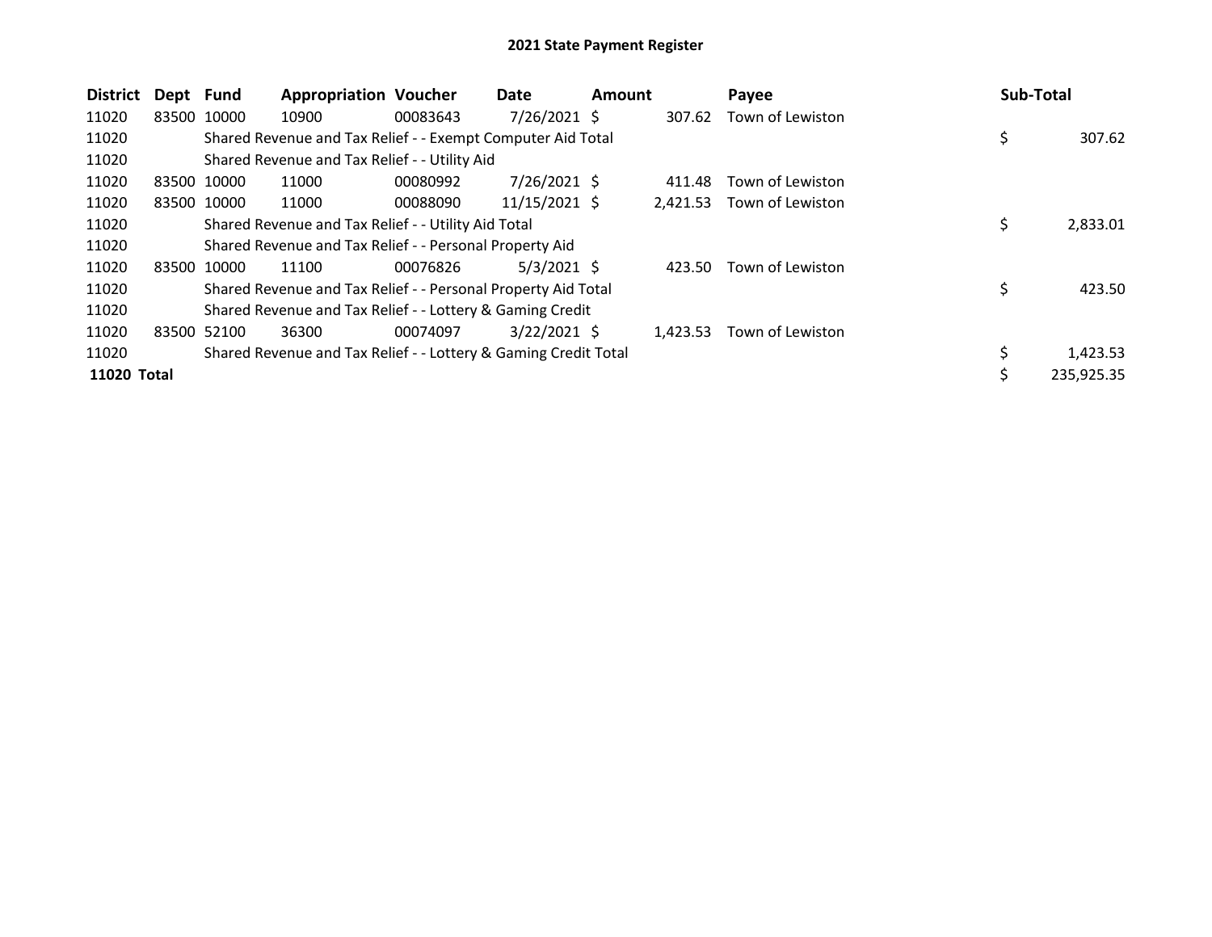## 2021 State Payment Register

| District | Dept | Fund | Appropriation | Voucher | Date | Amount | Payee | Sub-Total |
|---|---|---|---|---|---|---|---|---|
| 11020 | 83500 | 10000 | 10900 | 00083643 | 7/26/2021 | $ 307.62 | Town of Lewiston | |
| 11020 | | Shared Revenue and Tax Relief - - Exempt Computer Aid Total | | | | | | $ 307.62 |
| 11020 | | Shared Revenue and Tax Relief - - Utility Aid | | | | | | |
| 11020 | 83500 | 10000 | 11000 | 00080992 | 7/26/2021 | $ 411.48 | Town of Lewiston | |
| 11020 | 83500 | 10000 | 11000 | 00088090 | 11/15/2021 | $ 2,421.53 | Town of Lewiston | |
| 11020 | | Shared Revenue and Tax Relief - - Utility Aid Total | | | | | | $ 2,833.01 |
| 11020 | | Shared Revenue and Tax Relief - - Personal Property Aid | | | | | | |
| 11020 | 83500 | 10000 | 11100 | 00076826 | 5/3/2021 | $ 423.50 | Town of Lewiston | |
| 11020 | | Shared Revenue and Tax Relief - - Personal Property Aid Total | | | | | | $ 423.50 |
| 11020 | | Shared Revenue and Tax Relief - - Lottery & Gaming Credit | | | | | | |
| 11020 | 83500 | 52100 | 36300 | 00074097 | 3/22/2021 | $ 1,423.53 | Town of Lewiston | |
| 11020 | | Shared Revenue and Tax Relief - - Lottery & Gaming Credit Total | | | | | | $ 1,423.53 |
| **11020 Total** | | | | | | | | $ 235,925.35 |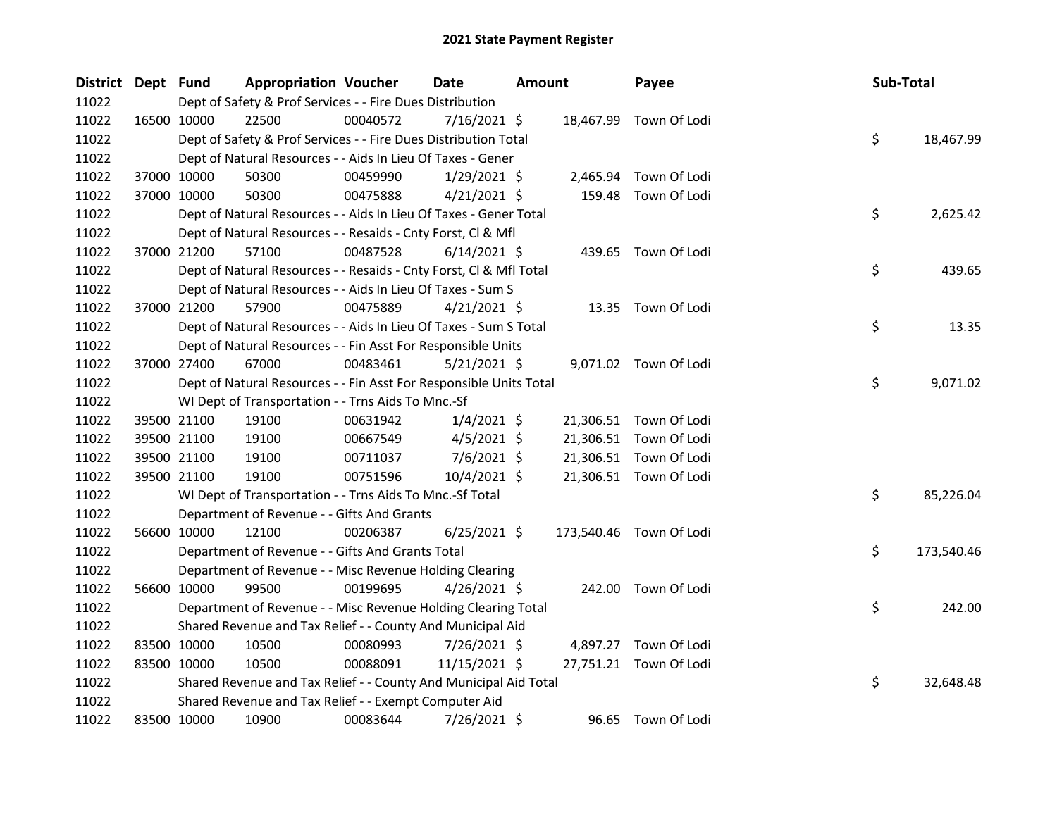# 2021 State Payment Register

| District | Dept | Fund | Appropriation | Voucher | Date | Amount | Payee | Sub-Total |
|---|---|---|---|---|---|---|---|---|
| 11022 | | Dept of Safety & Prof Services - - Fire Dues Distribution | | | | | | |
| 11022 | 16500 | 10000 | 22500 | 00040572 | 7/16/2021 | $ 18,467.99 | Town Of Lodi | |
| 11022 | | Dept of Safety & Prof Services - - Fire Dues Distribution Total | | | | | | $ 18,467.99 |
| 11022 | | Dept of Natural Resources - - Aids In Lieu Of Taxes - Gener | | | | | | |
| 11022 | 37000 | 10000 | 50300 | 00459990 | 1/29/2021 | $ 2,465.94 | Town Of Lodi | |
| 11022 | 37000 | 10000 | 50300 | 00475888 | 4/21/2021 | $ 159.48 | Town Of Lodi | |
| 11022 | | Dept of Natural Resources - - Aids In Lieu Of Taxes - Gener Total | | | | | | $ 2,625.42 |
| 11022 | | Dept of Natural Resources - - Resaids - Cnty Forst, Cl & Mfl | | | | | | |
| 11022 | 37000 | 21200 | 57100 | 00487528 | 6/14/2021 | $ 439.65 | Town Of Lodi | |
| 11022 | | Dept of Natural Resources - - Resaids - Cnty Forst, Cl & Mfl Total | | | | | | $ 439.65 |
| 11022 | | Dept of Natural Resources - - Aids In Lieu Of Taxes - Sum S | | | | | | |
| 11022 | 37000 | 21200 | 57900 | 00475889 | 4/21/2021 | $ 13.35 | Town Of Lodi | |
| 11022 | | Dept of Natural Resources - - Aids In Lieu Of Taxes - Sum S Total | | | | | | $ 13.35 |
| 11022 | | Dept of Natural Resources - - Fin Asst For Responsible Units | | | | | | |
| 11022 | 37000 | 27400 | 67000 | 00483461 | 5/21/2021 | $ 9,071.02 | Town Of Lodi | |
| 11022 | | Dept of Natural Resources - - Fin Asst For Responsible Units Total | | | | | | $ 9,071.02 |
| 11022 | | WI Dept of Transportation - - Trns Aids To Mnc.-Sf | | | | | | |
| 11022 | 39500 | 21100 | 19100 | 00631942 | 1/4/2021 | $ 21,306.51 | Town Of Lodi | |
| 11022 | 39500 | 21100 | 19100 | 00667549 | 4/5/2021 | $ 21,306.51 | Town Of Lodi | |
| 11022 | 39500 | 21100 | 19100 | 00711037 | 7/6/2021 | $ 21,306.51 | Town Of Lodi | |
| 11022 | 39500 | 21100 | 19100 | 00751596 | 10/4/2021 | $ 21,306.51 | Town Of Lodi | |
| 11022 | | WI Dept of Transportation - - Trns Aids To Mnc.-Sf Total | | | | | | $ 85,226.04 |
| 11022 | | Department of Revenue - - Gifts And Grants | | | | | | |
| 11022 | 56600 | 10000 | 12100 | 00206387 | 6/25/2021 | $ 173,540.46 | Town Of Lodi | |
| 11022 | | Department of Revenue - - Gifts And Grants Total | | | | | | $ 173,540.46 |
| 11022 | | Department of Revenue - - Misc Revenue Holding Clearing | | | | | | |
| 11022 | 56600 | 10000 | 99500 | 00199695 | 4/26/2021 | $ 242.00 | Town Of Lodi | |
| 11022 | | Department of Revenue - - Misc Revenue Holding Clearing Total | | | | | | $ 242.00 |
| 11022 | | Shared Revenue and Tax Relief - - County And Municipal Aid | | | | | | |
| 11022 | 83500 | 10000 | 10500 | 00080993 | 7/26/2021 | $ 4,897.27 | Town Of Lodi | |
| 11022 | 83500 | 10000 | 10500 | 00088091 | 11/15/2021 | $ 27,751.21 | Town Of Lodi | |
| 11022 | | Shared Revenue and Tax Relief - - County And Municipal Aid Total | | | | | | $ 32,648.48 |
| 11022 | | Shared Revenue and Tax Relief - - Exempt Computer Aid | | | | | | |
| 11022 | 83500 | 10000 | 10900 | 00083644 | 7/26/2021 | $ 96.65 | Town Of Lodi | |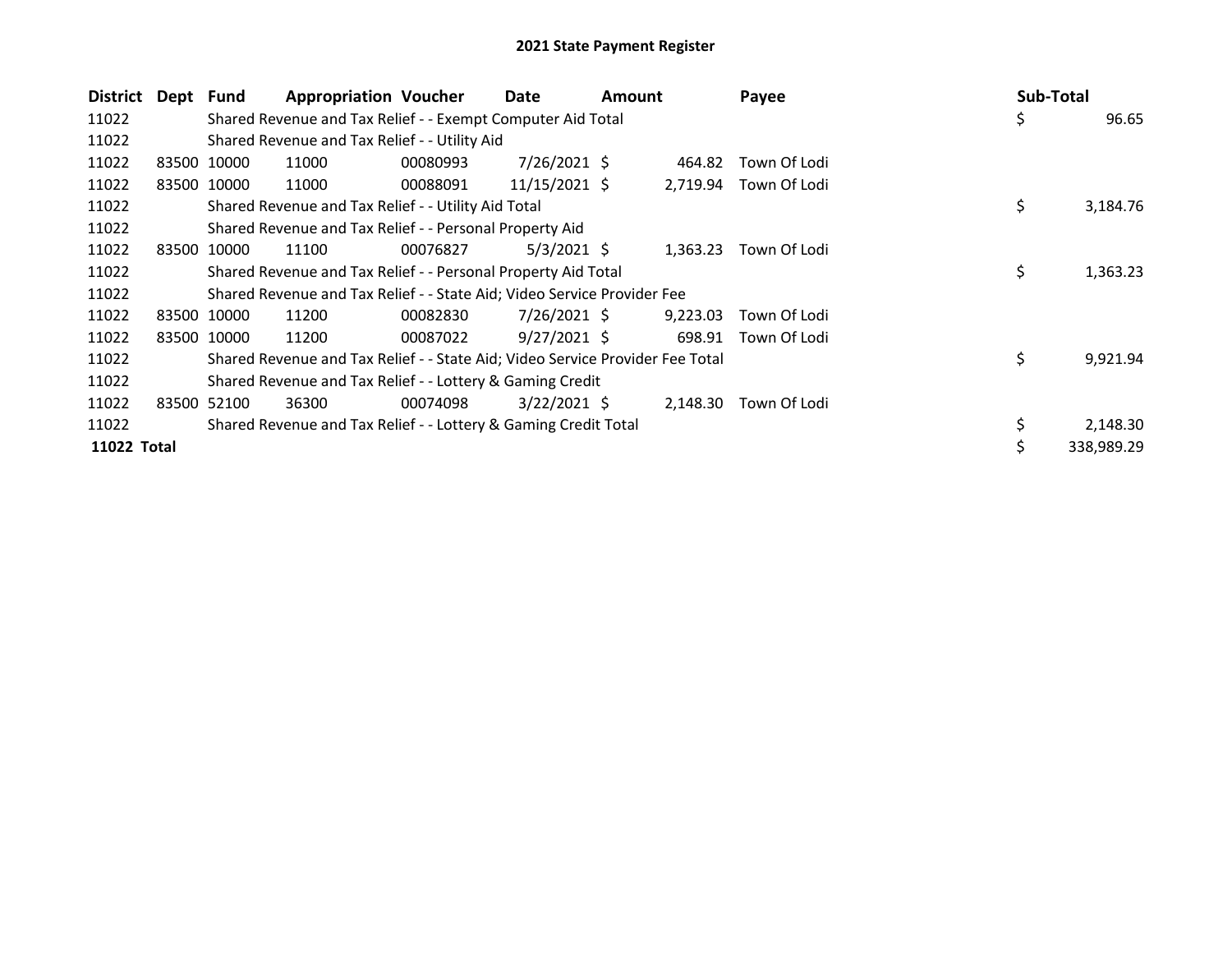# 2021 State Payment Register

| District | Dept | Fund | Appropriation | Voucher | Date | Amount | Payee | Sub-Total |
|---|---|---|---|---|---|---|---|---|
| 11022 | | Shared Revenue and Tax Relief - - Exempt Computer Aid Total | | | | | | $ 96.65 |
| 11022 | | Shared Revenue and Tax Relief - - Utility Aid | | | | | | |
| 11022 | 83500 | 10000 | 11000 | 00080993 | 7/26/2021 | $ 464.82 | Town Of Lodi | |
| 11022 | 83500 | 10000 | 11000 | 00088091 | 11/15/2021 | $ 2,719.94 | Town Of Lodi | |
| 11022 | | Shared Revenue and Tax Relief - - Utility Aid Total | | | | | | $ 3,184.76 |
| 11022 | | Shared Revenue and Tax Relief - - Personal Property Aid | | | | | | |
| 11022 | 83500 | 10000 | 11100 | 00076827 | 5/3/2021 | $ 1,363.23 | Town Of Lodi | |
| 11022 | | Shared Revenue and Tax Relief - - Personal Property Aid Total | | | | | | $ 1,363.23 |
| 11022 | | Shared Revenue and Tax Relief - - State Aid; Video Service Provider Fee | | | | | | |
| 11022 | 83500 | 10000 | 11200 | 00082830 | 7/26/2021 | $ 9,223.03 | Town Of Lodi | |
| 11022 | 83500 | 10000 | 11200 | 00087022 | 9/27/2021 | $ 698.91 | Town Of Lodi | |
| 11022 | | Shared Revenue and Tax Relief - - State Aid; Video Service Provider Fee Total | | | | | | $ 9,921.94 |
| 11022 | | Shared Revenue and Tax Relief - - Lottery & Gaming Credit | | | | | | |
| 11022 | 83500 | 52100 | 36300 | 00074098 | 3/22/2021 | $ 2,148.30 | Town Of Lodi | |
| 11022 | | Shared Revenue and Tax Relief - - Lottery & Gaming Credit Total | | | | | | $ 2,148.30 |
| **11022 Total** | | | | | | | | $ 338,989.29 |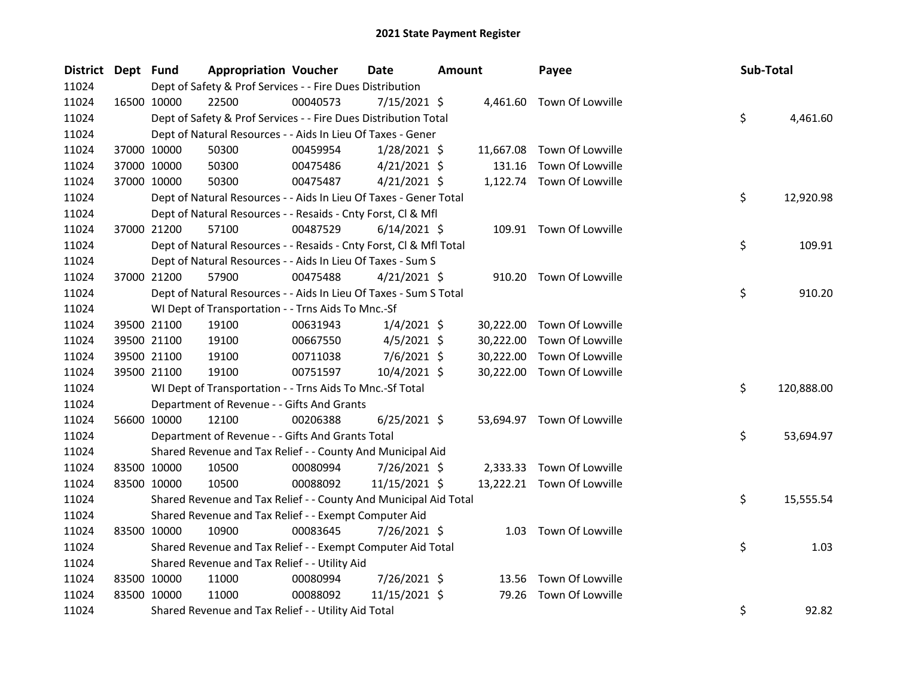# 2021 State Payment Register

| District | Dept | Fund | Appropriation | Voucher | Date | Amount | Payee | Sub-Total |
|---|---|---|---|---|---|---|---|---|
| 11024 | | Dept of Safety & Prof Services - - Fire Dues Distribution | | | | | | |
| 11024 | 16500 | 10000 | 22500 | 00040573 | 7/15/2021 | $ 4,461.60 | Town Of Lowville | |
| 11024 | | Dept of Safety & Prof Services - - Fire Dues Distribution Total | | | | | | $ 4,461.60 |
| 11024 | | Dept of Natural Resources - - Aids In Lieu Of Taxes - Gener | | | | | | |
| 11024 | 37000 | 10000 | 50300 | 00459954 | 1/28/2021 | $ 11,667.08 | Town Of Lowville | |
| 11024 | 37000 | 10000 | 50300 | 00475486 | 4/21/2021 | $ 131.16 | Town Of Lowville | |
| 11024 | 37000 | 10000 | 50300 | 00475487 | 4/21/2021 | $ 1,122.74 | Town Of Lowville | |
| 11024 | | Dept of Natural Resources - - Aids In Lieu Of Taxes - Gener Total | | | | | | $ 12,920.98 |
| 11024 | | Dept of Natural Resources - - Resaids - Cnty Forst, Cl & Mfl | | | | | | |
| 11024 | 37000 | 21200 | 57100 | 00487529 | 6/14/2021 | $ 109.91 | Town Of Lowville | |
| 11024 | | Dept of Natural Resources - - Resaids - Cnty Forst, Cl & Mfl Total | | | | | | $ 109.91 |
| 11024 | | Dept of Natural Resources - - Aids In Lieu Of Taxes - Sum S | | | | | | |
| 11024 | 37000 | 21200 | 57900 | 00475488 | 4/21/2021 | $ 910.20 | Town Of Lowville | |
| 11024 | | Dept of Natural Resources - - Aids In Lieu Of Taxes - Sum S Total | | | | | | $ 910.20 |
| 11024 | | WI Dept of Transportation - - Trns Aids To Mnc.-Sf | | | | | | |
| 11024 | 39500 | 21100 | 19100 | 00631943 | 1/4/2021 | $ 30,222.00 | Town Of Lowville | |
| 11024 | 39500 | 21100 | 19100 | 00667550 | 4/5/2021 | $ 30,222.00 | Town Of Lowville | |
| 11024 | 39500 | 21100 | 19100 | 00711038 | 7/6/2021 | $ 30,222.00 | Town Of Lowville | |
| 11024 | 39500 | 21100 | 19100 | 00751597 | 10/4/2021 | $ 30,222.00 | Town Of Lowville | |
| 11024 | | WI Dept of Transportation - - Trns Aids To Mnc.-Sf Total | | | | | | $ 120,888.00 |
| 11024 | | Department of Revenue - - Gifts And Grants | | | | | | |
| 11024 | 56600 | 10000 | 12100 | 00206388 | 6/25/2021 | $ 53,694.97 | Town Of Lowville | |
| 11024 | | Department of Revenue - - Gifts And Grants Total | | | | | | $ 53,694.97 |
| 11024 | | Shared Revenue and Tax Relief - - County And Municipal Aid | | | | | | |
| 11024 | 83500 | 10000 | 10500 | 00080994 | 7/26/2021 | $ 2,333.33 | Town Of Lowville | |
| 11024 | 83500 | 10000 | 10500 | 00088092 | 11/15/2021 | $ 13,222.21 | Town Of Lowville | |
| 11024 | | Shared Revenue and Tax Relief - - County And Municipal Aid Total | | | | | | $ 15,555.54 |
| 11024 | | Shared Revenue and Tax Relief - - Exempt Computer Aid | | | | | | |
| 11024 | 83500 | 10000 | 10900 | 00083645 | 7/26/2021 | $ 1.03 | Town Of Lowville | |
| 11024 | | Shared Revenue and Tax Relief - - Exempt Computer Aid Total | | | | | | $ 1.03 |
| 11024 | | Shared Revenue and Tax Relief - - Utility Aid | | | | | | |
| 11024 | 83500 | 10000 | 11000 | 00080994 | 7/26/2021 | $ 13.56 | Town Of Lowville | |
| 11024 | 83500 | 10000 | 11000 | 00088092 | 11/15/2021 | $ 79.26 | Town Of Lowville | |
| 11024 | | Shared Revenue and Tax Relief - - Utility Aid Total | | | | | | $ 92.82 |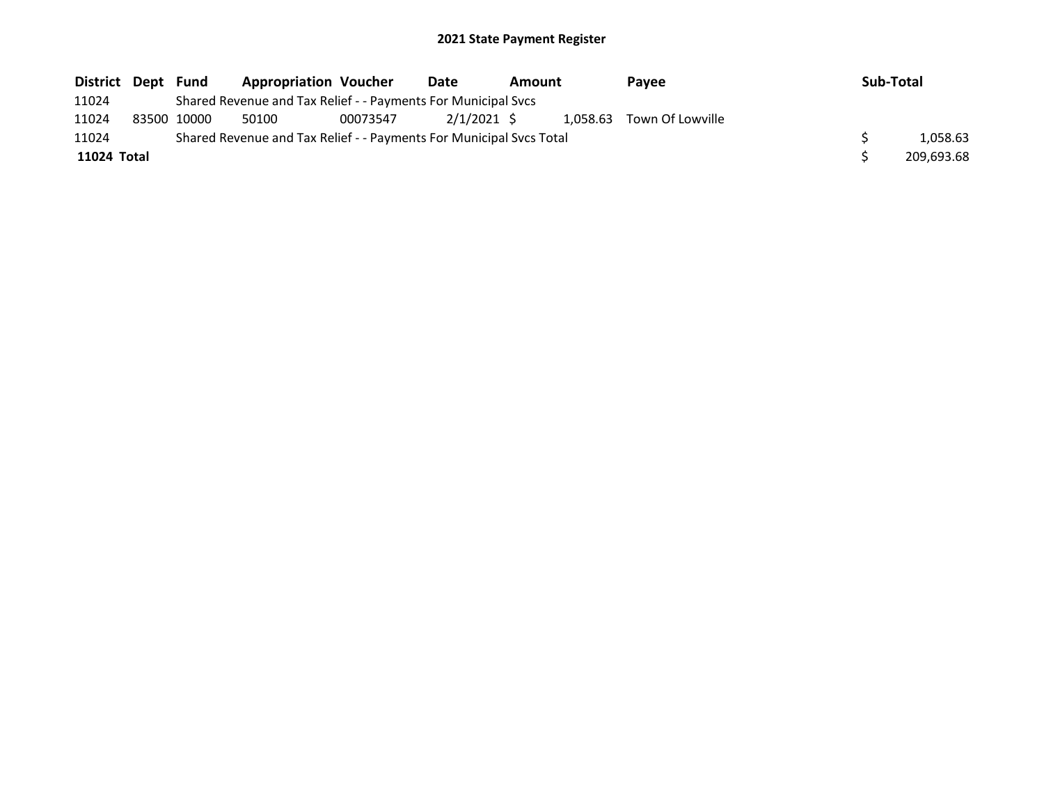# 2021 State Payment Register

| District | Dept | Fund | Appropriation | Voucher | Date | Amount | Payee | Sub-Total |
|---|---|---|---|---|---|---|---|---|
| 11024 | | Shared Revenue and Tax Relief - - Payments For Municipal Svcs | | | | | | |
| 11024 | 83500 | 10000 | 50100 | 00073547 | 2/1/2021 | $ 1,058.63 | Town Of Lowville | |
| 11024 | | Shared Revenue and Tax Relief - - Payments For Municipal Svcs Total | | | | | | $ 1,058.63 |
| **11024 Total** | | | | | | | | $ 209,693.68 |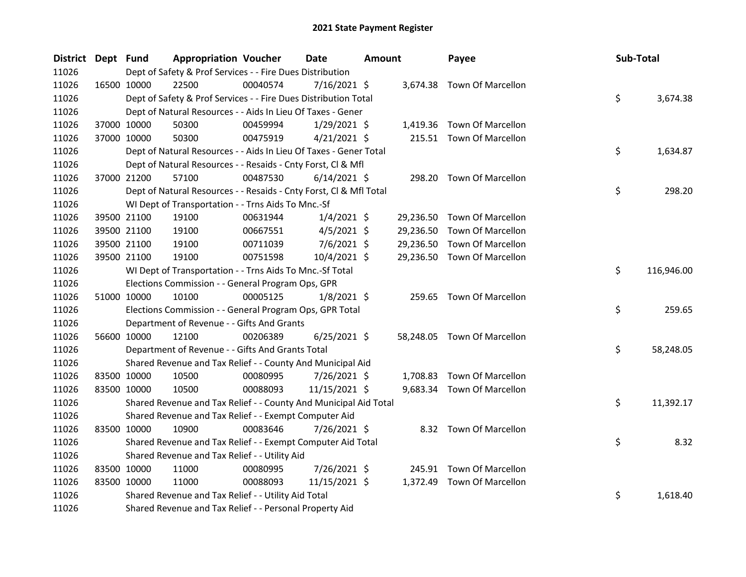# 2021 State Payment Register

| District | Dept | Fund | Appropriation | Voucher | Date | Amount | Payee | Sub-Total |
|---|---|---|---|---|---|---|---|---|
| 11026 | | Dept of Safety & Prof Services - - Fire Dues Distribution | | | | | | |
| 11026 | 16500 | 10000 | 22500 | 00040574 | 7/16/2021 | $ 3,674.38 | Town Of Marcellon | |
| 11026 | | Dept of Safety & Prof Services - - Fire Dues Distribution Total | | | | | | $ 3,674.38 |
| 11026 | | Dept of Natural Resources - - Aids In Lieu Of Taxes - Gener | | | | | | |
| 11026 | 37000 | 10000 | 50300 | 00459994 | 1/29/2021 | $ 1,419.36 | Town Of Marcellon | |
| 11026 | 37000 | 10000 | 50300 | 00475919 | 4/21/2021 | $ 215.51 | Town Of Marcellon | |
| 11026 | | Dept of Natural Resources - - Aids In Lieu Of Taxes - Gener Total | | | | | | $ 1,634.87 |
| 11026 | | Dept of Natural Resources - - Resaids - Cnty Forst, Cl & Mfl | | | | | | |
| 11026 | 37000 | 21200 | 57100 | 00487530 | 6/14/2021 | $ 298.20 | Town Of Marcellon | |
| 11026 | | Dept of Natural Resources - - Resaids - Cnty Forst, Cl & Mfl Total | | | | | | $ 298.20 |
| 11026 | | WI Dept of Transportation - - Trns Aids To Mnc.-Sf | | | | | | |
| 11026 | 39500 | 21100 | 19100 | 00631944 | 1/4/2021 | $ 29,236.50 | Town Of Marcellon | |
| 11026 | 39500 | 21100 | 19100 | 00667551 | 4/5/2021 | $ 29,236.50 | Town Of Marcellon | |
| 11026 | 39500 | 21100 | 19100 | 00711039 | 7/6/2021 | $ 29,236.50 | Town Of Marcellon | |
| 11026 | 39500 | 21100 | 19100 | 00751598 | 10/4/2021 | $ 29,236.50 | Town Of Marcellon | |
| 11026 | | WI Dept of Transportation - - Trns Aids To Mnc.-Sf Total | | | | | | $ 116,946.00 |
| 11026 | | Elections Commission - - General Program Ops, GPR | | | | | | |
| 11026 | 51000 | 10000 | 10100 | 00005125 | 1/8/2021 | $ 259.65 | Town Of Marcellon | |
| 11026 | | Elections Commission - - General Program Ops, GPR Total | | | | | | $ 259.65 |
| 11026 | | Department of Revenue - - Gifts And Grants | | | | | | |
| 11026 | 56600 | 10000 | 12100 | 00206389 | 6/25/2021 | $ 58,248.05 | Town Of Marcellon | |
| 11026 | | Department of Revenue - - Gifts And Grants Total | | | | | | $ 58,248.05 |
| 11026 | | Shared Revenue and Tax Relief - - County And Municipal Aid | | | | | | |
| 11026 | 83500 | 10000 | 10500 | 00080995 | 7/26/2021 | $ 1,708.83 | Town Of Marcellon | |
| 11026 | 83500 | 10000 | 10500 | 00088093 | 11/15/2021 | $ 9,683.34 | Town Of Marcellon | |
| 11026 | | Shared Revenue and Tax Relief - - County And Municipal Aid Total | | | | | | $ 11,392.17 |
| 11026 | | Shared Revenue and Tax Relief - - Exempt Computer Aid | | | | | | |
| 11026 | 83500 | 10000 | 10900 | 00083646 | 7/26/2021 | $ 8.32 | Town Of Marcellon | |
| 11026 | | Shared Revenue and Tax Relief - - Exempt Computer Aid Total | | | | | | $ 8.32 |
| 11026 | | Shared Revenue and Tax Relief - - Utility Aid | | | | | | |
| 11026 | 83500 | 10000 | 11000 | 00080995 | 7/26/2021 | $ 245.91 | Town Of Marcellon | |
| 11026 | 83500 | 10000 | 11000 | 00088093 | 11/15/2021 | $ 1,372.49 | Town Of Marcellon | |
| 11026 | | Shared Revenue and Tax Relief - - Utility Aid Total | | | | | | $ 1,618.40 |
| 11026 | | Shared Revenue and Tax Relief - - Personal Property Aid | | | | | | |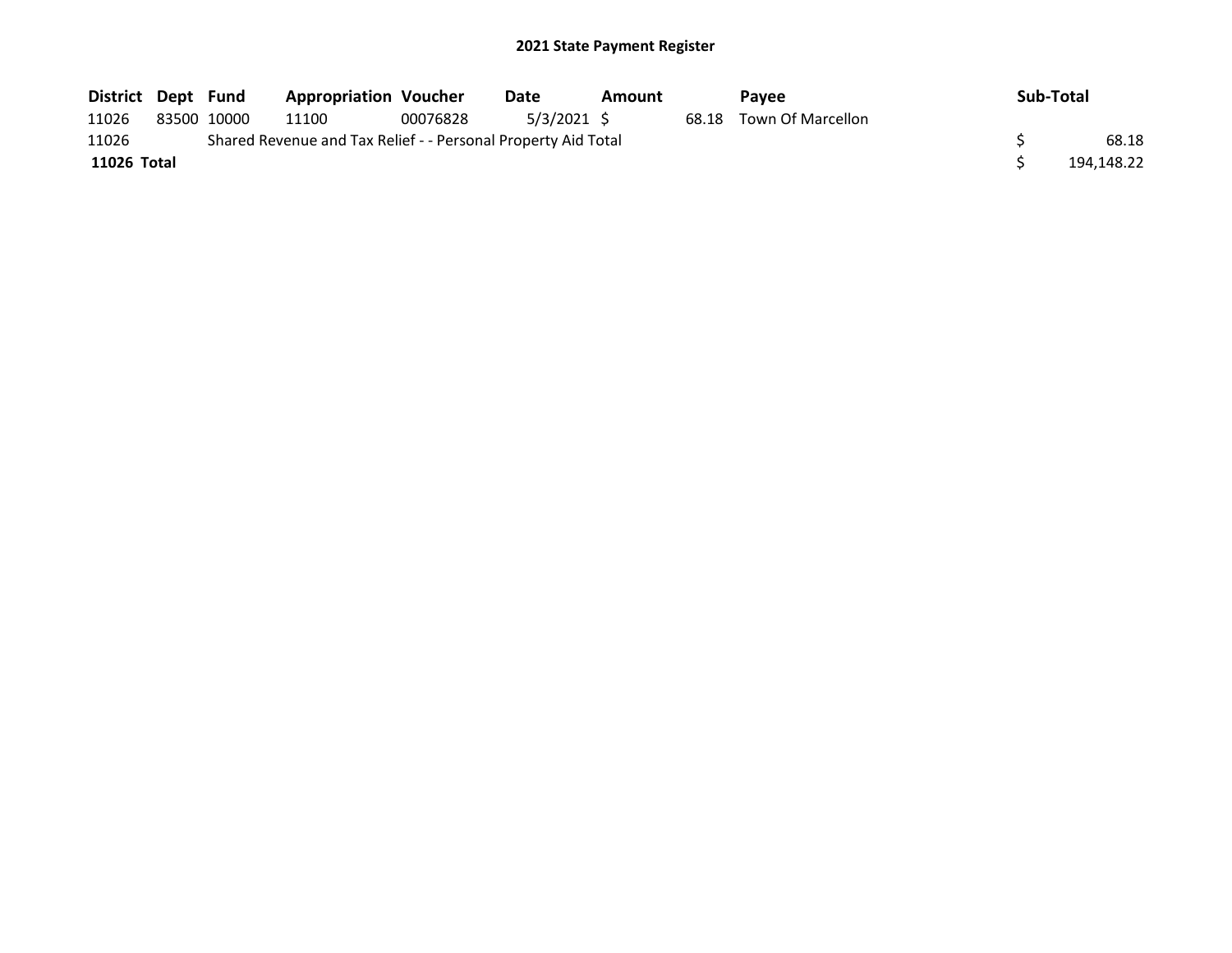# 2021 State Payment Register

| District | Dept | Fund | Appropriation | Voucher | Date | Amount | Payee | Sub-Total |
|---|---|---|---|---|---|---|---|---|
| 11026 | 83500 | 10000 | 11100 | 00076828 | 5/3/2021 | $ 68.18 | Town Of Marcellon | |
| 11026 | | Shared Revenue and Tax Relief - - Personal Property Aid Total | | | | | | $ 68.18 |
| **11026 Total** | | | | | | | | $ 194,148.22 |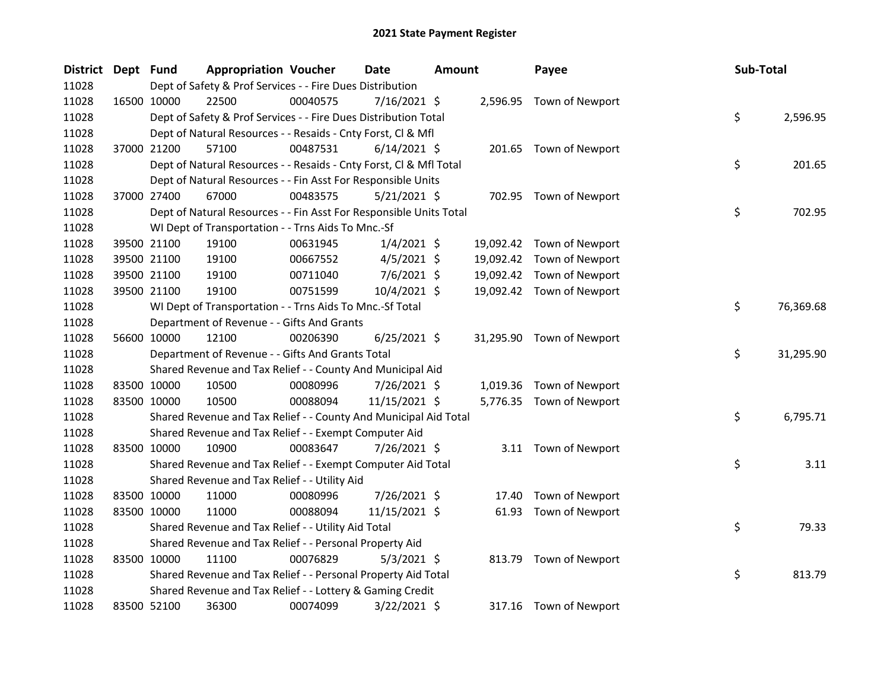# 2021 State Payment Register

| District | Dept | Fund | Appropriation | Voucher | Date | Amount | Payee | Sub-Total |
|---|---|---|---|---|---|---|---|---|
| 11028 | | Dept of Safety & Prof Services - - Fire Dues Distribution | | | | | | |
| 11028 | 16500 | 10000 | 22500 | 00040575 | 7/16/2021 | $ 2,596.95 | Town of Newport | |
| 11028 | | Dept of Safety & Prof Services - - Fire Dues Distribution Total | | | | | | $ 2,596.95 |
| 11028 | | Dept of Natural Resources - - Resaids - Cnty Forst, Cl & Mfl | | | | | | |
| 11028 | 37000 | 21200 | 57100 | 00487531 | 6/14/2021 | $ 201.65 | Town of Newport | |
| 11028 | | Dept of Natural Resources - - Resaids - Cnty Forst, Cl & Mfl Total | | | | | | $ 201.65 |
| 11028 | | Dept of Natural Resources - - Fin Asst For Responsible Units | | | | | | |
| 11028 | 37000 | 27400 | 67000 | 00483575 | 5/21/2021 | $ 702.95 | Town of Newport | |
| 11028 | | Dept of Natural Resources - - Fin Asst For Responsible Units Total | | | | | | $ 702.95 |
| 11028 | | WI Dept of Transportation - - Trns Aids To Mnc.-Sf | | | | | | |
| 11028 | 39500 | 21100 | 19100 | 00631945 | 1/4/2021 | $ 19,092.42 | Town of Newport | |
| 11028 | 39500 | 21100 | 19100 | 00667552 | 4/5/2021 | $ 19,092.42 | Town of Newport | |
| 11028 | 39500 | 21100 | 19100 | 00711040 | 7/6/2021 | $ 19,092.42 | Town of Newport | |
| 11028 | 39500 | 21100 | 19100 | 00751599 | 10/4/2021 | $ 19,092.42 | Town of Newport | |
| 11028 | | WI Dept of Transportation - - Trns Aids To Mnc.-Sf Total | | | | | | $ 76,369.68 |
| 11028 | | Department of Revenue - - Gifts And Grants | | | | | | |
| 11028 | 56600 | 10000 | 12100 | 00206390 | 6/25/2021 | $ 31,295.90 | Town of Newport | |
| 11028 | | Department of Revenue - - Gifts And Grants Total | | | | | | $ 31,295.90 |
| 11028 | | Shared Revenue and Tax Relief - - County And Municipal Aid | | | | | | |
| 11028 | 83500 | 10000 | 10500 | 00080996 | 7/26/2021 | $ 1,019.36 | Town of Newport | |
| 11028 | 83500 | 10000 | 10500 | 00088094 | 11/15/2021 | $ 5,776.35 | Town of Newport | |
| 11028 | | Shared Revenue and Tax Relief - - County And Municipal Aid Total | | | | | | $ 6,795.71 |
| 11028 | | Shared Revenue and Tax Relief - - Exempt Computer Aid | | | | | | |
| 11028 | 83500 | 10000 | 10900 | 00083647 | 7/26/2021 | $ 3.11 | Town of Newport | |
| 11028 | | Shared Revenue and Tax Relief - - Exempt Computer Aid Total | | | | | | $ 3.11 |
| 11028 | | Shared Revenue and Tax Relief - - Utility Aid | | | | | | |
| 11028 | 83500 | 10000 | 11000 | 00080996 | 7/26/2021 | $ 17.40 | Town of Newport | |
| 11028 | 83500 | 10000 | 11000 | 00088094 | 11/15/2021 | $ 61.93 | Town of Newport | |
| 11028 | | Shared Revenue and Tax Relief - - Utility Aid Total | | | | | | $ 79.33 |
| 11028 | | Shared Revenue and Tax Relief - - Personal Property Aid | | | | | | |
| 11028 | 83500 | 10000 | 11100 | 00076829 | 5/3/2021 | $ 813.79 | Town of Newport | |
| 11028 | | Shared Revenue and Tax Relief - - Personal Property Aid Total | | | | | | $ 813.79 |
| 11028 | | Shared Revenue and Tax Relief - - Lottery & Gaming Credit | | | | | | |
| 11028 | 83500 | 52100 | 36300 | 00074099 | 3/22/2021 | $ 317.16 | Town of Newport | |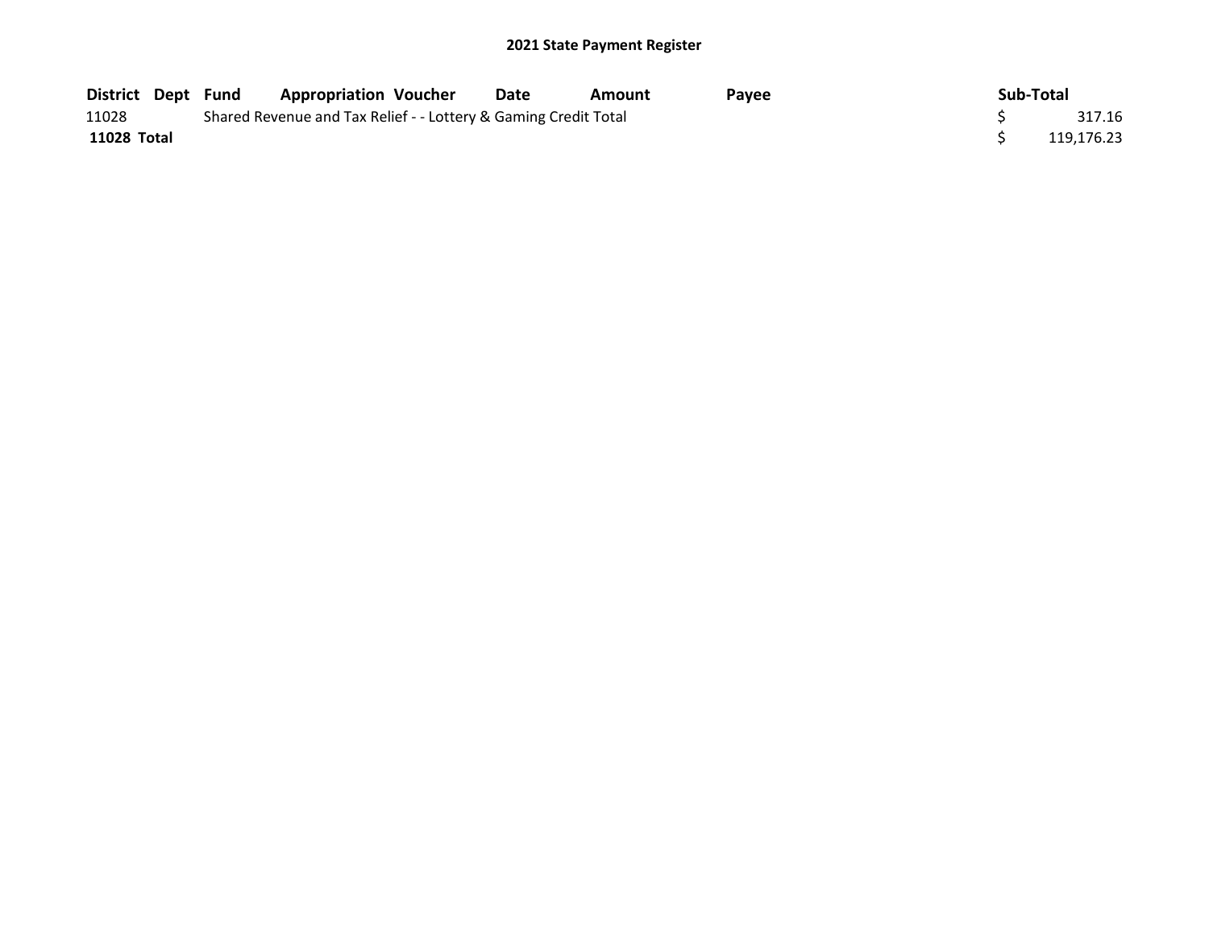## 2021 State Payment Register

| District | Dept | Fund | Appropriation | Voucher | Date | Amount | Payee | Sub-Total |
|---|---|---|---|---|---|---|---|---|
| 11028 | | Shared Revenue and Tax Relief - - Lottery & Gaming Credit Total | | | | | | $ 317.16 |
| **11028 Total** | | | | | | | | $ 119,176.23 |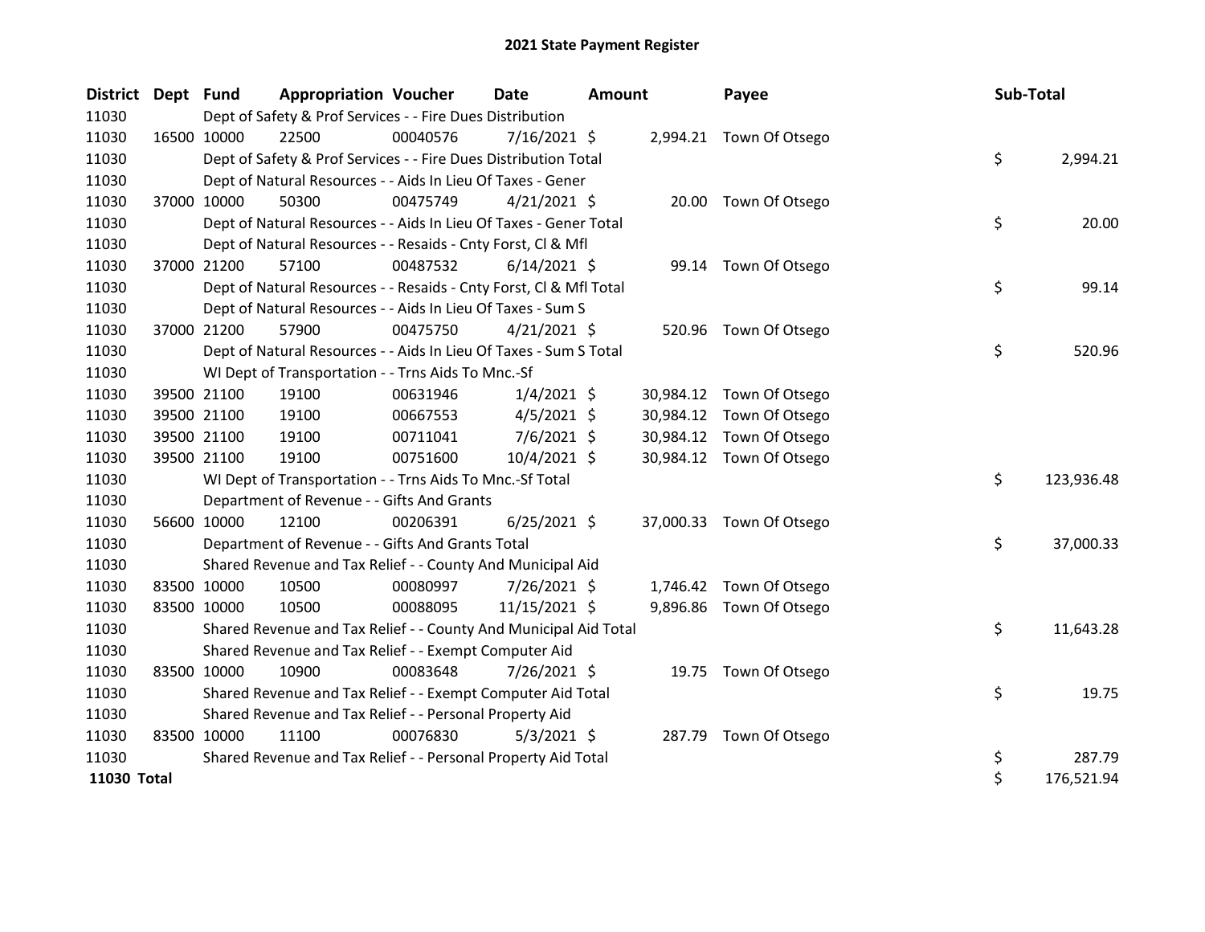# 2021 State Payment Register

| District | Dept | Fund | Appropriation | Voucher | Date | Amount | Payee | Sub-Total |
|---|---|---|---|---|---|---|---|---|
| 11030 | | Dept of Safety & Prof Services - - Fire Dues Distribution | | | | | | |
| 11030 | 16500 | 10000 | 22500 | 00040576 | 7/16/2021 | $ 2,994.21 | Town Of Otsego | |
| 11030 | | Dept of Safety & Prof Services - - Fire Dues Distribution Total | | | | | | $ 2,994.21 |
| 11030 | | Dept of Natural Resources - - Aids In Lieu Of Taxes - Gener | | | | | | |
| 11030 | 37000 | 10000 | 50300 | 00475749 | 4/21/2021 | $ 20.00 | Town Of Otsego | |
| 11030 | | Dept of Natural Resources - - Aids In Lieu Of Taxes - Gener Total | | | | | | $ 20.00 |
| 11030 | | Dept of Natural Resources - - Resaids - Cnty Forst, Cl & Mfl | | | | | | |
| 11030 | 37000 | 21200 | 57100 | 00487532 | 6/14/2021 | $ 99.14 | Town Of Otsego | |
| 11030 | | Dept of Natural Resources - - Resaids - Cnty Forst, Cl & Mfl Total | | | | | | $ 99.14 |
| 11030 | | Dept of Natural Resources - - Aids In Lieu Of Taxes - Sum S | | | | | | |
| 11030 | 37000 | 21200 | 57900 | 00475750 | 4/21/2021 | $ 520.96 | Town Of Otsego | |
| 11030 | | Dept of Natural Resources - - Aids In Lieu Of Taxes - Sum S Total | | | | | | $ 520.96 |
| 11030 | | WI Dept of Transportation - - Trns Aids To Mnc.-Sf | | | | | | |
| 11030 | 39500 | 21100 | 19100 | 00631946 | 1/4/2021 | $ 30,984.12 | Town Of Otsego | |
| 11030 | 39500 | 21100 | 19100 | 00667553 | 4/5/2021 | $ 30,984.12 | Town Of Otsego | |
| 11030 | 39500 | 21100 | 19100 | 00711041 | 7/6/2021 | $ 30,984.12 | Town Of Otsego | |
| 11030 | 39500 | 21100 | 19100 | 00751600 | 10/4/2021 | $ 30,984.12 | Town Of Otsego | |
| 11030 | | WI Dept of Transportation - - Trns Aids To Mnc.-Sf Total | | | | | | $ 123,936.48 |
| 11030 | | Department of Revenue - - Gifts And Grants | | | | | | |
| 11030 | 56600 | 10000 | 12100 | 00206391 | 6/25/2021 | $ 37,000.33 | Town Of Otsego | |
| 11030 | | Department of Revenue - - Gifts And Grants Total | | | | | | $ 37,000.33 |
| 11030 | | Shared Revenue and Tax Relief - - County And Municipal Aid | | | | | | |
| 11030 | 83500 | 10000 | 10500 | 00080997 | 7/26/2021 | $ 1,746.42 | Town Of Otsego | |
| 11030 | 83500 | 10000 | 10500 | 00088095 | 11/15/2021 | $ 9,896.86 | Town Of Otsego | |
| 11030 | | Shared Revenue and Tax Relief - - County And Municipal Aid Total | | | | | | $ 11,643.28 |
| 11030 | | Shared Revenue and Tax Relief - - Exempt Computer Aid | | | | | | |
| 11030 | 83500 | 10000 | 10900 | 00083648 | 7/26/2021 | $ 19.75 | Town Of Otsego | |
| 11030 | | Shared Revenue and Tax Relief - - Exempt Computer Aid Total | | | | | | $ 19.75 |
| 11030 | | Shared Revenue and Tax Relief - - Personal Property Aid | | | | | | |
| 11030 | 83500 | 10000 | 11100 | 00076830 | 5/3/2021 | $ 287.79 | Town Of Otsego | |
| 11030 | | Shared Revenue and Tax Relief - - Personal Property Aid Total | | | | | | $ 287.79 |
| **11030 Total** | | | | | | | | $ 176,521.94 |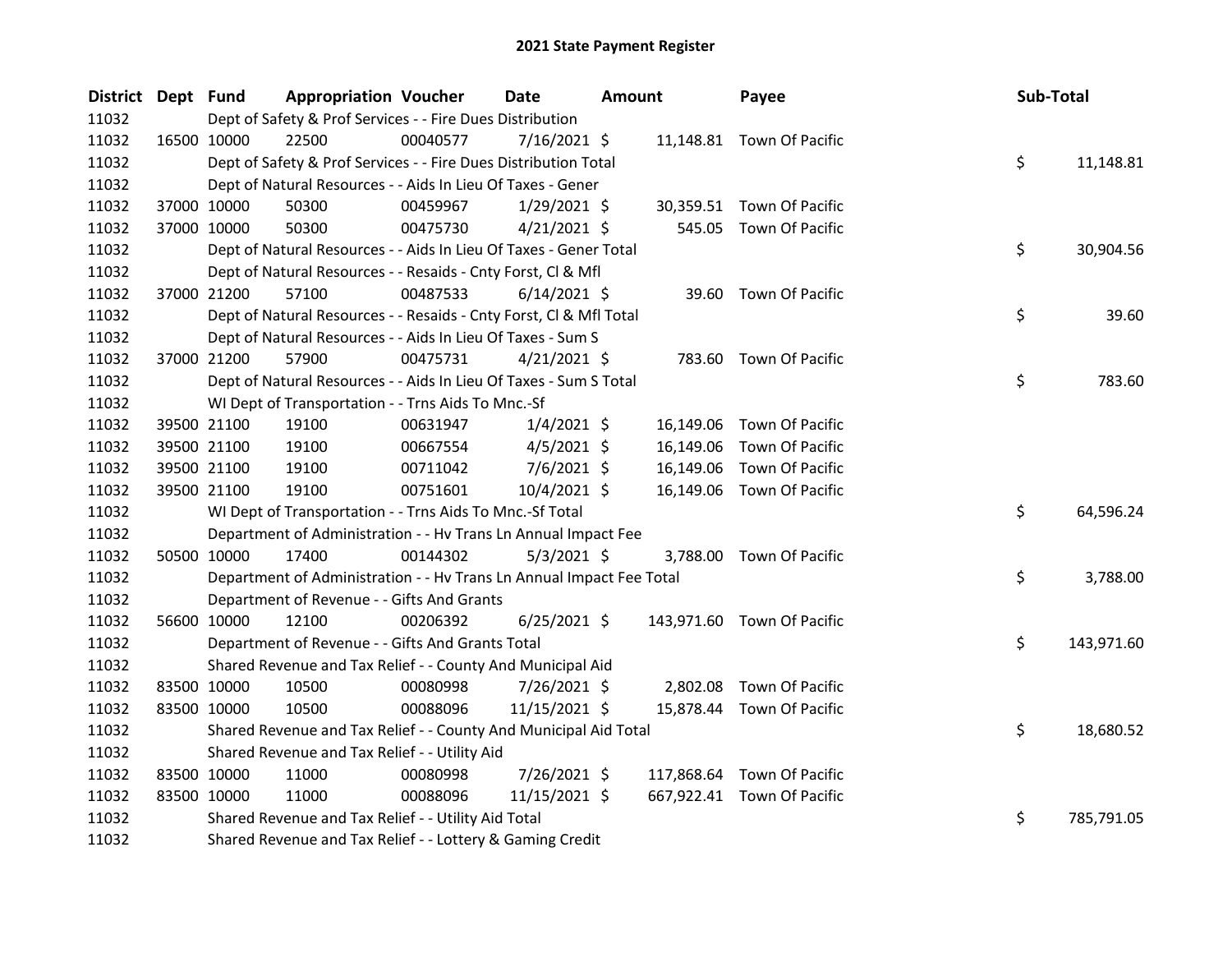# 2021 State Payment Register

| District | Dept | Fund | Appropriation | Voucher | Date | Amount | Payee | Sub-Total |
|---|---|---|---|---|---|---|---|---|
| 11032 | | Dept of Safety & Prof Services - - Fire Dues Distribution | | | | | | |
| 11032 | 16500 | 10000 | 22500 | 00040577 | 7/16/2021 | $ 11,148.81 | Town Of Pacific | |
| 11032 | | Dept of Safety & Prof Services - - Fire Dues Distribution Total | | | | | | $ 11,148.81 |
| 11032 | | Dept of Natural Resources - - Aids In Lieu Of Taxes - Gener | | | | | | |
| 11032 | 37000 | 10000 | 50300 | 00459967 | 1/29/2021 | $ 30,359.51 | Town Of Pacific | |
| 11032 | 37000 | 10000 | 50300 | 00475730 | 4/21/2021 | $ 545.05 | Town Of Pacific | |
| 11032 | | Dept of Natural Resources - - Aids In Lieu Of Taxes - Gener Total | | | | | | $ 30,904.56 |
| 11032 | | Dept of Natural Resources - - Resaids - Cnty Forst, Cl & Mfl | | | | | | |
| 11032 | 37000 | 21200 | 57100 | 00487533 | 6/14/2021 | $ 39.60 | Town Of Pacific | |
| 11032 | | Dept of Natural Resources - - Resaids - Cnty Forst, Cl & Mfl Total | | | | | | $ 39.60 |
| 11032 | | Dept of Natural Resources - - Aids In Lieu Of Taxes - Sum S | | | | | | |
| 11032 | 37000 | 21200 | 57900 | 00475731 | 4/21/2021 | $ 783.60 | Town Of Pacific | |
| 11032 | | Dept of Natural Resources - - Aids In Lieu Of Taxes - Sum S Total | | | | | | $ 783.60 |
| 11032 | | WI Dept of Transportation - - Trns Aids To Mnc.-Sf | | | | | | |
| 11032 | 39500 | 21100 | 19100 | 00631947 | 1/4/2021 | $ 16,149.06 | Town Of Pacific | |
| 11032 | 39500 | 21100 | 19100 | 00667554 | 4/5/2021 | $ 16,149.06 | Town Of Pacific | |
| 11032 | 39500 | 21100 | 19100 | 00711042 | 7/6/2021 | $ 16,149.06 | Town Of Pacific | |
| 11032 | 39500 | 21100 | 19100 | 00751601 | 10/4/2021 | $ 16,149.06 | Town Of Pacific | |
| 11032 | | WI Dept of Transportation - - Trns Aids To Mnc.-Sf Total | | | | | | $ 64,596.24 |
| 11032 | | Department of Administration - - Hv Trans Ln Annual Impact Fee | | | | | | |
| 11032 | 50500 | 10000 | 17400 | 00144302 | 5/3/2021 | $ 3,788.00 | Town Of Pacific | |
| 11032 | | Department of Administration - - Hv Trans Ln Annual Impact Fee Total | | | | | | $ 3,788.00 |
| 11032 | | Department of Revenue - - Gifts And Grants | | | | | | |
| 11032 | 56600 | 10000 | 12100 | 00206392 | 6/25/2021 | $ 143,971.60 | Town Of Pacific | |
| 11032 | | Department of Revenue - - Gifts And Grants Total | | | | | | $ 143,971.60 |
| 11032 | | Shared Revenue and Tax Relief - - County And Municipal Aid | | | | | | |
| 11032 | 83500 | 10000 | 10500 | 00080998 | 7/26/2021 | $ 2,802.08 | Town Of Pacific | |
| 11032 | 83500 | 10000 | 10500 | 00088096 | 11/15/2021 | $ 15,878.44 | Town Of Pacific | |
| 11032 | | Shared Revenue and Tax Relief - - County And Municipal Aid Total | | | | | | $ 18,680.52 |
| 11032 | | Shared Revenue and Tax Relief - - Utility Aid | | | | | | |
| 11032 | 83500 | 10000 | 11000 | 00080998 | 7/26/2021 | $ 117,868.64 | Town Of Pacific | |
| 11032 | 83500 | 10000 | 11000 | 00088096 | 11/15/2021 | $ 667,922.41 | Town Of Pacific | |
| 11032 | | Shared Revenue and Tax Relief - - Utility Aid Total | | | | | | $ 785,791.05 |
| 11032 | | Shared Revenue and Tax Relief - - Lottery & Gaming Credit | | | | | | |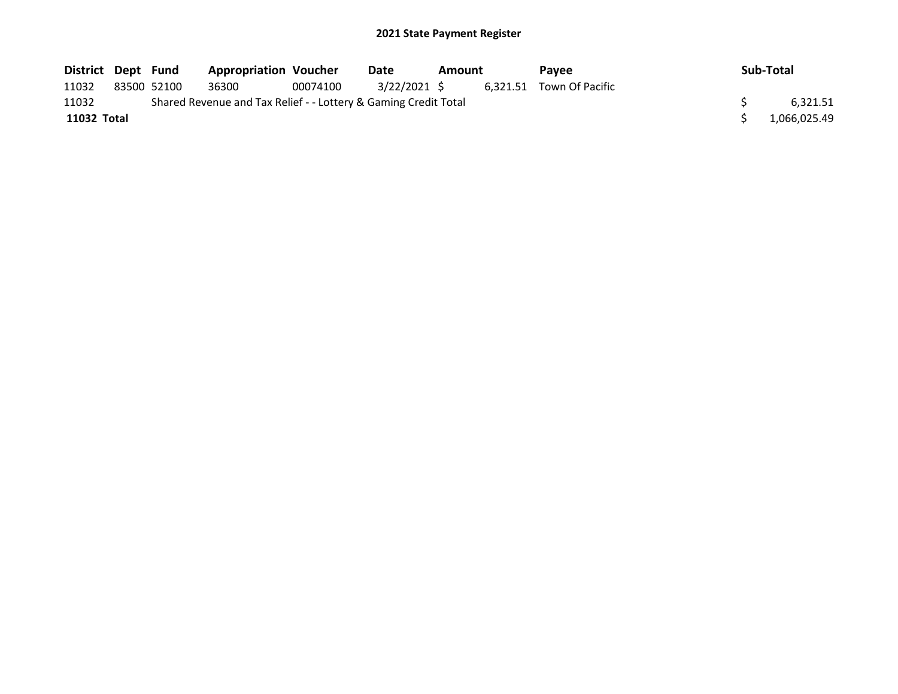## 2021 State Payment Register

| District | Dept | Fund | Appropriation | Voucher | Date | Amount | Payee | Sub-Total |
|---|---|---|---|---|---|---|---|---|
| 11032 | 83500 | 52100 | 36300 | 00074100 | 3/22/2021 | $ 6,321.51 | Town Of Pacific | |
| 11032 | | Shared Revenue and Tax Relief - - Lottery & Gaming Credit Total | | | | | | $ 6,321.51 |
| **11032 Total** | | | | | | | | $ 1,066,025.49 |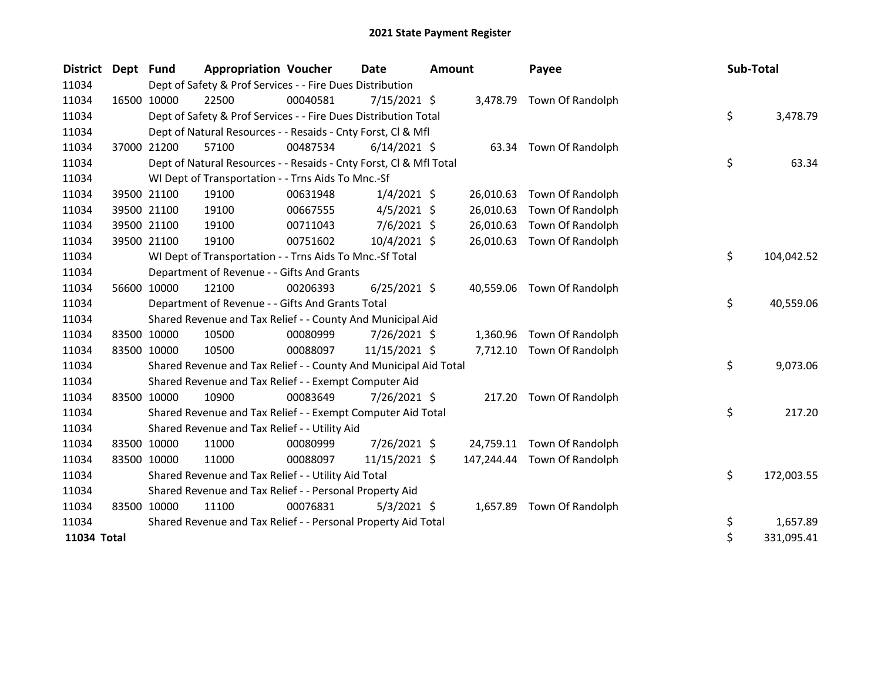# 2021 State Payment Register

| District | Dept | Fund | Appropriation | Voucher | Date | Amount | Payee | Sub-Total |
|---|---|---|---|---|---|---|---|---|
| 11034 | | Dept of Safety & Prof Services - - Fire Dues Distribution | | | | | | |
| 11034 | 16500 | 10000 | 22500 | 00040581 | 7/15/2021 | $ 3,478.79 | Town Of Randolph | |
| 11034 | | Dept of Safety & Prof Services - - Fire Dues Distribution Total | | | | | | $ 3,478.79 |
| 11034 | | Dept of Natural Resources - - Resaids - Cnty Forst, Cl & Mfl | | | | | | |
| 11034 | 37000 | 21200 | 57100 | 00487534 | 6/14/2021 | $ 63.34 | Town Of Randolph | |
| 11034 | | Dept of Natural Resources - - Resaids - Cnty Forst, Cl & Mfl Total | | | | | | $ 63.34 |
| 11034 | | WI Dept of Transportation - - Trns Aids To Mnc.-Sf | | | | | | |
| 11034 | 39500 | 21100 | 19100 | 00631948 | 1/4/2021 | $ 26,010.63 | Town Of Randolph | |
| 11034 | 39500 | 21100 | 19100 | 00667555 | 4/5/2021 | $ 26,010.63 | Town Of Randolph | |
| 11034 | 39500 | 21100 | 19100 | 00711043 | 7/6/2021 | $ 26,010.63 | Town Of Randolph | |
| 11034 | 39500 | 21100 | 19100 | 00751602 | 10/4/2021 | $ 26,010.63 | Town Of Randolph | |
| 11034 | | WI Dept of Transportation - - Trns Aids To Mnc.-Sf Total | | | | | | $ 104,042.52 |
| 11034 | | Department of Revenue - - Gifts And Grants | | | | | | |
| 11034 | 56600 | 10000 | 12100 | 00206393 | 6/25/2021 | $ 40,559.06 | Town Of Randolph | |
| 11034 | | Department of Revenue - - Gifts And Grants Total | | | | | | $ 40,559.06 |
| 11034 | | Shared Revenue and Tax Relief - - County And Municipal Aid | | | | | | |
| 11034 | 83500 | 10000 | 10500 | 00080999 | 7/26/2021 | $ 1,360.96 | Town Of Randolph | |
| 11034 | 83500 | 10000 | 10500 | 00088097 | 11/15/2021 | $ 7,712.10 | Town Of Randolph | |
| 11034 | | Shared Revenue and Tax Relief - - County And Municipal Aid Total | | | | | | $ 9,073.06 |
| 11034 | | Shared Revenue and Tax Relief - - Exempt Computer Aid | | | | | | |
| 11034 | 83500 | 10000 | 10900 | 00083649 | 7/26/2021 | $ 217.20 | Town Of Randolph | |
| 11034 | | Shared Revenue and Tax Relief - - Exempt Computer Aid Total | | | | | | $ 217.20 |
| 11034 | | Shared Revenue and Tax Relief - - Utility Aid | | | | | | |
| 11034 | 83500 | 10000 | 11000 | 00080999 | 7/26/2021 | $ 24,759.11 | Town Of Randolph | |
| 11034 | 83500 | 10000 | 11000 | 00088097 | 11/15/2021 | $ 147,244.44 | Town Of Randolph | |
| 11034 | | Shared Revenue and Tax Relief - - Utility Aid Total | | | | | | $ 172,003.55 |
| 11034 | | Shared Revenue and Tax Relief - - Personal Property Aid | | | | | | |
| 11034 | 83500 | 10000 | 11100 | 00076831 | 5/3/2021 | $ 1,657.89 | Town Of Randolph | |
| 11034 | | Shared Revenue and Tax Relief - - Personal Property Aid Total | | | | | | $ 1,657.89 |
| **11034 Total** | | | | | | | | $ 331,095.41 |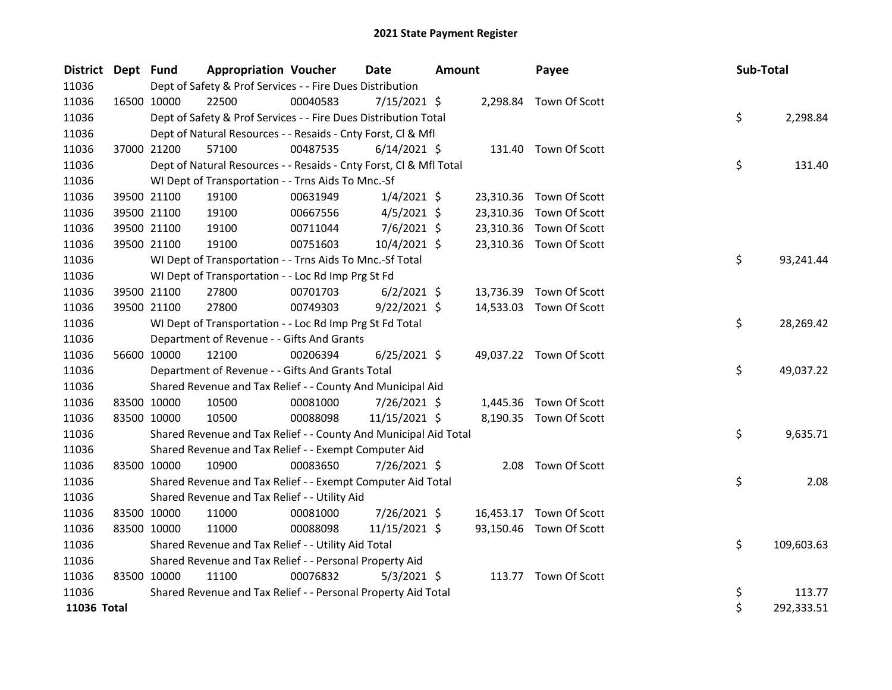# 2021 State Payment Register

| District | Dept | Fund | Appropriation | Voucher | Date | Amount | Payee | Sub-Total |
|---|---|---|---|---|---|---|---|---|
| 11036 | | Dept of Safety & Prof Services - - Fire Dues Distribution | | | | | | |
| 11036 | 16500 | 10000 | 22500 | 00040583 | 7/15/2021 | $ 2,298.84 | Town Of Scott | |
| 11036 | | Dept of Safety & Prof Services - - Fire Dues Distribution Total | | | | | | $ 2,298.84 |
| 11036 | | Dept of Natural Resources - - Resaids - Cnty Forst, Cl & Mfl | | | | | | |
| 11036 | 37000 | 21200 | 57100 | 00487535 | 6/14/2021 | $ 131.40 | Town Of Scott | |
| 11036 | | Dept of Natural Resources - - Resaids - Cnty Forst, Cl & Mfl Total | | | | | | $ 131.40 |
| 11036 | | WI Dept of Transportation - - Trns Aids To Mnc.-Sf | | | | | | |
| 11036 | 39500 | 21100 | 19100 | 00631949 | 1/4/2021 | $ 23,310.36 | Town Of Scott | |
| 11036 | 39500 | 21100 | 19100 | 00667556 | 4/5/2021 | $ 23,310.36 | Town Of Scott | |
| 11036 | 39500 | 21100 | 19100 | 00711044 | 7/6/2021 | $ 23,310.36 | Town Of Scott | |
| 11036 | 39500 | 21100 | 19100 | 00751603 | 10/4/2021 | $ 23,310.36 | Town Of Scott | |
| 11036 | | WI Dept of Transportation - - Trns Aids To Mnc.-Sf Total | | | | | | $ 93,241.44 |
| 11036 | | WI Dept of Transportation - - Loc Rd Imp Prg St Fd | | | | | | |
| 11036 | 39500 | 21100 | 27800 | 00701703 | 6/2/2021 | $ 13,736.39 | Town Of Scott | |
| 11036 | 39500 | 21100 | 27800 | 00749303 | 9/22/2021 | $ 14,533.03 | Town Of Scott | |
| 11036 | | WI Dept of Transportation - - Loc Rd Imp Prg St Fd Total | | | | | | $ 28,269.42 |
| 11036 | | Department of Revenue - - Gifts And Grants | | | | | | |
| 11036 | 56600 | 10000 | 12100 | 00206394 | 6/25/2021 | $ 49,037.22 | Town Of Scott | |
| 11036 | | Department of Revenue - - Gifts And Grants Total | | | | | | $ 49,037.22 |
| 11036 | | Shared Revenue and Tax Relief - - County And Municipal Aid | | | | | | |
| 11036 | 83500 | 10000 | 10500 | 00081000 | 7/26/2021 | $ 1,445.36 | Town Of Scott | |
| 11036 | 83500 | 10000 | 10500 | 00088098 | 11/15/2021 | $ 8,190.35 | Town Of Scott | |
| 11036 | | Shared Revenue and Tax Relief - - County And Municipal Aid Total | | | | | | $ 9,635.71 |
| 11036 | | Shared Revenue and Tax Relief - - Exempt Computer Aid | | | | | | |
| 11036 | 83500 | 10000 | 10900 | 00083650 | 7/26/2021 | $ 2.08 | Town Of Scott | |
| 11036 | | Shared Revenue and Tax Relief - - Exempt Computer Aid Total | | | | | | $ 2.08 |
| 11036 | | Shared Revenue and Tax Relief - - Utility Aid | | | | | | |
| 11036 | 83500 | 10000 | 11000 | 00081000 | 7/26/2021 | $ 16,453.17 | Town Of Scott | |
| 11036 | 83500 | 10000 | 11000 | 00088098 | 11/15/2021 | $ 93,150.46 | Town Of Scott | |
| 11036 | | Shared Revenue and Tax Relief - - Utility Aid Total | | | | | | $ 109,603.63 |
| 11036 | | Shared Revenue and Tax Relief - - Personal Property Aid | | | | | | |
| 11036 | 83500 | 10000 | 11100 | 00076832 | 5/3/2021 | $ 113.77 | Town Of Scott | |
| 11036 | | Shared Revenue and Tax Relief - - Personal Property Aid Total | | | | | | $ 113.77 |
| **11036 Total** | | | | | | | | $ 292,333.51 |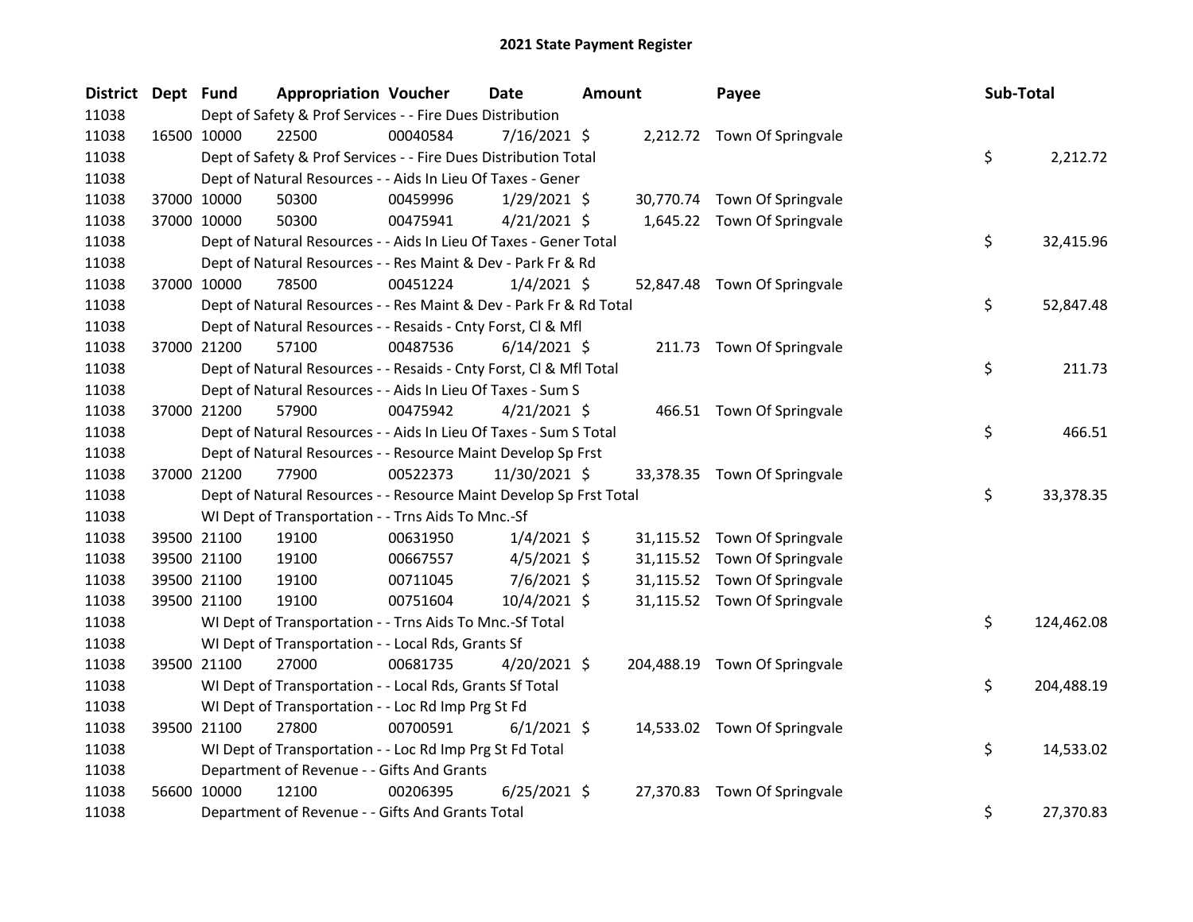# 2021 State Payment Register

| District | Dept | Fund | Appropriation | Voucher | Date | Amount | Payee | Sub-Total |
|---|---|---|---|---|---|---|---|---|
| 11038 | | Dept of Safety & Prof Services - - Fire Dues Distribution | | | | | | |
| 11038 | 16500 | 10000 | 22500 | 00040584 | 7/16/2021 | $ 2,212.72 | Town Of Springvale | |
| 11038 | | Dept of Safety & Prof Services - - Fire Dues Distribution Total | | | | | | $ 2,212.72 |
| 11038 | | Dept of Natural Resources - - Aids In Lieu Of Taxes - Gener | | | | | | |
| 11038 | 37000 | 10000 | 50300 | 00459996 | 1/29/2021 | $ 30,770.74 | Town Of Springvale | |
| 11038 | 37000 | 10000 | 50300 | 00475941 | 4/21/2021 | $ 1,645.22 | Town Of Springvale | |
| 11038 | | Dept of Natural Resources - - Aids In Lieu Of Taxes - Gener Total | | | | | | $ 32,415.96 |
| 11038 | | Dept of Natural Resources - - Res Maint & Dev - Park Fr & Rd | | | | | | |
| 11038 | 37000 | 10000 | 78500 | 00451224 | 1/4/2021 | $ 52,847.48 | Town Of Springvale | |
| 11038 | | Dept of Natural Resources - - Res Maint & Dev - Park Fr & Rd Total | | | | | | $ 52,847.48 |
| 11038 | | Dept of Natural Resources - - Resaids - Cnty Forst, Cl & Mfl | | | | | | |
| 11038 | 37000 | 21200 | 57100 | 00487536 | 6/14/2021 | $ 211.73 | Town Of Springvale | |
| 11038 | | Dept of Natural Resources - - Resaids - Cnty Forst, Cl & Mfl Total | | | | | | $ 211.73 |
| 11038 | | Dept of Natural Resources - - Aids In Lieu Of Taxes - Sum S | | | | | | |
| 11038 | 37000 | 21200 | 57900 | 00475942 | 4/21/2021 | $ 466.51 | Town Of Springvale | |
| 11038 | | Dept of Natural Resources - - Aids In Lieu Of Taxes - Sum S Total | | | | | | $ 466.51 |
| 11038 | | Dept of Natural Resources - - Resource Maint Develop Sp Frst | | | | | | |
| 11038 | 37000 | 21200 | 77900 | 00522373 | 11/30/2021 | $ 33,378.35 | Town Of Springvale | |
| 11038 | | Dept of Natural Resources - - Resource Maint Develop Sp Frst Total | | | | | | $ 33,378.35 |
| 11038 | | WI Dept of Transportation - - Trns Aids To Mnc.-Sf | | | | | | |
| 11038 | 39500 | 21100 | 19100 | 00631950 | 1/4/2021 | $ 31,115.52 | Town Of Springvale | |
| 11038 | 39500 | 21100 | 19100 | 00667557 | 4/5/2021 | $ 31,115.52 | Town Of Springvale | |
| 11038 | 39500 | 21100 | 19100 | 00711045 | 7/6/2021 | $ 31,115.52 | Town Of Springvale | |
| 11038 | 39500 | 21100 | 19100 | 00751604 | 10/4/2021 | $ 31,115.52 | Town Of Springvale | |
| 11038 | | WI Dept of Transportation - - Trns Aids To Mnc.-Sf Total | | | | | | $ 124,462.08 |
| 11038 | | WI Dept of Transportation - - Local Rds, Grants Sf | | | | | | |
| 11038 | 39500 | 21100 | 27000 | 00681735 | 4/20/2021 | $ 204,488.19 | Town Of Springvale | |
| 11038 | | WI Dept of Transportation - - Local Rds, Grants Sf Total | | | | | | $ 204,488.19 |
| 11038 | | WI Dept of Transportation - - Loc Rd Imp Prg St Fd | | | | | | |
| 11038 | 39500 | 21100 | 27800 | 00700591 | 6/1/2021 | $ 14,533.02 | Town Of Springvale | |
| 11038 | | WI Dept of Transportation - - Loc Rd Imp Prg St Fd Total | | | | | | $ 14,533.02 |
| 11038 | | Department of Revenue - - Gifts And Grants | | | | | | |
| 11038 | 56600 | 10000 | 12100 | 00206395 | 6/25/2021 | $ 27,370.83 | Town Of Springvale | |
| 11038 | | Department of Revenue - - Gifts And Grants Total | | | | | | $ 27,370.83 |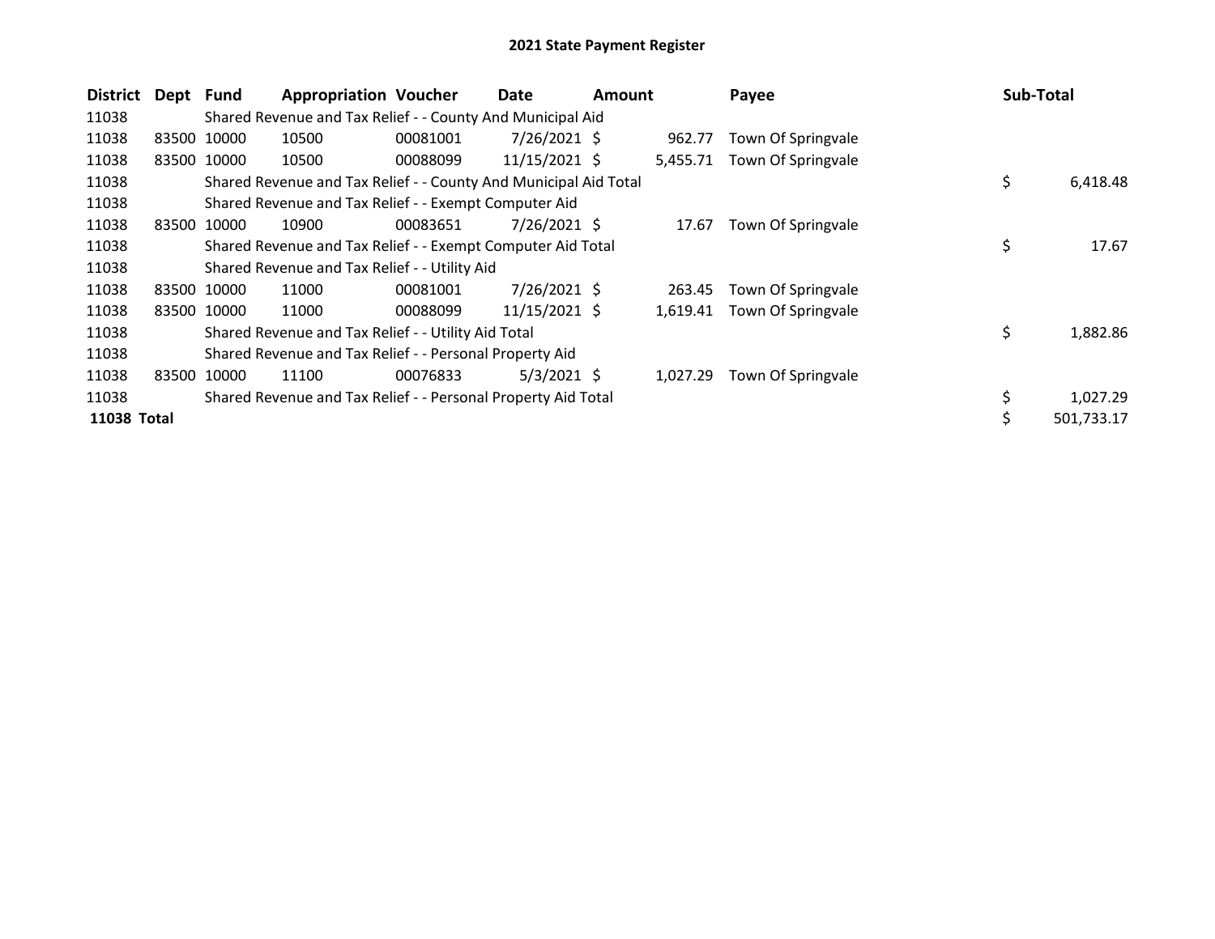# 2021 State Payment Register

| District | Dept | Fund | Appropriation | Voucher | Date | Amount | Payee | Sub-Total |
|---|---|---|---|---|---|---|---|---|
| 11038 | | Shared Revenue and Tax Relief - - County And Municipal Aid | | | | | | |
| 11038 | 83500 | 10000 | 10500 | 00081001 | 7/26/2021 | $ 962.77 | Town Of Springvale | |
| 11038 | 83500 | 10000 | 10500 | 00088099 | 11/15/2021 | $ 5,455.71 | Town Of Springvale | |
| 11038 | | Shared Revenue and Tax Relief - - County And Municipal Aid Total | | | | | | $ 6,418.48 |
| 11038 | | Shared Revenue and Tax Relief - - Exempt Computer Aid | | | | | | |
| 11038 | 83500 | 10000 | 10900 | 00083651 | 7/26/2021 | $ 17.67 | Town Of Springvale | |
| 11038 | | Shared Revenue and Tax Relief - - Exempt Computer Aid Total | | | | | | $ 17.67 |
| 11038 | | Shared Revenue and Tax Relief - - Utility Aid | | | | | | |
| 11038 | 83500 | 10000 | 11000 | 00081001 | 7/26/2021 | $ 263.45 | Town Of Springvale | |
| 11038 | 83500 | 10000 | 11000 | 00088099 | 11/15/2021 | $ 1,619.41 | Town Of Springvale | |
| 11038 | | Shared Revenue and Tax Relief - - Utility Aid Total | | | | | | $ 1,882.86 |
| 11038 | | Shared Revenue and Tax Relief - - Personal Property Aid | | | | | | |
| 11038 | 83500 | 10000 | 11100 | 00076833 | 5/3/2021 | $ 1,027.29 | Town Of Springvale | |
| 11038 | | Shared Revenue and Tax Relief - - Personal Property Aid Total | | | | | | $ 1,027.29 |
| **11038 Total** | | | | | | | | $ 501,733.17 |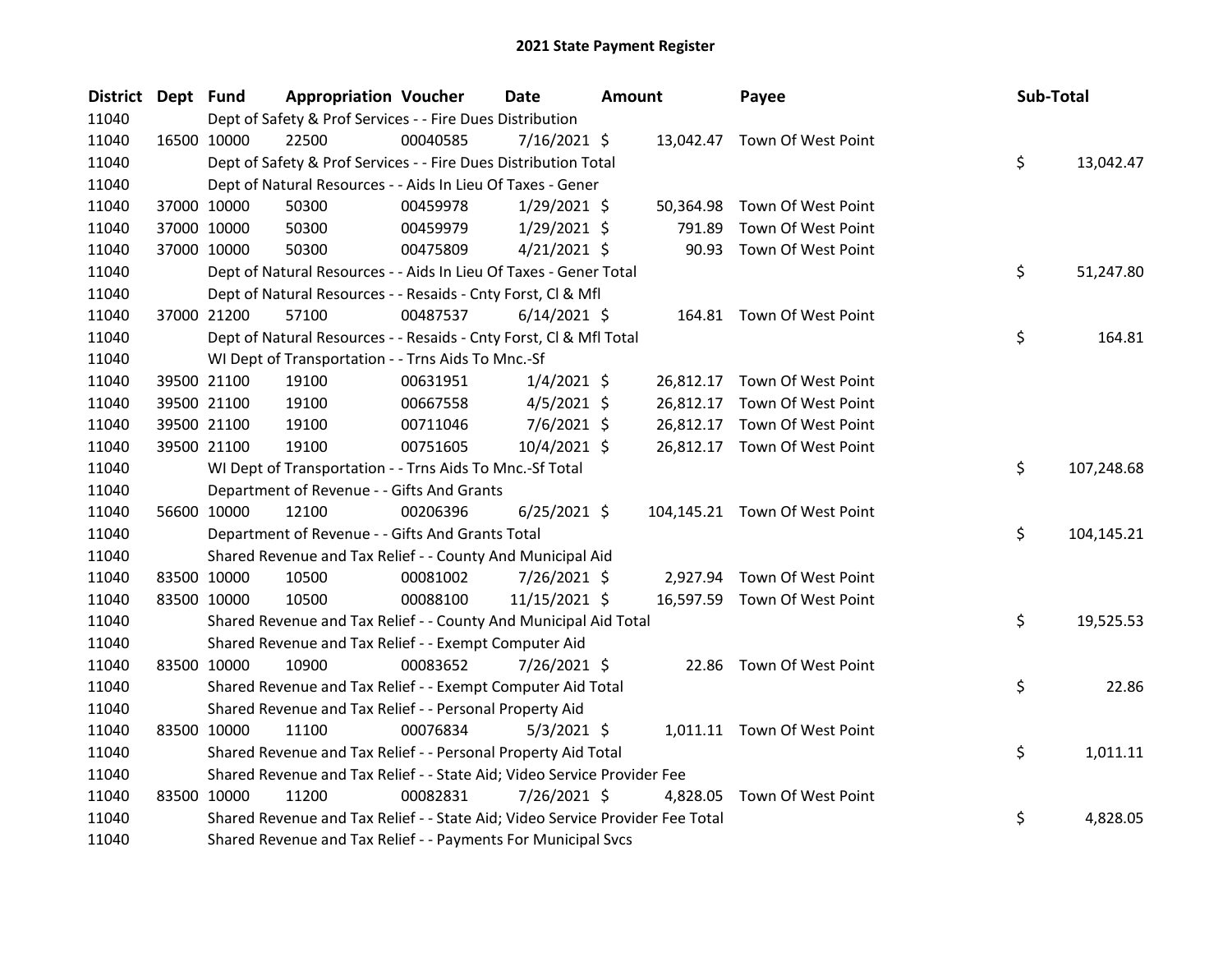# 2021 State Payment Register

| District | Dept | Fund | Appropriation | Voucher | Date | Amount | Payee | Sub-Total |
|---|---|---|---|---|---|---|---|---|
| 11040 | | Dept of Safety & Prof Services - - Fire Dues Distribution | | | | | | |
| 11040 | 16500 | 10000 | 22500 | 00040585 | 7/16/2021 | $ 13,042.47 | Town Of West Point | |
| 11040 | | Dept of Safety & Prof Services - - Fire Dues Distribution Total | | | | | | $ 13,042.47 |
| 11040 | | Dept of Natural Resources - - Aids In Lieu Of Taxes - Gener | | | | | | |
| 11040 | 37000 | 10000 | 50300 | 00459978 | 1/29/2021 | $ 50,364.98 | Town Of West Point | |
| 11040 | 37000 | 10000 | 50300 | 00459979 | 1/29/2021 | $ 791.89 | Town Of West Point | |
| 11040 | 37000 | 10000 | 50300 | 00475809 | 4/21/2021 | $ 90.93 | Town Of West Point | |
| 11040 | | Dept of Natural Resources - - Aids In Lieu Of Taxes - Gener Total | | | | | | $ 51,247.80 |
| 11040 | | Dept of Natural Resources - - Resaids - Cnty Forst, Cl & Mfl | | | | | | |
| 11040 | 37000 | 21200 | 57100 | 00487537 | 6/14/2021 | $ 164.81 | Town Of West Point | |
| 11040 | | Dept of Natural Resources - - Resaids - Cnty Forst, Cl & Mfl Total | | | | | | $ 164.81 |
| 11040 | | WI Dept of Transportation - - Trns Aids To Mnc.-Sf | | | | | | |
| 11040 | 39500 | 21100 | 19100 | 00631951 | 1/4/2021 | $ 26,812.17 | Town Of West Point | |
| 11040 | 39500 | 21100 | 19100 | 00667558 | 4/5/2021 | $ 26,812.17 | Town Of West Point | |
| 11040 | 39500 | 21100 | 19100 | 00711046 | 7/6/2021 | $ 26,812.17 | Town Of West Point | |
| 11040 | 39500 | 21100 | 19100 | 00751605 | 10/4/2021 | $ 26,812.17 | Town Of West Point | |
| 11040 | | WI Dept of Transportation - - Trns Aids To Mnc.-Sf Total | | | | | | $ 107,248.68 |
| 11040 | | Department of Revenue - - Gifts And Grants | | | | | | |
| 11040 | 56600 | 10000 | 12100 | 00206396 | 6/25/2021 | $ 104,145.21 | Town Of West Point | |
| 11040 | | Department of Revenue - - Gifts And Grants Total | | | | | | $ 104,145.21 |
| 11040 | | Shared Revenue and Tax Relief - - County And Municipal Aid | | | | | | |
| 11040 | 83500 | 10000 | 10500 | 00081002 | 7/26/2021 | $ 2,927.94 | Town Of West Point | |
| 11040 | 83500 | 10000 | 10500 | 00088100 | 11/15/2021 | $ 16,597.59 | Town Of West Point | |
| 11040 | | Shared Revenue and Tax Relief - - County And Municipal Aid Total | | | | | | $ 19,525.53 |
| 11040 | | Shared Revenue and Tax Relief - - Exempt Computer Aid | | | | | | |
| 11040 | 83500 | 10000 | 10900 | 00083652 | 7/26/2021 | $ 22.86 | Town Of West Point | |
| 11040 | | Shared Revenue and Tax Relief - - Exempt Computer Aid Total | | | | | | $ 22.86 |
| 11040 | | Shared Revenue and Tax Relief - - Personal Property Aid | | | | | | |
| 11040 | 83500 | 10000 | 11100 | 00076834 | 5/3/2021 | $ 1,011.11 | Town Of West Point | |
| 11040 | | Shared Revenue and Tax Relief - - Personal Property Aid Total | | | | | | $ 1,011.11 |
| 11040 | | Shared Revenue and Tax Relief - - State Aid; Video Service Provider Fee | | | | | | |
| 11040 | 83500 | 10000 | 11200 | 00082831 | 7/26/2021 | $ 4,828.05 | Town Of West Point | |
| 11040 | | Shared Revenue and Tax Relief - - State Aid; Video Service Provider Fee Total | | | | | | $ 4,828.05 |
| 11040 | | Shared Revenue and Tax Relief - - Payments For Municipal Svcs | | | | | | |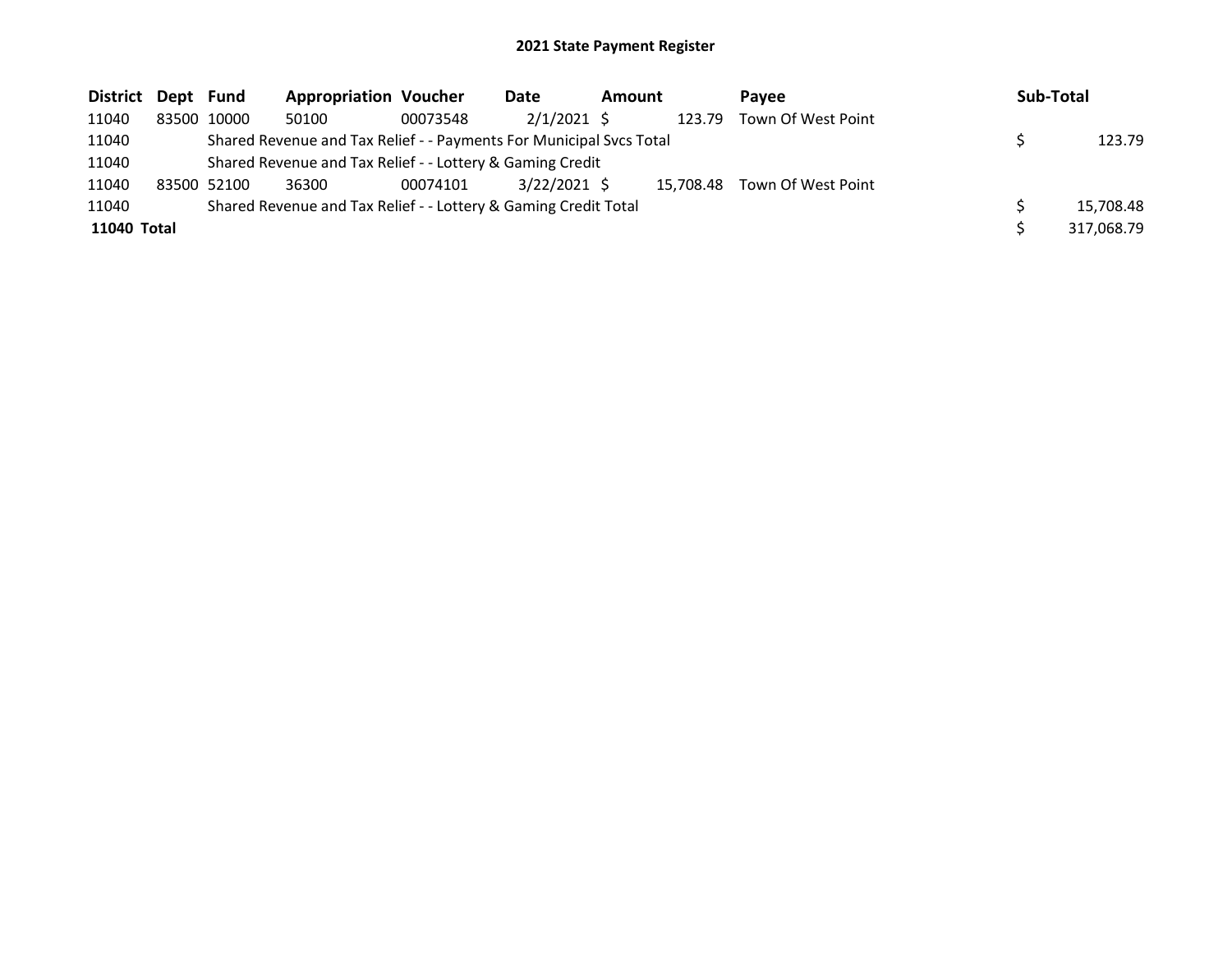# 2021 State Payment Register

| District | Dept | Fund | Appropriation | Voucher | Date | Amount | Payee | Sub-Total |
|---|---|---|---|---|---|---|---|---|
| 11040 | 83500 | 10000 | 50100 | 00073548 | 2/1/2021 | $ 123.79 | Town Of West Point | |
| 11040 | | Shared Revenue and Tax Relief - - Payments For Municipal Svcs Total | | | | | | $ 123.79 |
| 11040 | | Shared Revenue and Tax Relief - - Lottery & Gaming Credit | | | | | | |
| 11040 | 83500 | 52100 | 36300 | 00074101 | 3/22/2021 | $ 15,708.48 | Town Of West Point | |
| 11040 | | Shared Revenue and Tax Relief - - Lottery & Gaming Credit Total | | | | | | $ 15,708.48 |
| **11040 Total** | | | | | | | | $ 317,068.79 |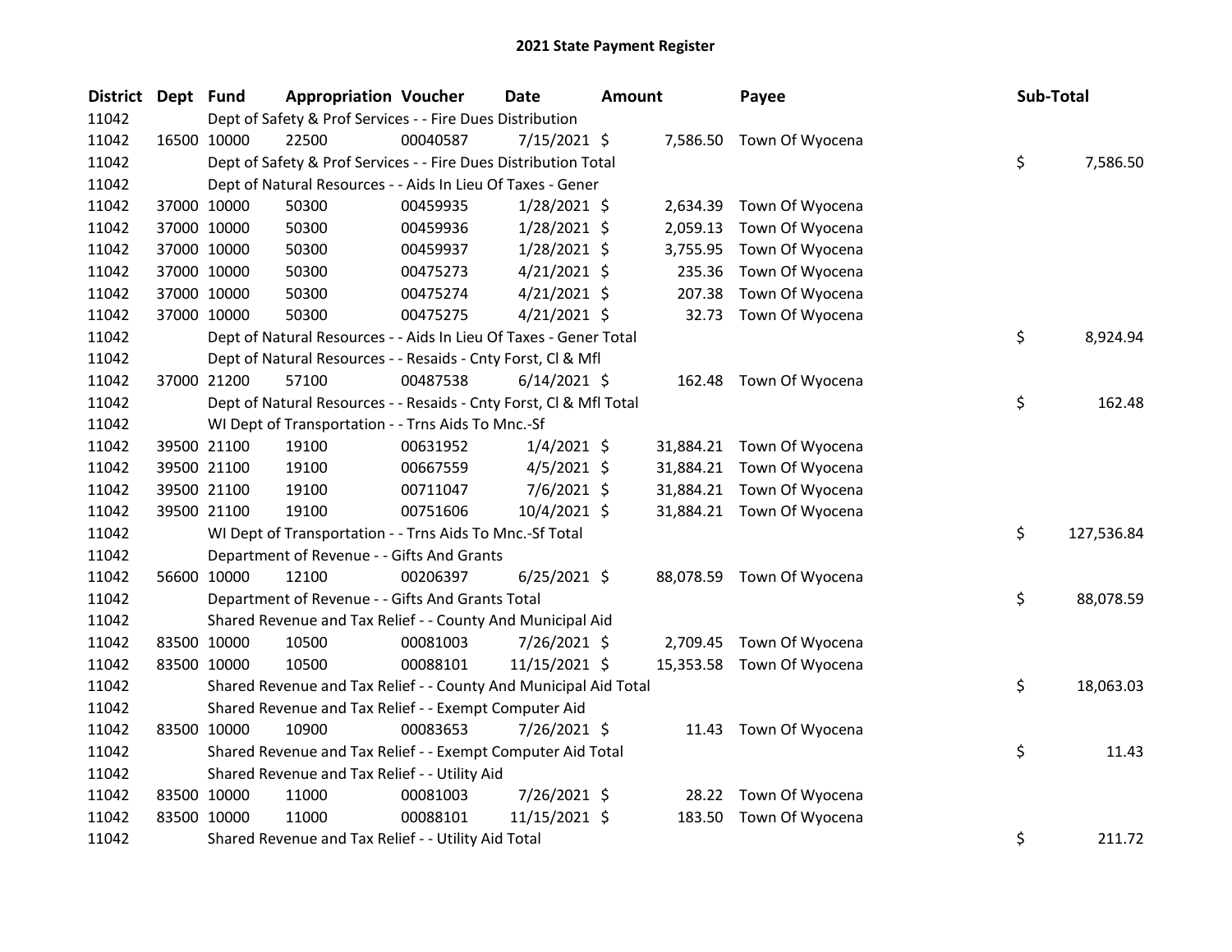# 2021 State Payment Register

| District | Dept | Fund | Appropriation | Voucher | Date | Amount | Payee | Sub-Total |
|---|---|---|---|---|---|---|---|---|
| 11042 | | Dept of Safety & Prof Services - - Fire Dues Distribution | | | | | | |
| 11042 | 16500 | 10000 | 22500 | 00040587 | 7/15/2021 | $ 7,586.50 | Town Of Wyocena | |
| 11042 | | Dept of Safety & Prof Services - - Fire Dues Distribution Total | | | | | | $ 7,586.50 |
| 11042 | | Dept of Natural Resources - - Aids In Lieu Of Taxes - Gener | | | | | | |
| 11042 | 37000 | 10000 | 50300 | 00459935 | 1/28/2021 | $ 2,634.39 | Town Of Wyocena | |
| 11042 | 37000 | 10000 | 50300 | 00459936 | 1/28/2021 | $ 2,059.13 | Town Of Wyocena | |
| 11042 | 37000 | 10000 | 50300 | 00459937 | 1/28/2021 | $ 3,755.95 | Town Of Wyocena | |
| 11042 | 37000 | 10000 | 50300 | 00475273 | 4/21/2021 | $ 235.36 | Town Of Wyocena | |
| 11042 | 37000 | 10000 | 50300 | 00475274 | 4/21/2021 | $ 207.38 | Town Of Wyocena | |
| 11042 | 37000 | 10000 | 50300 | 00475275 | 4/21/2021 | $ 32.73 | Town Of Wyocena | |
| 11042 | | Dept of Natural Resources - - Aids In Lieu Of Taxes - Gener Total | | | | | | $ 8,924.94 |
| 11042 | | Dept of Natural Resources - - Resaids - Cnty Forst, Cl & Mfl | | | | | | |
| 11042 | 37000 | 21200 | 57100 | 00487538 | 6/14/2021 | $ 162.48 | Town Of Wyocena | |
| 11042 | | Dept of Natural Resources - - Resaids - Cnty Forst, Cl & Mfl Total | | | | | | $ 162.48 |
| 11042 | | WI Dept of Transportation - - Trns Aids To Mnc.-Sf | | | | | | |
| 11042 | 39500 | 21100 | 19100 | 00631952 | 1/4/2021 | $ 31,884.21 | Town Of Wyocena | |
| 11042 | 39500 | 21100 | 19100 | 00667559 | 4/5/2021 | $ 31,884.21 | Town Of Wyocena | |
| 11042 | 39500 | 21100 | 19100 | 00711047 | 7/6/2021 | $ 31,884.21 | Town Of Wyocena | |
| 11042 | 39500 | 21100 | 19100 | 00751606 | 10/4/2021 | $ 31,884.21 | Town Of Wyocena | |
| 11042 | | WI Dept of Transportation - - Trns Aids To Mnc.-Sf Total | | | | | | $ 127,536.84 |
| 11042 | | Department of Revenue - - Gifts And Grants | | | | | | |
| 11042 | 56600 | 10000 | 12100 | 00206397 | 6/25/2021 | $ 88,078.59 | Town Of Wyocena | |
| 11042 | | Department of Revenue - - Gifts And Grants Total | | | | | | $ 88,078.59 |
| 11042 | | Shared Revenue and Tax Relief - - County And Municipal Aid | | | | | | |
| 11042 | 83500 | 10000 | 10500 | 00081003 | 7/26/2021 | $ 2,709.45 | Town Of Wyocena | |
| 11042 | 83500 | 10000 | 10500 | 00088101 | 11/15/2021 | $ 15,353.58 | Town Of Wyocena | |
| 11042 | | Shared Revenue and Tax Relief - - County And Municipal Aid Total | | | | | | $ 18,063.03 |
| 11042 | | Shared Revenue and Tax Relief - - Exempt Computer Aid | | | | | | |
| 11042 | 83500 | 10000 | 10900 | 00083653 | 7/26/2021 | $ 11.43 | Town Of Wyocena | |
| 11042 | | Shared Revenue and Tax Relief - - Exempt Computer Aid Total | | | | | | $ 11.43 |
| 11042 | | Shared Revenue and Tax Relief - - Utility Aid | | | | | | |
| 11042 | 83500 | 10000 | 11000 | 00081003 | 7/26/2021 | $ 28.22 | Town Of Wyocena | |
| 11042 | 83500 | 10000 | 11000 | 00088101 | 11/15/2021 | $ 183.50 | Town Of Wyocena | |
| 11042 | | Shared Revenue and Tax Relief - - Utility Aid Total | | | | | | $ 211.72 |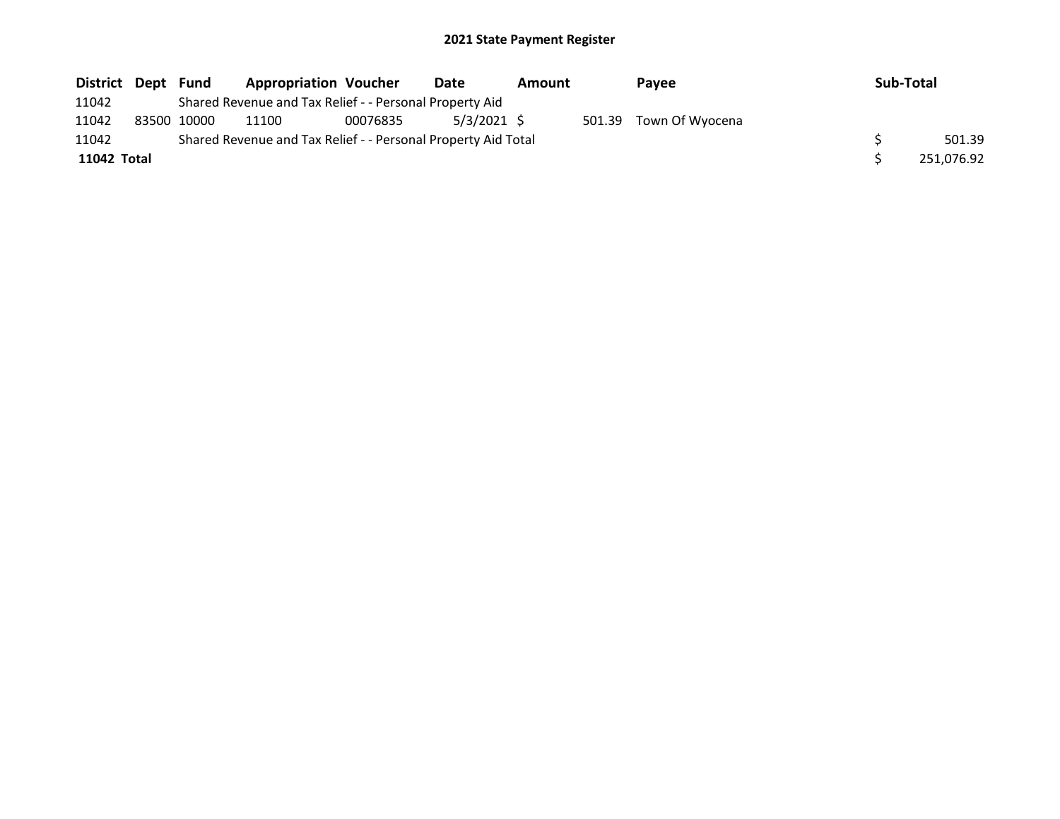## 2021 State Payment Register

| District | Dept | Fund | Appropriation | Voucher | Date | Amount | Payee | Sub-Total |
|---|---|---|---|---|---|---|---|---|
| 11042 | | Shared Revenue and Tax Relief - - Personal Property Aid | | | | | | |
| 11042 | 83500 | 10000 | 11100 | 00076835 | 5/3/2021 | $ 501.39 | Town Of Wyocena | |
| 11042 | | Shared Revenue and Tax Relief - - Personal Property Aid Total | | | | | | $ 501.39 |
| **11042 Total** | | | | | | | | $ 251,076.92 |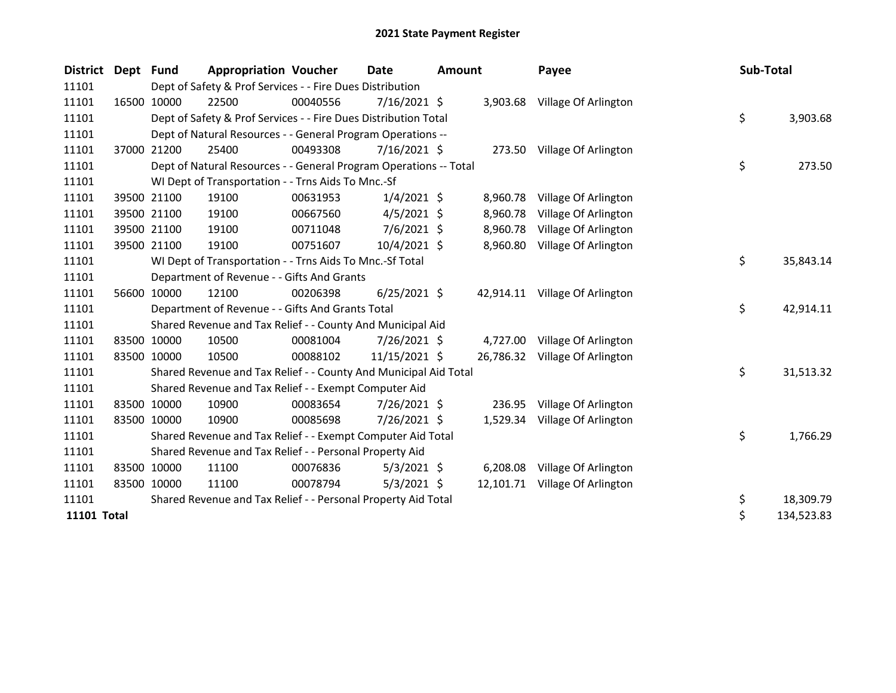# 2021 State Payment Register

| District | Dept | Fund | Appropriation | Voucher | Date | Amount | Payee | Sub-Total |
|---|---|---|---|---|---|---|---|---|
| 11101 | | Dept of Safety & Prof Services - - Fire Dues Distribution | | | | | | |
| 11101 | 16500 | 10000 | 22500 | 00040556 | 7/16/2021 | $ 3,903.68 | Village Of Arlington | |
| 11101 | | Dept of Safety & Prof Services - - Fire Dues Distribution Total | | | | | | $ 3,903.68 |
| 11101 | | Dept of Natural Resources - - General Program Operations -- | | | | | | |
| 11101 | 37000 | 21200 | 25400 | 00493308 | 7/16/2021 | $ 273.50 | Village Of Arlington | |
| 11101 | | Dept of Natural Resources - - General Program Operations -- Total | | | | | | $ 273.50 |
| 11101 | | WI Dept of Transportation - - Trns Aids To Mnc.-Sf | | | | | | |
| 11101 | 39500 | 21100 | 19100 | 00631953 | 1/4/2021 | $ 8,960.78 | Village Of Arlington | |
| 11101 | 39500 | 21100 | 19100 | 00667560 | 4/5/2021 | $ 8,960.78 | Village Of Arlington | |
| 11101 | 39500 | 21100 | 19100 | 00711048 | 7/6/2021 | $ 8,960.78 | Village Of Arlington | |
| 11101 | 39500 | 21100 | 19100 | 00751607 | 10/4/2021 | $ 8,960.80 | Village Of Arlington | |
| 11101 | | WI Dept of Transportation - - Trns Aids To Mnc.-Sf Total | | | | | | $ 35,843.14 |
| 11101 | | Department of Revenue - - Gifts And Grants | | | | | | |
| 11101 | 56600 | 10000 | 12100 | 00206398 | 6/25/2021 | $ 42,914.11 | Village Of Arlington | |
| 11101 | | Department of Revenue - - Gifts And Grants Total | | | | | | $ 42,914.11 |
| 11101 | | Shared Revenue and Tax Relief - - County And Municipal Aid | | | | | | |
| 11101 | 83500 | 10000 | 10500 | 00081004 | 7/26/2021 | $ 4,727.00 | Village Of Arlington | |
| 11101 | 83500 | 10000 | 10500 | 00088102 | 11/15/2021 | $ 26,786.32 | Village Of Arlington | |
| 11101 | | Shared Revenue and Tax Relief - - County And Municipal Aid Total | | | | | | $ 31,513.32 |
| 11101 | | Shared Revenue and Tax Relief - - Exempt Computer Aid | | | | | | |
| 11101 | 83500 | 10000 | 10900 | 00083654 | 7/26/2021 | $ 236.95 | Village Of Arlington | |
| 11101 | 83500 | 10000 | 10900 | 00085698 | 7/26/2021 | $ 1,529.34 | Village Of Arlington | |
| 11101 | | Shared Revenue and Tax Relief - - Exempt Computer Aid Total | | | | | | $ 1,766.29 |
| 11101 | | Shared Revenue and Tax Relief - - Personal Property Aid | | | | | | |
| 11101 | 83500 | 10000 | 11100 | 00076836 | 5/3/2021 | $ 6,208.08 | Village Of Arlington | |
| 11101 | 83500 | 10000 | 11100 | 00078794 | 5/3/2021 | $ 12,101.71 | Village Of Arlington | |
| 11101 | | Shared Revenue and Tax Relief - - Personal Property Aid Total | | | | | | $ 18,309.79 |
| **11101 Total** | | | | | | | | $ 134,523.83 |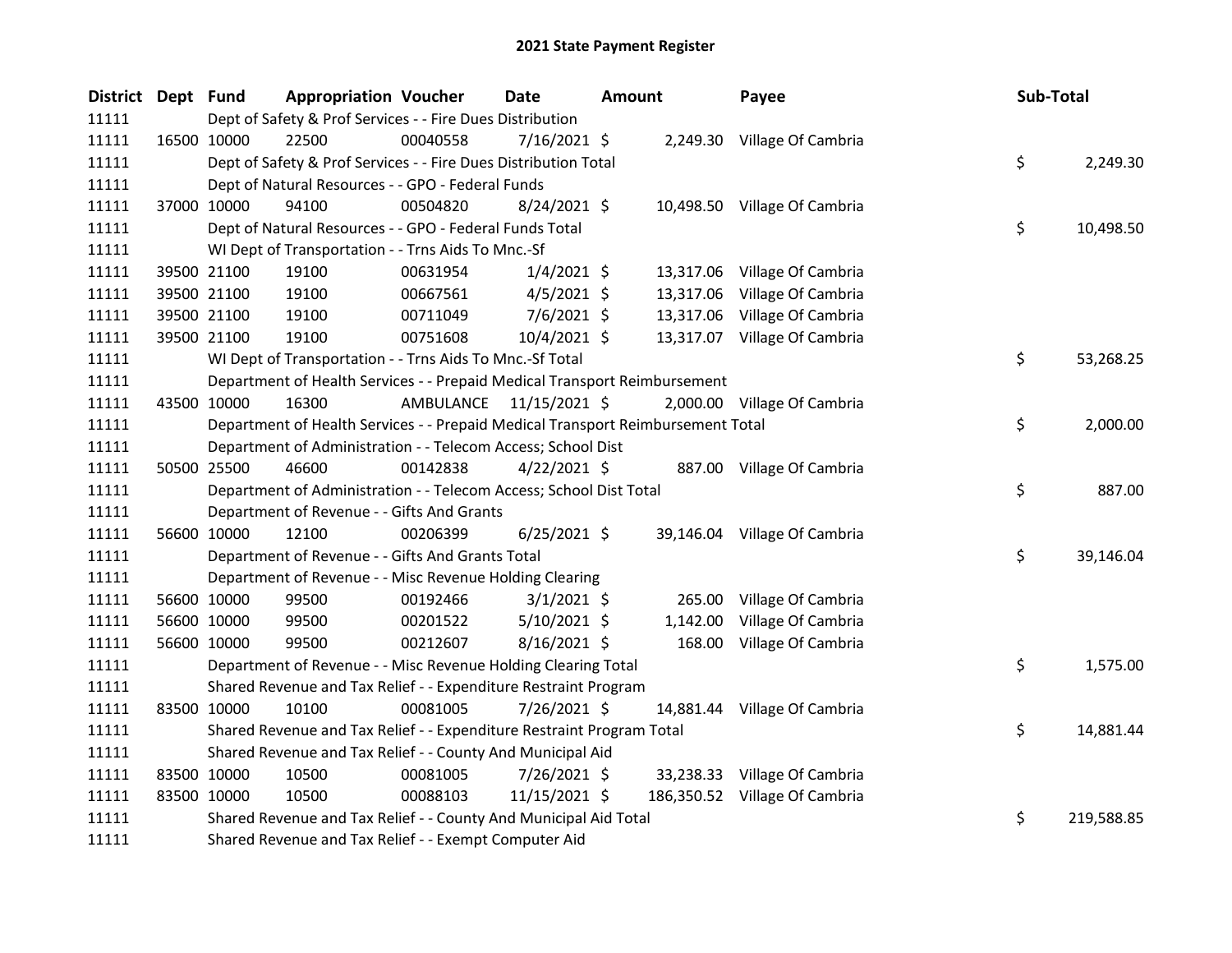# 2021 State Payment Register

| District | Dept | Fund | Appropriation | Voucher | Date | Amount | Payee | Sub-Total |
|---|---|---|---|---|---|---|---|---|
| 11111 | | Dept of Safety & Prof Services - - Fire Dues Distribution | | | | | | |
| 11111 | 16500 | 10000 | 22500 | 00040558 | 7/16/2021 | $ 2,249.30 | Village Of Cambria | |
| 11111 | | Dept of Safety & Prof Services - - Fire Dues Distribution Total | | | | | | $ 2,249.30 |
| 11111 | | Dept of Natural Resources - - GPO - Federal Funds | | | | | | |
| 11111 | 37000 | 10000 | 94100 | 00504820 | 8/24/2021 | $ 10,498.50 | Village Of Cambria | |
| 11111 | | Dept of Natural Resources - - GPO - Federal Funds Total | | | | | | $ 10,498.50 |
| 11111 | | WI Dept of Transportation - - Trns Aids To Mnc.-Sf | | | | | | |
| 11111 | 39500 | 21100 | 19100 | 00631954 | 1/4/2021 | $ 13,317.06 | Village Of Cambria | |
| 11111 | 39500 | 21100 | 19100 | 00667561 | 4/5/2021 | $ 13,317.06 | Village Of Cambria | |
| 11111 | 39500 | 21100 | 19100 | 00711049 | 7/6/2021 | $ 13,317.06 | Village Of Cambria | |
| 11111 | 39500 | 21100 | 19100 | 00751608 | 10/4/2021 | $ 13,317.07 | Village Of Cambria | |
| 11111 | | WI Dept of Transportation - - Trns Aids To Mnc.-Sf Total | | | | | | $ 53,268.25 |
| 11111 | | Department of Health Services - - Prepaid Medical Transport Reimbursement | | | | | | |
| 11111 | 43500 | 10000 | 16300 | AMBULANCE | 11/15/2021 | $ 2,000.00 | Village Of Cambria | |
| 11111 | | Department of Health Services - - Prepaid Medical Transport Reimbursement Total | | | | | | $ 2,000.00 |
| 11111 | | Department of Administration - - Telecom Access; School Dist | | | | | | |
| 11111 | 50500 | 25500 | 46600 | 00142838 | 4/22/2021 | $ 887.00 | Village Of Cambria | |
| 11111 | | Department of Administration - - Telecom Access; School Dist Total | | | | | | $ 887.00 |
| 11111 | | Department of Revenue - - Gifts And Grants | | | | | | |
| 11111 | 56600 | 10000 | 12100 | 00206399 | 6/25/2021 | $ 39,146.04 | Village Of Cambria | |
| 11111 | | Department of Revenue - - Gifts And Grants Total | | | | | | $ 39,146.04 |
| 11111 | | Department of Revenue - - Misc Revenue Holding Clearing | | | | | | |
| 11111 | 56600 | 10000 | 99500 | 00192466 | 3/1/2021 | $ 265.00 | Village Of Cambria | |
| 11111 | 56600 | 10000 | 99500 | 00201522 | 5/10/2021 | $ 1,142.00 | Village Of Cambria | |
| 11111 | 56600 | 10000 | 99500 | 00212607 | 8/16/2021 | $ 168.00 | Village Of Cambria | |
| 11111 | | Department of Revenue - - Misc Revenue Holding Clearing Total | | | | | | $ 1,575.00 |
| 11111 | | Shared Revenue and Tax Relief - - Expenditure Restraint Program | | | | | | |
| 11111 | 83500 | 10000 | 10100 | 00081005 | 7/26/2021 | $ 14,881.44 | Village Of Cambria | |
| 11111 | | Shared Revenue and Tax Relief - - Expenditure Restraint Program Total | | | | | | $ 14,881.44 |
| 11111 | | Shared Revenue and Tax Relief - - County And Municipal Aid | | | | | | |
| 11111 | 83500 | 10000 | 10500 | 00081005 | 7/26/2021 | $ 33,238.33 | Village Of Cambria | |
| 11111 | 83500 | 10000 | 10500 | 00088103 | 11/15/2021 | $ 186,350.52 | Village Of Cambria | |
| 11111 | | Shared Revenue and Tax Relief - - County And Municipal Aid Total | | | | | | $ 219,588.85 |
| 11111 | | Shared Revenue and Tax Relief - - Exempt Computer Aid | | | | | | |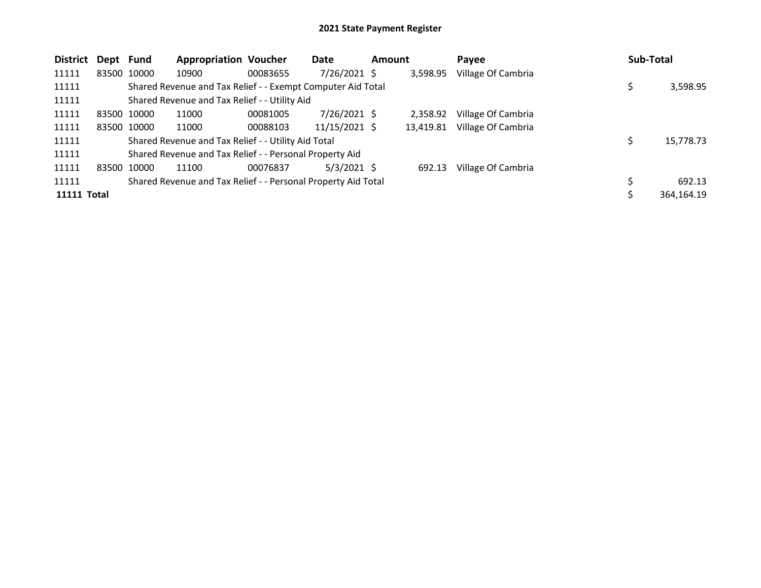# 2021 State Payment Register

| District | Dept | Fund | Appropriation | Voucher | Date | Amount | Payee | Sub-Total |
|---|---|---|---|---|---|---|---|---|
| 11111 | 83500 | 10000 | 10900 | 00083655 | 7/26/2021 | $ 3,598.95 | Village Of Cambria | |
| 11111 | | Shared Revenue and Tax Relief - - Exempt Computer Aid Total | | | | | | $ 3,598.95 |
| 11111 | | Shared Revenue and Tax Relief - - Utility Aid | | | | | | |
| 11111 | 83500 | 10000 | 11000 | 00081005 | 7/26/2021 | $ 2,358.92 | Village Of Cambria | |
| 11111 | 83500 | 10000 | 11000 | 00088103 | 11/15/2021 | $ 13,419.81 | Village Of Cambria | |
| 11111 | | Shared Revenue and Tax Relief - - Utility Aid Total | | | | | | $ 15,778.73 |
| 11111 | | Shared Revenue and Tax Relief - - Personal Property Aid | | | | | | |
| 11111 | 83500 | 10000 | 11100 | 00076837 | 5/3/2021 | $ 692.13 | Village Of Cambria | |
| 11111 | | Shared Revenue and Tax Relief - - Personal Property Aid Total | | | | | | $ 692.13 |
| **11111 Total** | | | | | | | | $ 364,164.19 |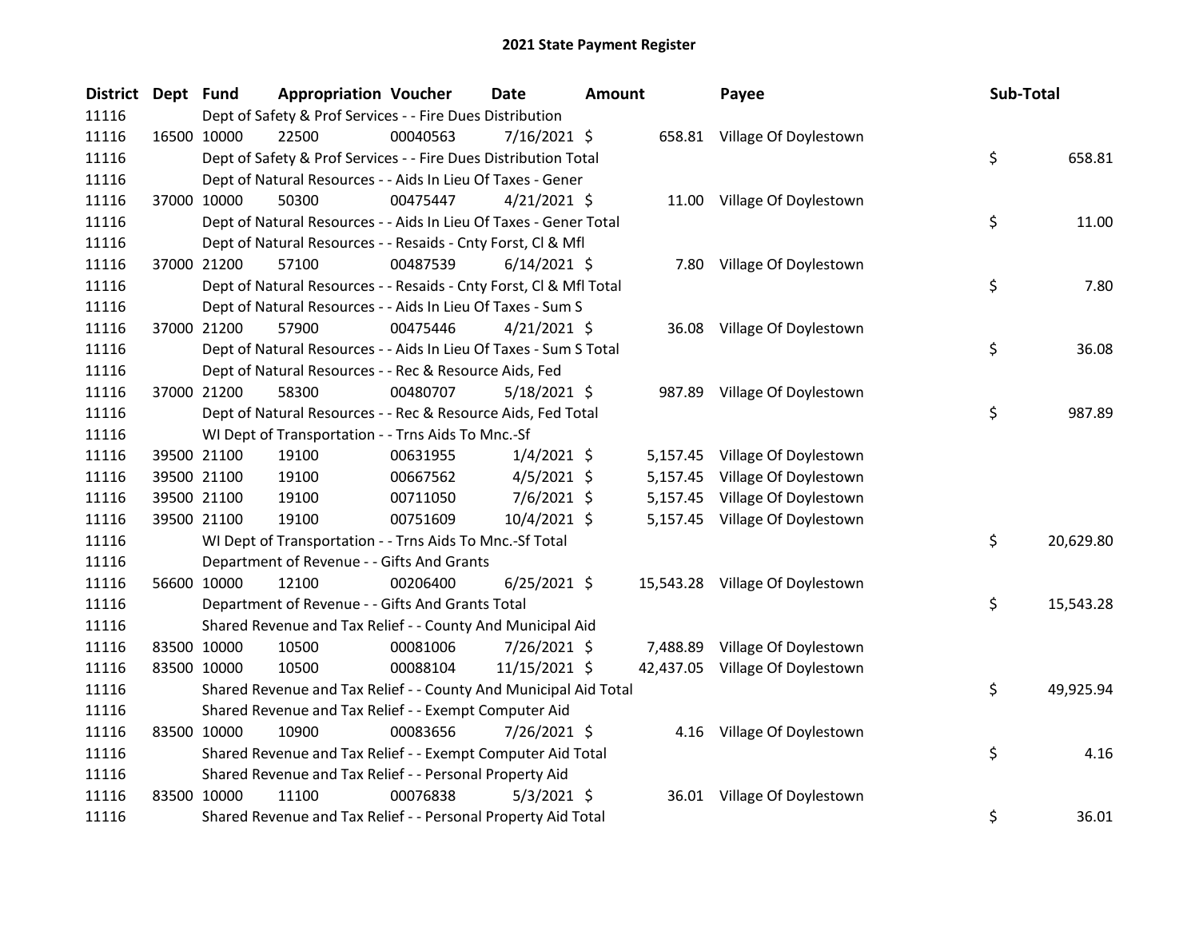# 2021 State Payment Register

| District | Dept | Fund | Appropriation | Voucher | Date | Amount | Payee | Sub-Total |
|---|---|---|---|---|---|---|---|---|
| 11116 | | Dept of Safety & Prof Services - - Fire Dues Distribution | | | | | | |
| 11116 | 16500 | 10000 | 22500 | 00040563 | 7/16/2021 | $ 658.81 | Village Of Doylestown | |
| 11116 | | Dept of Safety & Prof Services - - Fire Dues Distribution Total | | | | | | $ 658.81 |
| 11116 | | Dept of Natural Resources - - Aids In Lieu Of Taxes - Gener | | | | | | |
| 11116 | 37000 | 10000 | 50300 | 00475447 | 4/21/2021 | $ 11.00 | Village Of Doylestown | |
| 11116 | | Dept of Natural Resources - - Aids In Lieu Of Taxes - Gener Total | | | | | | $ 11.00 |
| 11116 | | Dept of Natural Resources - - Resaids - Cnty Forst, Cl & Mfl | | | | | | |
| 11116 | 37000 | 21200 | 57100 | 00487539 | 6/14/2021 | $ 7.80 | Village Of Doylestown | |
| 11116 | | Dept of Natural Resources - - Resaids - Cnty Forst, Cl & Mfl Total | | | | | | $ 7.80 |
| 11116 | | Dept of Natural Resources - - Aids In Lieu Of Taxes - Sum S | | | | | | |
| 11116 | 37000 | 21200 | 57900 | 00475446 | 4/21/2021 | $ 36.08 | Village Of Doylestown | |
| 11116 | | Dept of Natural Resources - - Aids In Lieu Of Taxes - Sum S Total | | | | | | $ 36.08 |
| 11116 | | Dept of Natural Resources - - Rec & Resource Aids, Fed | | | | | | |
| 11116 | 37000 | 21200 | 58300 | 00480707 | 5/18/2021 | $ 987.89 | Village Of Doylestown | |
| 11116 | | Dept of Natural Resources - - Rec & Resource Aids, Fed Total | | | | | | $ 987.89 |
| 11116 | | WI Dept of Transportation - - Trns Aids To Mnc.-Sf | | | | | | |
| 11116 | 39500 | 21100 | 19100 | 00631955 | 1/4/2021 | $ 5,157.45 | Village Of Doylestown | |
| 11116 | 39500 | 21100 | 19100 | 00667562 | 4/5/2021 | $ 5,157.45 | Village Of Doylestown | |
| 11116 | 39500 | 21100 | 19100 | 00711050 | 7/6/2021 | $ 5,157.45 | Village Of Doylestown | |
| 11116 | 39500 | 21100 | 19100 | 00751609 | 10/4/2021 | $ 5,157.45 | Village Of Doylestown | |
| 11116 | | WI Dept of Transportation - - Trns Aids To Mnc.-Sf Total | | | | | | $ 20,629.80 |
| 11116 | | Department of Revenue - - Gifts And Grants | | | | | | |
| 11116 | 56600 | 10000 | 12100 | 00206400 | 6/25/2021 | $ 15,543.28 | Village Of Doylestown | |
| 11116 | | Department of Revenue - - Gifts And Grants Total | | | | | | $ 15,543.28 |
| 11116 | | Shared Revenue and Tax Relief - - County And Municipal Aid | | | | | | |
| 11116 | 83500 | 10000 | 10500 | 00081006 | 7/26/2021 | $ 7,488.89 | Village Of Doylestown | |
| 11116 | 83500 | 10000 | 10500 | 00088104 | 11/15/2021 | $ 42,437.05 | Village Of Doylestown | |
| 11116 | | Shared Revenue and Tax Relief - - County And Municipal Aid Total | | | | | | $ 49,925.94 |
| 11116 | | Shared Revenue and Tax Relief - - Exempt Computer Aid | | | | | | |
| 11116 | 83500 | 10000 | 10900 | 00083656 | 7/26/2021 | $ 4.16 | Village Of Doylestown | |
| 11116 | | Shared Revenue and Tax Relief - - Exempt Computer Aid Total | | | | | | $ 4.16 |
| 11116 | | Shared Revenue and Tax Relief - - Personal Property Aid | | | | | | |
| 11116 | 83500 | 10000 | 11100 | 00076838 | 5/3/2021 | $ 36.01 | Village Of Doylestown | |
| 11116 | | Shared Revenue and Tax Relief - - Personal Property Aid Total | | | | | | $ 36.01 |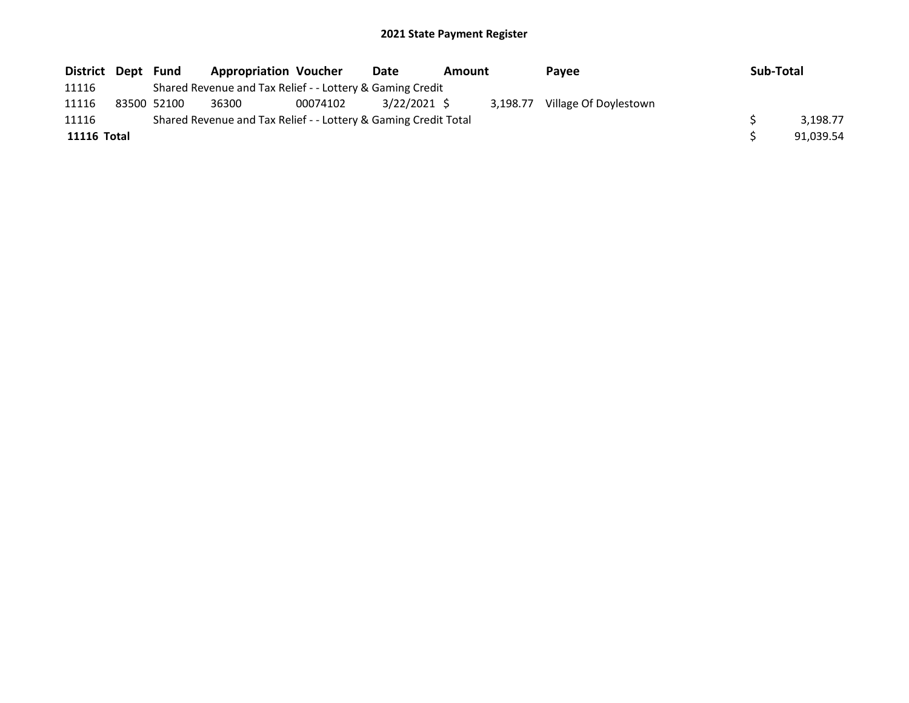# 2021 State Payment Register

| District | Dept | Fund | Appropriation | Voucher | Date | Amount | Payee | Sub-Total |
|---|---|---|---|---|---|---|---|---|
| 11116 | | Shared Revenue and Tax Relief - - Lottery & Gaming Credit | | | | | | |
| 11116 | 83500 | 52100 | 36300 | 00074102 | 3/22/2021 | $ 3,198.77 | Village Of Doylestown | |
| 11116 | | Shared Revenue and Tax Relief - - Lottery & Gaming Credit Total | | | | | | $ 3,198.77 |
| **11116 Total** | | | | | | | | $ 91,039.54 |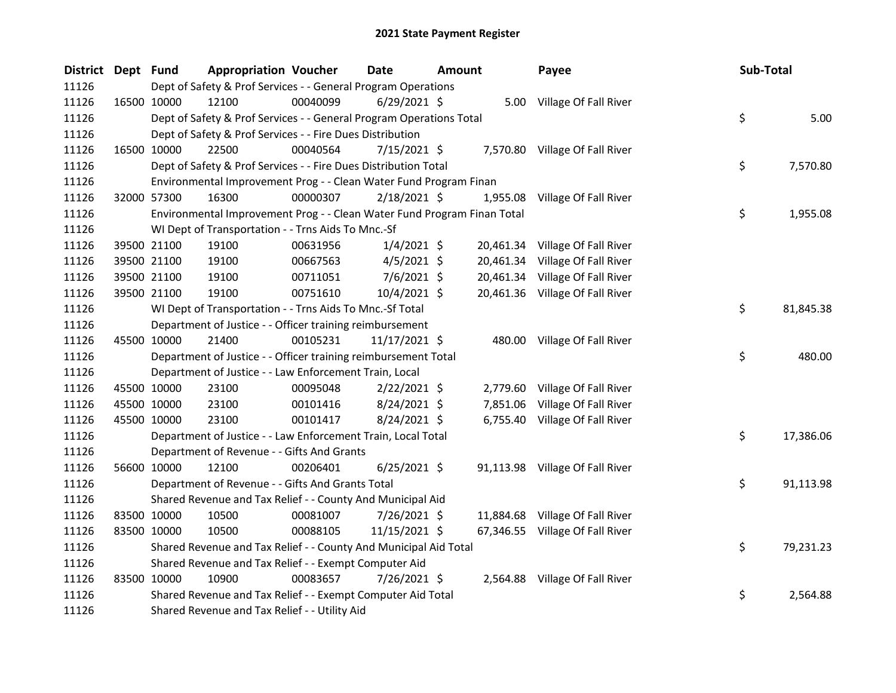# 2021 State Payment Register

| District | Dept | Fund | Appropriation | Voucher | Date | Amount | Payee | Sub-Total |
|---|---|---|---|---|---|---|---|---|
| 11126 | | Dept of Safety & Prof Services - - General Program Operations | | | | | | |
| 11126 | 16500 | 10000 | 12100 | 00040099 | 6/29/2021 | $ 5.00 | Village Of Fall River | |
| 11126 | | Dept of Safety & Prof Services - - General Program Operations Total | | | | | | $ 5.00 |
| 11126 | | Dept of Safety & Prof Services - - Fire Dues Distribution | | | | | | |
| 11126 | 16500 | 10000 | 22500 | 00040564 | 7/15/2021 | $ 7,570.80 | Village Of Fall River | |
| 11126 | | Dept of Safety & Prof Services - - Fire Dues Distribution Total | | | | | | $ 7,570.80 |
| 11126 | | Environmental Improvement Prog - - Clean Water Fund Program Finan | | | | | | |
| 11126 | 32000 | 57300 | 16300 | 00000307 | 2/18/2021 | $ 1,955.08 | Village Of Fall River | |
| 11126 | | Environmental Improvement Prog - - Clean Water Fund Program Finan Total | | | | | | $ 1,955.08 |
| 11126 | | WI Dept of Transportation - - Trns Aids To Mnc.-Sf | | | | | | |
| 11126 | 39500 | 21100 | 19100 | 00631956 | 1/4/2021 | $ 20,461.34 | Village Of Fall River | |
| 11126 | 39500 | 21100 | 19100 | 00667563 | 4/5/2021 | $ 20,461.34 | Village Of Fall River | |
| 11126 | 39500 | 21100 | 19100 | 00711051 | 7/6/2021 | $ 20,461.34 | Village Of Fall River | |
| 11126 | 39500 | 21100 | 19100 | 00751610 | 10/4/2021 | $ 20,461.36 | Village Of Fall River | |
| 11126 | | WI Dept of Transportation - - Trns Aids To Mnc.-Sf Total | | | | | | $ 81,845.38 |
| 11126 | | Department of Justice - - Officer training reimbursement | | | | | | |
| 11126 | 45500 | 10000 | 21400 | 00105231 | 11/17/2021 | $ 480.00 | Village Of Fall River | |
| 11126 | | Department of Justice - - Officer training reimbursement Total | | | | | | $ 480.00 |
| 11126 | | Department of Justice - - Law Enforcement Train, Local | | | | | | |
| 11126 | 45500 | 10000 | 23100 | 00095048 | 2/22/2021 | $ 2,779.60 | Village Of Fall River | |
| 11126 | 45500 | 10000 | 23100 | 00101416 | 8/24/2021 | $ 7,851.06 | Village Of Fall River | |
| 11126 | 45500 | 10000 | 23100 | 00101417 | 8/24/2021 | $ 6,755.40 | Village Of Fall River | |
| 11126 | | Department of Justice - - Law Enforcement Train, Local Total | | | | | | $ 17,386.06 |
| 11126 | | Department of Revenue - - Gifts And Grants | | | | | | |
| 11126 | 56600 | 10000 | 12100 | 00206401 | 6/25/2021 | $ 91,113.98 | Village Of Fall River | |
| 11126 | | Department of Revenue - - Gifts And Grants Total | | | | | | $ 91,113.98 |
| 11126 | | Shared Revenue and Tax Relief - - County And Municipal Aid | | | | | | |
| 11126 | 83500 | 10000 | 10500 | 00081007 | 7/26/2021 | $ 11,884.68 | Village Of Fall River | |
| 11126 | 83500 | 10000 | 10500 | 00088105 | 11/15/2021 | $ 67,346.55 | Village Of Fall River | |
| 11126 | | Shared Revenue and Tax Relief - - County And Municipal Aid Total | | | | | | $ 79,231.23 |
| 11126 | | Shared Revenue and Tax Relief - - Exempt Computer Aid | | | | | | |
| 11126 | 83500 | 10000 | 10900 | 00083657 | 7/26/2021 | $ 2,564.88 | Village Of Fall River | |
| 11126 | | Shared Revenue and Tax Relief - - Exempt Computer Aid Total | | | | | | $ 2,564.88 |
| 11126 | | Shared Revenue and Tax Relief - - Utility Aid | | | | | | |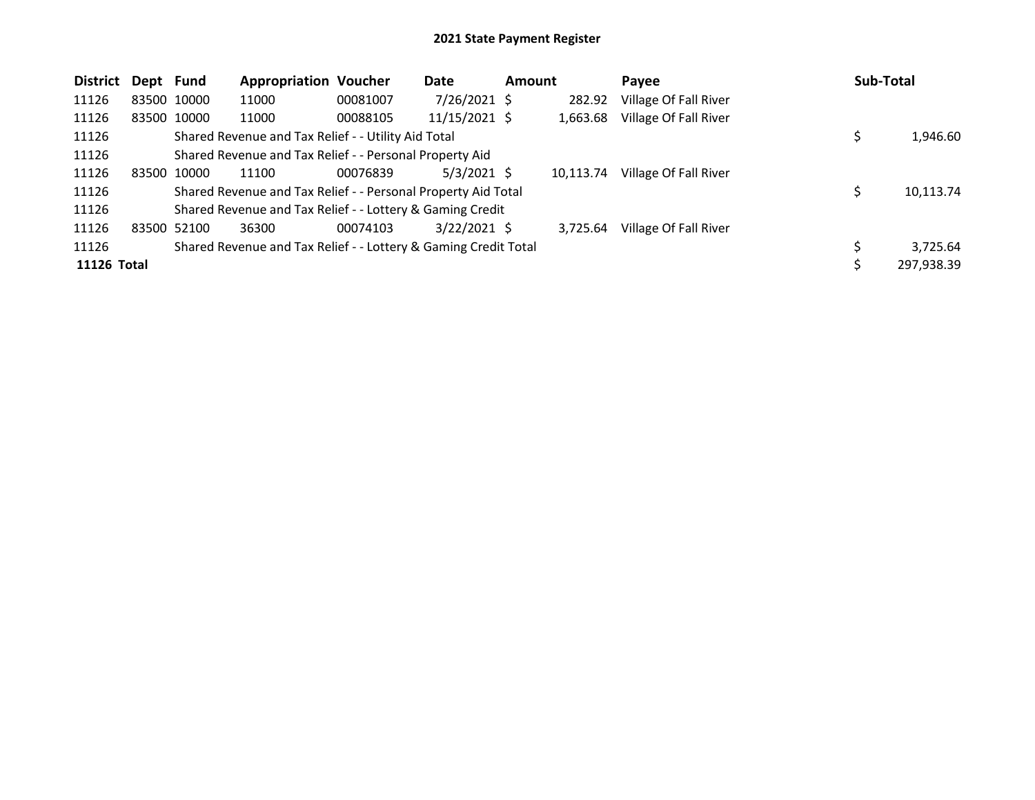# 2021 State Payment Register

| District | Dept | Fund | Appropriation | Voucher | Date | Amount | Payee | Sub-Total |
|---|---|---|---|---|---|---|---|---|
| 11126 | 83500 | 10000 | 11000 | 00081007 | 7/26/2021 | $ 282.92 | Village Of Fall River | |
| 11126 | 83500 | 10000 | 11000 | 00088105 | 11/15/2021 | $ 1,663.68 | Village Of Fall River | |
| 11126 | | Shared Revenue and Tax Relief - - Utility Aid Total | | | | | | $ 1,946.60 |
| 11126 | | Shared Revenue and Tax Relief - - Personal Property Aid | | | | | | |
| 11126 | 83500 | 10000 | 11100 | 00076839 | 5/3/2021 | $ 10,113.74 | Village Of Fall River | |
| 11126 | | Shared Revenue and Tax Relief - - Personal Property Aid Total | | | | | | $ 10,113.74 |
| 11126 | | Shared Revenue and Tax Relief - - Lottery & Gaming Credit | | | | | | |
| 11126 | 83500 | 52100 | 36300 | 00074103 | 3/22/2021 | $ 3,725.64 | Village Of Fall River | |
| 11126 | | Shared Revenue and Tax Relief - - Lottery & Gaming Credit Total | | | | | | $ 3,725.64 |
| **11126 Total** | | | | | | | | $ 297,938.39 |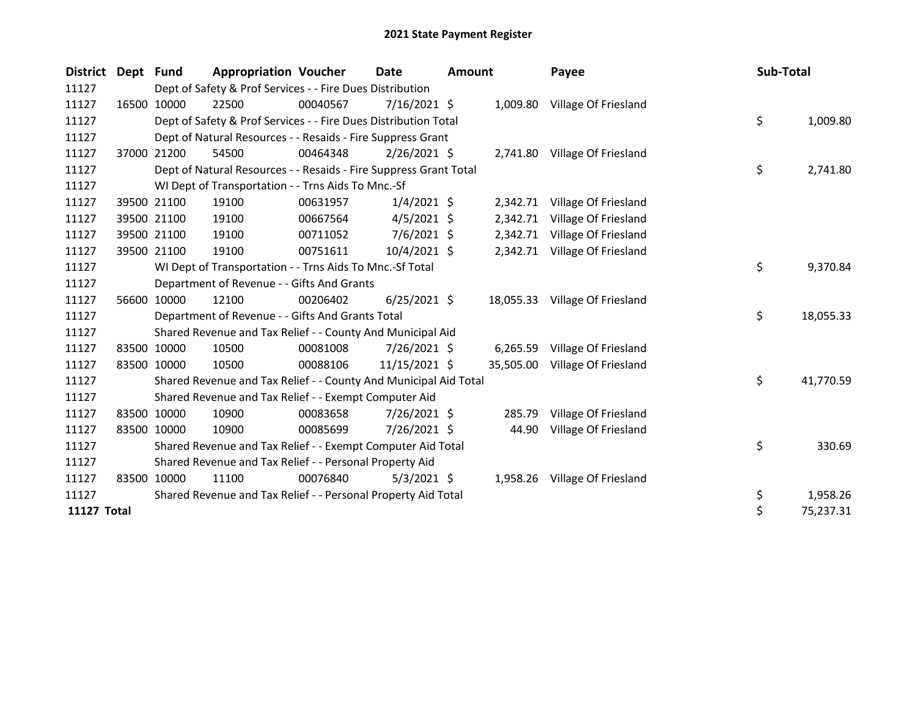# 2021 State Payment Register

| District | Dept | Fund | Appropriation | Voucher | Date | Amount | Payee | Sub-Total |
|---|---|---|---|---|---|---|---|---|
| 11127 | | Dept of Safety & Prof Services - - Fire Dues Distribution | | | | | | |
| 11127 | 16500 | 10000 | 22500 | 00040567 | 7/16/2021 | $ 1,009.80 | Village Of Friesland | |
| 11127 | | Dept of Safety & Prof Services - - Fire Dues Distribution Total | | | | | | $ 1,009.80 |
| 11127 | | Dept of Natural Resources - - Resaids - Fire Suppress Grant | | | | | | |
| 11127 | 37000 | 21200 | 54500 | 00464348 | 2/26/2021 | $ 2,741.80 | Village Of Friesland | |
| 11127 | | Dept of Natural Resources - - Resaids - Fire Suppress Grant Total | | | | | | $ 2,741.80 |
| 11127 | | WI Dept of Transportation - - Trns Aids To Mnc.-Sf | | | | | | |
| 11127 | 39500 | 21100 | 19100 | 00631957 | 1/4/2021 | $ 2,342.71 | Village Of Friesland | |
| 11127 | 39500 | 21100 | 19100 | 00667564 | 4/5/2021 | $ 2,342.71 | Village Of Friesland | |
| 11127 | 39500 | 21100 | 19100 | 00711052 | 7/6/2021 | $ 2,342.71 | Village Of Friesland | |
| 11127 | 39500 | 21100 | 19100 | 00751611 | 10/4/2021 | $ 2,342.71 | Village Of Friesland | |
| 11127 | | WI Dept of Transportation - - Trns Aids To Mnc.-Sf Total | | | | | | $ 9,370.84 |
| 11127 | | Department of Revenue - - Gifts And Grants | | | | | | |
| 11127 | 56600 | 10000 | 12100 | 00206402 | 6/25/2021 | $ 18,055.33 | Village Of Friesland | |
| 11127 | | Department of Revenue - - Gifts And Grants Total | | | | | | $ 18,055.33 |
| 11127 | | Shared Revenue and Tax Relief - - County And Municipal Aid | | | | | | |
| 11127 | 83500 | 10000 | 10500 | 00081008 | 7/26/2021 | $ 6,265.59 | Village Of Friesland | |
| 11127 | 83500 | 10000 | 10500 | 00088106 | 11/15/2021 | $ 35,505.00 | Village Of Friesland | |
| 11127 | | Shared Revenue and Tax Relief - - County And Municipal Aid Total | | | | | | $ 41,770.59 |
| 11127 | | Shared Revenue and Tax Relief - - Exempt Computer Aid | | | | | | |
| 11127 | 83500 | 10000 | 10900 | 00083658 | 7/26/2021 | $ 285.79 | Village Of Friesland | |
| 11127 | 83500 | 10000 | 10900 | 00085699 | 7/26/2021 | $ 44.90 | Village Of Friesland | |
| 11127 | | Shared Revenue and Tax Relief - - Exempt Computer Aid Total | | | | | | $ 330.69 |
| 11127 | | Shared Revenue and Tax Relief - - Personal Property Aid | | | | | | |
| 11127 | 83500 | 10000 | 11100 | 00076840 | 5/3/2021 | $ 1,958.26 | Village Of Friesland | |
| 11127 | | Shared Revenue and Tax Relief - - Personal Property Aid Total | | | | | | $ 1,958.26 |
| **11127 Total** | | | | | | | | $ 75,237.31 |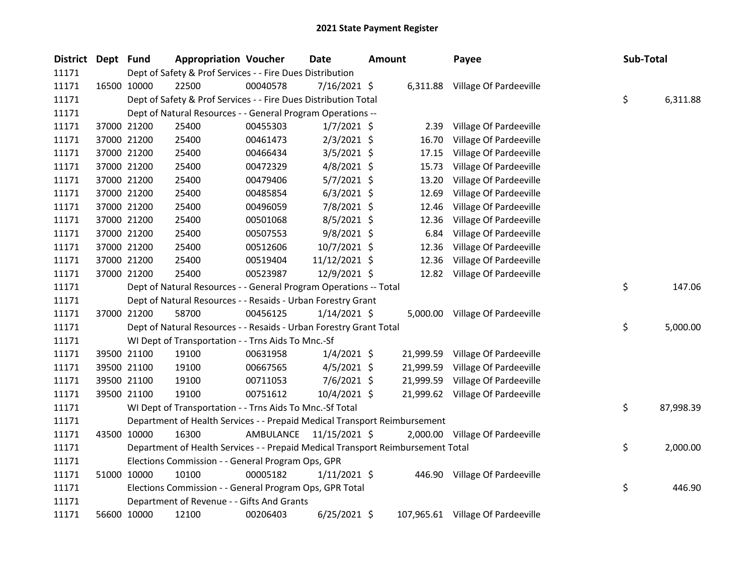# 2021 State Payment Register

| District | Dept | Fund | Appropriation | Voucher | Date | Amount | Payee | Sub-Total |
|---|---|---|---|---|---|---|---|---|
| 11171 | | Dept of Safety & Prof Services - - Fire Dues Distribution | | | | | | |
| 11171 | 16500 | 10000 | 22500 | 00040578 | 7/16/2021 | $ 6,311.88 | Village Of Pardeeville | |
| 11171 | | Dept of Safety & Prof Services - - Fire Dues Distribution Total | | | | | | $ 6,311.88 |
| 11171 | | Dept of Natural Resources - - General Program Operations -- | | | | | | |
| 11171 | 37000 | 21200 | 25400 | 00455303 | 1/7/2021 | $ 2.39 | Village Of Pardeeville | |
| 11171 | 37000 | 21200 | 25400 | 00461473 | 2/3/2021 | $ 16.70 | Village Of Pardeeville | |
| 11171 | 37000 | 21200 | 25400 | 00466434 | 3/5/2021 | $ 17.15 | Village Of Pardeeville | |
| 11171 | 37000 | 21200 | 25400 | 00472329 | 4/8/2021 | $ 15.73 | Village Of Pardeeville | |
| 11171 | 37000 | 21200 | 25400 | 00479406 | 5/7/2021 | $ 13.20 | Village Of Pardeeville | |
| 11171 | 37000 | 21200 | 25400 | 00485854 | 6/3/2021 | $ 12.69 | Village Of Pardeeville | |
| 11171 | 37000 | 21200 | 25400 | 00496059 | 7/8/2021 | $ 12.46 | Village Of Pardeeville | |
| 11171 | 37000 | 21200 | 25400 | 00501068 | 8/5/2021 | $ 12.36 | Village Of Pardeeville | |
| 11171 | 37000 | 21200 | 25400 | 00507553 | 9/8/2021 | $ 6.84 | Village Of Pardeeville | |
| 11171 | 37000 | 21200 | 25400 | 00512606 | 10/7/2021 | $ 12.36 | Village Of Pardeeville | |
| 11171 | 37000 | 21200 | 25400 | 00519404 | 11/12/2021 | $ 12.36 | Village Of Pardeeville | |
| 11171 | 37000 | 21200 | 25400 | 00523987 | 12/9/2021 | $ 12.82 | Village Of Pardeeville | |
| 11171 | | Dept of Natural Resources - - General Program Operations -- Total | | | | | | $ 147.06 |
| 11171 | | Dept of Natural Resources - - Resaids - Urban Forestry Grant | | | | | | |
| 11171 | 37000 | 21200 | 58700 | 00456125 | 1/14/2021 | $ 5,000.00 | Village Of Pardeeville | |
| 11171 | | Dept of Natural Resources - - Resaids - Urban Forestry Grant Total | | | | | | $ 5,000.00 |
| 11171 | | WI Dept of Transportation - - Trns Aids To Mnc.-Sf | | | | | | |
| 11171 | 39500 | 21100 | 19100 | 00631958 | 1/4/2021 | $ 21,999.59 | Village Of Pardeeville | |
| 11171 | 39500 | 21100 | 19100 | 00667565 | 4/5/2021 | $ 21,999.59 | Village Of Pardeeville | |
| 11171 | 39500 | 21100 | 19100 | 00711053 | 7/6/2021 | $ 21,999.59 | Village Of Pardeeville | |
| 11171 | 39500 | 21100 | 19100 | 00751612 | 10/4/2021 | $ 21,999.62 | Village Of Pardeeville | |
| 11171 | | WI Dept of Transportation - - Trns Aids To Mnc.-Sf Total | | | | | | $ 87,998.39 |
| 11171 | | Department of Health Services - - Prepaid Medical Transport Reimbursement | | | | | | |
| 11171 | 43500 | 10000 | 16300 | AMBULANCE | 11/15/2021 | $ 2,000.00 | Village Of Pardeeville | |
| 11171 | | Department of Health Services - - Prepaid Medical Transport Reimbursement Total | | | | | | $ 2,000.00 |
| 11171 | | Elections Commission - - General Program Ops, GPR | | | | | | |
| 11171 | 51000 | 10000 | 10100 | 00005182 | 1/11/2021 | $ 446.90 | Village Of Pardeeville | |
| 11171 | | Elections Commission - - General Program Ops, GPR Total | | | | | | $ 446.90 |
| 11171 | | Department of Revenue - - Gifts And Grants | | | | | | |
| 11171 | 56600 | 10000 | 12100 | 00206403 | 6/25/2021 | $ 107,965.61 | Village Of Pardeeville | |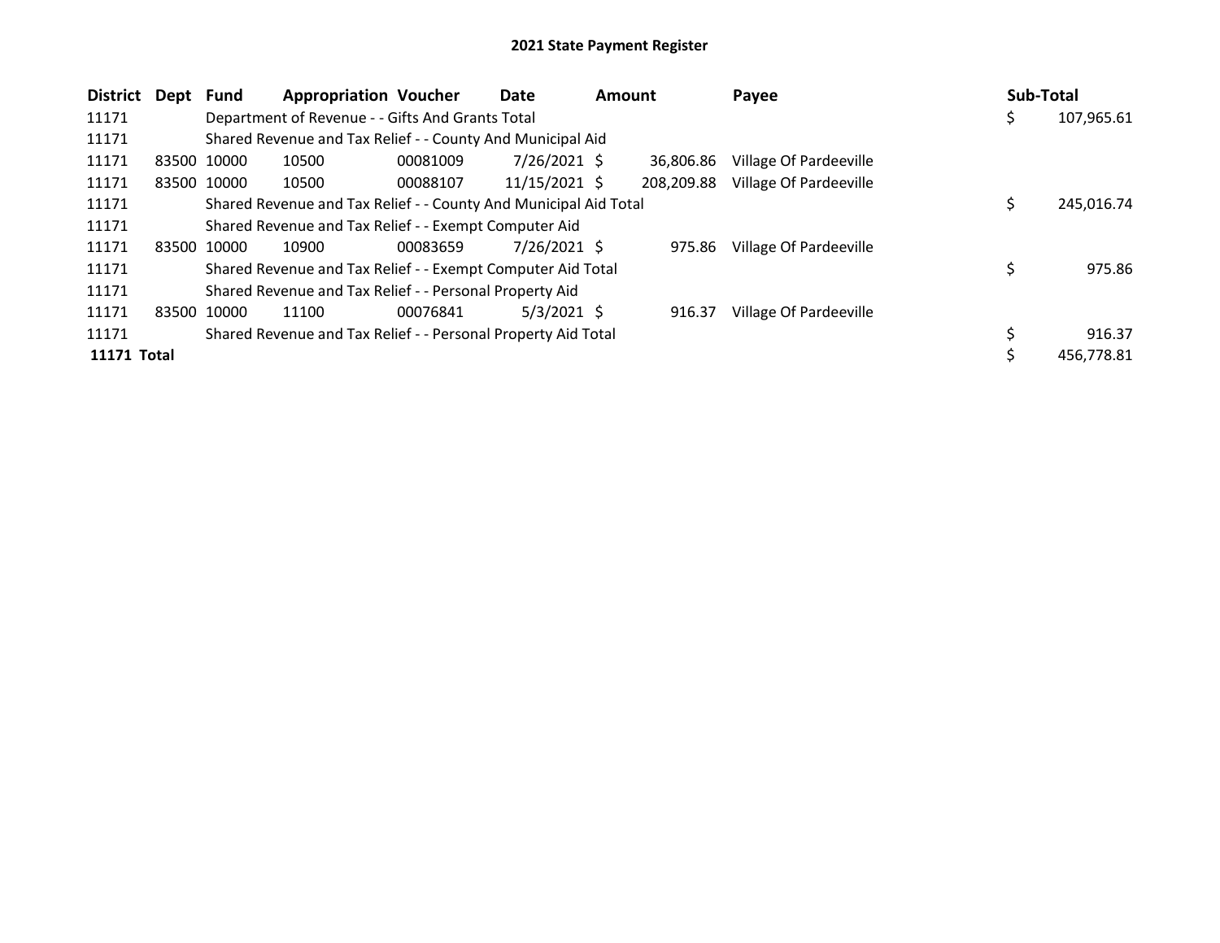# 2021 State Payment Register

| District | Dept | Fund | Appropriation | Voucher | Date | Amount | Payee | Sub-Total |
|---|---|---|---|---|---|---|---|---|
| 11171 | | Department of Revenue - - Gifts And Grants Total | | | | | | $ 107,965.61 |
| 11171 | | Shared Revenue and Tax Relief - - County And Municipal Aid | | | | | | |
| 11171 | 83500 | 10000 | 10500 | 00081009 | 7/26/2021 | $ 36,806.86 | Village Of Pardeeville | |
| 11171 | 83500 | 10000 | 10500 | 00088107 | 11/15/2021 | $ 208,209.88 | Village Of Pardeeville | |
| 11171 | | Shared Revenue and Tax Relief - - County And Municipal Aid Total | | | | | | $ 245,016.74 |
| 11171 | | Shared Revenue and Tax Relief - - Exempt Computer Aid | | | | | | |
| 11171 | 83500 | 10000 | 10900 | 00083659 | 7/26/2021 | $ 975.86 | Village Of Pardeeville | |
| 11171 | | Shared Revenue and Tax Relief - - Exempt Computer Aid Total | | | | | | $ 975.86 |
| 11171 | | Shared Revenue and Tax Relief - - Personal Property Aid | | | | | | |
| 11171 | 83500 | 10000 | 11100 | 00076841 | 5/3/2021 | $ 916.37 | Village Of Pardeeville | |
| 11171 | | Shared Revenue and Tax Relief - - Personal Property Aid Total | | | | | | $ 916.37 |
| **11171 Total** | | | | | | | | $ 456,778.81 |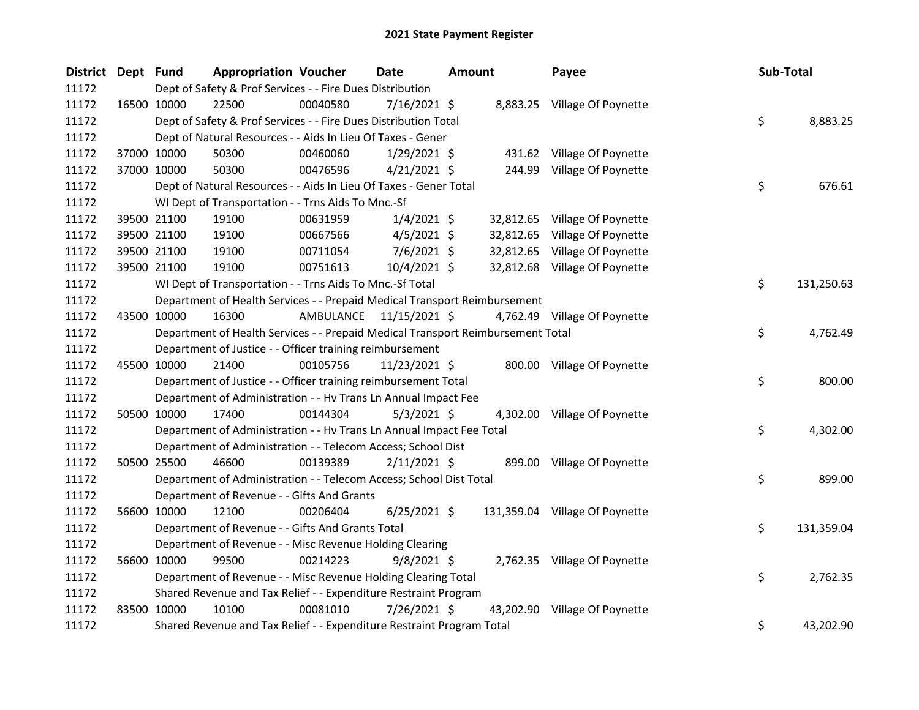# 2021 State Payment Register

| District | Dept | Fund | Appropriation | Voucher | Date | Amount | Payee | Sub-Total |
|---|---|---|---|---|---|---|---|---|
| 11172 | | Dept of Safety & Prof Services - - Fire Dues Distribution | | | | | | |
| 11172 | 16500 | 10000 | 22500 | 00040580 | 7/16/2021 | $ 8,883.25 | Village Of Poynette | |
| 11172 | | Dept of Safety & Prof Services - - Fire Dues Distribution Total | | | | | | $ 8,883.25 |
| 11172 | | Dept of Natural Resources - - Aids In Lieu Of Taxes - Gener | | | | | | |
| 11172 | 37000 | 10000 | 50300 | 00460060 | 1/29/2021 | $ 431.62 | Village Of Poynette | |
| 11172 | 37000 | 10000 | 50300 | 00476596 | 4/21/2021 | $ 244.99 | Village Of Poynette | |
| 11172 | | Dept of Natural Resources - - Aids In Lieu Of Taxes - Gener Total | | | | | | $ 676.61 |
| 11172 | | WI Dept of Transportation - - Trns Aids To Mnc.-Sf | | | | | | |
| 11172 | 39500 | 21100 | 19100 | 00631959 | 1/4/2021 | $ 32,812.65 | Village Of Poynette | |
| 11172 | 39500 | 21100 | 19100 | 00667566 | 4/5/2021 | $ 32,812.65 | Village Of Poynette | |
| 11172 | 39500 | 21100 | 19100 | 00711054 | 7/6/2021 | $ 32,812.65 | Village Of Poynette | |
| 11172 | 39500 | 21100 | 19100 | 00751613 | 10/4/2021 | $ 32,812.68 | Village Of Poynette | |
| 11172 | | WI Dept of Transportation - - Trns Aids To Mnc.-Sf Total | | | | | | $ 131,250.63 |
| 11172 | | Department of Health Services - - Prepaid Medical Transport Reimbursement | | | | | | |
| 11172 | 43500 | 10000 | 16300 | AMBULANCE | 11/15/2021 | $ 4,762.49 | Village Of Poynette | |
| 11172 | | Department of Health Services - - Prepaid Medical Transport Reimbursement Total | | | | | | $ 4,762.49 |
| 11172 | | Department of Justice - - Officer training reimbursement | | | | | | |
| 11172 | 45500 | 10000 | 21400 | 00105756 | 11/23/2021 | $ 800.00 | Village Of Poynette | |
| 11172 | | Department of Justice - - Officer training reimbursement Total | | | | | | $ 800.00 |
| 11172 | | Department of Administration - - Hv Trans Ln Annual Impact Fee | | | | | | |
| 11172 | 50500 | 10000 | 17400 | 00144304 | 5/3/2021 | $ 4,302.00 | Village Of Poynette | |
| 11172 | | Department of Administration - - Hv Trans Ln Annual Impact Fee Total | | | | | | $ 4,302.00 |
| 11172 | | Department of Administration - - Telecom Access; School Dist | | | | | | |
| 11172 | 50500 | 25500 | 46600 | 00139389 | 2/11/2021 | $ 899.00 | Village Of Poynette | |
| 11172 | | Department of Administration - - Telecom Access; School Dist Total | | | | | | $ 899.00 |
| 11172 | | Department of Revenue - - Gifts And Grants | | | | | | |
| 11172 | 56600 | 10000 | 12100 | 00206404 | 6/25/2021 | $ 131,359.04 | Village Of Poynette | |
| 11172 | | Department of Revenue - - Gifts And Grants Total | | | | | | $ 131,359.04 |
| 11172 | | Department of Revenue - - Misc Revenue Holding Clearing | | | | | | |
| 11172 | 56600 | 10000 | 99500 | 00214223 | 9/8/2021 | $ 2,762.35 | Village Of Poynette | |
| 11172 | | Department of Revenue - - Misc Revenue Holding Clearing Total | | | | | | $ 2,762.35 |
| 11172 | | Shared Revenue and Tax Relief - - Expenditure Restraint Program | | | | | | |
| 11172 | 83500 | 10000 | 10100 | 00081010 | 7/26/2021 | $ 43,202.90 | Village Of Poynette | |
| 11172 | | Shared Revenue and Tax Relief - - Expenditure Restraint Program Total | | | | | | $ 43,202.90 |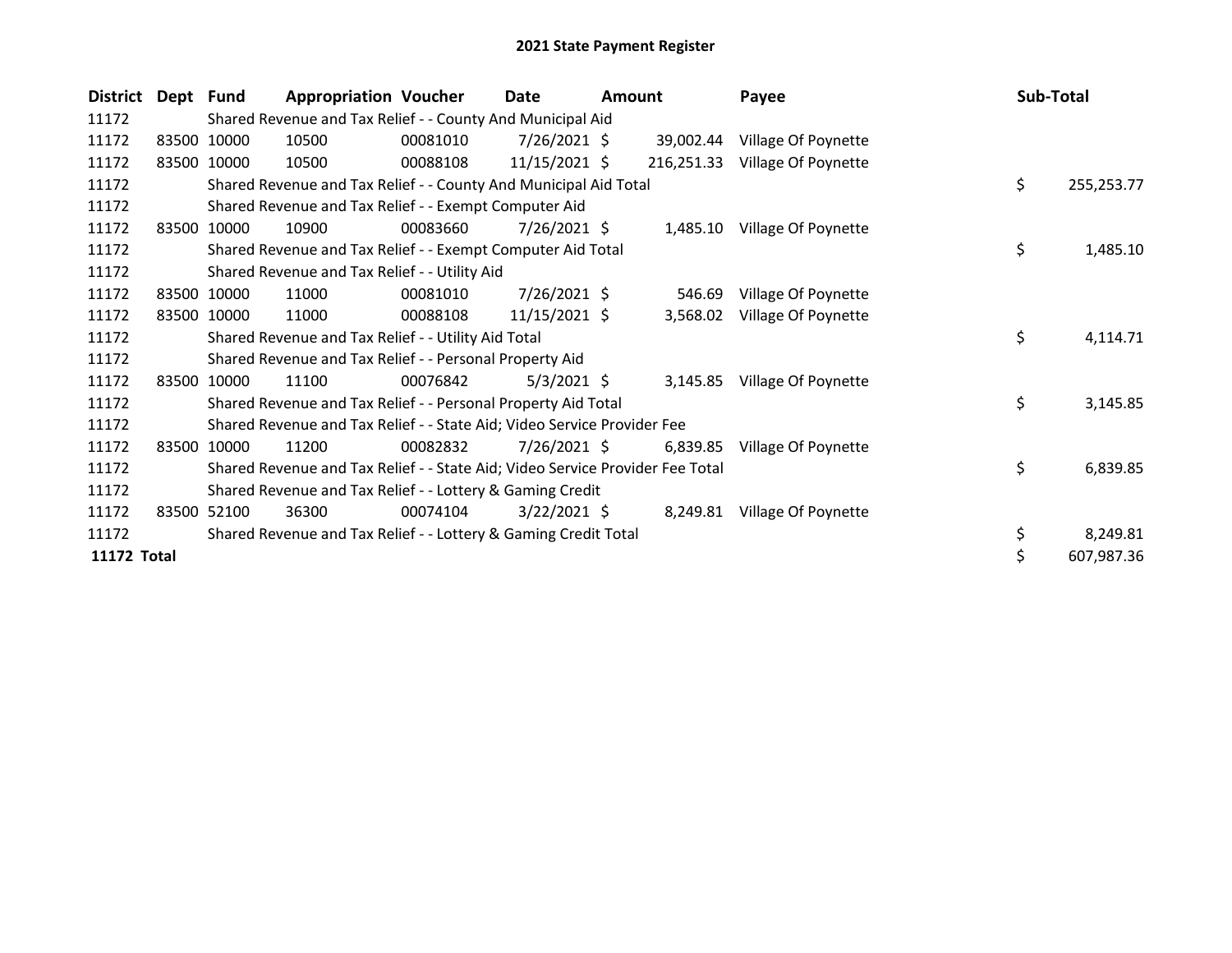# 2021 State Payment Register

| District | Dept | Fund | Appropriation | Voucher | Date | Amount | Payee | Sub-Total |
|---|---|---|---|---|---|---|---|---|
| 11172 | | Shared Revenue and Tax Relief - - County And Municipal Aid | | | | | | |
| 11172 | 83500 | 10000 | 10500 | 00081010 | 7/26/2021 | $ 39,002.44 | Village Of Poynette | |
| 11172 | 83500 | 10000 | 10500 | 00088108 | 11/15/2021 | $ 216,251.33 | Village Of Poynette | |
| 11172 | | Shared Revenue and Tax Relief - - County And Municipal Aid Total | | | | | | $ 255,253.77 |
| 11172 | | Shared Revenue and Tax Relief - - Exempt Computer Aid | | | | | | |
| 11172 | 83500 | 10000 | 10900 | 00083660 | 7/26/2021 | $ 1,485.10 | Village Of Poynette | |
| 11172 | | Shared Revenue and Tax Relief - - Exempt Computer Aid Total | | | | | | $ 1,485.10 |
| 11172 | | Shared Revenue and Tax Relief - - Utility Aid | | | | | | |
| 11172 | 83500 | 10000 | 11000 | 00081010 | 7/26/2021 | $ 546.69 | Village Of Poynette | |
| 11172 | 83500 | 10000 | 11000 | 00088108 | 11/15/2021 | $ 3,568.02 | Village Of Poynette | |
| 11172 | | Shared Revenue and Tax Relief - - Utility Aid Total | | | | | | $ 4,114.71 |
| 11172 | | Shared Revenue and Tax Relief - - Personal Property Aid | | | | | | |
| 11172 | 83500 | 10000 | 11100 | 00076842 | 5/3/2021 | $ 3,145.85 | Village Of Poynette | |
| 11172 | | Shared Revenue and Tax Relief - - Personal Property Aid Total | | | | | | $ 3,145.85 |
| 11172 | | Shared Revenue and Tax Relief - - State Aid; Video Service Provider Fee | | | | | | |
| 11172 | 83500 | 10000 | 11200 | 00082832 | 7/26/2021 | $ 6,839.85 | Village Of Poynette | |
| 11172 | | Shared Revenue and Tax Relief - - State Aid; Video Service Provider Fee Total | | | | | | $ 6,839.85 |
| 11172 | | Shared Revenue and Tax Relief - - Lottery & Gaming Credit | | | | | | |
| 11172 | 83500 | 52100 | 36300 | 00074104 | 3/22/2021 | $ 8,249.81 | Village Of Poynette | |
| 11172 | | Shared Revenue and Tax Relief - - Lottery & Gaming Credit Total | | | | | | $ 8,249.81 |
| **11172 Total** | | | | | | | | $ 607,987.36 |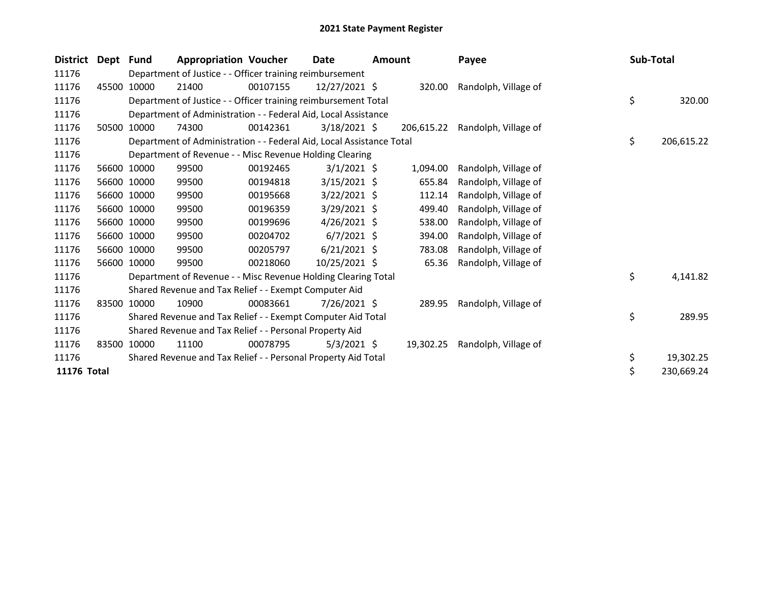# 2021 State Payment Register

| District | Dept | Fund | Appropriation | Voucher | Date | Amount | Payee | Sub-Total |
|---|---|---|---|---|---|---|---|---|
| 11176 | | Department of Justice - - Officer training reimbursement | | | | | | |
| 11176 | 45500 | 10000 | 21400 | 00107155 | 12/27/2021 | $ 320.00 | Randolph, Village of | |
| 11176 | | Department of Justice - - Officer training reimbursement Total | | | | | | $ 320.00 |
| 11176 | | Department of Administration - - Federal Aid, Local Assistance | | | | | | |
| 11176 | 50500 | 10000 | 74300 | 00142361 | 3/18/2021 | $ 206,615.22 | Randolph, Village of | |
| 11176 | | Department of Administration - - Federal Aid, Local Assistance Total | | | | | | $ 206,615.22 |
| 11176 | | Department of Revenue - - Misc Revenue Holding Clearing | | | | | | |
| 11176 | 56600 | 10000 | 99500 | 00192465 | 3/1/2021 | $ 1,094.00 | Randolph, Village of | |
| 11176 | 56600 | 10000 | 99500 | 00194818 | 3/15/2021 | $ 655.84 | Randolph, Village of | |
| 11176 | 56600 | 10000 | 99500 | 00195668 | 3/22/2021 | $ 112.14 | Randolph, Village of | |
| 11176 | 56600 | 10000 | 99500 | 00196359 | 3/29/2021 | $ 499.40 | Randolph, Village of | |
| 11176 | 56600 | 10000 | 99500 | 00199696 | 4/26/2021 | $ 538.00 | Randolph, Village of | |
| 11176 | 56600 | 10000 | 99500 | 00204702 | 6/7/2021 | $ 394.00 | Randolph, Village of | |
| 11176 | 56600 | 10000 | 99500 | 00205797 | 6/21/2021 | $ 783.08 | Randolph, Village of | |
| 11176 | 56600 | 10000 | 99500 | 00218060 | 10/25/2021 | $ 65.36 | Randolph, Village of | |
| 11176 | | Department of Revenue - - Misc Revenue Holding Clearing Total | | | | | | $ 4,141.82 |
| 11176 | | Shared Revenue and Tax Relief - - Exempt Computer Aid | | | | | | |
| 11176 | 83500 | 10000 | 10900 | 00083661 | 7/26/2021 | $ 289.95 | Randolph, Village of | |
| 11176 | | Shared Revenue and Tax Relief - - Exempt Computer Aid Total | | | | | | $ 289.95 |
| 11176 | | Shared Revenue and Tax Relief - - Personal Property Aid | | | | | | |
| 11176 | 83500 | 10000 | 11100 | 00078795 | 5/3/2021 | $ 19,302.25 | Randolph, Village of | |
| 11176 | | Shared Revenue and Tax Relief - - Personal Property Aid Total | | | | | | $ 19,302.25 |
| **11176 Total** | | | | | | | | $ 230,669.24 |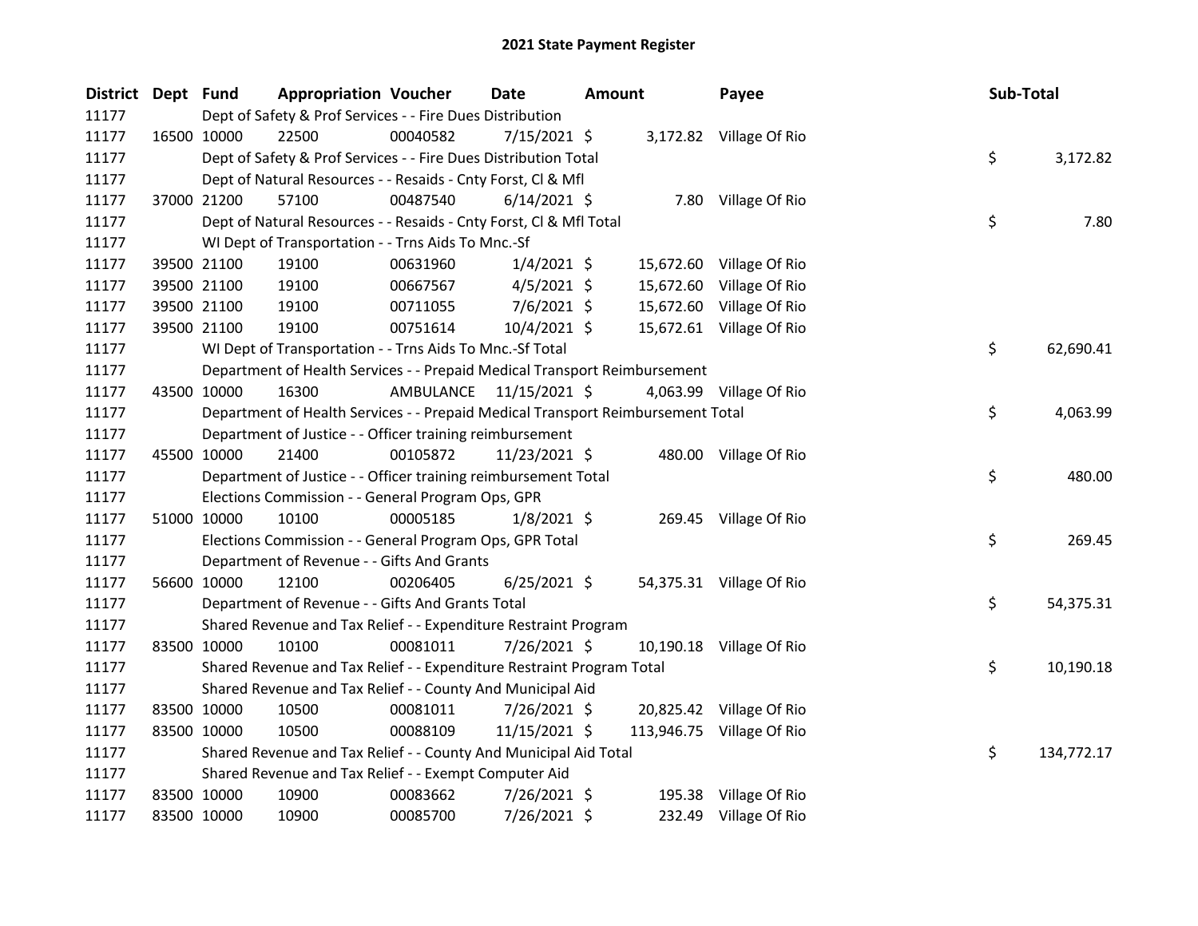# 2021 State Payment Register

| District | Dept | Fund | Appropriation | Voucher | Date | Amount | Payee | Sub-Total |
|---|---|---|---|---|---|---|---|---|
| 11177 | | Dept of Safety & Prof Services - - Fire Dues Distribution | | | | | | |
| 11177 | 16500 | 10000 | 22500 | 00040582 | 7/15/2021 | $ 3,172.82 | Village Of Rio | |
| 11177 | | Dept of Safety & Prof Services - - Fire Dues Distribution Total | | | | | | $ 3,172.82 |
| 11177 | | Dept of Natural Resources - - Resaids - Cnty Forst, Cl & Mfl | | | | | | |
| 11177 | 37000 | 21200 | 57100 | 00487540 | 6/14/2021 | $ 7.80 | Village Of Rio | |
| 11177 | | Dept of Natural Resources - - Resaids - Cnty Forst, Cl & Mfl Total | | | | | | $ 7.80 |
| 11177 | | WI Dept of Transportation - - Trns Aids To Mnc.-Sf | | | | | | |
| 11177 | 39500 | 21100 | 19100 | 00631960 | 1/4/2021 | $ 15,672.60 | Village Of Rio | |
| 11177 | 39500 | 21100 | 19100 | 00667567 | 4/5/2021 | $ 15,672.60 | Village Of Rio | |
| 11177 | 39500 | 21100 | 19100 | 00711055 | 7/6/2021 | $ 15,672.60 | Village Of Rio | |
| 11177 | 39500 | 21100 | 19100 | 00751614 | 10/4/2021 | $ 15,672.61 | Village Of Rio | |
| 11177 | | WI Dept of Transportation - - Trns Aids To Mnc.-Sf Total | | | | | | $ 62,690.41 |
| 11177 | | Department of Health Services - - Prepaid Medical Transport Reimbursement | | | | | | |
| 11177 | 43500 | 10000 | 16300 | AMBULANCE | 11/15/2021 | $ 4,063.99 | Village Of Rio | |
| 11177 | | Department of Health Services - - Prepaid Medical Transport Reimbursement Total | | | | | | $ 4,063.99 |
| 11177 | | Department of Justice - - Officer training reimbursement | | | | | | |
| 11177 | 45500 | 10000 | 21400 | 00105872 | 11/23/2021 | $ 480.00 | Village Of Rio | |
| 11177 | | Department of Justice - - Officer training reimbursement Total | | | | | | $ 480.00 |
| 11177 | | Elections Commission - - General Program Ops, GPR | | | | | | |
| 11177 | 51000 | 10000 | 10100 | 00005185 | 1/8/2021 | $ 269.45 | Village Of Rio | |
| 11177 | | Elections Commission - - General Program Ops, GPR Total | | | | | | $ 269.45 |
| 11177 | | Department of Revenue - - Gifts And Grants | | | | | | |
| 11177 | 56600 | 10000 | 12100 | 00206405 | 6/25/2021 | $ 54,375.31 | Village Of Rio | |
| 11177 | | Department of Revenue - - Gifts And Grants Total | | | | | | $ 54,375.31 |
| 11177 | | Shared Revenue and Tax Relief - - Expenditure Restraint Program | | | | | | |
| 11177 | 83500 | 10000 | 10100 | 00081011 | 7/26/2021 | $ 10,190.18 | Village Of Rio | |
| 11177 | | Shared Revenue and Tax Relief - - Expenditure Restraint Program Total | | | | | | $ 10,190.18 |
| 11177 | | Shared Revenue and Tax Relief - - County And Municipal Aid | | | | | | |
| 11177 | 83500 | 10000 | 10500 | 00081011 | 7/26/2021 | $ 20,825.42 | Village Of Rio | |
| 11177 | 83500 | 10000 | 10500 | 00088109 | 11/15/2021 | $ 113,946.75 | Village Of Rio | |
| 11177 | | Shared Revenue and Tax Relief - - County And Municipal Aid Total | | | | | | $ 134,772.17 |
| 11177 | | Shared Revenue and Tax Relief - - Exempt Computer Aid | | | | | | |
| 11177 | 83500 | 10000 | 10900 | 00083662 | 7/26/2021 | $ 195.38 | Village Of Rio | |
| 11177 | 83500 | 10000 | 10900 | 00085700 | 7/26/2021 | $ 232.49 | Village Of Rio | |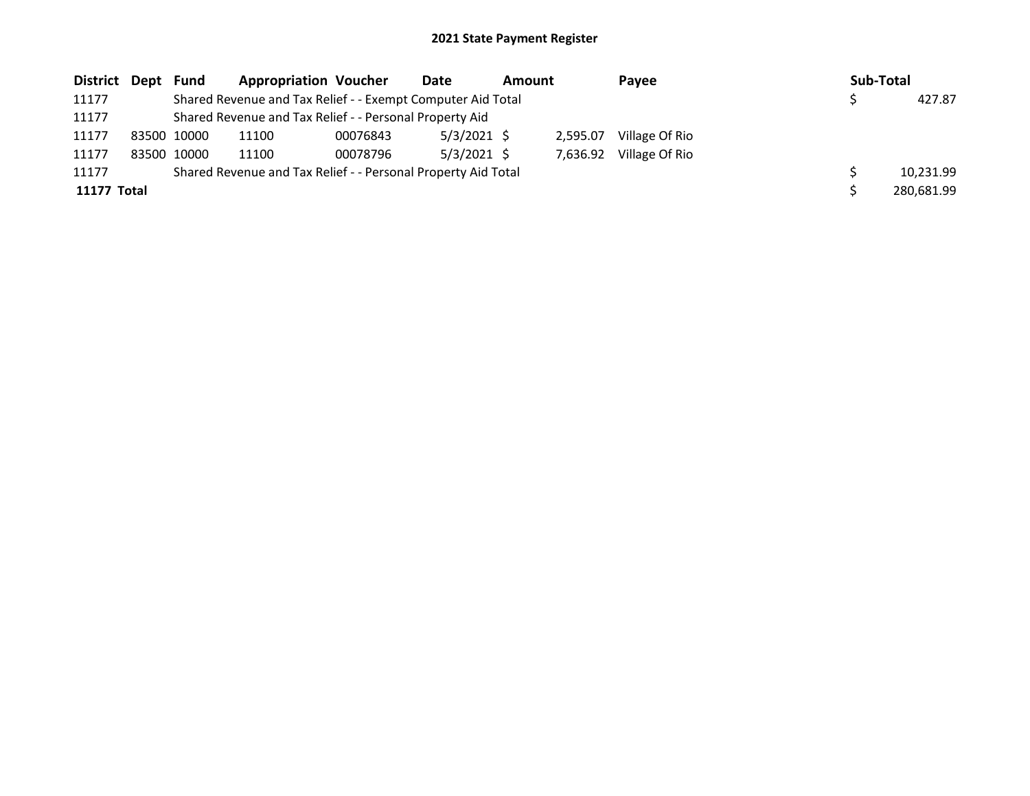# 2021 State Payment Register

| District | Dept | Fund | Appropriation | Voucher | Date | Amount | Payee | Sub-Total |
|---|---|---|---|---|---|---|---|---|
| 11177 | | Shared Revenue and Tax Relief - - Exempt Computer Aid Total | | | | | | $ 427.87 |
| 11177 | | Shared Revenue and Tax Relief - - Personal Property Aid | | | | | | |
| 11177 | 83500 | 10000 | 11100 | 00076843 | 5/3/2021 | $ 2,595.07 | Village Of Rio | |
| 11177 | 83500 | 10000 | 11100 | 00078796 | 5/3/2021 | $ 7,636.92 | Village Of Rio | |
| 11177 | | Shared Revenue and Tax Relief - - Personal Property Aid Total | | | | | | $ 10,231.99 |
| **11177 Total** | | | | | | | | $ 280,681.99 |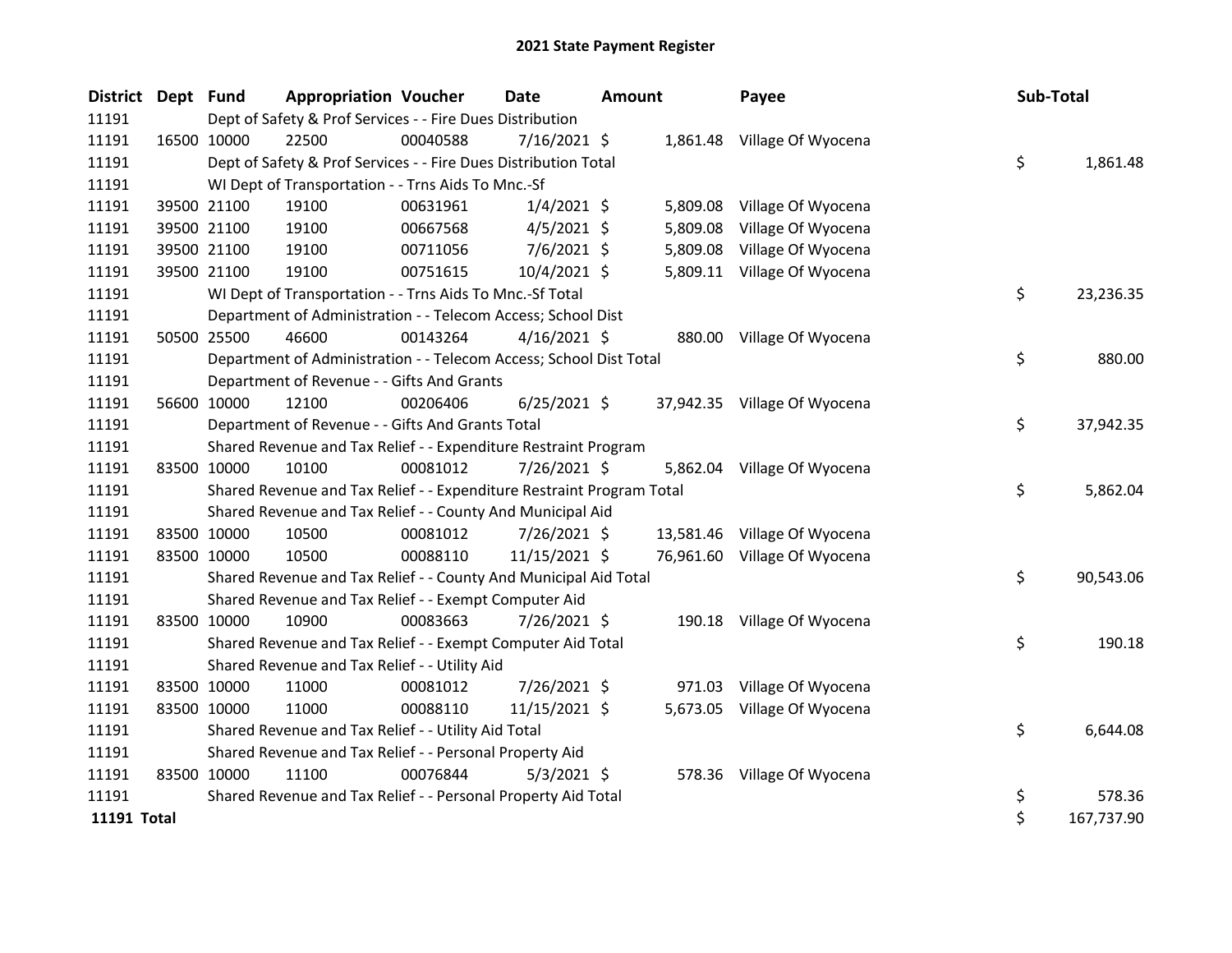# 2021 State Payment Register

| District | Dept | Fund | Appropriation | Voucher | Date | Amount | Payee | Sub-Total |
|---|---|---|---|---|---|---|---|---|
| 11191 | | Dept of Safety & Prof Services - - Fire Dues Distribution | | | | | | |
| 11191 | 16500 | 10000 | 22500 | 00040588 | 7/16/2021 | $ 1,861.48 | Village Of Wyocena | |
| 11191 | | Dept of Safety & Prof Services - - Fire Dues Distribution Total | | | | | | $ 1,861.48 |
| 11191 | | WI Dept of Transportation - - Trns Aids To Mnc.-Sf | | | | | | |
| 11191 | 39500 | 21100 | 19100 | 00631961 | 1/4/2021 | $ 5,809.08 | Village Of Wyocena | |
| 11191 | 39500 | 21100 | 19100 | 00667568 | 4/5/2021 | $ 5,809.08 | Village Of Wyocena | |
| 11191 | 39500 | 21100 | 19100 | 00711056 | 7/6/2021 | $ 5,809.08 | Village Of Wyocena | |
| 11191 | 39500 | 21100 | 19100 | 00751615 | 10/4/2021 | $ 5,809.11 | Village Of Wyocena | |
| 11191 | | WI Dept of Transportation - - Trns Aids To Mnc.-Sf Total | | | | | | $ 23,236.35 |
| 11191 | | Department of Administration - - Telecom Access; School Dist | | | | | | |
| 11191 | 50500 | 25500 | 46600 | 00143264 | 4/16/2021 | $ 880.00 | Village Of Wyocena | |
| 11191 | | Department of Administration - - Telecom Access; School Dist Total | | | | | | $ 880.00 |
| 11191 | | Department of Revenue - - Gifts And Grants | | | | | | |
| 11191 | 56600 | 10000 | 12100 | 00206406 | 6/25/2021 | $ 37,942.35 | Village Of Wyocena | |
| 11191 | | Department of Revenue - - Gifts And Grants Total | | | | | | $ 37,942.35 |
| 11191 | | Shared Revenue and Tax Relief - - Expenditure Restraint Program | | | | | | |
| 11191 | 83500 | 10000 | 10100 | 00081012 | 7/26/2021 | $ 5,862.04 | Village Of Wyocena | |
| 11191 | | Shared Revenue and Tax Relief - - Expenditure Restraint Program Total | | | | | | $ 5,862.04 |
| 11191 | | Shared Revenue and Tax Relief - - County And Municipal Aid | | | | | | |
| 11191 | 83500 | 10000 | 10500 | 00081012 | 7/26/2021 | $ 13,581.46 | Village Of Wyocena | |
| 11191 | 83500 | 10000 | 10500 | 00088110 | 11/15/2021 | $ 76,961.60 | Village Of Wyocena | |
| 11191 | | Shared Revenue and Tax Relief - - County And Municipal Aid Total | | | | | | $ 90,543.06 |
| 11191 | | Shared Revenue and Tax Relief - - Exempt Computer Aid | | | | | | |
| 11191 | 83500 | 10000 | 10900 | 00083663 | 7/26/2021 | $ 190.18 | Village Of Wyocena | |
| 11191 | | Shared Revenue and Tax Relief - - Exempt Computer Aid Total | | | | | | $ 190.18 |
| 11191 | | Shared Revenue and Tax Relief - - Utility Aid | | | | | | |
| 11191 | 83500 | 10000 | 11000 | 00081012 | 7/26/2021 | $ 971.03 | Village Of Wyocena | |
| 11191 | 83500 | 10000 | 11000 | 00088110 | 11/15/2021 | $ 5,673.05 | Village Of Wyocena | |
| 11191 | | Shared Revenue and Tax Relief - - Utility Aid Total | | | | | | $ 6,644.08 |
| 11191 | | Shared Revenue and Tax Relief - - Personal Property Aid | | | | | | |
| 11191 | 83500 | 10000 | 11100 | 00076844 | 5/3/2021 | $ 578.36 | Village Of Wyocena | |
| 11191 | | Shared Revenue and Tax Relief - - Personal Property Aid Total | | | | | | $ 578.36 |
| **11191 Total** | | | | | | | | $ 167,737.90 |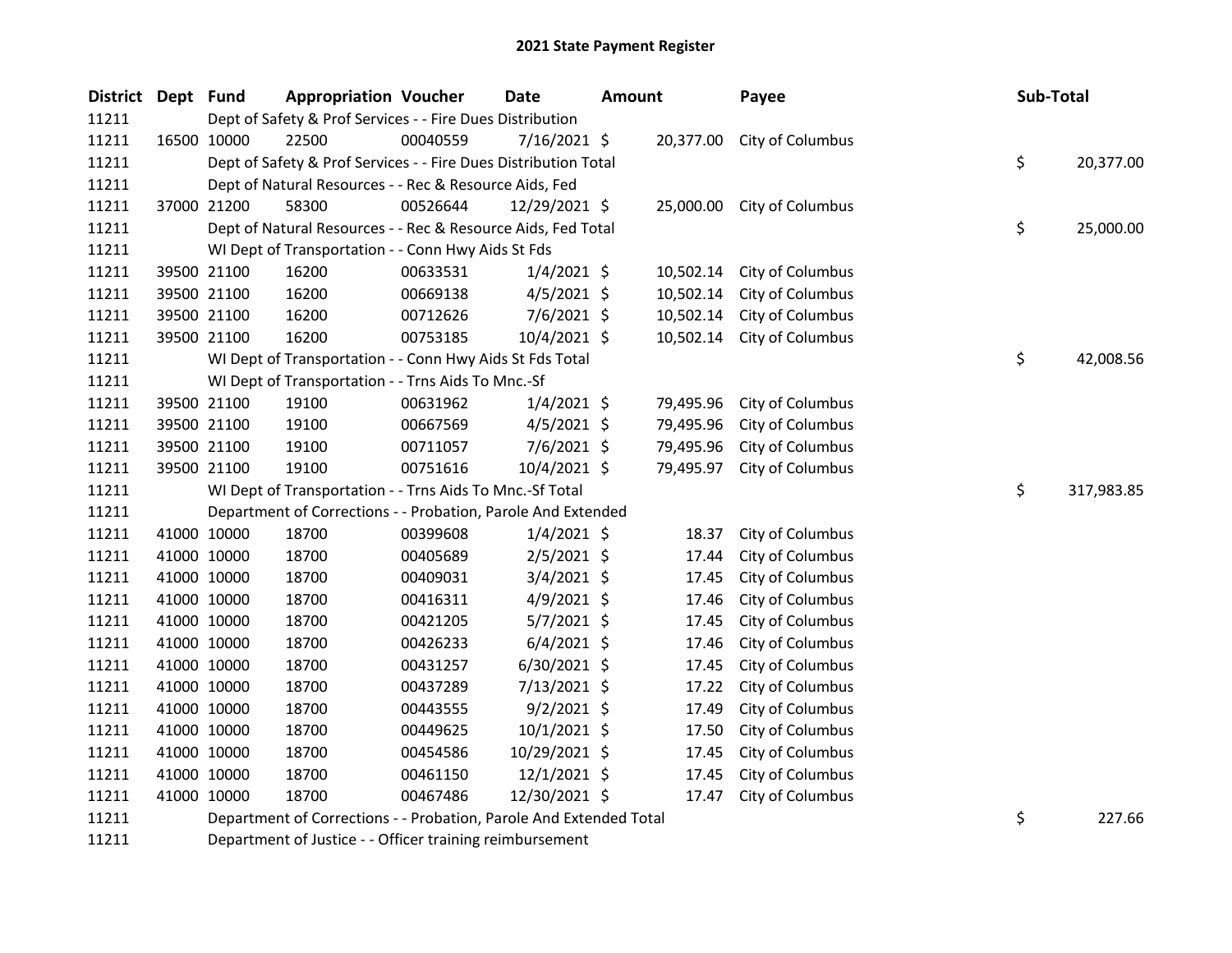# 2021 State Payment Register

| District | Dept | Fund | Appropriation | Voucher | Date | Amount | Payee | Sub-Total |
|---|---|---|---|---|---|---|---|---|
| 11211 | | Dept of Safety & Prof Services - - Fire Dues Distribution | | | | | | |
| 11211 | 16500 | 10000 | 22500 | 00040559 | 7/16/2021 | $ 20,377.00 | City of Columbus | |
| 11211 | | Dept of Safety & Prof Services - - Fire Dues Distribution Total | | | | | | $ 20,377.00 |
| 11211 | | Dept of Natural Resources - - Rec & Resource Aids, Fed | | | | | | |
| 11211 | 37000 | 21200 | 58300 | 00526644 | 12/29/2021 | $ 25,000.00 | City of Columbus | |
| 11211 | | Dept of Natural Resources - - Rec & Resource Aids, Fed Total | | | | | | $ 25,000.00 |
| 11211 | | WI Dept of Transportation - - Conn Hwy Aids St Fds | | | | | | |
| 11211 | 39500 | 21100 | 16200 | 00633531 | 1/4/2021 | $ 10,502.14 | City of Columbus | |
| 11211 | 39500 | 21100 | 16200 | 00669138 | 4/5/2021 | $ 10,502.14 | City of Columbus | |
| 11211 | 39500 | 21100 | 16200 | 00712626 | 7/6/2021 | $ 10,502.14 | City of Columbus | |
| 11211 | 39500 | 21100 | 16200 | 00753185 | 10/4/2021 | $ 10,502.14 | City of Columbus | |
| 11211 | | WI Dept of Transportation - - Conn Hwy Aids St Fds Total | | | | | | $ 42,008.56 |
| 11211 | | WI Dept of Transportation - - Trns Aids To Mnc.-Sf | | | | | | |
| 11211 | 39500 | 21100 | 19100 | 00631962 | 1/4/2021 | $ 79,495.96 | City of Columbus | |
| 11211 | 39500 | 21100 | 19100 | 00667569 | 4/5/2021 | $ 79,495.96 | City of Columbus | |
| 11211 | 39500 | 21100 | 19100 | 00711057 | 7/6/2021 | $ 79,495.96 | City of Columbus | |
| 11211 | 39500 | 21100 | 19100 | 00751616 | 10/4/2021 | $ 79,495.97 | City of Columbus | |
| 11211 | | WI Dept of Transportation - - Trns Aids To Mnc.-Sf Total | | | | | | $ 317,983.85 |
| 11211 | | Department of Corrections - - Probation, Parole And Extended | | | | | | |
| 11211 | 41000 | 10000 | 18700 | 00399608 | 1/4/2021 | $ 18.37 | City of Columbus | |
| 11211 | 41000 | 10000 | 18700 | 00405689 | 2/5/2021 | $ 17.44 | City of Columbus | |
| 11211 | 41000 | 10000 | 18700 | 00409031 | 3/4/2021 | $ 17.45 | City of Columbus | |
| 11211 | 41000 | 10000 | 18700 | 00416311 | 4/9/2021 | $ 17.46 | City of Columbus | |
| 11211 | 41000 | 10000 | 18700 | 00421205 | 5/7/2021 | $ 17.45 | City of Columbus | |
| 11211 | 41000 | 10000 | 18700 | 00426233 | 6/4/2021 | $ 17.46 | City of Columbus | |
| 11211 | 41000 | 10000 | 18700 | 00431257 | 6/30/2021 | $ 17.45 | City of Columbus | |
| 11211 | 41000 | 10000 | 18700 | 00437289 | 7/13/2021 | $ 17.22 | City of Columbus | |
| 11211 | 41000 | 10000 | 18700 | 00443555 | 9/2/2021 | $ 17.49 | City of Columbus | |
| 11211 | 41000 | 10000 | 18700 | 00449625 | 10/1/2021 | $ 17.50 | City of Columbus | |
| 11211 | 41000 | 10000 | 18700 | 00454586 | 10/29/2021 | $ 17.45 | City of Columbus | |
| 11211 | 41000 | 10000 | 18700 | 00461150 | 12/1/2021 | $ 17.45 | City of Columbus | |
| 11211 | 41000 | 10000 | 18700 | 00467486 | 12/30/2021 | $ 17.47 | City of Columbus | |
| 11211 | | Department of Corrections - - Probation, Parole And Extended Total | | | | | | $ 227.66 |
| 11211 | | Department of Justice - - Officer training reimbursement | | | | | | |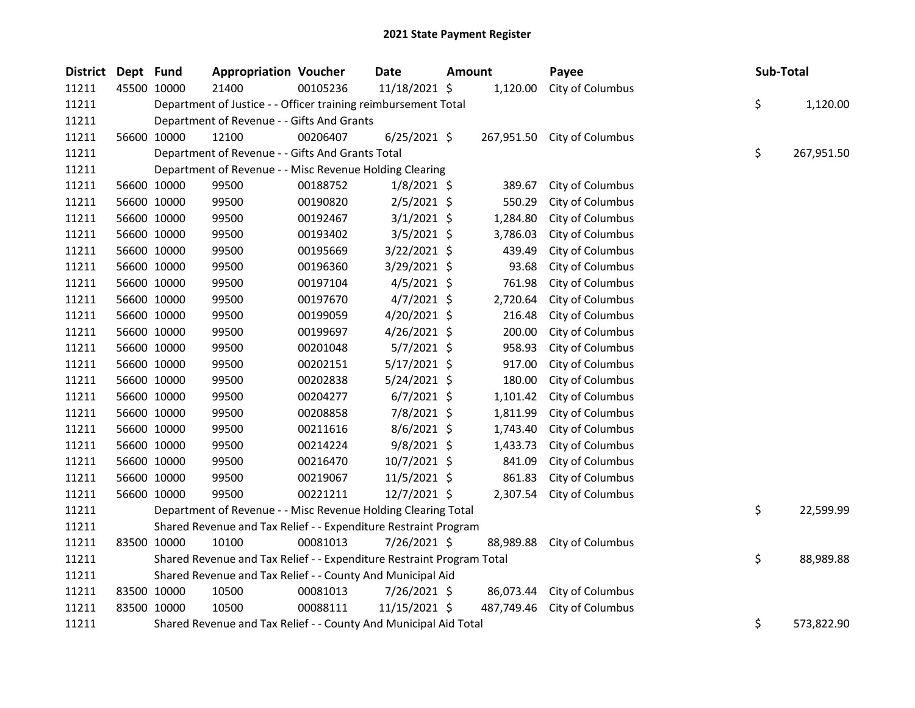# 2021 State Payment Register

| District | Dept | Fund | Appropriation | Voucher | Date | Amount | Payee | Sub-Total |
|---|---|---|---|---|---|---|---|---|
| 11211 | 45500 | 10000 | 21400 | 00105236 | 11/18/2021 | $ 1,120.00 | City of Columbus | |
| 11211 | | | Department of Justice - - Officer training reimbursement Total | | | | | $ 1,120.00 |
| 11211 | | | Department of Revenue - - Gifts And Grants | | | | | |
| 11211 | 56600 | 10000 | 12100 | 00206407 | 6/25/2021 | $ 267,951.50 | City of Columbus | |
| 11211 | | | Department of Revenue - - Gifts And Grants Total | | | | | $ 267,951.50 |
| 11211 | | | Department of Revenue - - Misc Revenue Holding Clearing | | | | | |
| 11211 | 56600 | 10000 | 99500 | 00188752 | 1/8/2021 | $ 389.67 | City of Columbus | |
| 11211 | 56600 | 10000 | 99500 | 00190820 | 2/5/2021 | $ 550.29 | City of Columbus | |
| 11211 | 56600 | 10000 | 99500 | 00192467 | 3/1/2021 | $ 1,284.80 | City of Columbus | |
| 11211 | 56600 | 10000 | 99500 | 00193402 | 3/5/2021 | $ 3,786.03 | City of Columbus | |
| 11211 | 56600 | 10000 | 99500 | 00195669 | 3/22/2021 | $ 439.49 | City of Columbus | |
| 11211 | 56600 | 10000 | 99500 | 00196360 | 3/29/2021 | $ 93.68 | City of Columbus | |
| 11211 | 56600 | 10000 | 99500 | 00197104 | 4/5/2021 | $ 761.98 | City of Columbus | |
| 11211 | 56600 | 10000 | 99500 | 00197670 | 4/7/2021 | $ 2,720.64 | City of Columbus | |
| 11211 | 56600 | 10000 | 99500 | 00199059 | 4/20/2021 | $ 216.48 | City of Columbus | |
| 11211 | 56600 | 10000 | 99500 | 00199697 | 4/26/2021 | $ 200.00 | City of Columbus | |
| 11211 | 56600 | 10000 | 99500 | 00201048 | 5/7/2021 | $ 958.93 | City of Columbus | |
| 11211 | 56600 | 10000 | 99500 | 00202151 | 5/17/2021 | $ 917.00 | City of Columbus | |
| 11211 | 56600 | 10000 | 99500 | 00202838 | 5/24/2021 | $ 180.00 | City of Columbus | |
| 11211 | 56600 | 10000 | 99500 | 00204277 | 6/7/2021 | $ 1,101.42 | City of Columbus | |
| 11211 | 56600 | 10000 | 99500 | 00208858 | 7/8/2021 | $ 1,811.99 | City of Columbus | |
| 11211 | 56600 | 10000 | 99500 | 00211616 | 8/6/2021 | $ 1,743.40 | City of Columbus | |
| 11211 | 56600 | 10000 | 99500 | 00214224 | 9/8/2021 | $ 1,433.73 | City of Columbus | |
| 11211 | 56600 | 10000 | 99500 | 00216470 | 10/7/2021 | $ 841.09 | City of Columbus | |
| 11211 | 56600 | 10000 | 99500 | 00219067 | 11/5/2021 | $ 861.83 | City of Columbus | |
| 11211 | 56600 | 10000 | 99500 | 00221211 | 12/7/2021 | $ 2,307.54 | City of Columbus | |
| 11211 | | | Department of Revenue - - Misc Revenue Holding Clearing Total | | | | | $ 22,599.99 |
| 11211 | | | Shared Revenue and Tax Relief - - Expenditure Restraint Program | | | | | |
| 11211 | 83500 | 10000 | 10100 | 00081013 | 7/26/2021 | $ 88,989.88 | City of Columbus | |
| 11211 | | | Shared Revenue and Tax Relief - - Expenditure Restraint Program Total | | | | | $ 88,989.88 |
| 11211 | | | Shared Revenue and Tax Relief - - County And Municipal Aid | | | | | |
| 11211 | 83500 | 10000 | 10500 | 00081013 | 7/26/2021 | $ 86,073.44 | City of Columbus | |
| 11211 | 83500 | 10000 | 10500 | 00088111 | 11/15/2021 | $ 487,749.46 | City of Columbus | |
| 11211 | | | Shared Revenue and Tax Relief - - County And Municipal Aid Total | | | | | $ 573,822.90 |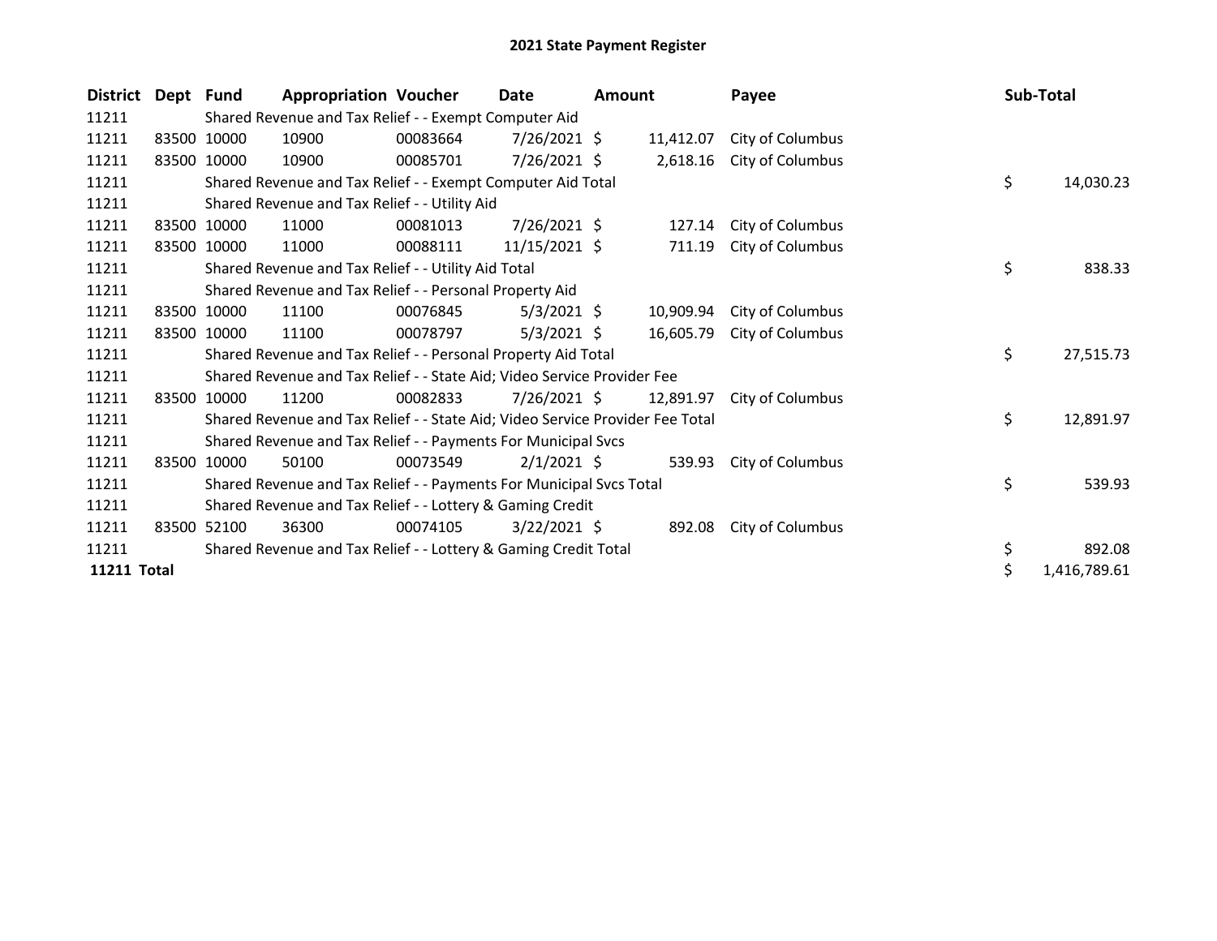# 2021 State Payment Register

| District | Dept | Fund | Appropriation | Voucher | Date | Amount | Payee | Sub-Total |
|---|---|---|---|---|---|---|---|---|
| 11211 | | Shared Revenue and Tax Relief - - Exempt Computer Aid | | | | | | |
| 11211 | 83500 | 10000 | 10900 | 00083664 | 7/26/2021 | $ 11,412.07 | City of Columbus | |
| 11211 | 83500 | 10000 | 10900 | 00085701 | 7/26/2021 | $ 2,618.16 | City of Columbus | |
| 11211 | | Shared Revenue and Tax Relief - - Exempt Computer Aid Total | | | | | | $ 14,030.23 |
| 11211 | | Shared Revenue and Tax Relief - - Utility Aid | | | | | | |
| 11211 | 83500 | 10000 | 11000 | 00081013 | 7/26/2021 | $ 127.14 | City of Columbus | |
| 11211 | 83500 | 10000 | 11000 | 00088111 | 11/15/2021 | $ 711.19 | City of Columbus | |
| 11211 | | Shared Revenue and Tax Relief - - Utility Aid Total | | | | | | $ 838.33 |
| 11211 | | Shared Revenue and Tax Relief - - Personal Property Aid | | | | | | |
| 11211 | 83500 | 10000 | 11100 | 00076845 | 5/3/2021 | $ 10,909.94 | City of Columbus | |
| 11211 | 83500 | 10000 | 11100 | 00078797 | 5/3/2021 | $ 16,605.79 | City of Columbus | |
| 11211 | | Shared Revenue and Tax Relief - - Personal Property Aid Total | | | | | | $ 27,515.73 |
| 11211 | | Shared Revenue and Tax Relief - - State Aid; Video Service Provider Fee | | | | | | |
| 11211 | 83500 | 10000 | 11200 | 00082833 | 7/26/2021 | $ 12,891.97 | City of Columbus | |
| 11211 | | Shared Revenue and Tax Relief - - State Aid; Video Service Provider Fee Total | | | | | | $ 12,891.97 |
| 11211 | | Shared Revenue and Tax Relief - - Payments For Municipal Svcs | | | | | | |
| 11211 | 83500 | 10000 | 50100 | 00073549 | 2/1/2021 | $ 539.93 | City of Columbus | |
| 11211 | | Shared Revenue and Tax Relief - - Payments For Municipal Svcs Total | | | | | | $ 539.93 |
| 11211 | | Shared Revenue and Tax Relief - - Lottery & Gaming Credit | | | | | | |
| 11211 | 83500 | 52100 | 36300 | 00074105 | 3/22/2021 | $ 892.08 | City of Columbus | |
| 11211 | | Shared Revenue and Tax Relief - - Lottery & Gaming Credit Total | | | | | | $ 892.08 |
| **11211 Total** | | | | | | | | $ 1,416,789.61 |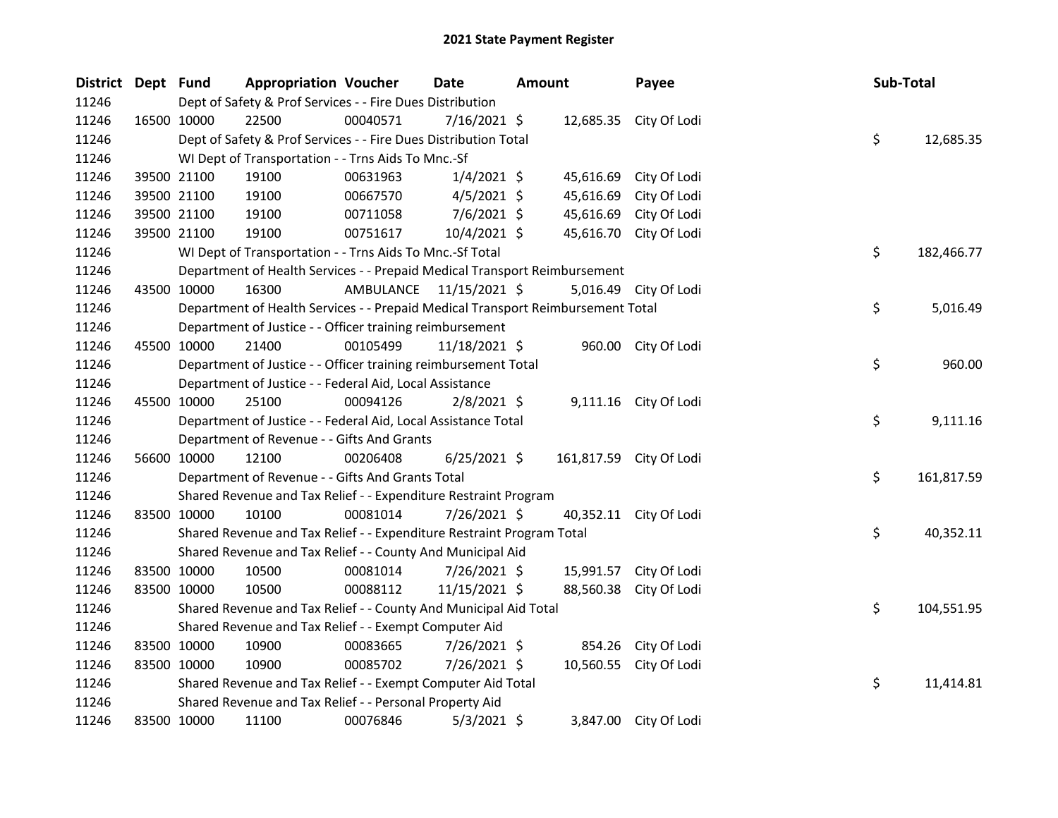# 2021 State Payment Register

| District | Dept | Fund | Appropriation | Voucher | Date | Amount | Payee | Sub-Total |
|---|---|---|---|---|---|---|---|---|
| 11246 | | | Dept of Safety & Prof Services - - Fire Dues Distribution | | | | | |
| 11246 | 16500 | 10000 | 22500 | 00040571 | 7/16/2021 | $ 12,685.35 | City Of Lodi | |
| 11246 | | | Dept of Safety & Prof Services - - Fire Dues Distribution Total | | | | | $ 12,685.35 |
| 11246 | | | WI Dept of Transportation - - Trns Aids To Mnc.-Sf | | | | | |
| 11246 | 39500 | 21100 | 19100 | 00631963 | 1/4/2021 | $ 45,616.69 | City Of Lodi | |
| 11246 | 39500 | 21100 | 19100 | 00667570 | 4/5/2021 | $ 45,616.69 | City Of Lodi | |
| 11246 | 39500 | 21100 | 19100 | 00711058 | 7/6/2021 | $ 45,616.69 | City Of Lodi | |
| 11246 | 39500 | 21100 | 19100 | 00751617 | 10/4/2021 | $ 45,616.70 | City Of Lodi | |
| 11246 | | | WI Dept of Transportation - - Trns Aids To Mnc.-Sf Total | | | | | $ 182,466.77 |
| 11246 | | | Department of Health Services - - Prepaid Medical Transport Reimbursement | | | | | |
| 11246 | 43500 | 10000 | 16300 | AMBULANCE | 11/15/2021 | $ 5,016.49 | City Of Lodi | |
| 11246 | | | Department of Health Services - - Prepaid Medical Transport Reimbursement Total | | | | | $ 5,016.49 |
| 11246 | | | Department of Justice - - Officer training reimbursement | | | | | |
| 11246 | 45500 | 10000 | 21400 | 00105499 | 11/18/2021 | $ 960.00 | City Of Lodi | |
| 11246 | | | Department of Justice - - Officer training reimbursement Total | | | | | $ 960.00 |
| 11246 | | | Department of Justice - - Federal Aid, Local Assistance | | | | | |
| 11246 | 45500 | 10000 | 25100 | 00094126 | 2/8/2021 | $ 9,111.16 | City Of Lodi | |
| 11246 | | | Department of Justice - - Federal Aid, Local Assistance Total | | | | | $ 9,111.16 |
| 11246 | | | Department of Revenue - - Gifts And Grants | | | | | |
| 11246 | 56600 | 10000 | 12100 | 00206408 | 6/25/2021 | $ 161,817.59 | City Of Lodi | |
| 11246 | | | Department of Revenue - - Gifts And Grants Total | | | | | $ 161,817.59 |
| 11246 | | | Shared Revenue and Tax Relief - - Expenditure Restraint Program | | | | | |
| 11246 | 83500 | 10000 | 10100 | 00081014 | 7/26/2021 | $ 40,352.11 | City Of Lodi | |
| 11246 | | | Shared Revenue and Tax Relief - - Expenditure Restraint Program Total | | | | | $ 40,352.11 |
| 11246 | | | Shared Revenue and Tax Relief - - County And Municipal Aid | | | | | |
| 11246 | 83500 | 10000 | 10500 | 00081014 | 7/26/2021 | $ 15,991.57 | City Of Lodi | |
| 11246 | 83500 | 10000 | 10500 | 00088112 | 11/15/2021 | $ 88,560.38 | City Of Lodi | |
| 11246 | | | Shared Revenue and Tax Relief - - County And Municipal Aid Total | | | | | $ 104,551.95 |
| 11246 | | | Shared Revenue and Tax Relief - - Exempt Computer Aid | | | | | |
| 11246 | 83500 | 10000 | 10900 | 00083665 | 7/26/2021 | $ 854.26 | City Of Lodi | |
| 11246 | 83500 | 10000 | 10900 | 00085702 | 7/26/2021 | $ 10,560.55 | City Of Lodi | |
| 11246 | | | Shared Revenue and Tax Relief - - Exempt Computer Aid Total | | | | | $ 11,414.81 |
| 11246 | | | Shared Revenue and Tax Relief - - Personal Property Aid | | | | | |
| 11246 | 83500 | 10000 | 11100 | 00076846 | 5/3/2021 | $ 3,847.00 | City Of Lodi | |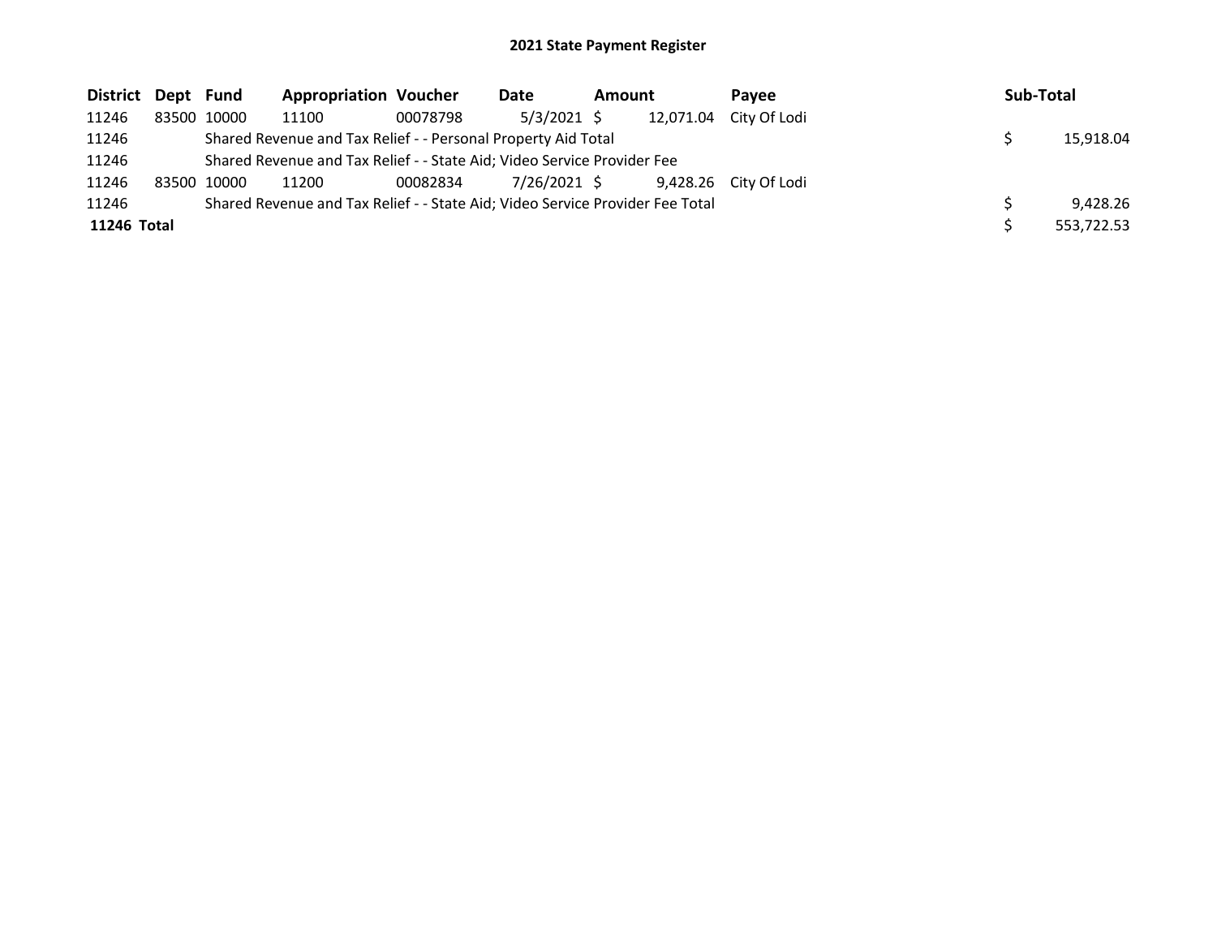# 2021 State Payment Register

| District | Dept | Fund | Appropriation | Voucher | Date | Amount | Payee | Sub-Total |
|---|---|---|---|---|---|---|---|---|
| 11246 | 83500 | 10000 | 11100 | 00078798 | 5/3/2021 | $ 12,071.04 | City Of Lodi | |
| 11246 | | Shared Revenue and Tax Relief - - Personal Property Aid Total | | | | | | $ 15,918.04 |
| 11246 | | Shared Revenue and Tax Relief - - State Aid; Video Service Provider Fee | | | | | | |
| 11246 | 83500 | 10000 | 11200 | 00082834 | 7/26/2021 | $ 9,428.26 | City Of Lodi | |
| 11246 | | Shared Revenue and Tax Relief - - State Aid; Video Service Provider Fee Total | | | | | | $ 9,428.26 |
| **11246 Total** | | | | | | | | $ 553,722.53 |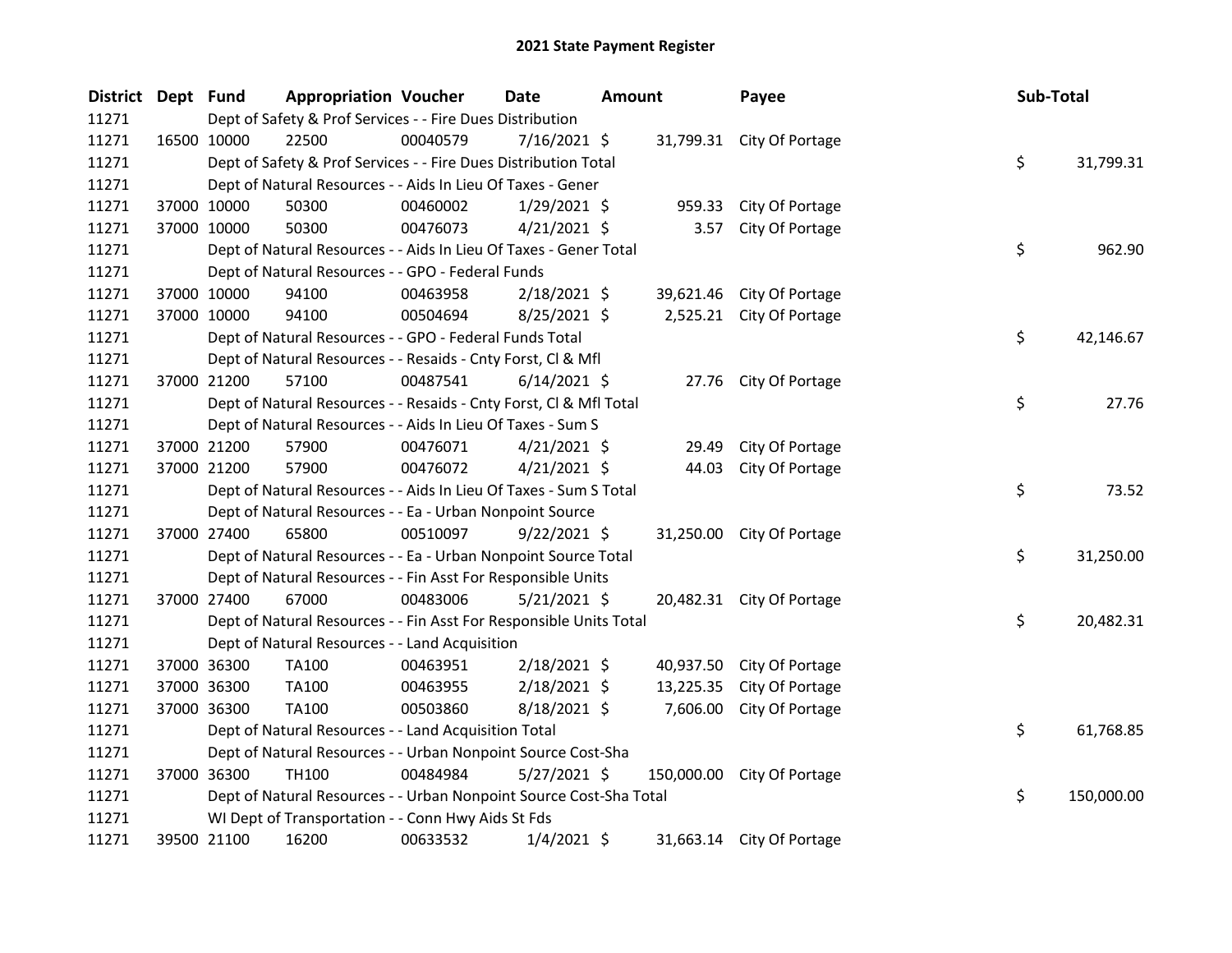# 2021 State Payment Register

| District | Dept | Fund | Appropriation | Voucher | Date | Amount | Payee | Sub-Total |
|---|---|---|---|---|---|---|---|---|
| 11271 | | Dept of Safety & Prof Services - - Fire Dues Distribution | | | | | | |
| 11271 | 16500 | 10000 | 22500 | 00040579 | 7/16/2021 | $ 31,799.31 | City Of Portage | |
| 11271 | | Dept of Safety & Prof Services - - Fire Dues Distribution Total | | | | | | $ 31,799.31 |
| 11271 | | Dept of Natural Resources - - Aids In Lieu Of Taxes - Gener | | | | | | |
| 11271 | 37000 | 10000 | 50300 | 00460002 | 1/29/2021 | $ 959.33 | City Of Portage | |
| 11271 | 37000 | 10000 | 50300 | 00476073 | 4/21/2021 | $ 3.57 | City Of Portage | |
| 11271 | | Dept of Natural Resources - - Aids In Lieu Of Taxes - Gener Total | | | | | | $ 962.90 |
| 11271 | | Dept of Natural Resources - - GPO - Federal Funds | | | | | | |
| 11271 | 37000 | 10000 | 94100 | 00463958 | 2/18/2021 | $ 39,621.46 | City Of Portage | |
| 11271 | 37000 | 10000 | 94100 | 00504694 | 8/25/2021 | $ 2,525.21 | City Of Portage | |
| 11271 | | Dept of Natural Resources - - GPO - Federal Funds Total | | | | | | $ 42,146.67 |
| 11271 | | Dept of Natural Resources - - Resaids - Cnty Forst, Cl & Mfl | | | | | | |
| 11271 | 37000 | 21200 | 57100 | 00487541 | 6/14/2021 | $ 27.76 | City Of Portage | |
| 11271 | | Dept of Natural Resources - - Resaids - Cnty Forst, Cl & Mfl Total | | | | | | $ 27.76 |
| 11271 | | Dept of Natural Resources - - Aids In Lieu Of Taxes - Sum S | | | | | | |
| 11271 | 37000 | 21200 | 57900 | 00476071 | 4/21/2021 | $ 29.49 | City Of Portage | |
| 11271 | 37000 | 21200 | 57900 | 00476072 | 4/21/2021 | $ 44.03 | City Of Portage | |
| 11271 | | Dept of Natural Resources - - Aids In Lieu Of Taxes - Sum S Total | | | | | | $ 73.52 |
| 11271 | | Dept of Natural Resources - - Ea - Urban Nonpoint Source | | | | | | |
| 11271 | 37000 | 27400 | 65800 | 00510097 | 9/22/2021 | $ 31,250.00 | City Of Portage | |
| 11271 | | Dept of Natural Resources - - Ea - Urban Nonpoint Source Total | | | | | | $ 31,250.00 |
| 11271 | | Dept of Natural Resources - - Fin Asst For Responsible Units | | | | | | |
| 11271 | 37000 | 27400 | 67000 | 00483006 | 5/21/2021 | $ 20,482.31 | City Of Portage | |
| 11271 | | Dept of Natural Resources - - Fin Asst For Responsible Units Total | | | | | | $ 20,482.31 |
| 11271 | | Dept of Natural Resources - - Land Acquisition | | | | | | |
| 11271 | 37000 | 36300 | TA100 | 00463951 | 2/18/2021 | $ 40,937.50 | City Of Portage | |
| 11271 | 37000 | 36300 | TA100 | 00463955 | 2/18/2021 | $ 13,225.35 | City Of Portage | |
| 11271 | 37000 | 36300 | TA100 | 00503860 | 8/18/2021 | $ 7,606.00 | City Of Portage | |
| 11271 | | Dept of Natural Resources - - Land Acquisition Total | | | | | | $ 61,768.85 |
| 11271 | | Dept of Natural Resources - - Urban Nonpoint Source Cost-Sha | | | | | | |
| 11271 | 37000 | 36300 | TH100 | 00484984 | 5/27/2021 | $ 150,000.00 | City Of Portage | |
| 11271 | | Dept of Natural Resources - - Urban Nonpoint Source Cost-Sha Total | | | | | | $ 150,000.00 |
| 11271 | | WI Dept of Transportation - - Conn Hwy Aids St Fds | | | | | | |
| 11271 | 39500 | 21100 | 16200 | 00633532 | 1/4/2021 | $ 31,663.14 | City Of Portage | |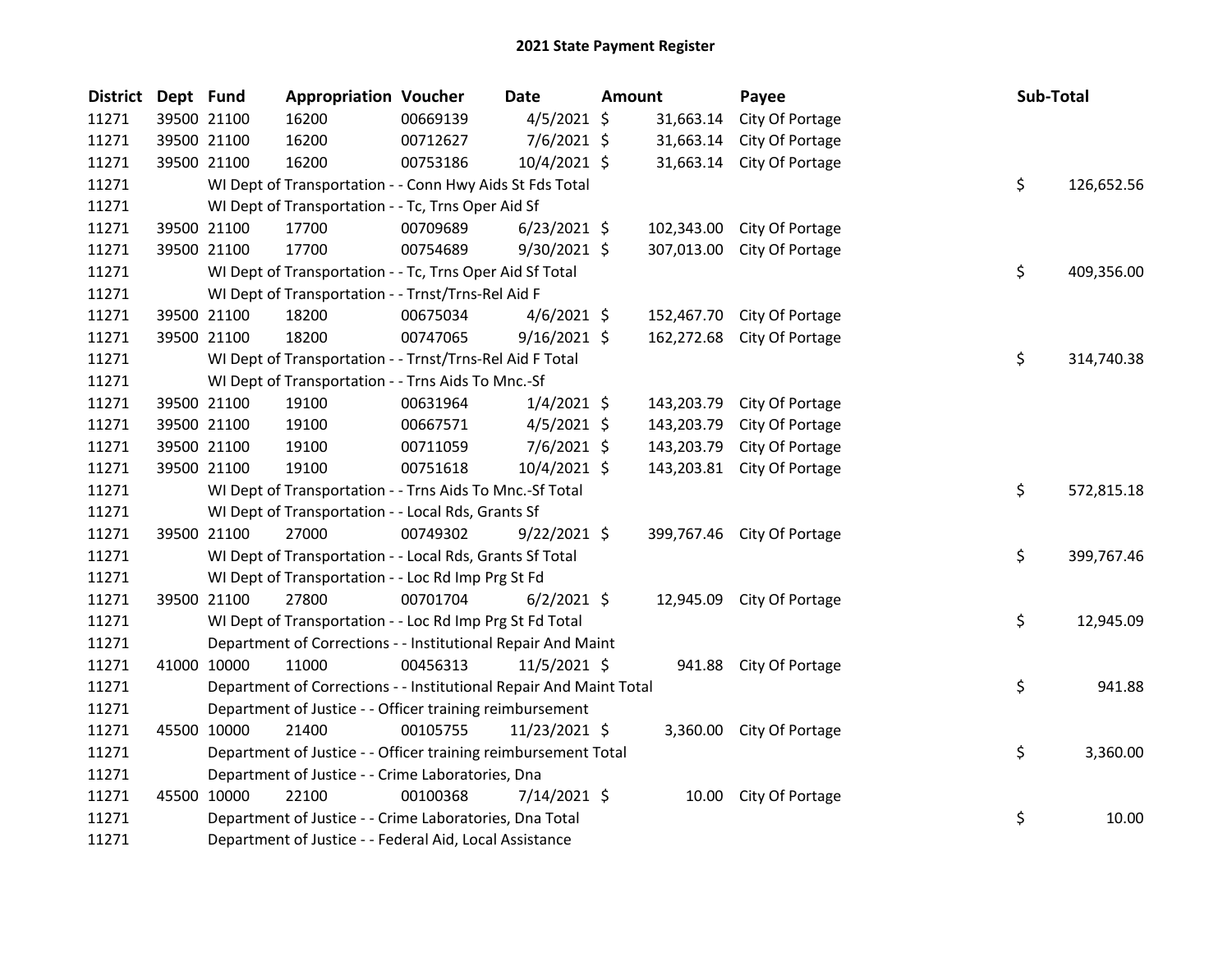# 2021 State Payment Register

| District | Dept | Fund | Appropriation | Voucher | Date | Amount | Payee | Sub-Total |
|---|---|---|---|---|---|---|---|---|
| 11271 | 39500 | 21100 | 16200 | 00669139 | 4/5/2021 | $ 31,663.14 | City Of Portage | |
| 11271 | 39500 | 21100 | 16200 | 00712627 | 7/6/2021 | $ 31,663.14 | City Of Portage | |
| 11271 | 39500 | 21100 | 16200 | 00753186 | 10/4/2021 | $ 31,663.14 | City Of Portage | |
| 11271 | | WI Dept of Transportation - - Conn Hwy Aids St Fds Total | | | | | | $ 126,652.56 |
| 11271 | | WI Dept of Transportation - - Tc, Trns Oper Aid Sf | | | | | | |
| 11271 | 39500 | 21100 | 17700 | 00709689 | 6/23/2021 | $ 102,343.00 | City Of Portage | |
| 11271 | 39500 | 21100 | 17700 | 00754689 | 9/30/2021 | $ 307,013.00 | City Of Portage | |
| 11271 | | WI Dept of Transportation - - Tc, Trns Oper Aid Sf Total | | | | | | $ 409,356.00 |
| 11271 | | WI Dept of Transportation - - Trnst/Trns-Rel Aid F | | | | | | |
| 11271 | 39500 | 21100 | 18200 | 00675034 | 4/6/2021 | $ 152,467.70 | City Of Portage | |
| 11271 | 39500 | 21100 | 18200 | 00747065 | 9/16/2021 | $ 162,272.68 | City Of Portage | |
| 11271 | | WI Dept of Transportation - - Trnst/Trns-Rel Aid F Total | | | | | | $ 314,740.38 |
| 11271 | | WI Dept of Transportation - - Trns Aids To Mnc.-Sf | | | | | | |
| 11271 | 39500 | 21100 | 19100 | 00631964 | 1/4/2021 | $ 143,203.79 | City Of Portage | |
| 11271 | 39500 | 21100 | 19100 | 00667571 | 4/5/2021 | $ 143,203.79 | City Of Portage | |
| 11271 | 39500 | 21100 | 19100 | 00711059 | 7/6/2021 | $ 143,203.79 | City Of Portage | |
| 11271 | 39500 | 21100 | 19100 | 00751618 | 10/4/2021 | $ 143,203.81 | City Of Portage | |
| 11271 | | WI Dept of Transportation - - Trns Aids To Mnc.-Sf Total | | | | | | $ 572,815.18 |
| 11271 | | WI Dept of Transportation - - Local Rds, Grants Sf | | | | | | |
| 11271 | 39500 | 21100 | 27000 | 00749302 | 9/22/2021 | $ 399,767.46 | City Of Portage | |
| 11271 | | WI Dept of Transportation - - Local Rds, Grants Sf Total | | | | | | $ 399,767.46 |
| 11271 | | WI Dept of Transportation - - Loc Rd Imp Prg St Fd | | | | | | |
| 11271 | 39500 | 21100 | 27800 | 00701704 | 6/2/2021 | $ 12,945.09 | City Of Portage | |
| 11271 | | WI Dept of Transportation - - Loc Rd Imp Prg St Fd Total | | | | | | $ 12,945.09 |
| 11271 | | Department of Corrections - - Institutional Repair And Maint | | | | | | |
| 11271 | 41000 | 10000 | 11000 | 00456313 | 11/5/2021 | $ 941.88 | City Of Portage | |
| 11271 | | Department of Corrections - - Institutional Repair And Maint Total | | | | | | $ 941.88 |
| 11271 | | Department of Justice - - Officer training reimbursement | | | | | | |
| 11271 | 45500 | 10000 | 21400 | 00105755 | 11/23/2021 | $ 3,360.00 | City Of Portage | |
| 11271 | | Department of Justice - - Officer training reimbursement Total | | | | | | $ 3,360.00 |
| 11271 | | Department of Justice - - Crime Laboratories, Dna | | | | | | |
| 11271 | 45500 | 10000 | 22100 | 00100368 | 7/14/2021 | $ 10.00 | City Of Portage | |
| 11271 | | Department of Justice - - Crime Laboratories, Dna Total | | | | | | $ 10.00 |
| 11271 | | Department of Justice - - Federal Aid, Local Assistance | | | | | | |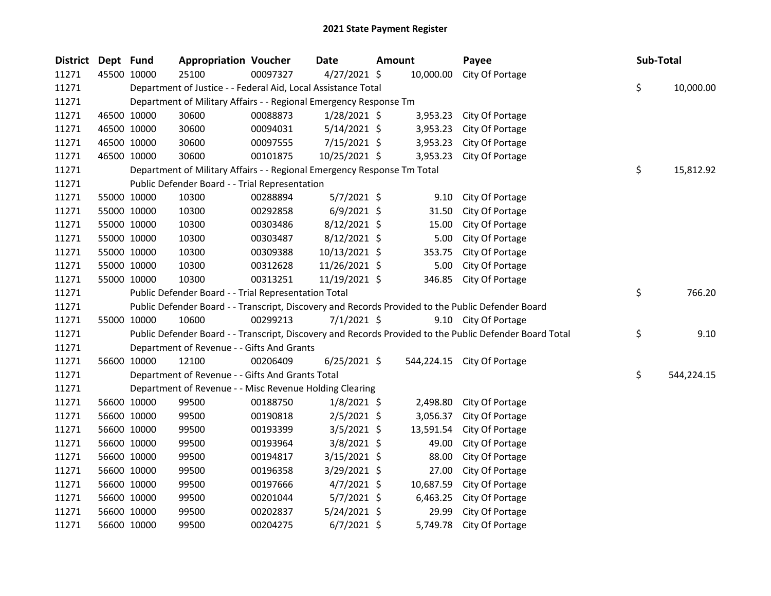# 2021 State Payment Register

| District | Dept | Fund | Appropriation | Voucher | Date | Amount | Payee | Sub-Total |
|---|---|---|---|---|---|---|---|---|
| 11271 | 45500 | 10000 | 25100 | 00097327 | 4/27/2021 | $ 10,000.00 | City Of Portage | |
| 11271 | | | Department of Justice - - Federal Aid, Local Assistance Total | | | | | $ 10,000.00 |
| 11271 | | | Department of Military Affairs - - Regional Emergency Response Tm | | | | | |
| 11271 | 46500 | 10000 | 30600 | 00088873 | 1/28/2021 | $ 3,953.23 | City Of Portage | |
| 11271 | 46500 | 10000 | 30600 | 00094031 | 5/14/2021 | $ 3,953.23 | City Of Portage | |
| 11271 | 46500 | 10000 | 30600 | 00097555 | 7/15/2021 | $ 3,953.23 | City Of Portage | |
| 11271 | 46500 | 10000 | 30600 | 00101875 | 10/25/2021 | $ 3,953.23 | City Of Portage | |
| 11271 | | | Department of Military Affairs - - Regional Emergency Response Tm Total | | | | | $ 15,812.92 |
| 11271 | | | Public Defender Board - - Trial Representation | | | | | |
| 11271 | 55000 | 10000 | 10300 | 00288894 | 5/7/2021 | $ 9.10 | City Of Portage | |
| 11271 | 55000 | 10000 | 10300 | 00292858 | 6/9/2021 | $ 31.50 | City Of Portage | |
| 11271 | 55000 | 10000 | 10300 | 00303486 | 8/12/2021 | $ 15.00 | City Of Portage | |
| 11271 | 55000 | 10000 | 10300 | 00303487 | 8/12/2021 | $ 5.00 | City Of Portage | |
| 11271 | 55000 | 10000 | 10300 | 00309388 | 10/13/2021 | $ 353.75 | City Of Portage | |
| 11271 | 55000 | 10000 | 10300 | 00312628 | 11/26/2021 | $ 5.00 | City Of Portage | |
| 11271 | 55000 | 10000 | 10300 | 00313251 | 11/19/2021 | $ 346.85 | City Of Portage | |
| 11271 | | | Public Defender Board - - Trial Representation Total | | | | | $ 766.20 |
| 11271 | | | Public Defender Board - - Transcript, Discovery and Records Provided to the Public Defender Board | | | | | |
| 11271 | 55000 | 10000 | 10600 | 00299213 | 7/1/2021 | $ 9.10 | City Of Portage | |
| 11271 | | | Public Defender Board - - Transcript, Discovery and Records Provided to the Public Defender Board Total | | | | | $ 9.10 |
| 11271 | | | Department of Revenue - - Gifts And Grants | | | | | |
| 11271 | 56600 | 10000 | 12100 | 00206409 | 6/25/2021 | $ 544,224.15 | City Of Portage | |
| 11271 | | | Department of Revenue - - Gifts And Grants Total | | | | | $ 544,224.15 |
| 11271 | | | Department of Revenue - - Misc Revenue Holding Clearing | | | | | |
| 11271 | 56600 | 10000 | 99500 | 00188750 | 1/8/2021 | $ 2,498.80 | City Of Portage | |
| 11271 | 56600 | 10000 | 99500 | 00190818 | 2/5/2021 | $ 3,056.37 | City Of Portage | |
| 11271 | 56600 | 10000 | 99500 | 00193399 | 3/5/2021 | $ 13,591.54 | City Of Portage | |
| 11271 | 56600 | 10000 | 99500 | 00193964 | 3/8/2021 | $ 49.00 | City Of Portage | |
| 11271 | 56600 | 10000 | 99500 | 00194817 | 3/15/2021 | $ 88.00 | City Of Portage | |
| 11271 | 56600 | 10000 | 99500 | 00196358 | 3/29/2021 | $ 27.00 | City Of Portage | |
| 11271 | 56600 | 10000 | 99500 | 00197666 | 4/7/2021 | $ 10,687.59 | City Of Portage | |
| 11271 | 56600 | 10000 | 99500 | 00201044 | 5/7/2021 | $ 6,463.25 | City Of Portage | |
| 11271 | 56600 | 10000 | 99500 | 00202837 | 5/24/2021 | $ 29.99 | City Of Portage | |
| 11271 | 56600 | 10000 | 99500 | 00204275 | 6/7/2021 | $ 5,749.78 | City Of Portage | |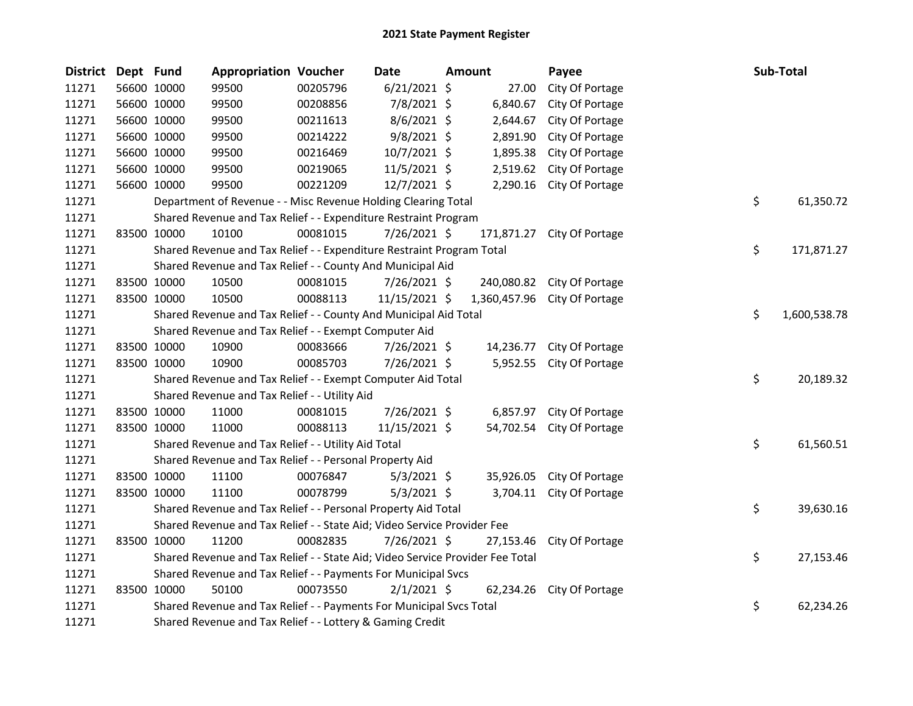# 2021 State Payment Register

| District | Dept | Fund | Appropriation | Voucher | Date | Amount | Payee | Sub-Total |
|---|---|---|---|---|---|---|---|---|
| 11271 | 56600 | 10000 | 99500 | 00205796 | 6/21/2021 | $ 27.00 | City Of Portage | |
| 11271 | 56600 | 10000 | 99500 | 00208856 | 7/8/2021 | $ 6,840.67 | City Of Portage | |
| 11271 | 56600 | 10000 | 99500 | 00211613 | 8/6/2021 | $ 2,644.67 | City Of Portage | |
| 11271 | 56600 | 10000 | 99500 | 00214222 | 9/8/2021 | $ 2,891.90 | City Of Portage | |
| 11271 | 56600 | 10000 | 99500 | 00216469 | 10/7/2021 | $ 1,895.38 | City Of Portage | |
| 11271 | 56600 | 10000 | 99500 | 00219065 | 11/5/2021 | $ 2,519.62 | City Of Portage | |
| 11271 | 56600 | 10000 | 99500 | 00221209 | 12/7/2021 | $ 2,290.16 | City Of Portage | |
| 11271 | | Department of Revenue - - Misc Revenue Holding Clearing Total | | | | | | $ 61,350.72 |
| 11271 | | Shared Revenue and Tax Relief - - Expenditure Restraint Program | | | | | | |
| 11271 | 83500 | 10000 | 10100 | 00081015 | 7/26/2021 | $ 171,871.27 | City Of Portage | |
| 11271 | | Shared Revenue and Tax Relief - - Expenditure Restraint Program Total | | | | | | $ 171,871.27 |
| 11271 | | Shared Revenue and Tax Relief - - County And Municipal Aid | | | | | | |
| 11271 | 83500 | 10000 | 10500 | 00081015 | 7/26/2021 | $ 240,080.82 | City Of Portage | |
| 11271 | 83500 | 10000 | 10500 | 00088113 | 11/15/2021 | $ 1,360,457.96 | City Of Portage | |
| 11271 | | Shared Revenue and Tax Relief - - County And Municipal Aid Total | | | | | | $ 1,600,538.78 |
| 11271 | | Shared Revenue and Tax Relief - - Exempt Computer Aid | | | | | | |
| 11271 | 83500 | 10000 | 10900 | 00083666 | 7/26/2021 | $ 14,236.77 | City Of Portage | |
| 11271 | 83500 | 10000 | 10900 | 00085703 | 7/26/2021 | $ 5,952.55 | City Of Portage | |
| 11271 | | Shared Revenue and Tax Relief - - Exempt Computer Aid Total | | | | | | $ 20,189.32 |
| 11271 | | Shared Revenue and Tax Relief - - Utility Aid | | | | | | |
| 11271 | 83500 | 10000 | 11000 | 00081015 | 7/26/2021 | $ 6,857.97 | City Of Portage | |
| 11271 | 83500 | 10000 | 11000 | 00088113 | 11/15/2021 | $ 54,702.54 | City Of Portage | |
| 11271 | | Shared Revenue and Tax Relief - - Utility Aid Total | | | | | | $ 61,560.51 |
| 11271 | | Shared Revenue and Tax Relief - - Personal Property Aid | | | | | | |
| 11271 | 83500 | 10000 | 11100 | 00076847 | 5/3/2021 | $ 35,926.05 | City Of Portage | |
| 11271 | 83500 | 10000 | 11100 | 00078799 | 5/3/2021 | $ 3,704.11 | City Of Portage | |
| 11271 | | Shared Revenue and Tax Relief - - Personal Property Aid Total | | | | | | $ 39,630.16 |
| 11271 | | Shared Revenue and Tax Relief - - State Aid; Video Service Provider Fee | | | | | | |
| 11271 | 83500 | 10000 | 11200 | 00082835 | 7/26/2021 | $ 27,153.46 | City Of Portage | |
| 11271 | | Shared Revenue and Tax Relief - - State Aid; Video Service Provider Fee Total | | | | | | $ 27,153.46 |
| 11271 | | Shared Revenue and Tax Relief - - Payments For Municipal Svcs | | | | | | |
| 11271 | 83500 | 10000 | 50100 | 00073550 | 2/1/2021 | $ 62,234.26 | City Of Portage | |
| 11271 | | Shared Revenue and Tax Relief - - Payments For Municipal Svcs Total | | | | | | $ 62,234.26 |
| 11271 | | Shared Revenue and Tax Relief - - Lottery & Gaming Credit | | | | | | |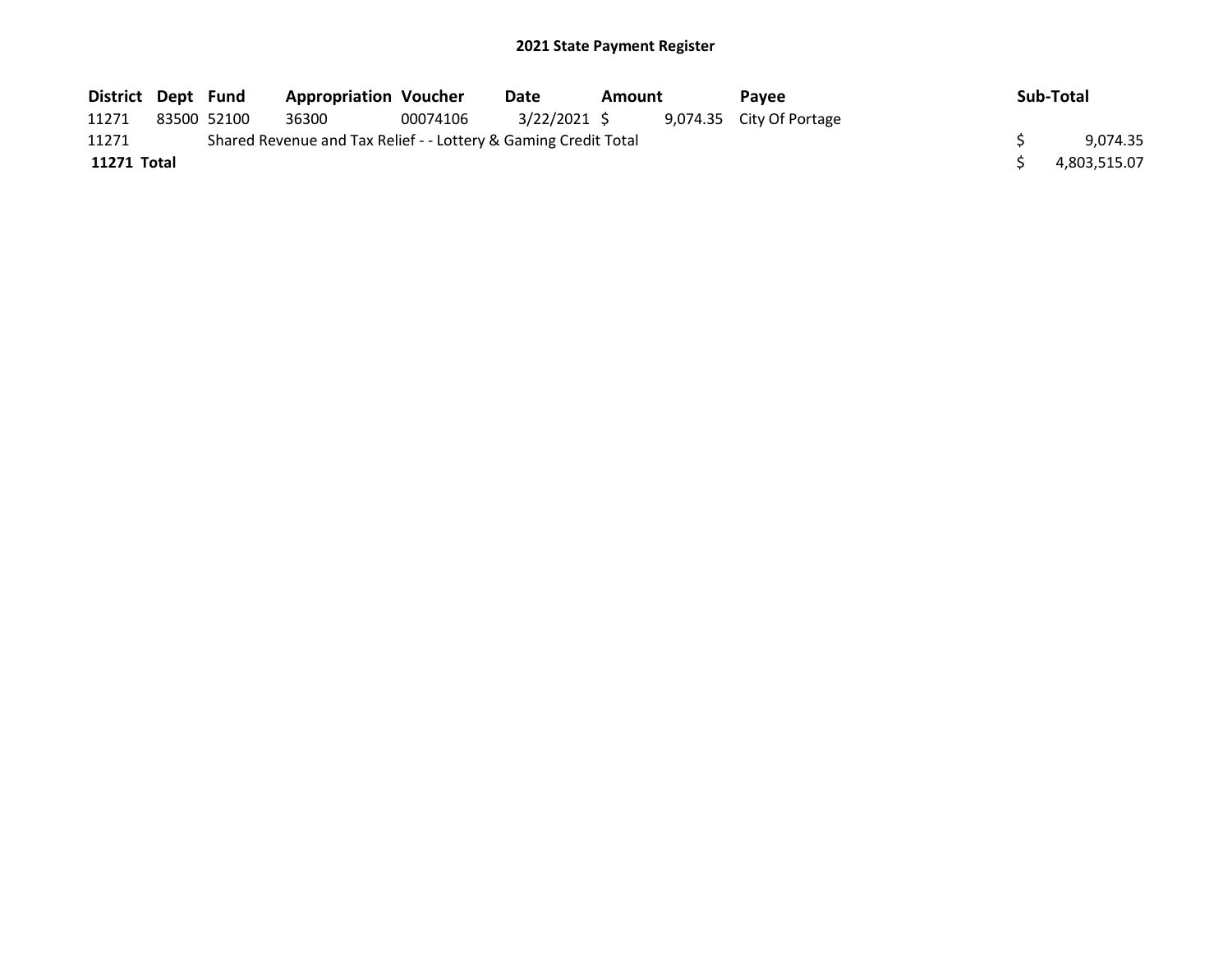## 2021 State Payment Register

| District | Dept | Fund | Appropriation | Voucher | Date | Amount | Payee | Sub-Total |
|---|---|---|---|---|---|---|---|---|
| 11271 | 83500 | 52100 | 36300 | 00074106 | 3/22/2021 | $ 9,074.35 | City Of Portage | |
| 11271 | | Shared Revenue and Tax Relief - - Lottery & Gaming Credit Total | | | | | | $ 9,074.35 |
| **11271 Total** | | | | | | | | $ 4,803,515.07 |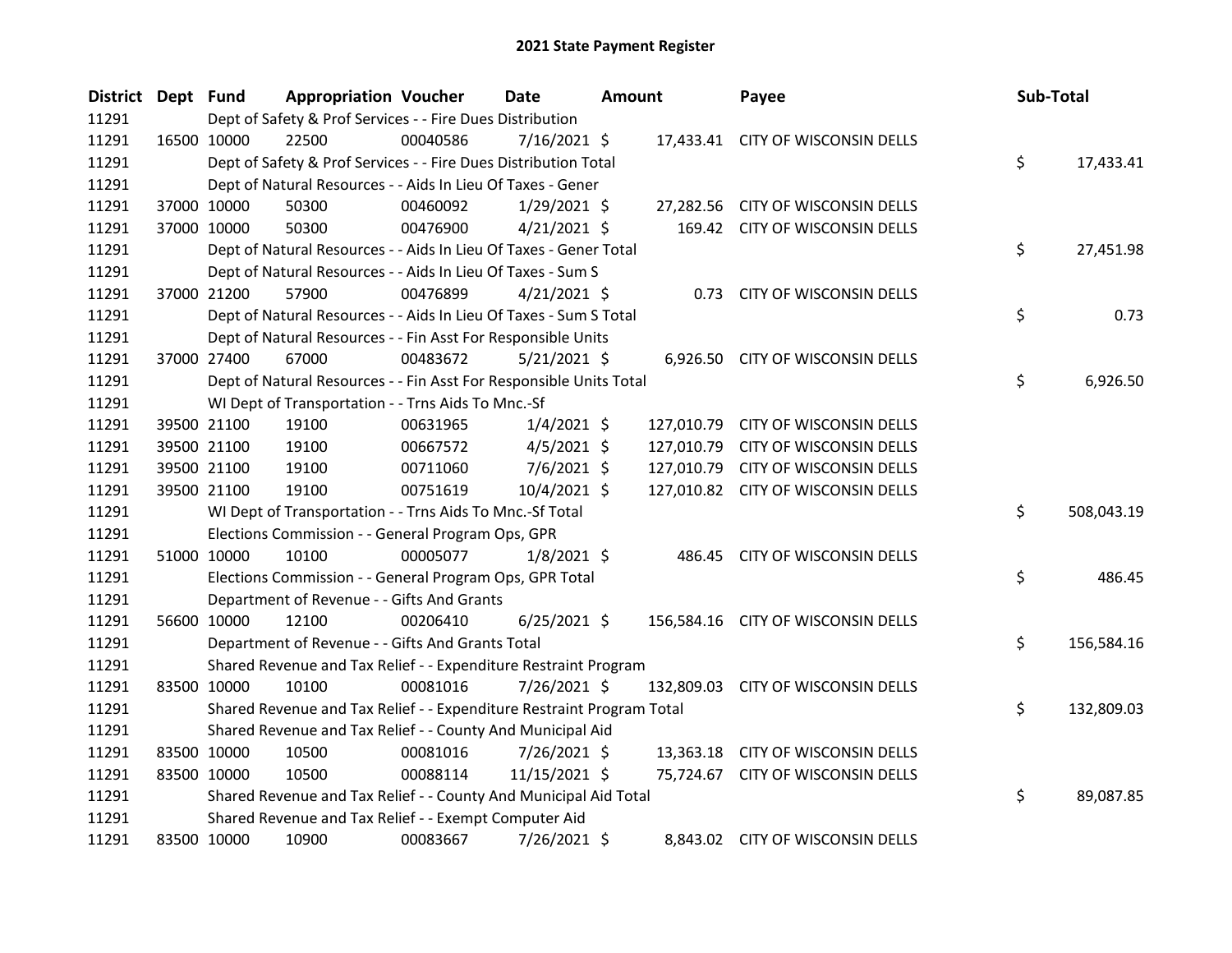# 2021 State Payment Register

| District | Dept | Fund | Appropriation | Voucher | Date | Amount | Payee | Sub-Total |
|---|---|---|---|---|---|---|---|---|
| 11291 | | Dept of Safety & Prof Services - - Fire Dues Distribution | | | | | | |
| 11291 | 16500 | 10000 | 22500 | 00040586 | 7/16/2021 | $ 17,433.41 | CITY OF WISCONSIN DELLS | |
| 11291 | | Dept of Safety & Prof Services - - Fire Dues Distribution Total | | | | | | $ 17,433.41 |
| 11291 | | Dept of Natural Resources - - Aids In Lieu Of Taxes - Gener | | | | | | |
| 11291 | 37000 | 10000 | 50300 | 00460092 | 1/29/2021 | $ 27,282.56 | CITY OF WISCONSIN DELLS | |
| 11291 | 37000 | 10000 | 50300 | 00476900 | 4/21/2021 | $ 169.42 | CITY OF WISCONSIN DELLS | |
| 11291 | | Dept of Natural Resources - - Aids In Lieu Of Taxes - Gener Total | | | | | | $ 27,451.98 |
| 11291 | | Dept of Natural Resources - - Aids In Lieu Of Taxes - Sum S | | | | | | |
| 11291 | 37000 | 21200 | 57900 | 00476899 | 4/21/2021 | $ 0.73 | CITY OF WISCONSIN DELLS | |
| 11291 | | Dept of Natural Resources - - Aids In Lieu Of Taxes - Sum S Total | | | | | | $ 0.73 |
| 11291 | | Dept of Natural Resources - - Fin Asst For Responsible Units | | | | | | |
| 11291 | 37000 | 27400 | 67000 | 00483672 | 5/21/2021 | $ 6,926.50 | CITY OF WISCONSIN DELLS | |
| 11291 | | Dept of Natural Resources - - Fin Asst For Responsible Units Total | | | | | | $ 6,926.50 |
| 11291 | | WI Dept of Transportation - - Trns Aids To Mnc.-Sf | | | | | | |
| 11291 | 39500 | 21100 | 19100 | 00631965 | 1/4/2021 | $ 127,010.79 | CITY OF WISCONSIN DELLS | |
| 11291 | 39500 | 21100 | 19100 | 00667572 | 4/5/2021 | $ 127,010.79 | CITY OF WISCONSIN DELLS | |
| 11291 | 39500 | 21100 | 19100 | 00711060 | 7/6/2021 | $ 127,010.79 | CITY OF WISCONSIN DELLS | |
| 11291 | 39500 | 21100 | 19100 | 00751619 | 10/4/2021 | $ 127,010.82 | CITY OF WISCONSIN DELLS | |
| 11291 | | WI Dept of Transportation - - Trns Aids To Mnc.-Sf Total | | | | | | $ 508,043.19 |
| 11291 | | Elections Commission - - General Program Ops, GPR | | | | | | |
| 11291 | 51000 | 10000 | 10100 | 00005077 | 1/8/2021 | $ 486.45 | CITY OF WISCONSIN DELLS | |
| 11291 | | Elections Commission - - General Program Ops, GPR Total | | | | | | $ 486.45 |
| 11291 | | Department of Revenue - - Gifts And Grants | | | | | | |
| 11291 | 56600 | 10000 | 12100 | 00206410 | 6/25/2021 | $ 156,584.16 | CITY OF WISCONSIN DELLS | |
| 11291 | | Department of Revenue - - Gifts And Grants Total | | | | | | $ 156,584.16 |
| 11291 | | Shared Revenue and Tax Relief - - Expenditure Restraint Program | | | | | | |
| 11291 | 83500 | 10000 | 10100 | 00081016 | 7/26/2021 | $ 132,809.03 | CITY OF WISCONSIN DELLS | |
| 11291 | | Shared Revenue and Tax Relief - - Expenditure Restraint Program Total | | | | | | $ 132,809.03 |
| 11291 | | Shared Revenue and Tax Relief - - County And Municipal Aid | | | | | | |
| 11291 | 83500 | 10000 | 10500 | 00081016 | 7/26/2021 | $ 13,363.18 | CITY OF WISCONSIN DELLS | |
| 11291 | 83500 | 10000 | 10500 | 00088114 | 11/15/2021 | $ 75,724.67 | CITY OF WISCONSIN DELLS | |
| 11291 | | Shared Revenue and Tax Relief - - County And Municipal Aid Total | | | | | | $ 89,087.85 |
| 11291 | | Shared Revenue and Tax Relief - - Exempt Computer Aid | | | | | | |
| 11291 | 83500 | 10000 | 10900 | 00083667 | 7/26/2021 | $ 8,843.02 | CITY OF WISCONSIN DELLS | |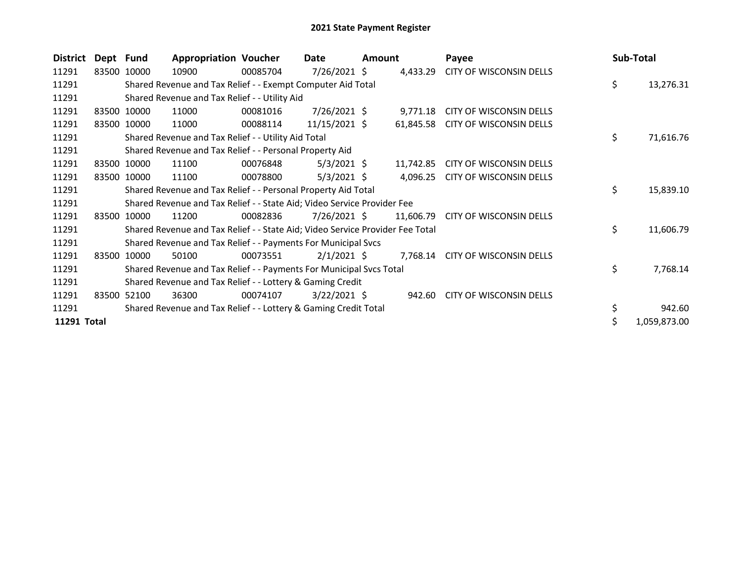# 2021 State Payment Register

| District | Dept | Fund | Appropriation | Voucher | Date | Amount | Payee | Sub-Total |
|---|---|---|---|---|---|---|---|---|
| 11291 | 83500 | 10000 | 10900 | 00085704 | 7/26/2021 | $ 4,433.29 | CITY OF WISCONSIN DELLS | |
| 11291 | | Shared Revenue and Tax Relief - - Exempt Computer Aid Total | | | | | | $ 13,276.31 |
| 11291 | | Shared Revenue and Tax Relief - - Utility Aid | | | | | | |
| 11291 | 83500 | 10000 | 11000 | 00081016 | 7/26/2021 | $ 9,771.18 | CITY OF WISCONSIN DELLS | |
| 11291 | 83500 | 10000 | 11000 | 00088114 | 11/15/2021 | $ 61,845.58 | CITY OF WISCONSIN DELLS | |
| 11291 | | Shared Revenue and Tax Relief - - Utility Aid Total | | | | | | $ 71,616.76 |
| 11291 | | Shared Revenue and Tax Relief - - Personal Property Aid | | | | | | |
| 11291 | 83500 | 10000 | 11100 | 00076848 | 5/3/2021 | $ 11,742.85 | CITY OF WISCONSIN DELLS | |
| 11291 | 83500 | 10000 | 11100 | 00078800 | 5/3/2021 | $ 4,096.25 | CITY OF WISCONSIN DELLS | |
| 11291 | | Shared Revenue and Tax Relief - - Personal Property Aid Total | | | | | | $ 15,839.10 |
| 11291 | | Shared Revenue and Tax Relief - - State Aid; Video Service Provider Fee | | | | | | |
| 11291 | 83500 | 10000 | 11200 | 00082836 | 7/26/2021 | $ 11,606.79 | CITY OF WISCONSIN DELLS | |
| 11291 | | Shared Revenue and Tax Relief - - State Aid; Video Service Provider Fee Total | | | | | | $ 11,606.79 |
| 11291 | | Shared Revenue and Tax Relief - - Payments For Municipal Svcs | | | | | | |
| 11291 | 83500 | 10000 | 50100 | 00073551 | 2/1/2021 | $ 7,768.14 | CITY OF WISCONSIN DELLS | |
| 11291 | | Shared Revenue and Tax Relief - - Payments For Municipal Svcs Total | | | | | | $ 7,768.14 |
| 11291 | | Shared Revenue and Tax Relief - - Lottery & Gaming Credit | | | | | | |
| 11291 | 83500 | 52100 | 36300 | 00074107 | 3/22/2021 | $ 942.60 | CITY OF WISCONSIN DELLS | |
| 11291 | | Shared Revenue and Tax Relief - - Lottery & Gaming Credit Total | | | | | | $ 942.60 |
| **11291 Total** | | | | | | | | $ 1,059,873.00 |